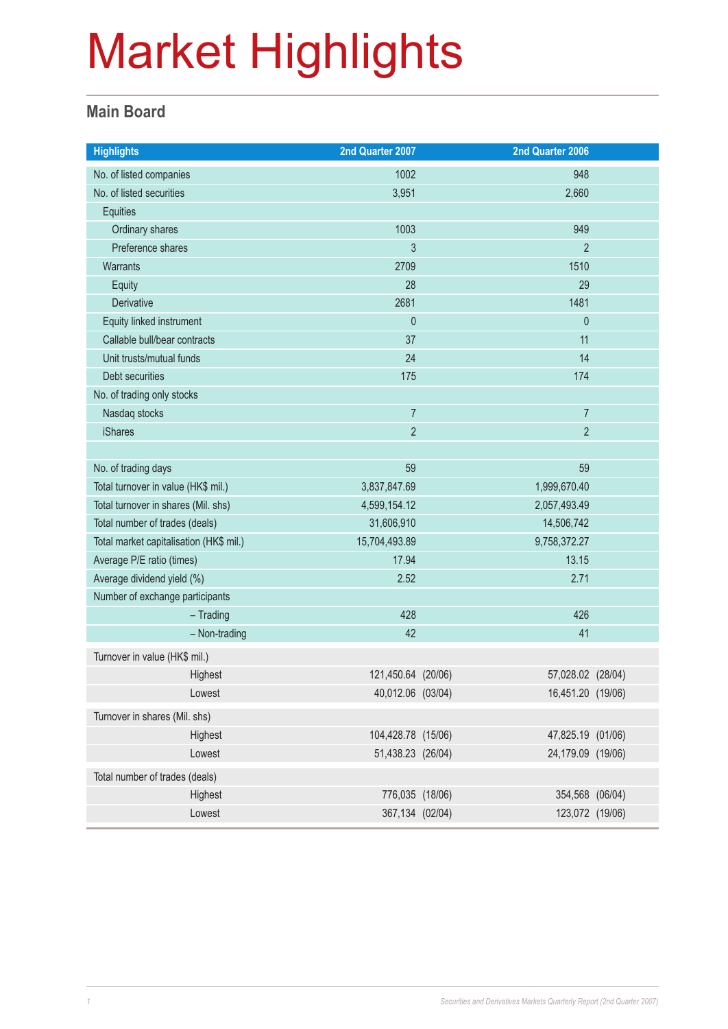# Market Highlights

## Main Board

| Highlights | 2nd Quarter 2007 | 2nd Quarter 2006 |
|---|---|---|
| No. of listed companies | 1002 | 948 |
| No. of listed securities | 3,951 | 2,660 |
| Equities | | |
| Ordinary shares | 1003 | 949 |
| Preference shares | 3 | 2 |
| Warrants | 2709 | 1510 |
| Equity | 28 | 29 |
| Derivative | 2681 | 1481 |
| Equity linked instrument | 0 | 0 |
| Callable bull/bear contracts | 37 | 11 |
| Unit trusts/mutual funds | 24 | 14 |
| Debt securities | 175 | 174 |
| No. of trading only stocks | | |
| Nasdaq stocks | 7 | 7 |
| iShares | 2 | 2 |
| | | |
| No. of trading days | 59 | 59 |
| Total turnover in value (HK$ mil.) | 3,837,847.69 | 1,999,670.40 |
| Total turnover in shares (Mil. shs) | 4,599,154.12 | 2,057,493.49 |
| Total number of trades (deals) | 31,606,910 | 14,506,742 |
| Total market capitalisation (HK$ mil.) | 15,704,493.89 | 9,758,372.27 |
| Average P/E ratio (times) | 17.94 | 13.15 |
| Average dividend yield (%) | 2.52 | 2.71 |
| Number of exchange participants | | |
| – Trading | 428 | 426 |
| – Non-trading | 42 | 41 |

| | 2nd Quarter 2007 | 2nd Quarter 2006 |
|---|---|---|
| Turnover in value (HK$ mil.) | | |
| Highest | 121,450.64 (20/06) | 57,028.02 (28/04) |
| Lowest | 40,012.06 (03/04) | 16,451.20 (19/06) |
| Turnover in shares (Mil. shs) | | |
| Highest | 104,428.78 (15/06) | 47,825.19 (01/06) |
| Lowest | 51,438.23 (26/04) | 24,179.09 (19/06) |
| Total number of trades (deals) | | |
| Highest | 776,035 (18/06) | 354,568 (06/04) |
| Lowest | 367,134 (02/04) | 123,072 (19/06) |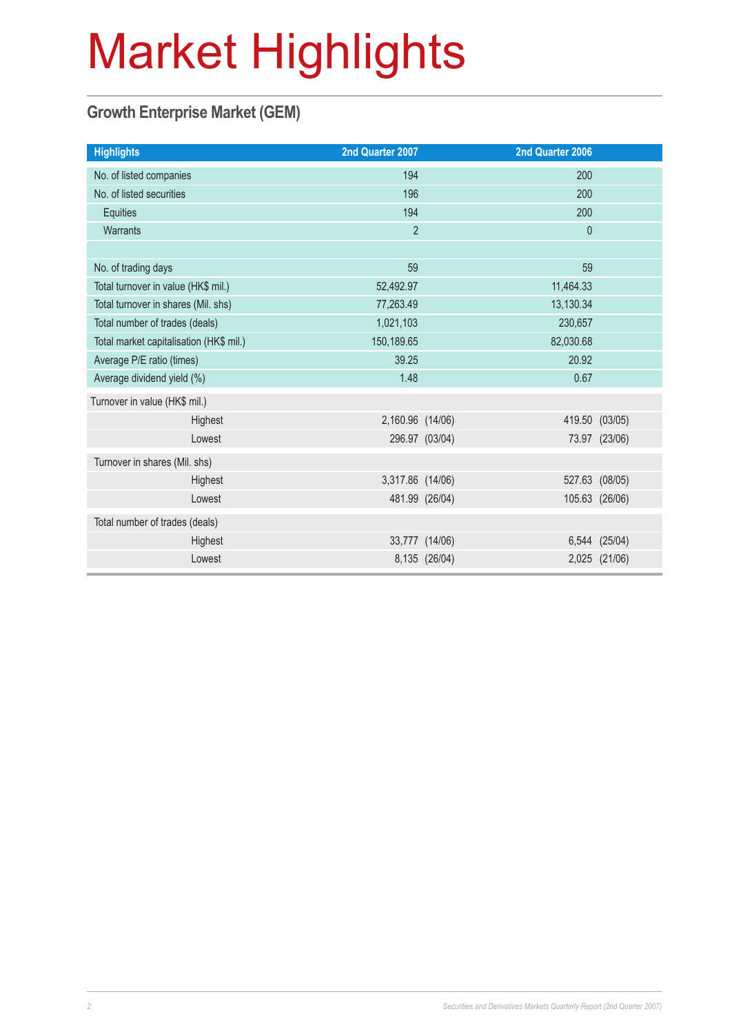# Market Highlights

## Growth Enterprise Market (GEM)

| Highlights | 2nd Quarter 2007 | 2nd Quarter 2006 |
|---|---|---|
| No. of listed companies | 194 | 200 |
| No. of listed securities | 196 | 200 |
| Equities | 194 | 200 |
| Warrants | 2 | 0 |
| | | |
| No. of trading days | 59 | 59 |
| Total turnover in value (HK$ mil.) | 52,492.97 | 11,464.33 |
| Total turnover in shares (Mil. shs) | 77,263.49 | 13,130.34 |
| Total number of trades (deals) | 1,021,103 | 230,657 |
| Total market capitalisation (HK$ mil.) | 150,189.65 | 82,030.68 |
| Average P/E ratio (times) | 39.25 | 20.92 |
| Average dividend yield (%) | 1.48 | 0.67 |
| Turnover in value (HK$ mil.) | | |
| Highest | 2,160.96 (14/06) | 419.50 (03/05) |
| Lowest | 296.97 (03/04) | 73.97 (23/06) |
| Turnover in shares (Mil. shs) | | |
| Highest | 3,317.86 (14/06) | 527.63 (08/05) |
| Lowest | 481.99 (26/04) | 105.63 (26/06) |
| Total number of trades (deals) | | |
| Highest | 33,777 (14/06) | 6,544 (25/04) |
| Lowest | 8,135 (26/04) | 2,025 (21/06) |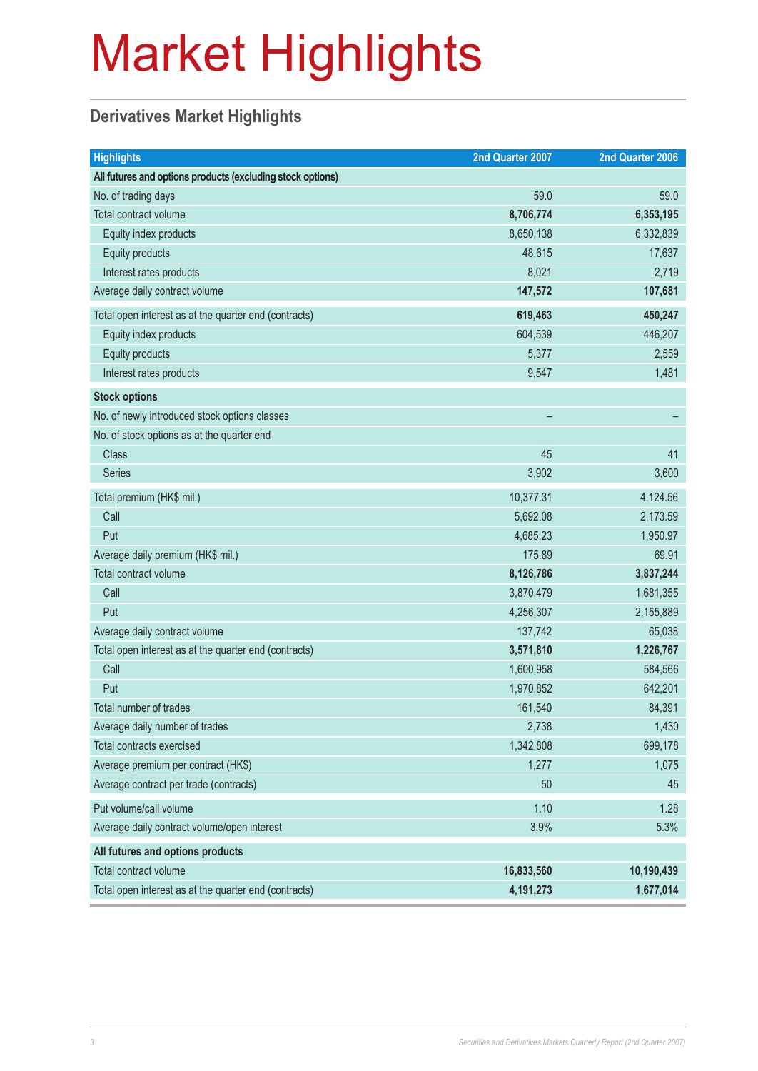# Market Highlights

## Derivatives Market Highlights

| Highlights | 2nd Quarter 2007 | 2nd Quarter 2006 |
|---|---|---|
| **All futures and options products (excluding stock options)** | | |
| No. of trading days | 59.0 | 59.0 |
| Total contract volume | **8,706,774** | **6,353,195** |
| Equity index products | 8,650,138 | 6,332,839 |
| Equity products | 48,615 | 17,637 |
| Interest rates products | 8,021 | 2,719 |
| Average daily contract volume | **147,572** | **107,681** |
| Total open interest as at the quarter end (contracts) | **619,463** | **450,247** |
| Equity index products | 604,539 | 446,207 |
| Equity products | 5,377 | 2,559 |
| Interest rates products | 9,547 | 1,481 |
| **Stock options** | | |
| No. of newly introduced stock options classes | – | – |
| No. of stock options as at the quarter end | | |
| Class | 45 | 41 |
| Series | 3,902 | 3,600 |
| Total premium (HK$ mil.) | 10,377.31 | 4,124.56 |
| Call | 5,692.08 | 2,173.59 |
| Put | 4,685.23 | 1,950.97 |
| Average daily premium (HK$ mil.) | 175.89 | 69.91 |
| Total contract volume | **8,126,786** | **3,837,244** |
| Call | 3,870,479 | 1,681,355 |
| Put | 4,256,307 | 2,155,889 |
| Average daily contract volume | 137,742 | 65,038 |
| Total open interest as at the quarter end (contracts) | **3,571,810** | **1,226,767** |
| Call | 1,600,958 | 584,566 |
| Put | 1,970,852 | 642,201 |
| Total number of trades | 161,540 | 84,391 |
| Average daily number of trades | 2,738 | 1,430 |
| Total contracts exercised | 1,342,808 | 699,178 |
| Average premium per contract (HK$) | 1,277 | 1,075 |
| Average contract per trade (contracts) | 50 | 45 |
| Put volume/call volume | 1.10 | 1.28 |
| Average daily contract volume/open interest | 3.9% | 5.3% |
| **All futures and options products** | | |
| Total contract volume | **16,833,560** | **10,190,439** |
| Total open interest as at the quarter end (contracts) | **4,191,273** | **1,677,014** |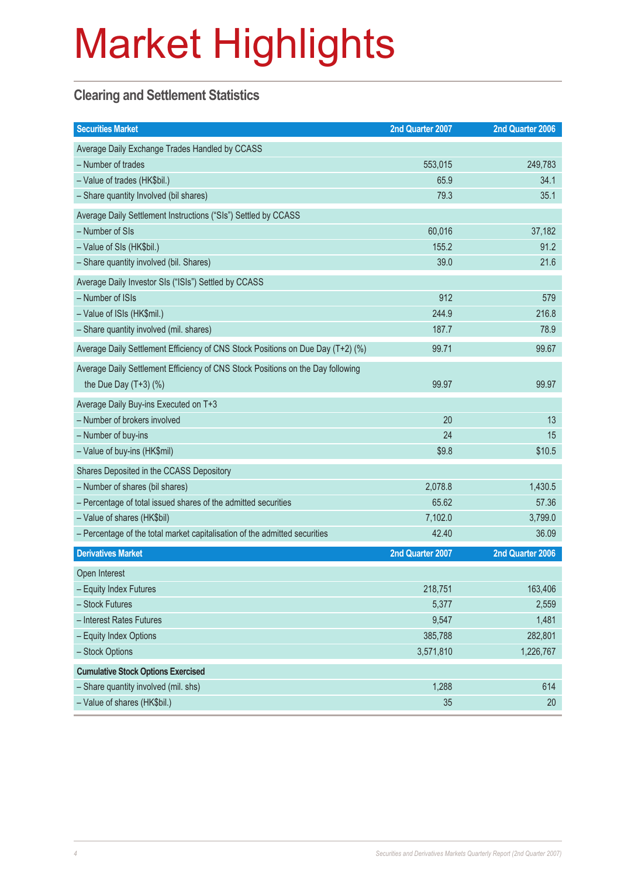# Market Highlights

## Clearing and Settlement Statistics

| Securities Market | 2nd Quarter 2007 | 2nd Quarter 2006 |
|---|---|---|
| Average Daily Exchange Trades Handled by CCASS | | |
| – Number of trades | 553,015 | 249,783 |
| – Value of trades (HK$bil.) | 65.9 | 34.1 |
| – Share quantity Involved (bil shares) | 79.3 | 35.1 |
| Average Daily Settlement Instructions ("SIs") Settled by CCASS | | |
| – Number of SIs | 60,016 | 37,182 |
| – Value of SIs (HK$bil.) | 155.2 | 91.2 |
| – Share quantity involved (bil. Shares) | 39.0 | 21.6 |
| Average Daily Investor SIs ("ISIs") Settled by CCASS | | |
| – Number of ISIs | 912 | 579 |
| – Value of ISIs (HK$mil.) | 244.9 | 216.8 |
| – Share quantity involved (mil. shares) | 187.7 | 78.9 |
| Average Daily Settlement Efficiency of CNS Stock Positions on Due Day (T+2) (%) | 99.71 | 99.67 |
| Average Daily Settlement Efficiency of CNS Stock Positions on the Day following the Due Day (T+3) (%) | 99.97 | 99.97 |
| Average Daily Buy-ins Executed on T+3 | | |
| – Number of brokers involved | 20 | 13 |
| – Number of buy-ins | 24 | 15 |
| – Value of buy-ins (HK$mil) | $9.8 | $10.5 |
| Shares Deposited in the CCASS Depository | | |
| – Number of shares (bil shares) | 2,078.8 | 1,430.5 |
| – Percentage of total issued shares of the admitted securities | 65.62 | 57.36 |
| – Value of shares (HK$bil) | 7,102.0 | 3,799.0 |
| – Percentage of the total market capitalisation of the admitted securities | 42.40 | 36.09 |

| Derivatives Market | 2nd Quarter 2007 | 2nd Quarter 2006 |
|---|---|---|
| Open Interest | | |
| – Equity Index Futures | 218,751 | 163,406 |
| – Stock Futures | 5,377 | 2,559 |
| – Interest Rates Futures | 9,547 | 1,481 |
| – Equity Index Options | 385,788 | 282,801 |
| – Stock Options | 3,571,810 | 1,226,767 |
| **Cumulative Stock Options Exercised** | | |
| – Share quantity involved (mil. shs) | 1,288 | 614 |
| – Value of shares (HK$bil.) | 35 | 20 |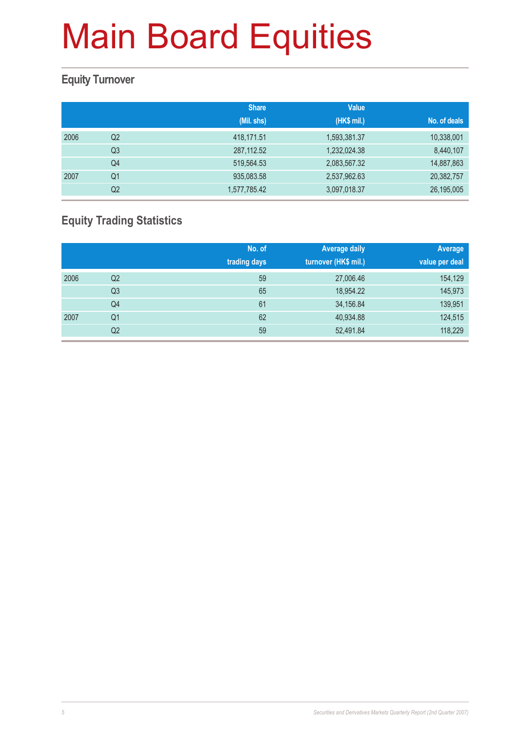# Main Board Equities

## Equity Turnover

| | | Share (Mil. shs) | Value (HK$ mil.) | No. of deals |
|---|---|---|---|---|
| 2006 | Q2 | 418,171.51 | 1,593,381.37 | 10,338,001 |
| | Q3 | 287,112.52 | 1,232,024.38 | 8,440,107 |
| | Q4 | 519,564.53 | 2,083,567.32 | 14,887,863 |
| 2007 | Q1 | 935,083.58 | 2,537,962.63 | 20,382,757 |
| | Q2 | 1,577,785.42 | 3,097,018.37 | 26,195,005 |

## Equity Trading Statistics

| | | No. of trading days | Average daily turnover (HK$ mil.) | Average value per deal |
|---|---|---|---|---|
| 2006 | Q2 | 59 | 27,006.46 | 154,129 |
| | Q3 | 65 | 18,954.22 | 145,973 |
| | Q4 | 61 | 34,156.84 | 139,951 |
| 2007 | Q1 | 62 | 40,934.88 | 124,515 |
| | Q2 | 59 | 52,491.84 | 118,229 |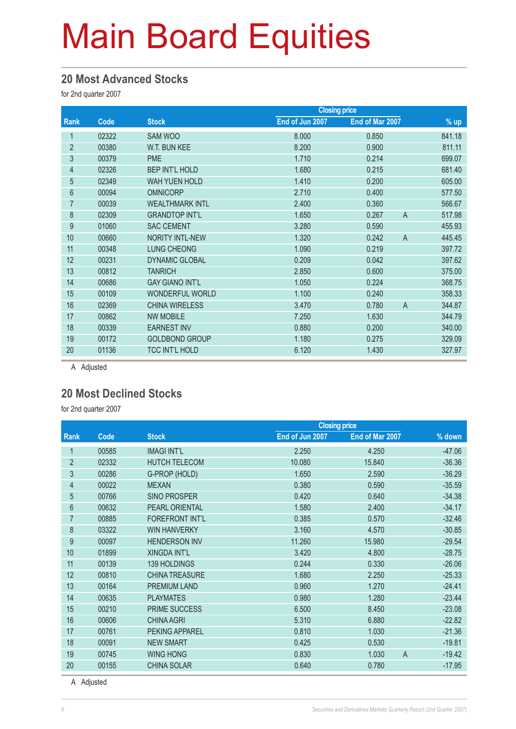# Main Board Equities

## 20 Most Advanced Stocks

for 2nd quarter 2007

| Rank | Code | Stock | Closing price | | | % up |
|---|---|---|---|---|---|---|
| | | | End of Jun 2007 | End of Mar 2007 | | |
| 1 | 02322 | SAM WOO | 8.000 | 0.850 | | 841.18 |
| 2 | 00380 | W.T. BUN KEE | 8.200 | 0.900 | | 811.11 |
| 3 | 00379 | PME | 1.710 | 0.214 | | 699.07 |
| 4 | 02326 | BEP INT'L HOLD | 1.680 | 0.215 | | 681.40 |
| 5 | 02349 | WAH YUEN HOLD | 1.410 | 0.200 | | 605.00 |
| 6 | 00094 | OMNICORP | 2.710 | 0.400 | | 577.50 |
| 7 | 00039 | WEALTHMARK INTL | 2.400 | 0.360 | | 566.67 |
| 8 | 02309 | GRANDTOP INT'L | 1.650 | 0.267 | A | 517.98 |
| 9 | 01060 | SAC CEMENT | 3.280 | 0.590 | | 455.93 |
| 10 | 00660 | NORITY INTL-NEW | 1.320 | 0.242 | A | 445.45 |
| 11 | 00348 | LUNG CHEONG | 1.090 | 0.219 | | 397.72 |
| 12 | 00231 | DYNAMIC GLOBAL | 0.209 | 0.042 | | 397.62 |
| 13 | 00812 | TANRICH | 2.850 | 0.600 | | 375.00 |
| 14 | 00686 | GAY GIANO INT'L | 1.050 | 0.224 | | 368.75 |
| 15 | 00109 | WONDERFUL WORLD | 1.100 | 0.240 | | 358.33 |
| 16 | 02369 | CHINA WIRELESS | 3.470 | 0.780 | A | 344.87 |
| 17 | 00862 | NW MOBILE | 7.250 | 1.630 | | 344.79 |
| 18 | 00339 | EARNEST INV | 0.880 | 0.200 | | 340.00 |
| 19 | 00172 | GOLDBOND GROUP | 1.180 | 0.275 | | 329.09 |
| 20 | 01136 | TCC INT'L HOLD | 6.120 | 1.430 | | 327.97 |

A Adjusted

## 20 Most Declined Stocks

for 2nd quarter 2007

| Rank | Code | Stock | Closing price | | | % down |
|---|---|---|---|---|---|---|
| | | | End of Jun 2007 | End of Mar 2007 | | |
| 1 | 00585 | IMAGI INT'L | 2.250 | 4.250 | | -47.06 |
| 2 | 02332 | HUTCH TELECOM | 10.080 | 15.840 | | -36.36 |
| 3 | 00286 | G-PROP (HOLD) | 1.650 | 2.590 | | -36.29 |
| 4 | 00022 | MEXAN | 0.380 | 0.590 | | -35.59 |
| 5 | 00766 | SINO PROSPER | 0.420 | 0.640 | | -34.38 |
| 6 | 00632 | PEARL ORIENTAL | 1.580 | 2.400 | | -34.17 |
| 7 | 00885 | FOREFRONT INT'L | 0.385 | 0.570 | | -32.46 |
| 8 | 03322 | WIN HANVERKY | 3.160 | 4.570 | | -30.85 |
| 9 | 00097 | HENDERSON INV | 11.260 | 15.980 | | -29.54 |
| 10 | 01899 | XINGDA INT'L | 3.420 | 4.800 | | -28.75 |
| 11 | 00139 | 139 HOLDINGS | 0.244 | 0.330 | | -26.06 |
| 12 | 00810 | CHINA TREASURE | 1.680 | 2.250 | | -25.33 |
| 13 | 00164 | PREMIUM LAND | 0.960 | 1.270 | | -24.41 |
| 14 | 00635 | PLAYMATES | 0.980 | 1.280 | | -23.44 |
| 15 | 00210 | PRIME SUCCESS | 6.500 | 8.450 | | -23.08 |
| 16 | 00606 | CHINA AGRI | 5.310 | 6.880 | | -22.82 |
| 17 | 00761 | PEKING APPAREL | 0.810 | 1.030 | | -21.36 |
| 18 | 00091 | NEW SMART | 0.425 | 0.530 | | -19.81 |
| 19 | 00745 | WING HONG | 0.830 | 1.030 | A | -19.42 |
| 20 | 00155 | CHINA SOLAR | 0.640 | 0.780 | | -17.95 |

A Adjusted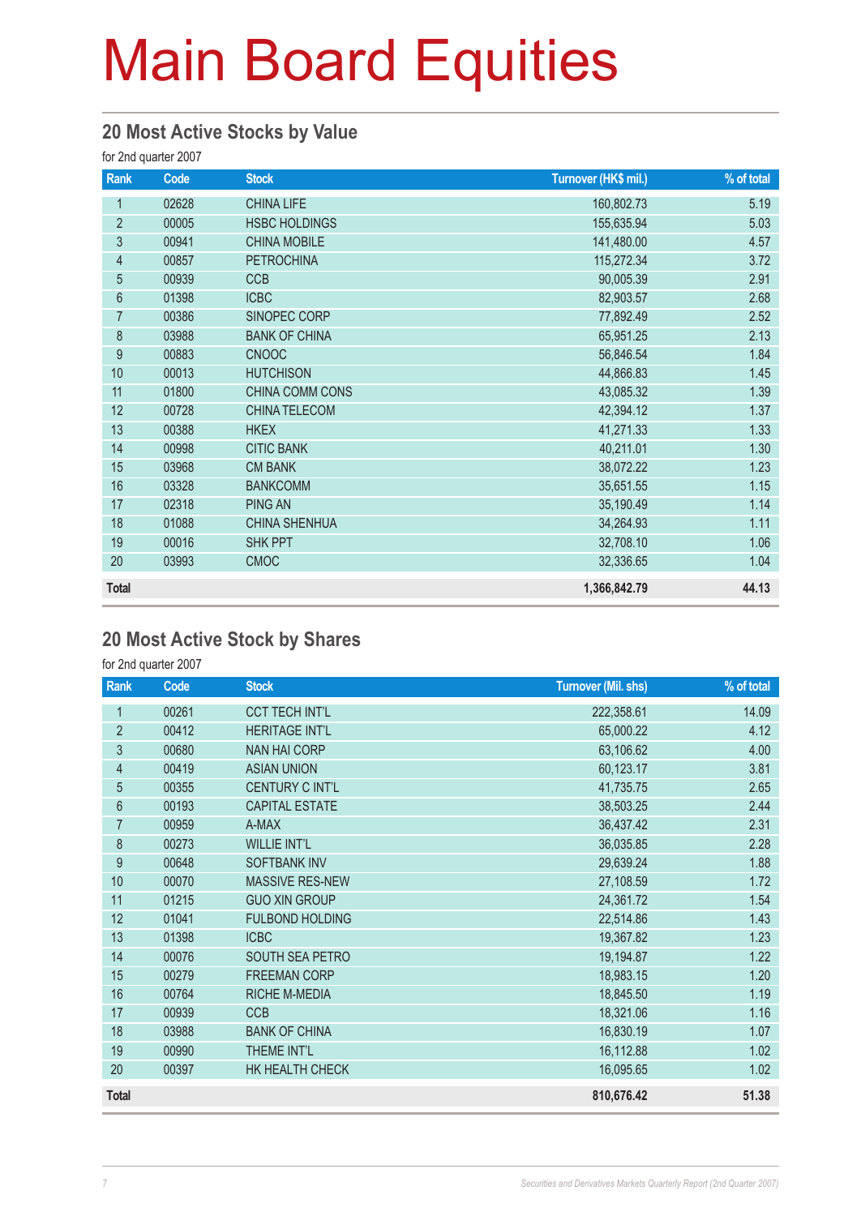# Main Board Equities

## 20 Most Active Stocks by Value

for 2nd quarter 2007

| Rank | Code | Stock | Turnover (HK$ mil.) | % of total |
|---|---|---|---|---|
| 1 | 02628 | CHINA LIFE | 160,802.73 | 5.19 |
| 2 | 00005 | HSBC HOLDINGS | 155,635.94 | 5.03 |
| 3 | 00941 | CHINA MOBILE | 141,480.00 | 4.57 |
| 4 | 00857 | PETROCHINA | 115,272.34 | 3.72 |
| 5 | 00939 | CCB | 90,005.39 | 2.91 |
| 6 | 01398 | ICBC | 82,903.57 | 2.68 |
| 7 | 00386 | SINOPEC CORP | 77,892.49 | 2.52 |
| 8 | 03988 | BANK OF CHINA | 65,951.25 | 2.13 |
| 9 | 00883 | CNOOC | 56,846.54 | 1.84 |
| 10 | 00013 | HUTCHISON | 44,866.83 | 1.45 |
| 11 | 01800 | CHINA COMM CONS | 43,085.32 | 1.39 |
| 12 | 00728 | CHINA TELECOM | 42,394.12 | 1.37 |
| 13 | 00388 | HKEX | 41,271.33 | 1.33 |
| 14 | 00998 | CITIC BANK | 40,211.01 | 1.30 |
| 15 | 03968 | CM BANK | 38,072.22 | 1.23 |
| 16 | 03328 | BANKCOMM | 35,651.55 | 1.15 |
| 17 | 02318 | PING AN | 35,190.49 | 1.14 |
| 18 | 01088 | CHINA SHENHUA | 34,264.93 | 1.11 |
| 19 | 00016 | SHK PPT | 32,708.10 | 1.06 |
| 20 | 03993 | CMOC | 32,336.65 | 1.04 |
| **Total** | | | **1,366,842.79** | **44.13** |

## 20 Most Active Stock by Shares

for 2nd quarter 2007

| Rank | Code | Stock | Turnover (Mil. shs) | % of total |
|---|---|---|---|---|
| 1 | 00261 | CCT TECH INT'L | 222,358.61 | 14.09 |
| 2 | 00412 | HERITAGE INT'L | 65,000.22 | 4.12 |
| 3 | 00680 | NAN HAI CORP | 63,106.62 | 4.00 |
| 4 | 00419 | ASIAN UNION | 60,123.17 | 3.81 |
| 5 | 00355 | CENTURY C INT'L | 41,735.75 | 2.65 |
| 6 | 00193 | CAPITAL ESTATE | 38,503.25 | 2.44 |
| 7 | 00959 | A-MAX | 36,437.42 | 2.31 |
| 8 | 00273 | WILLIE INT'L | 36,035.85 | 2.28 |
| 9 | 00648 | SOFTBANK INV | 29,639.24 | 1.88 |
| 10 | 00070 | MASSIVE RES-NEW | 27,108.59 | 1.72 |
| 11 | 01215 | GUO XIN GROUP | 24,361.72 | 1.54 |
| 12 | 01041 | FULBOND HOLDING | 22,514.86 | 1.43 |
| 13 | 01398 | ICBC | 19,367.82 | 1.23 |
| 14 | 00076 | SOUTH SEA PETRO | 19,194.87 | 1.22 |
| 15 | 00279 | FREEMAN CORP | 18,983.15 | 1.20 |
| 16 | 00764 | RICHE M-MEDIA | 18,845.50 | 1.19 |
| 17 | 00939 | CCB | 18,321.06 | 1.16 |
| 18 | 03988 | BANK OF CHINA | 16,830.19 | 1.07 |
| 19 | 00990 | THEME INT'L | 16,112.88 | 1.02 |
| 20 | 00397 | HK HEALTH CHECK | 16,095.65 | 1.02 |
| **Total** | | | **810,676.42** | **51.38** |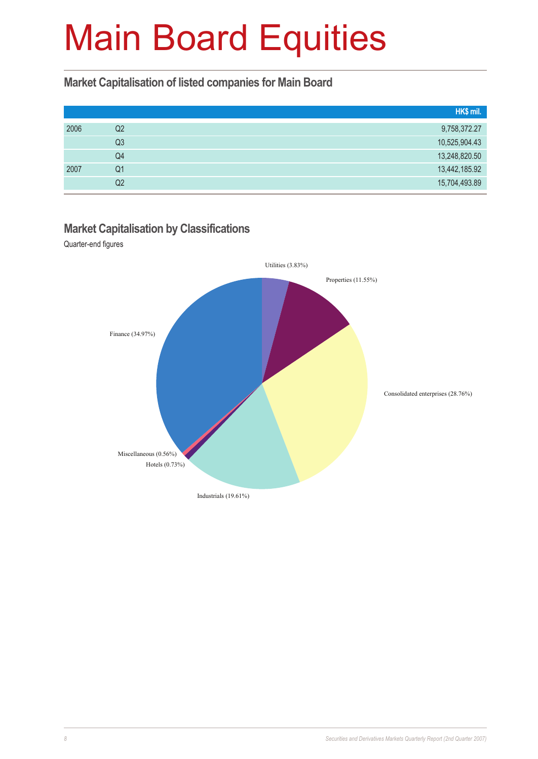# Main Board Equities

## Market Capitalisation of listed companies for Main Board

| | | HK$ mil. |
|---|---|---|
| 2006 | Q2 | 9,758,372.27 |
| | Q3 | 10,525,904.43 |
| | Q4 | 13,248,820.50 |
| 2007 | Q1 | 13,442,185.92 |
| | Q2 | 15,704,493.89 |

## Market Capitalisation by Classifications

Quarter-end figures

Utilities (3.83%)
Properties (11.55%)
Consolidated enterprises (28.76%)
Industrials (19.61%)
Hotels (0.73%)
Miscellaneous (0.56%)
Finance (34.97%)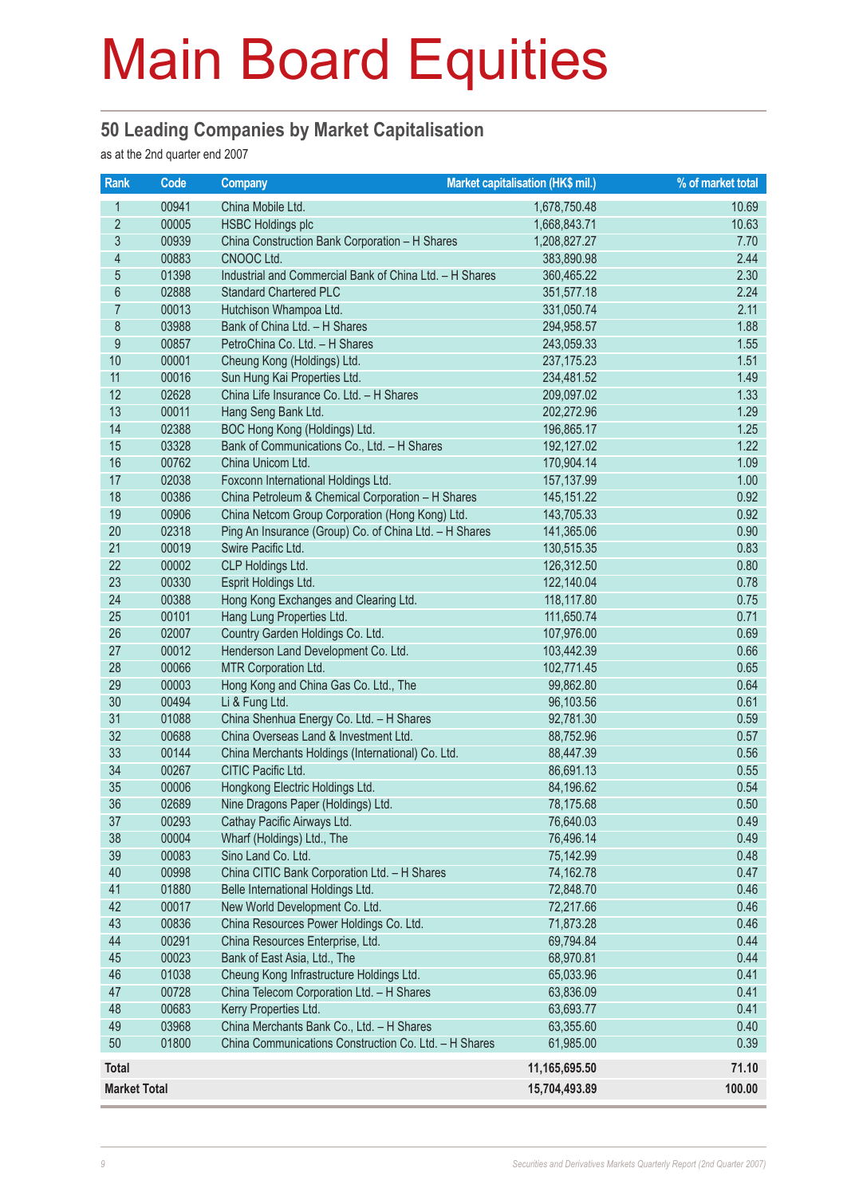# Main Board Equities

## 50 Leading Companies by Market Capitalisation

as at the 2nd quarter end 2007

| Rank | Code | Company | Market capitalisation (HK$ mil.) | % of market total |
|---|---|---|---|---|
| 1 | 00941 | China Mobile Ltd. | 1,678,750.48 | 10.69 |
| 2 | 00005 | HSBC Holdings plc | 1,668,843.71 | 10.63 |
| 3 | 00939 | China Construction Bank Corporation – H Shares | 1,208,827.27 | 7.70 |
| 4 | 00883 | CNOOC Ltd. | 383,890.98 | 2.44 |
| 5 | 01398 | Industrial and Commercial Bank of China Ltd. – H Shares | 360,465.22 | 2.30 |
| 6 | 02888 | Standard Chartered PLC | 351,577.18 | 2.24 |
| 7 | 00013 | Hutchison Whampoa Ltd. | 331,050.74 | 2.11 |
| 8 | 03988 | Bank of China Ltd. – H Shares | 294,958.57 | 1.88 |
| 9 | 00857 | PetroChina Co. Ltd. – H Shares | 243,059.33 | 1.55 |
| 10 | 00001 | Cheung Kong (Holdings) Ltd. | 237,175.23 | 1.51 |
| 11 | 00016 | Sun Hung Kai Properties Ltd. | 234,481.52 | 1.49 |
| 12 | 02628 | China Life Insurance Co. Ltd. – H Shares | 209,097.02 | 1.33 |
| 13 | 00011 | Hang Seng Bank Ltd. | 202,272.96 | 1.29 |
| 14 | 02388 | BOC Hong Kong (Holdings) Ltd. | 196,865.17 | 1.25 |
| 15 | 03328 | Bank of Communications Co., Ltd. – H Shares | 192,127.02 | 1.22 |
| 16 | 00762 | China Unicom Ltd. | 170,904.14 | 1.09 |
| 17 | 02038 | Foxconn International Holdings Ltd. | 157,137.99 | 1.00 |
| 18 | 00386 | China Petroleum & Chemical Corporation – H Shares | 145,151.22 | 0.92 |
| 19 | 00906 | China Netcom Group Corporation (Hong Kong) Ltd. | 143,705.33 | 0.92 |
| 20 | 02318 | Ping An Insurance (Group) Co. of China Ltd. – H Shares | 141,365.06 | 0.90 |
| 21 | 00019 | Swire Pacific Ltd. | 130,515.35 | 0.83 |
| 22 | 00002 | CLP Holdings Ltd. | 126,312.50 | 0.80 |
| 23 | 00330 | Esprit Holdings Ltd. | 122,140.04 | 0.78 |
| 24 | 00388 | Hong Kong Exchanges and Clearing Ltd. | 118,117.80 | 0.75 |
| 25 | 00101 | Hang Lung Properties Ltd. | 111,650.74 | 0.71 |
| 26 | 02007 | Country Garden Holdings Co. Ltd. | 107,976.00 | 0.69 |
| 27 | 00012 | Henderson Land Development Co. Ltd. | 103,442.39 | 0.66 |
| 28 | 00066 | MTR Corporation Ltd. | 102,771.45 | 0.65 |
| 29 | 00003 | Hong Kong and China Gas Co. Ltd., The | 99,862.80 | 0.64 |
| 30 | 00494 | Li & Fung Ltd. | 96,103.56 | 0.61 |
| 31 | 01088 | China Shenhua Energy Co. Ltd. – H Shares | 92,781.30 | 0.59 |
| 32 | 00688 | China Overseas Land & Investment Ltd. | 88,752.96 | 0.57 |
| 33 | 00144 | China Merchants Holdings (International) Co. Ltd. | 88,447.39 | 0.56 |
| 34 | 00267 | CITIC Pacific Ltd. | 86,691.13 | 0.55 |
| 35 | 00006 | Hongkong Electric Holdings Ltd. | 84,196.62 | 0.54 |
| 36 | 02689 | Nine Dragons Paper (Holdings) Ltd. | 78,175.68 | 0.50 |
| 37 | 00293 | Cathay Pacific Airways Ltd. | 76,640.03 | 0.49 |
| 38 | 00004 | Wharf (Holdings) Ltd., The | 76,496.14 | 0.49 |
| 39 | 00083 | Sino Land Co. Ltd. | 75,142.99 | 0.48 |
| 40 | 00998 | China CITIC Bank Corporation Ltd. – H Shares | 74,162.78 | 0.47 |
| 41 | 01880 | Belle International Holdings Ltd. | 72,848.70 | 0.46 |
| 42 | 00017 | New World Development Co. Ltd. | 72,217.66 | 0.46 |
| 43 | 00836 | China Resources Power Holdings Co. Ltd. | 71,873.28 | 0.46 |
| 44 | 00291 | China Resources Enterprise, Ltd. | 69,794.84 | 0.44 |
| 45 | 00023 | Bank of East Asia, Ltd., The | 68,970.81 | 0.44 |
| 46 | 01038 | Cheung Kong Infrastructure Holdings Ltd. | 65,033.96 | 0.41 |
| 47 | 00728 | China Telecom Corporation Ltd. – H Shares | 63,836.09 | 0.41 |
| 48 | 00683 | Kerry Properties Ltd. | 63,693.77 | 0.41 |
| 49 | 03968 | China Merchants Bank Co., Ltd. – H Shares | 63,355.60 | 0.40 |
| 50 | 01800 | China Communications Construction Co. Ltd. – H Shares | 61,985.00 | 0.39 |
| **Total** | | | **11,165,695.50** | **71.10** |
| **Market Total** | | | **15,704,493.89** | **100.00** |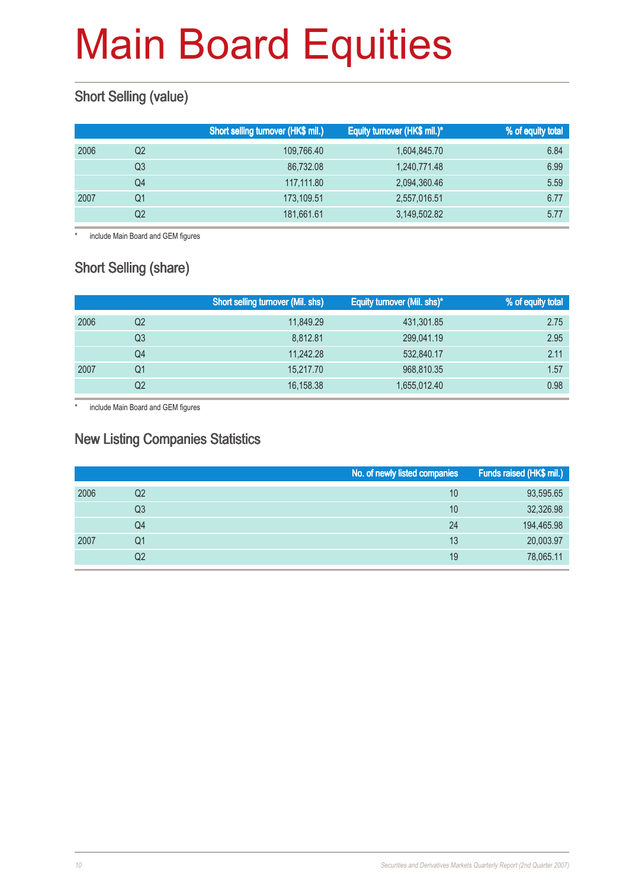# Main Board Equities

## Short Selling (value)

| | | Short selling turnover (HK$ mil.) | Equity turnover (HK$ mil.)* | % of equity total |
|---|---|---|---|---|
| 2006 | Q2 | 109,766.40 | 1,604,845.70 | 6.84 |
| | Q3 | 86,732.08 | 1,240,771.48 | 6.99 |
| | Q4 | 117,111.80 | 2,094,360.46 | 5.59 |
| 2007 | Q1 | 173,109.51 | 2,557,016.51 | 6.77 |
| | Q2 | 181,661.61 | 3,149,502.82 | 5.77 |

\* include Main Board and GEM figures

## Short Selling (share)

| | | Short selling turnover (Mil. shs) | Equity turnover (Mil. shs)* | % of equity total |
|---|---|---|---|---|
| 2006 | Q2 | 11,849.29 | 431,301.85 | 2.75 |
| | Q3 | 8,812.81 | 299,041.19 | 2.95 |
| | Q4 | 11,242.28 | 532,840.17 | 2.11 |
| 2007 | Q1 | 15,217.70 | 968,810.35 | 1.57 |
| | Q2 | 16,158.38 | 1,655,012.40 | 0.98 |

\* include Main Board and GEM figures

## New Listing Companies Statistics

| | | No. of newly listed companies | Funds raised (HK$ mil.) |
|---|---|---|---|
| 2006 | Q2 | 10 | 93,595.65 |
| | Q3 | 10 | 32,326.98 |
| | Q4 | 24 | 194,465.98 |
| 2007 | Q1 | 13 | 20,003.97 |
| | Q2 | 19 | 78,065.11 |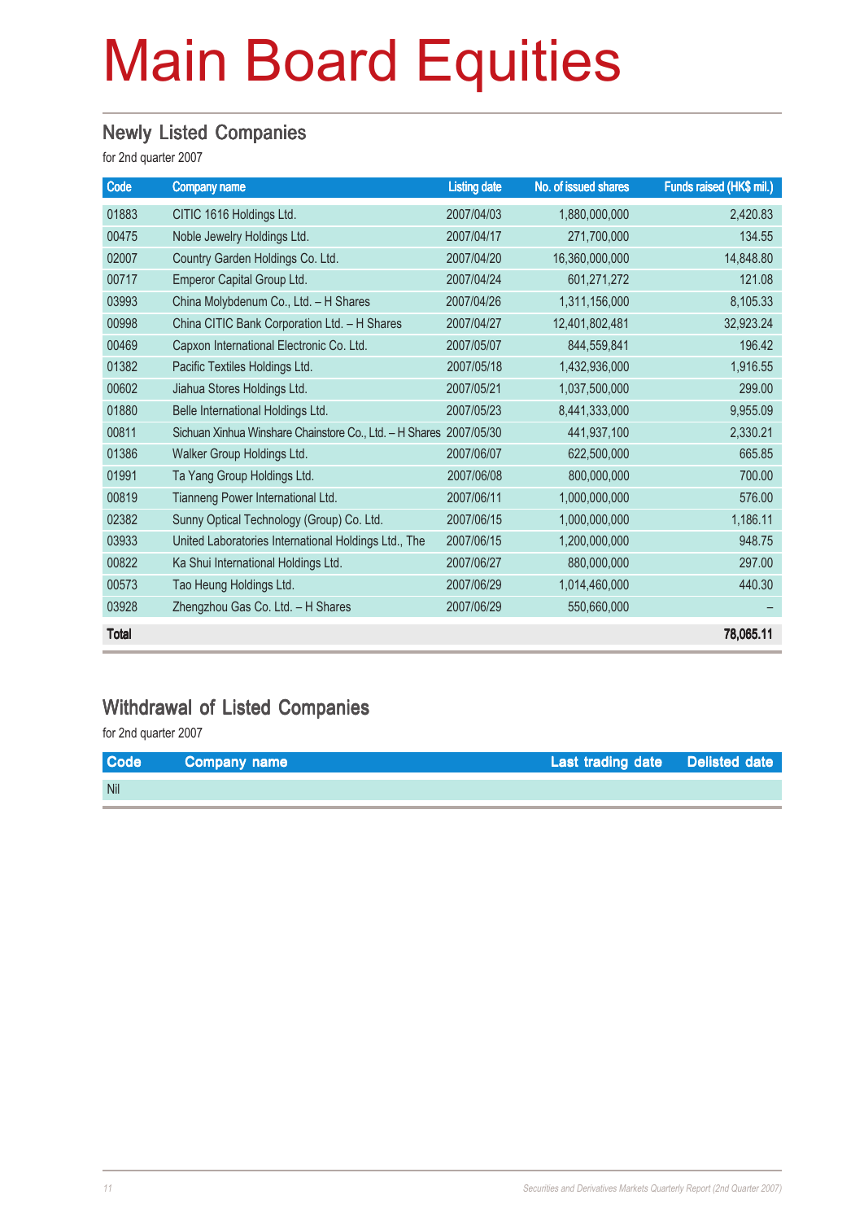# Main Board Equities

## Newly Listed Companies

for 2nd quarter 2007

| Code | Company name | Listing date | No. of issued shares | Funds raised (HK$ mil.) |
|---|---|---|---|---|
| 01883 | CITIC 1616 Holdings Ltd. | 2007/04/03 | 1,880,000,000 | 2,420.83 |
| 00475 | Noble Jewelry Holdings Ltd. | 2007/04/17 | 271,700,000 | 134.55 |
| 02007 | Country Garden Holdings Co. Ltd. | 2007/04/20 | 16,360,000,000 | 14,848.80 |
| 00717 | Emperor Capital Group Ltd. | 2007/04/24 | 601,271,272 | 121.08 |
| 03993 | China Molybdenum Co., Ltd. – H Shares | 2007/04/26 | 1,311,156,000 | 8,105.33 |
| 00998 | China CITIC Bank Corporation Ltd. – H Shares | 2007/04/27 | 12,401,802,481 | 32,923.24 |
| 00469 | Capxon International Electronic Co. Ltd. | 2007/05/07 | 844,559,841 | 196.42 |
| 01382 | Pacific Textiles Holdings Ltd. | 2007/05/18 | 1,432,936,000 | 1,916.55 |
| 00602 | Jiahua Stores Holdings Ltd. | 2007/05/21 | 1,037,500,000 | 299.00 |
| 01880 | Belle International Holdings Ltd. | 2007/05/23 | 8,441,333,000 | 9,955.09 |
| 00811 | Sichuan Xinhua Winshare Chainstore Co., Ltd. – H Shares | 2007/05/30 | 441,937,100 | 2,330.21 |
| 01386 | Walker Group Holdings Ltd. | 2007/06/07 | 622,500,000 | 665.85 |
| 01991 | Ta Yang Group Holdings Ltd. | 2007/06/08 | 800,000,000 | 700.00 |
| 00819 | Tianneng Power International Ltd. | 2007/06/11 | 1,000,000,000 | 576.00 |
| 02382 | Sunny Optical Technology (Group) Co. Ltd. | 2007/06/15 | 1,000,000,000 | 1,186.11 |
| 03933 | United Laboratories International Holdings Ltd., The | 2007/06/15 | 1,200,000,000 | 948.75 |
| 00822 | Ka Shui International Holdings Ltd. | 2007/06/27 | 880,000,000 | 297.00 |
| 00573 | Tao Heung Holdings Ltd. | 2007/06/29 | 1,014,460,000 | 440.30 |
| 03928 | Zhengzhou Gas Co. Ltd. – H Shares | 2007/06/29 | 550,660,000 | – |
| **Total** | | | | **78,065.11** |

## Withdrawal of Listed Companies

for 2nd quarter 2007

| Code | Company name | Last trading date | Delisted date |
|---|---|---|---|
| Nil | | | |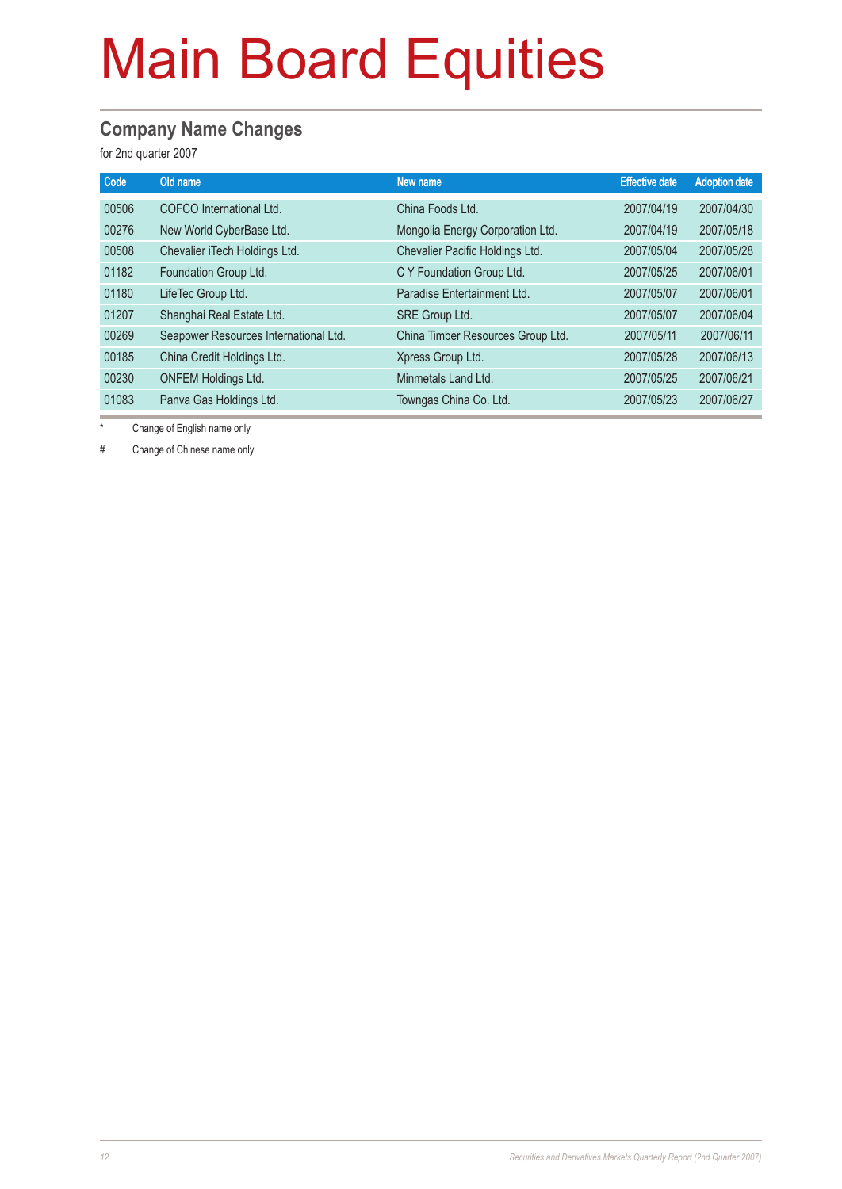# Main Board Equities

## Company Name Changes

for 2nd quarter 2007

| Code | Old name | New name | Effective date | Adoption date |
|---|---|---|---|---|
| 00506 | COFCO International Ltd. | China Foods Ltd. | 2007/04/19 | 2007/04/30 |
| 00276 | New World CyberBase Ltd. | Mongolia Energy Corporation Ltd. | 2007/04/19 | 2007/05/18 |
| 00508 | Chevalier iTech Holdings Ltd. | Chevalier Pacific Holdings Ltd. | 2007/05/04 | 2007/05/28 |
| 01182 | Foundation Group Ltd. | C Y Foundation Group Ltd. | 2007/05/25 | 2007/06/01 |
| 01180 | LifeTec Group Ltd. | Paradise Entertainment Ltd. | 2007/05/07 | 2007/06/01 |
| 01207 | Shanghai Real Estate Ltd. | SRE Group Ltd. | 2007/05/07 | 2007/06/04 |
| 00269 | Seapower Resources International Ltd. | China Timber Resources Group Ltd. | 2007/05/11 | 2007/06/11 |
| 00185 | China Credit Holdings Ltd. | Xpress Group Ltd. | 2007/05/28 | 2007/06/13 |
| 00230 | ONFEM Holdings Ltd. | Minmetals Land Ltd. | 2007/05/25 | 2007/06/21 |
| 01083 | Panva Gas Holdings Ltd. | Towngas China Co. Ltd. | 2007/05/23 | 2007/06/27 |

\* Change of English name only

\# Change of Chinese name only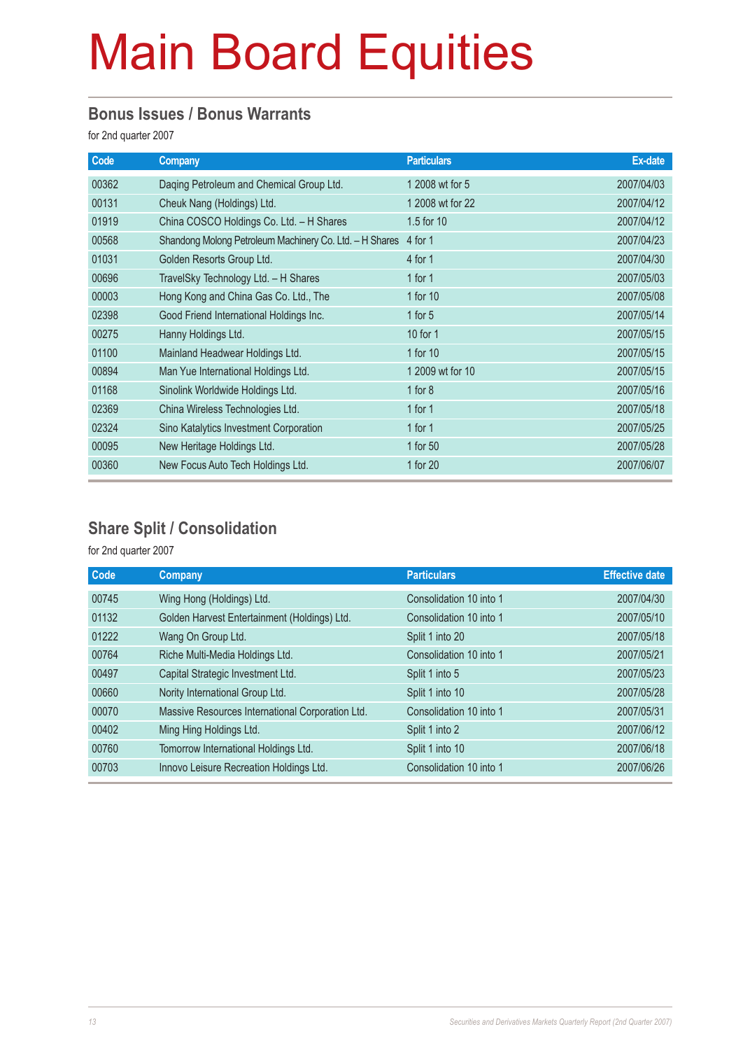# Main Board Equities

## Bonus Issues / Bonus Warrants

for 2nd quarter 2007

| Code | Company | Particulars | Ex-date |
|---|---|---|---|
| 00362 | Daqing Petroleum and Chemical Group Ltd. | 1 2008 wt for 5 | 2007/04/03 |
| 00131 | Cheuk Nang (Holdings) Ltd. | 1 2008 wt for 22 | 2007/04/12 |
| 01919 | China COSCO Holdings Co. Ltd. – H Shares | 1.5 for 10 | 2007/04/12 |
| 00568 | Shandong Molong Petroleum Machinery Co. Ltd. – H Shares | 4 for 1 | 2007/04/23 |
| 01031 | Golden Resorts Group Ltd. | 4 for 1 | 2007/04/30 |
| 00696 | TravelSky Technology Ltd. – H Shares | 1 for 1 | 2007/05/03 |
| 00003 | Hong Kong and China Gas Co. Ltd., The | 1 for 10 | 2007/05/08 |
| 02398 | Good Friend International Holdings Inc. | 1 for 5 | 2007/05/14 |
| 00275 | Hanny Holdings Ltd. | 10 for 1 | 2007/05/15 |
| 01100 | Mainland Headwear Holdings Ltd. | 1 for 10 | 2007/05/15 |
| 00894 | Man Yue International Holdings Ltd. | 1 2009 wt for 10 | 2007/05/15 |
| 01168 | Sinolink Worldwide Holdings Ltd. | 1 for 8 | 2007/05/16 |
| 02369 | China Wireless Technologies Ltd. | 1 for 1 | 2007/05/18 |
| 02324 | Sino Katalytics Investment Corporation | 1 for 1 | 2007/05/25 |
| 00095 | New Heritage Holdings Ltd. | 1 for 50 | 2007/05/28 |
| 00360 | New Focus Auto Tech Holdings Ltd. | 1 for 20 | 2007/06/07 |

## Share Split / Consolidation

for 2nd quarter 2007

| Code | Company | Particulars | Effective date |
|---|---|---|---|
| 00745 | Wing Hong (Holdings) Ltd. | Consolidation 10 into 1 | 2007/04/30 |
| 01132 | Golden Harvest Entertainment (Holdings) Ltd. | Consolidation 10 into 1 | 2007/05/10 |
| 01222 | Wang On Group Ltd. | Split 1 into 20 | 2007/05/18 |
| 00764 | Riche Multi-Media Holdings Ltd. | Consolidation 10 into 1 | 2007/05/21 |
| 00497 | Capital Strategic Investment Ltd. | Split 1 into 5 | 2007/05/23 |
| 00660 | Nority International Group Ltd. | Split 1 into 10 | 2007/05/28 |
| 00070 | Massive Resources International Corporation Ltd. | Consolidation 10 into 1 | 2007/05/31 |
| 00402 | Ming Hing Holdings Ltd. | Split 1 into 2 | 2007/06/12 |
| 00760 | Tomorrow International Holdings Ltd. | Split 1 into 10 | 2007/06/18 |
| 00703 | Innovo Leisure Recreation Holdings Ltd. | Consolidation 10 into 1 | 2007/06/26 |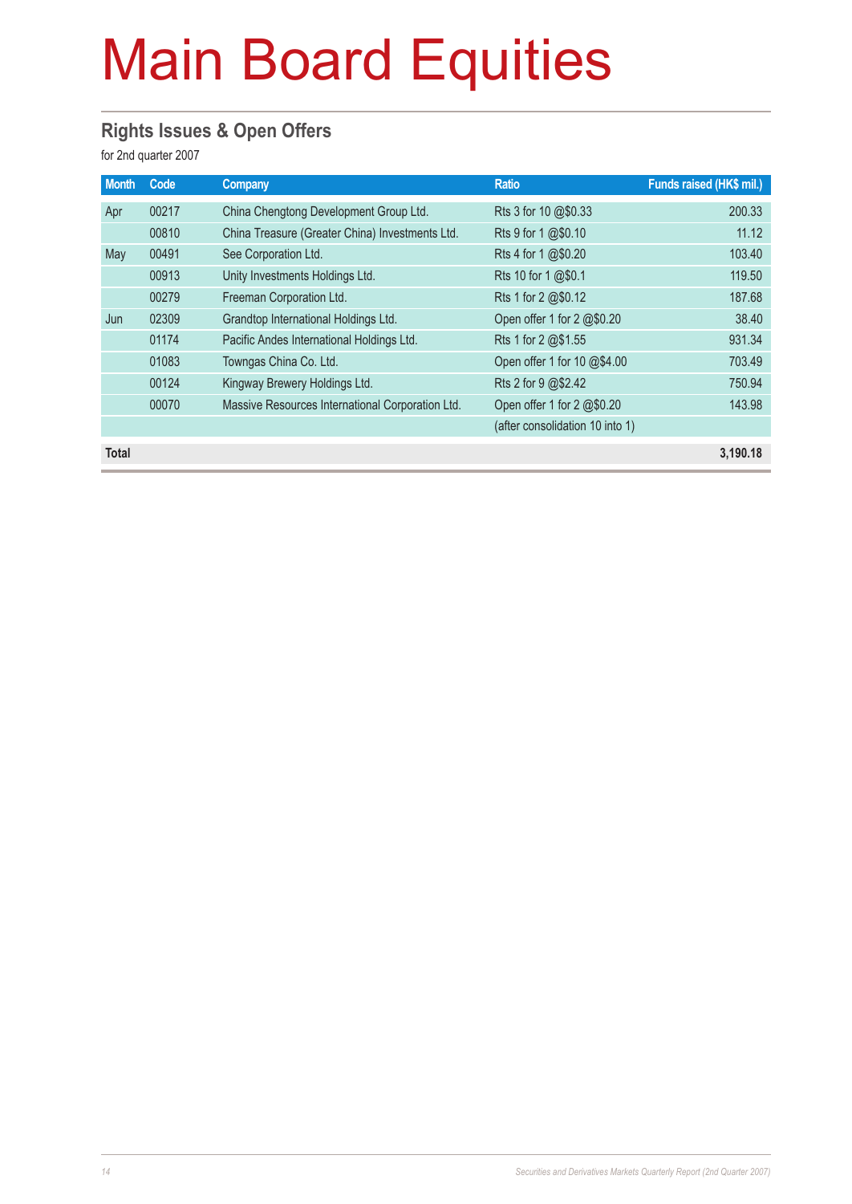# Main Board Equities

## Rights Issues & Open Offers

for 2nd quarter 2007

| Month | Code | Company | Ratio | Funds raised (HK$ mil.) |
|---|---|---|---|---|
| Apr | 00217 | China Chengtong Development Group Ltd. | Rts 3 for 10 @$0.33 | 200.33 |
| | 00810 | China Treasure (Greater China) Investments Ltd. | Rts 9 for 1 @$0.10 | 11.12 |
| May | 00491 | See Corporation Ltd. | Rts 4 for 1 @$0.20 | 103.40 |
| | 00913 | Unity Investments Holdings Ltd. | Rts 10 for 1 @$0.1 | 119.50 |
| | 00279 | Freeman Corporation Ltd. | Rts 1 for 2 @$0.12 | 187.68 |
| Jun | 02309 | Grandtop International Holdings Ltd. | Open offer 1 for 2 @$0.20 | 38.40 |
| | 01174 | Pacific Andes International Holdings Ltd. | Rts 1 for 2 @$1.55 | 931.34 |
| | 01083 | Towngas China Co. Ltd. | Open offer 1 for 10 @$4.00 | 703.49 |
| | 00124 | Kingway Brewery Holdings Ltd. | Rts 2 for 9 @$2.42 | 750.94 |
| | 00070 | Massive Resources International Corporation Ltd. | Open offer 1 for 2 @$0.20 | 143.98 |
| | | | (after consolidation 10 into 1) | |
| **Total** | | | | **3,190.18** |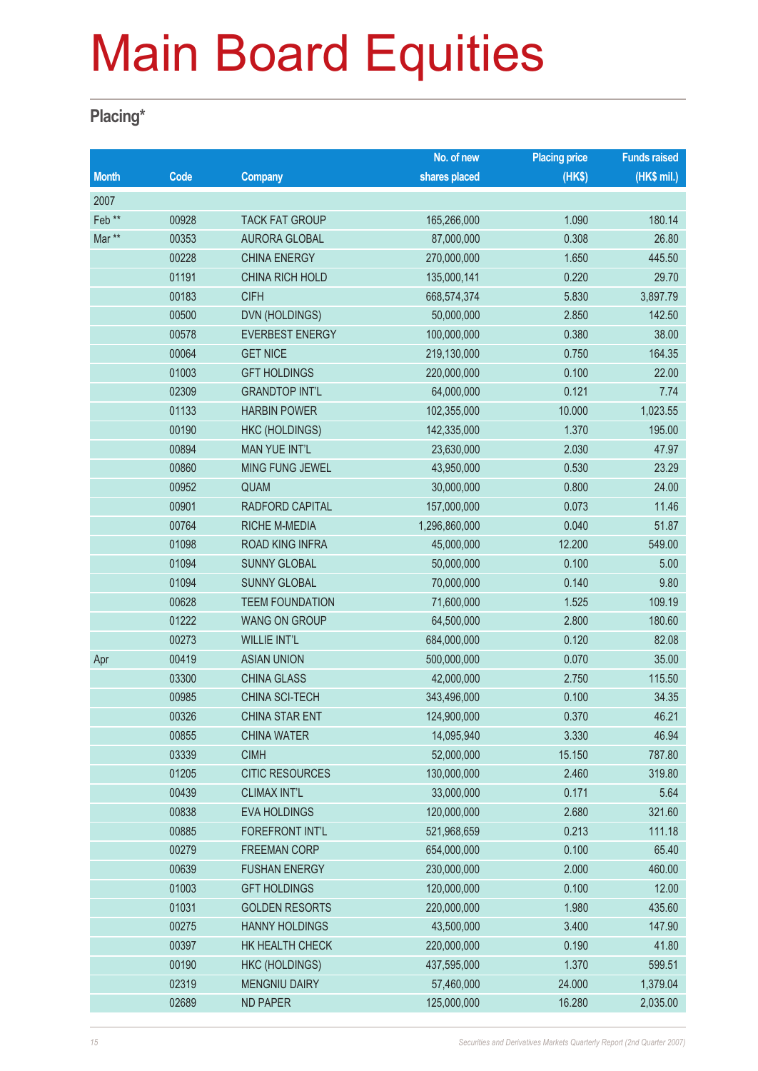# Main Board Equities

## Placing*

| Month | Code | Company | No. of new shares placed | Placing price (HK$) | Funds raised (HK$ mil.) |
|---|---|---|---|---|---|
| 2007 | | | | | |
| Feb ** | 00928 | TACK FAT GROUP | 165,266,000 | 1.090 | 180.14 |
| Mar ** | 00353 | AURORA GLOBAL | 87,000,000 | 0.308 | 26.80 |
| | 00228 | CHINA ENERGY | 270,000,000 | 1.650 | 445.50 |
| | 01191 | CHINA RICH HOLD | 135,000,141 | 0.220 | 29.70 |
| | 00183 | CIFH | 668,574,374 | 5.830 | 3,897.79 |
| | 00500 | DVN (HOLDINGS) | 50,000,000 | 2.850 | 142.50 |
| | 00578 | EVERBEST ENERGY | 100,000,000 | 0.380 | 38.00 |
| | 00064 | GET NICE | 219,130,000 | 0.750 | 164.35 |
| | 01003 | GFT HOLDINGS | 220,000,000 | 0.100 | 22.00 |
| | 02309 | GRANDTOP INT'L | 64,000,000 | 0.121 | 7.74 |
| | 01133 | HARBIN POWER | 102,355,000 | 10.000 | 1,023.55 |
| | 00190 | HKC (HOLDINGS) | 142,335,000 | 1.370 | 195.00 |
| | 00894 | MAN YUE INT'L | 23,630,000 | 2.030 | 47.97 |
| | 00860 | MING FUNG JEWEL | 43,950,000 | 0.530 | 23.29 |
| | 00952 | QUAM | 30,000,000 | 0.800 | 24.00 |
| | 00901 | RADFORD CAPITAL | 157,000,000 | 0.073 | 11.46 |
| | 00764 | RICHE M-MEDIA | 1,296,860,000 | 0.040 | 51.87 |
| | 01098 | ROAD KING INFRA | 45,000,000 | 12.200 | 549.00 |
| | 01094 | SUNNY GLOBAL | 50,000,000 | 0.100 | 5.00 |
| | 01094 | SUNNY GLOBAL | 70,000,000 | 0.140 | 9.80 |
| | 00628 | TEEM FOUNDATION | 71,600,000 | 1.525 | 109.19 |
| | 01222 | WANG ON GROUP | 64,500,000 | 2.800 | 180.60 |
| | 00273 | WILLIE INT'L | 684,000,000 | 0.120 | 82.08 |
| Apr | 00419 | ASIAN UNION | 500,000,000 | 0.070 | 35.00 |
| | 03300 | CHINA GLASS | 42,000,000 | 2.750 | 115.50 |
| | 00985 | CHINA SCI-TECH | 343,496,000 | 0.100 | 34.35 |
| | 00326 | CHINA STAR ENT | 124,900,000 | 0.370 | 46.21 |
| | 00855 | CHINA WATER | 14,095,940 | 3.330 | 46.94 |
| | 03339 | CIMH | 52,000,000 | 15.150 | 787.80 |
| | 01205 | CITIC RESOURCES | 130,000,000 | 2.460 | 319.80 |
| | 00439 | CLIMAX INT'L | 33,000,000 | 0.171 | 5.64 |
| | 00838 | EVA HOLDINGS | 120,000,000 | 2.680 | 321.60 |
| | 00885 | FOREFRONT INT'L | 521,968,659 | 0.213 | 111.18 |
| | 00279 | FREEMAN CORP | 654,000,000 | 0.100 | 65.40 |
| | 00639 | FUSHAN ENERGY | 230,000,000 | 2.000 | 460.00 |
| | 01003 | GFT HOLDINGS | 120,000,000 | 0.100 | 12.00 |
| | 01031 | GOLDEN RESORTS | 220,000,000 | 1.980 | 435.60 |
| | 00275 | HANNY HOLDINGS | 43,500,000 | 3.400 | 147.90 |
| | 00397 | HK HEALTH CHECK | 220,000,000 | 0.190 | 41.80 |
| | 00190 | HKC (HOLDINGS) | 437,595,000 | 1.370 | 599.51 |
| | 02319 | MENGNIU DAIRY | 57,460,000 | 24.000 | 1,379.04 |
| | 02689 | ND PAPER | 125,000,000 | 16.280 | 2,035.00 |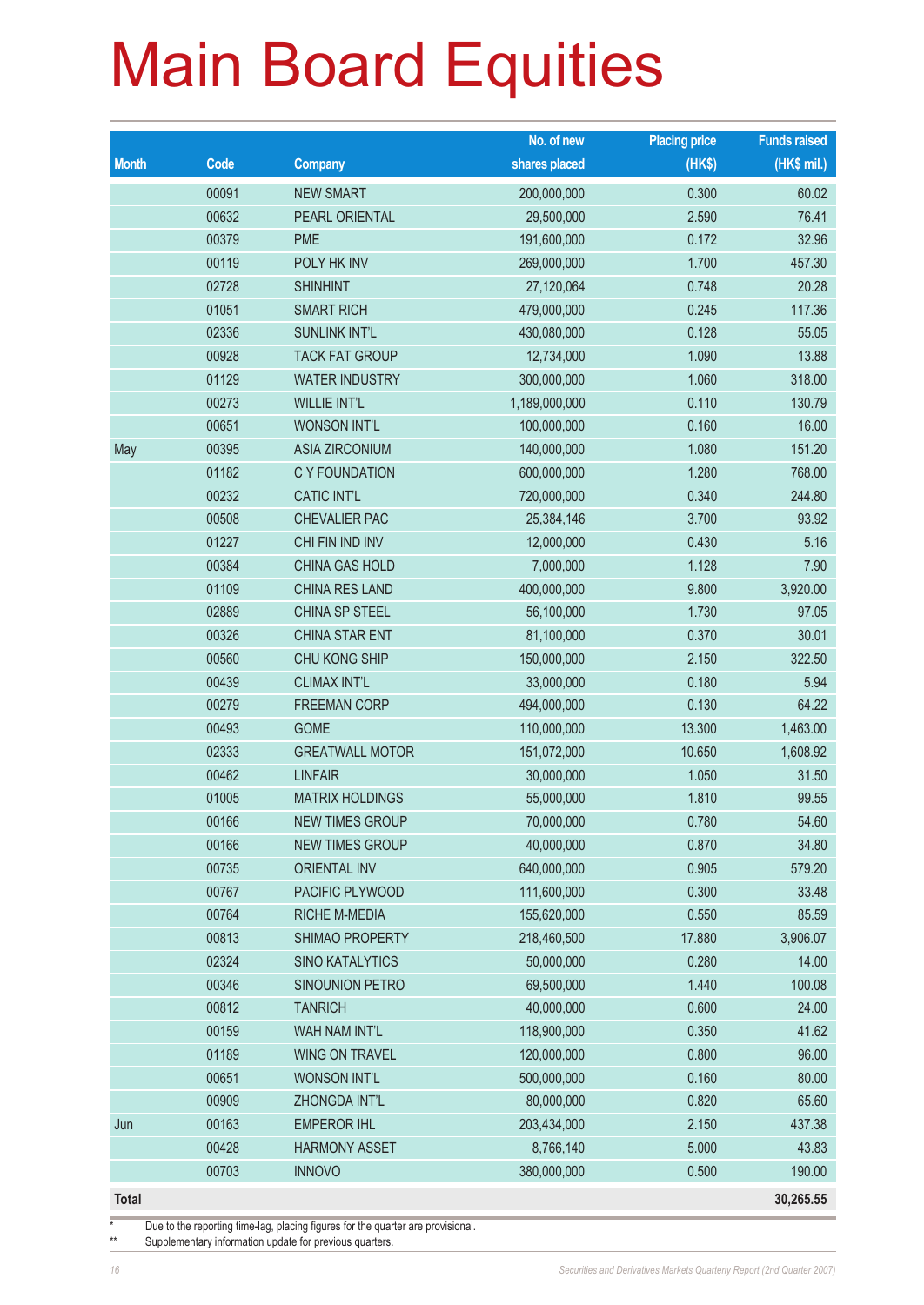# Main Board Equities

| Month | Code | Company | No. of new shares placed | Placing price (HK$) | Funds raised (HK$ mil.) |
|---|---|---|---|---|---|
| | 00091 | NEW SMART | 200,000,000 | 0.300 | 60.02 |
| | 00632 | PEARL ORIENTAL | 29,500,000 | 2.590 | 76.41 |
| | 00379 | PME | 191,600,000 | 0.172 | 32.96 |
| | 00119 | POLY HK INV | 269,000,000 | 1.700 | 457.30 |
| | 02728 | SHINHINT | 27,120,064 | 0.748 | 20.28 |
| | 01051 | SMART RICH | 479,000,000 | 0.245 | 117.36 |
| | 02336 | SUNLINK INT'L | 430,080,000 | 0.128 | 55.05 |
| | 00928 | TACK FAT GROUP | 12,734,000 | 1.090 | 13.88 |
| | 01129 | WATER INDUSTRY | 300,000,000 | 1.060 | 318.00 |
| | 00273 | WILLIE INT'L | 1,189,000,000 | 0.110 | 130.79 |
| | 00651 | WONSON INT'L | 100,000,000 | 0.160 | 16.00 |
| May | 00395 | ASIA ZIRCONIUM | 140,000,000 | 1.080 | 151.20 |
| | 01182 | C Y FOUNDATION | 600,000,000 | 1.280 | 768.00 |
| | 00232 | CATIC INT'L | 720,000,000 | 0.340 | 244.80 |
| | 00508 | CHEVALIER PAC | 25,384,146 | 3.700 | 93.92 |
| | 01227 | CHI FIN IND INV | 12,000,000 | 0.430 | 5.16 |
| | 00384 | CHINA GAS HOLD | 7,000,000 | 1.128 | 7.90 |
| | 01109 | CHINA RES LAND | 400,000,000 | 9.800 | 3,920.00 |
| | 02889 | CHINA SP STEEL | 56,100,000 | 1.730 | 97.05 |
| | 00326 | CHINA STAR ENT | 81,100,000 | 0.370 | 30.01 |
| | 00560 | CHU KONG SHIP | 150,000,000 | 2.150 | 322.50 |
| | 00439 | CLIMAX INT'L | 33,000,000 | 0.180 | 5.94 |
| | 00279 | FREEMAN CORP | 494,000,000 | 0.130 | 64.22 |
| | 00493 | GOME | 110,000,000 | 13.300 | 1,463.00 |
| | 02333 | GREATWALL MOTOR | 151,072,000 | 10.650 | 1,608.92 |
| | 00462 | LINFAIR | 30,000,000 | 1.050 | 31.50 |
| | 01005 | MATRIX HOLDINGS | 55,000,000 | 1.810 | 99.55 |
| | 00166 | NEW TIMES GROUP | 70,000,000 | 0.780 | 54.60 |
| | 00166 | NEW TIMES GROUP | 40,000,000 | 0.870 | 34.80 |
| | 00735 | ORIENTAL INV | 640,000,000 | 0.905 | 579.20 |
| | 00767 | PACIFIC PLYWOOD | 111,600,000 | 0.300 | 33.48 |
| | 00764 | RICHE M-MEDIA | 155,620,000 | 0.550 | 85.59 |
| | 00813 | SHIMAO PROPERTY | 218,460,500 | 17.880 | 3,906.07 |
| | 02324 | SINO KATALYTICS | 50,000,000 | 0.280 | 14.00 |
| | 00346 | SINOUNION PETRO | 69,500,000 | 1.440 | 100.08 |
| | 00812 | TANRICH | 40,000,000 | 0.600 | 24.00 |
| | 00159 | WAH NAM INT'L | 118,900,000 | 0.350 | 41.62 |
| | 01189 | WING ON TRAVEL | 120,000,000 | 0.800 | 96.00 |
| | 00651 | WONSON INT'L | 500,000,000 | 0.160 | 80.00 |
| | 00909 | ZHONGDA INT'L | 80,000,000 | 0.820 | 65.60 |
| Jun | 00163 | EMPEROR IHL | 203,434,000 | 2.150 | 437.38 |
| | 00428 | HARMONY ASSET | 8,766,140 | 5.000 | 43.83 |
| | 00703 | INNOVO | 380,000,000 | 0.500 | 190.00 |
| **Total** | | | | | **30,265.55** |

\* Due to the reporting time-lag, placing figures for the quarter are provisional.

** Supplementary information update for previous quarters.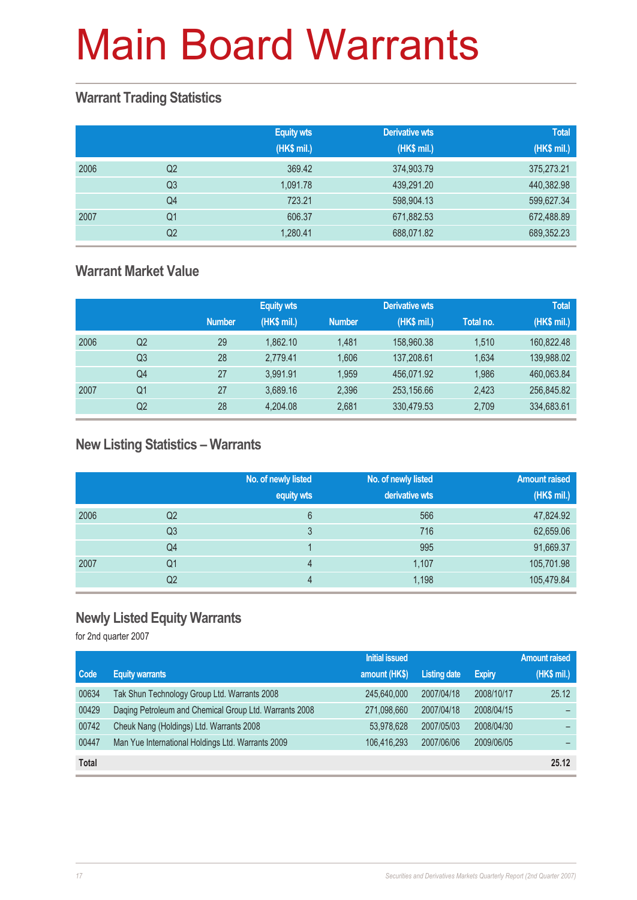# Main Board Warrants

## Warrant Trading Statistics

| | | Equity wts (HK$ mil.) | Derivative wts (HK$ mil.) | Total (HK$ mil.) |
|---|---|---|---|---|
| 2006 | Q2 | 369.42 | 374,903.79 | 375,273.21 |
| | Q3 | 1,091.78 | 439,291.20 | 440,382.98 |
| | Q4 | 723.21 | 598,904.13 | 599,627.34 |
| 2007 | Q1 | 606.37 | 671,882.53 | 672,488.89 |
| | Q2 | 1,280.41 | 688,071.82 | 689,352.23 |

## Warrant Market Value

| | | Equity wts | | Derivative wts | | Total | |
|---|---|---|---|---|---|---|---|
| | | Number | (HK$ mil.) | Number | (HK$ mil.) | Total no. | (HK$ mil.) |
| 2006 | Q2 | 29 | 1,862.10 | 1,481 | 158,960.38 | 1,510 | 160,822.48 |
| | Q3 | 28 | 2,779.41 | 1,606 | 137,208.61 | 1,634 | 139,988.02 |
| | Q4 | 27 | 3,991.91 | 1,959 | 456,071.92 | 1,986 | 460,063.84 |
| 2007 | Q1 | 27 | 3,689.16 | 2,396 | 253,156.66 | 2,423 | 256,845.82 |
| | Q2 | 28 | 4,204.08 | 2,681 | 330,479.53 | 2,709 | 334,683.61 |

## New Listing Statistics – Warrants

| | | No. of newly listed equity wts | No. of newly listed derivative wts | Amount raised (HK$ mil.) |
|---|---|---|---|---|
| 2006 | Q2 | 6 | 566 | 47,824.92 |
| | Q3 | 3 | 716 | 62,659.06 |
| | Q4 | 1 | 995 | 91,669.37 |
| 2007 | Q1 | 4 | 1,107 | 105,701.98 |
| | Q2 | 4 | 1,198 | 105,479.84 |

## Newly Listed Equity Warrants

for 2nd quarter 2007

| Code | Equity warrants | Initial issued amount (HK$) | Listing date | Expiry | Amount raised (HK$ mil.) |
|---|---|---|---|---|---|
| 00634 | Tak Shun Technology Group Ltd. Warrants 2008 | 245,640,000 | 2007/04/18 | 2008/10/17 | 25.12 |
| 00429 | Daqing Petroleum and Chemical Group Ltd. Warrants 2008 | 271,098,660 | 2007/04/18 | 2008/04/15 | – |
| 00742 | Cheuk Nang (Holdings) Ltd. Warrants 2008 | 53,978,628 | 2007/05/03 | 2008/04/30 | – |
| 00447 | Man Yue International Holdings Ltd. Warrants 2009 | 106,416,293 | 2007/06/06 | 2009/06/05 | – |
| **Total** | | | | | **25.12** |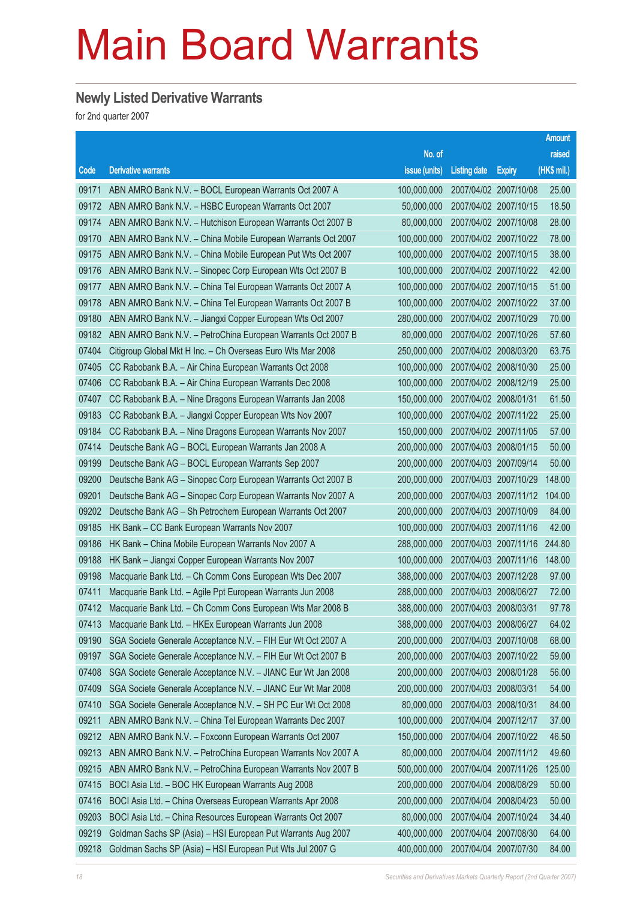# Main Board Warrants

## Newly Listed Derivative Warrants

for 2nd quarter 2007

| Code | Derivative warrants | No. of issue (units) | Listing date | Expiry | Amount raised (HK$ mil.) |
|---|---|---|---|---|---|
| 09171 | ABN AMRO Bank N.V. – BOCL European Warrants Oct 2007 A | 100,000,000 | 2007/04/02 | 2007/10/08 | 25.00 |
| 09172 | ABN AMRO Bank N.V. – HSBC European Warrants Oct 2007 | 50,000,000 | 2007/04/02 | 2007/10/15 | 18.50 |
| 09174 | ABN AMRO Bank N.V. – Hutchison European Warrants Oct 2007 B | 80,000,000 | 2007/04/02 | 2007/10/08 | 28.00 |
| 09170 | ABN AMRO Bank N.V. – China Mobile European Warrants Oct 2007 | 100,000,000 | 2007/04/02 | 2007/10/22 | 78.00 |
| 09175 | ABN AMRO Bank N.V. – China Mobile European Put Wts Oct 2007 | 100,000,000 | 2007/04/02 | 2007/10/15 | 38.00 |
| 09176 | ABN AMRO Bank N.V. – Sinopec Corp European Wts Oct 2007 B | 100,000,000 | 2007/04/02 | 2007/10/22 | 42.00 |
| 09177 | ABN AMRO Bank N.V. – China Tel European Warrants Oct 2007 A | 100,000,000 | 2007/04/02 | 2007/10/15 | 51.00 |
| 09178 | ABN AMRO Bank N.V. – China Tel European Warrants Oct 2007 B | 100,000,000 | 2007/04/02 | 2007/10/22 | 37.00 |
| 09180 | ABN AMRO Bank N.V. – Jiangxi Copper European Wts Oct 2007 | 280,000,000 | 2007/04/02 | 2007/10/29 | 70.00 |
| 09182 | ABN AMRO Bank N.V. – PetroChina European Warrants Oct 2007 B | 80,000,000 | 2007/04/02 | 2007/10/26 | 57.60 |
| 07404 | Citigroup Global Mkt H Inc. – Ch Overseas Euro Wts Mar 2008 | 250,000,000 | 2007/04/02 | 2008/03/20 | 63.75 |
| 07405 | CC Rabobank B.A. – Air China European Warrants Oct 2008 | 100,000,000 | 2007/04/02 | 2008/10/30 | 25.00 |
| 07406 | CC Rabobank B.A. – Air China European Warrants Dec 2008 | 100,000,000 | 2007/04/02 | 2008/12/19 | 25.00 |
| 07407 | CC Rabobank B.A. – Nine Dragons European Warrants Jan 2008 | 150,000,000 | 2007/04/02 | 2008/01/31 | 61.50 |
| 09183 | CC Rabobank B.A. – Jiangxi Copper European Wts Nov 2007 | 100,000,000 | 2007/04/02 | 2007/11/22 | 25.00 |
| 09184 | CC Rabobank B.A. – Nine Dragons European Warrants Nov 2007 | 150,000,000 | 2007/04/02 | 2007/11/05 | 57.00 |
| 07414 | Deutsche Bank AG – BOCL European Warrants Jan 2008 A | 200,000,000 | 2007/04/03 | 2008/01/15 | 50.00 |
| 09199 | Deutsche Bank AG – BOCL European Warrants Sep 2007 | 200,000,000 | 2007/04/03 | 2007/09/14 | 50.00 |
| 09200 | Deutsche Bank AG – Sinopec Corp European Warrants Oct 2007 B | 200,000,000 | 2007/04/03 | 2007/10/29 | 148.00 |
| 09201 | Deutsche Bank AG – Sinopec Corp European Warrants Nov 2007 A | 200,000,000 | 2007/04/03 | 2007/11/12 | 104.00 |
| 09202 | Deutsche Bank AG – Sh Petrochem European Warrants Oct 2007 | 200,000,000 | 2007/04/03 | 2007/10/09 | 84.00 |
| 09185 | HK Bank – CC Bank European Warrants Nov 2007 | 100,000,000 | 2007/04/03 | 2007/11/16 | 42.00 |
| 09186 | HK Bank – China Mobile European Warrants Nov 2007 A | 288,000,000 | 2007/04/03 | 2007/11/16 | 244.80 |
| 09188 | HK Bank – Jiangxi Copper European Warrants Nov 2007 | 100,000,000 | 2007/04/03 | 2007/11/16 | 148.00 |
| 09198 | Macquarie Bank Ltd. – Ch Comm Cons European Wts Dec 2007 | 388,000,000 | 2007/04/03 | 2007/12/28 | 97.00 |
| 07411 | Macquarie Bank Ltd. – Agile Ppt European Warrants Jun 2008 | 288,000,000 | 2007/04/03 | 2008/06/27 | 72.00 |
| 07412 | Macquarie Bank Ltd. – Ch Comm Cons European Wts Mar 2008 B | 388,000,000 | 2007/04/03 | 2008/03/31 | 97.78 |
| 07413 | Macquarie Bank Ltd. – HKEx European Warrants Jun 2008 | 388,000,000 | 2007/04/03 | 2008/06/27 | 64.02 |
| 09190 | SGA Societe Generale Acceptance N.V. – FIH Eur Wt Oct 2007 A | 200,000,000 | 2007/04/03 | 2007/10/08 | 68.00 |
| 09197 | SGA Societe Generale Acceptance N.V. – FIH Eur Wt Oct 2007 B | 200,000,000 | 2007/04/03 | 2007/10/22 | 59.00 |
| 07408 | SGA Societe Generale Acceptance N.V. – JIANC Eur Wt Jan 2008 | 200,000,000 | 2007/04/03 | 2008/01/28 | 56.00 |
| 07409 | SGA Societe Generale Acceptance N.V. – JIANC Eur Wt Mar 2008 | 200,000,000 | 2007/04/03 | 2008/03/31 | 54.00 |
| 07410 | SGA Societe Generale Acceptance N.V. – SH PC Eur Wt Oct 2008 | 80,000,000 | 2007/04/03 | 2008/10/31 | 84.00 |
| 09211 | ABN AMRO Bank N.V. – China Tel European Warrants Dec 2007 | 100,000,000 | 2007/04/04 | 2007/12/17 | 37.00 |
| 09212 | ABN AMRO Bank N.V. – Foxconn European Warrants Oct 2007 | 150,000,000 | 2007/04/04 | 2007/10/22 | 46.50 |
| 09213 | ABN AMRO Bank N.V. – PetroChina European Warrants Nov 2007 A | 80,000,000 | 2007/04/04 | 2007/11/12 | 49.60 |
| 09215 | ABN AMRO Bank N.V. – PetroChina European Warrants Nov 2007 B | 500,000,000 | 2007/04/04 | 2007/11/26 | 125.00 |
| 07415 | BOCI Asia Ltd. – BOC HK European Warrants Aug 2008 | 200,000,000 | 2007/04/04 | 2008/08/29 | 50.00 |
| 07416 | BOCI Asia Ltd. – China Overseas European Warrants Apr 2008 | 200,000,000 | 2007/04/04 | 2008/04/23 | 50.00 |
| 09203 | BOCI Asia Ltd. – China Resources European Warrants Oct 2007 | 80,000,000 | 2007/04/04 | 2007/10/24 | 34.40 |
| 09219 | Goldman Sachs SP (Asia) – HSI European Put Warrants Aug 2007 | 400,000,000 | 2007/04/04 | 2007/08/30 | 64.00 |
| 09218 | Goldman Sachs SP (Asia) – HSI European Put Wts Jul 2007 G | 400,000,000 | 2007/04/04 | 2007/07/30 | 84.00 |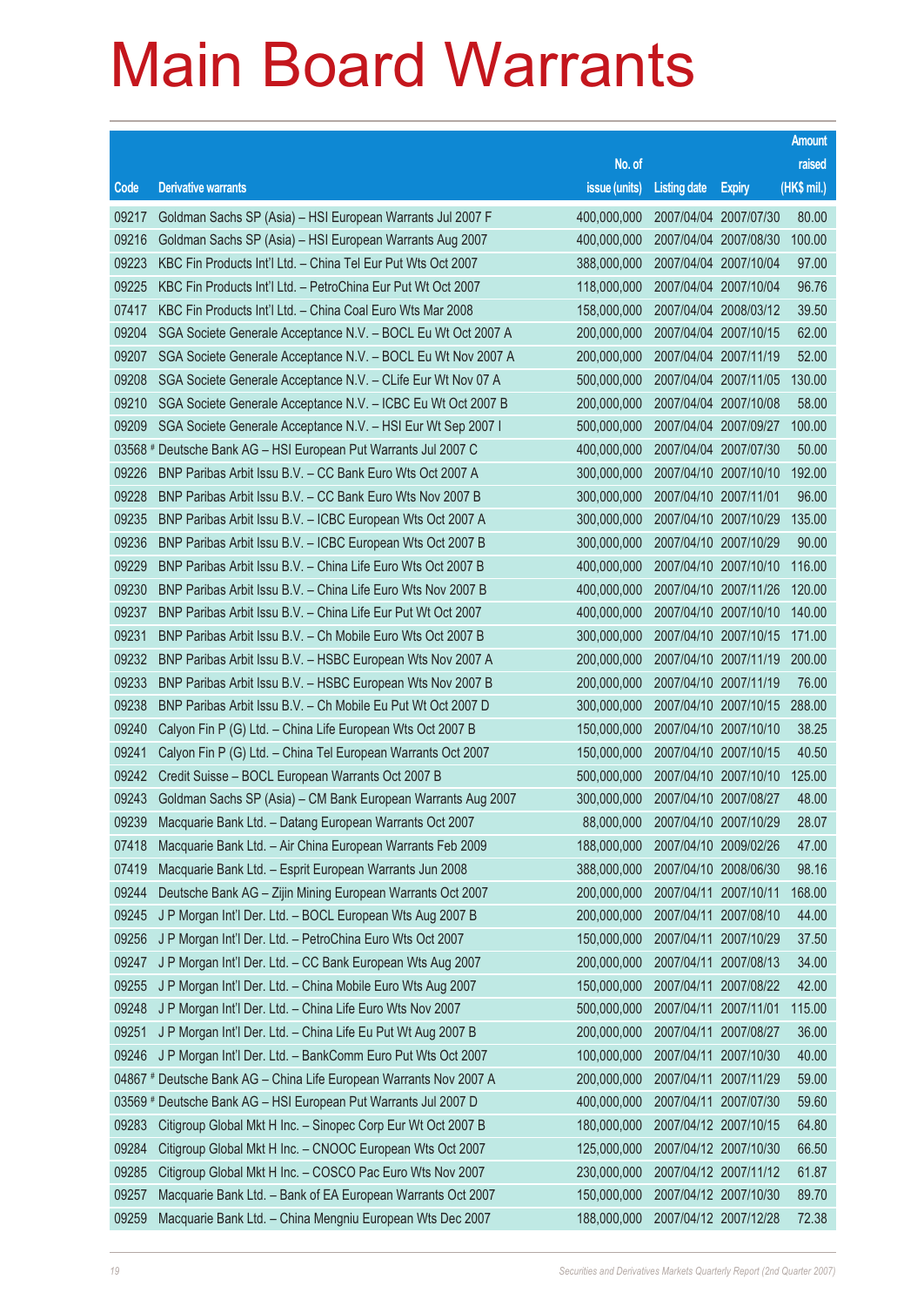# Main Board Warrants

| Code | Derivative warrants | No. of issue (units) | Listing date | Expiry | Amount raised (HK$ mil.) |
|---|---|---|---|---|---|
| 09217 | Goldman Sachs SP (Asia) – HSI European Warrants Jul 2007 F | 400,000,000 | 2007/04/04 | 2007/07/30 | 80.00 |
| 09216 | Goldman Sachs SP (Asia) – HSI European Warrants Aug 2007 | 400,000,000 | 2007/04/04 | 2007/08/30 | 100.00 |
| 09223 | KBC Fin Products Int'l Ltd. – China Tel Eur Put Wts Oct 2007 | 388,000,000 | 2007/04/04 | 2007/10/04 | 97.00 |
| 09225 | KBC Fin Products Int'l Ltd. – PetroChina Eur Put Wt Oct 2007 | 118,000,000 | 2007/04/04 | 2007/10/04 | 96.76 |
| 07417 | KBC Fin Products Int'l Ltd. – China Coal Euro Wts Mar 2008 | 158,000,000 | 2007/04/04 | 2008/03/12 | 39.50 |
| 09204 | SGA Societe Generale Acceptance N.V. – BOCL Eu Wt Oct 2007 A | 200,000,000 | 2007/04/04 | 2007/10/15 | 62.00 |
| 09207 | SGA Societe Generale Acceptance N.V. – BOCL Eu Wt Nov 2007 A | 200,000,000 | 2007/04/04 | 2007/11/19 | 52.00 |
| 09208 | SGA Societe Generale Acceptance N.V. – CLife Eur Wt Nov 07 A | 500,000,000 | 2007/04/04 | 2007/11/05 | 130.00 |
| 09210 | SGA Societe Generale Acceptance N.V. – ICBC Eu Wt Oct 2007 B | 200,000,000 | 2007/04/04 | 2007/10/08 | 58.00 |
| 09209 | SGA Societe Generale Acceptance N.V. – HSI Eur Wt Sep 2007 I | 500,000,000 | 2007/04/04 | 2007/09/27 | 100.00 |
| 03568 # | Deutsche Bank AG – HSI European Put Warrants Jul 2007 C | 400,000,000 | 2007/04/04 | 2007/07/30 | 50.00 |
| 09226 | BNP Paribas Arbit Issu B.V. – CC Bank Euro Wts Oct 2007 A | 300,000,000 | 2007/04/10 | 2007/10/10 | 192.00 |
| 09228 | BNP Paribas Arbit Issu B.V. – CC Bank Euro Wts Nov 2007 B | 300,000,000 | 2007/04/10 | 2007/11/01 | 96.00 |
| 09235 | BNP Paribas Arbit Issu B.V. – ICBC European Wts Oct 2007 A | 300,000,000 | 2007/04/10 | 2007/10/29 | 135.00 |
| 09236 | BNP Paribas Arbit Issu B.V. – ICBC European Wts Oct 2007 B | 300,000,000 | 2007/04/10 | 2007/10/29 | 90.00 |
| 09229 | BNP Paribas Arbit Issu B.V. – China Life Euro Wts Oct 2007 B | 400,000,000 | 2007/04/10 | 2007/10/10 | 116.00 |
| 09230 | BNP Paribas Arbit Issu B.V. – China Life Euro Wts Nov 2007 B | 400,000,000 | 2007/04/10 | 2007/11/26 | 120.00 |
| 09237 | BNP Paribas Arbit Issu B.V. – China Life Eur Put Wt Oct 2007 | 400,000,000 | 2007/04/10 | 2007/10/10 | 140.00 |
| 09231 | BNP Paribas Arbit Issu B.V. – Ch Mobile Euro Wts Oct 2007 B | 300,000,000 | 2007/04/10 | 2007/10/15 | 171.00 |
| 09232 | BNP Paribas Arbit Issu B.V. – HSBC European Wts Nov 2007 A | 200,000,000 | 2007/04/10 | 2007/11/19 | 200.00 |
| 09233 | BNP Paribas Arbit Issu B.V. – HSBC European Wts Nov 2007 B | 200,000,000 | 2007/04/10 | 2007/11/19 | 76.00 |
| 09238 | BNP Paribas Arbit Issu B.V. – Ch Mobile Eu Put Wt Oct 2007 D | 300,000,000 | 2007/04/10 | 2007/10/15 | 288.00 |
| 09240 | Calyon Fin P (G) Ltd. – China Life European Wts Oct 2007 B | 150,000,000 | 2007/04/10 | 2007/10/10 | 38.25 |
| 09241 | Calyon Fin P (G) Ltd. – China Tel European Warrants Oct 2007 | 150,000,000 | 2007/04/10 | 2007/10/15 | 40.50 |
| 09242 | Credit Suisse – BOCL European Warrants Oct 2007 B | 500,000,000 | 2007/04/10 | 2007/10/10 | 125.00 |
| 09243 | Goldman Sachs SP (Asia) – CM Bank European Warrants Aug 2007 | 300,000,000 | 2007/04/10 | 2007/08/27 | 48.00 |
| 09239 | Macquarie Bank Ltd. – Datang European Warrants Oct 2007 | 88,000,000 | 2007/04/10 | 2007/10/29 | 28.07 |
| 07418 | Macquarie Bank Ltd. – Air China European Warrants Feb 2009 | 188,000,000 | 2007/04/10 | 2009/02/26 | 47.00 |
| 07419 | Macquarie Bank Ltd. – Esprit European Warrants Jun 2008 | 388,000,000 | 2007/04/10 | 2008/06/30 | 98.16 |
| 09244 | Deutsche Bank AG – Zijin Mining European Warrants Oct 2007 | 200,000,000 | 2007/04/11 | 2007/10/11 | 168.00 |
| 09245 | J P Morgan Int'l Der. Ltd. – BOCL European Wts Aug 2007 B | 200,000,000 | 2007/04/11 | 2007/08/10 | 44.00 |
| 09256 | J P Morgan Int'l Der. Ltd. – PetroChina Euro Wts Oct 2007 | 150,000,000 | 2007/04/11 | 2007/10/29 | 37.50 |
| 09247 | J P Morgan Int'l Der. Ltd. – CC Bank European Wts Aug 2007 | 200,000,000 | 2007/04/11 | 2007/08/13 | 34.00 |
| 09255 | J P Morgan Int'l Der. Ltd. – China Mobile Euro Wts Aug 2007 | 150,000,000 | 2007/04/11 | 2007/08/22 | 42.00 |
| 09248 | J P Morgan Int'l Der. Ltd. – China Life Euro Wts Nov 2007 | 500,000,000 | 2007/04/11 | 2007/11/01 | 115.00 |
| 09251 | J P Morgan Int'l Der. Ltd. – China Life Eu Put Wt Aug 2007 B | 200,000,000 | 2007/04/11 | 2007/08/27 | 36.00 |
| 09246 | J P Morgan Int'l Der. Ltd. – BankComm Euro Put Wts Oct 2007 | 100,000,000 | 2007/04/11 | 2007/10/30 | 40.00 |
| 04867 # | Deutsche Bank AG – China Life European Warrants Nov 2007 A | 200,000,000 | 2007/04/11 | 2007/11/29 | 59.00 |
| 03569 # | Deutsche Bank AG – HSI European Put Warrants Jul 2007 D | 400,000,000 | 2007/04/11 | 2007/07/30 | 59.60 |
| 09283 | Citigroup Global Mkt H Inc. – Sinopec Corp Eur Wt Oct 2007 B | 180,000,000 | 2007/04/12 | 2007/10/15 | 64.80 |
| 09284 | Citigroup Global Mkt H Inc. – CNOOC European Wts Oct 2007 | 125,000,000 | 2007/04/12 | 2007/10/30 | 66.50 |
| 09285 | Citigroup Global Mkt H Inc. – COSCO Pac Euro Wts Nov 2007 | 230,000,000 | 2007/04/12 | 2007/11/12 | 61.87 |
| 09257 | Macquarie Bank Ltd. – Bank of EA European Warrants Oct 2007 | 150,000,000 | 2007/04/12 | 2007/10/30 | 89.70 |
| 09259 | Macquarie Bank Ltd. – China Mengniu European Wts Dec 2007 | 188,000,000 | 2007/04/12 | 2007/12/28 | 72.38 |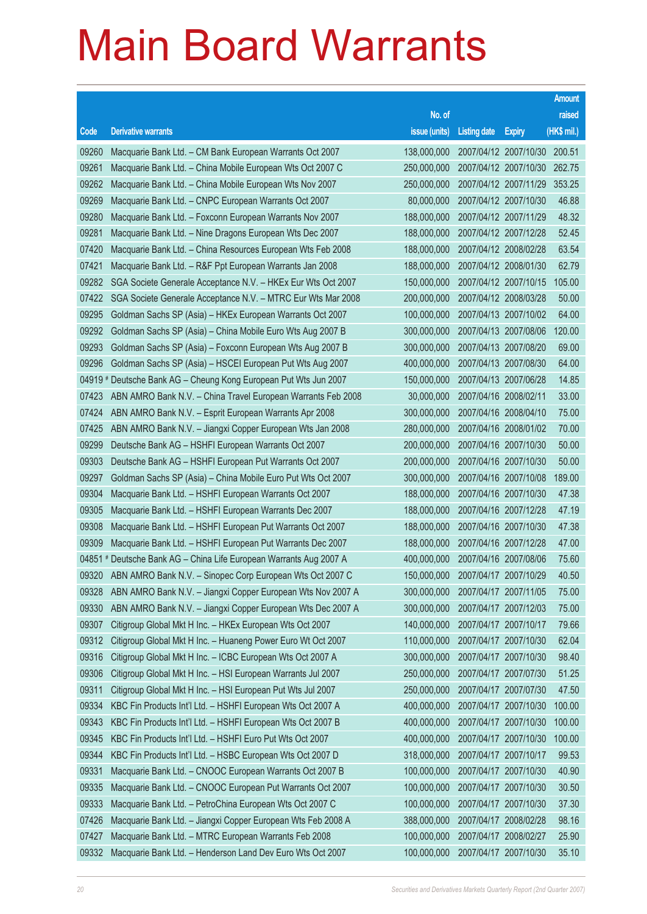# Main Board Warrants

| Code | Derivative warrants | No. of issue (units) | Listing date | Expiry | Amount raised (HK$ mil.) |
|---|---|---|---|---|---|
| 09260 | Macquarie Bank Ltd. – CM Bank European Warrants Oct 2007 | 138,000,000 | 2007/04/12 | 2007/10/30 | 200.51 |
| 09261 | Macquarie Bank Ltd. – China Mobile European Wts Oct 2007 C | 250,000,000 | 2007/04/12 | 2007/10/30 | 262.75 |
| 09262 | Macquarie Bank Ltd. – China Mobile European Wts Nov 2007 | 250,000,000 | 2007/04/12 | 2007/11/29 | 353.25 |
| 09269 | Macquarie Bank Ltd. – CNPC European Warrants Oct 2007 | 80,000,000 | 2007/04/12 | 2007/10/30 | 46.88 |
| 09280 | Macquarie Bank Ltd. – Foxconn European Warrants Nov 2007 | 188,000,000 | 2007/04/12 | 2007/11/29 | 48.32 |
| 09281 | Macquarie Bank Ltd. – Nine Dragons European Wts Dec 2007 | 188,000,000 | 2007/04/12 | 2007/12/28 | 52.45 |
| 07420 | Macquarie Bank Ltd. – China Resources European Wts Feb 2008 | 188,000,000 | 2007/04/12 | 2008/02/28 | 63.54 |
| 07421 | Macquarie Bank Ltd. – R&F Ppt European Warrants Jan 2008 | 188,000,000 | 2007/04/12 | 2008/01/30 | 62.79 |
| 09282 | SGA Societe Generale Acceptance N.V. – HKEx Eur Wts Oct 2007 | 150,000,000 | 2007/04/12 | 2007/10/15 | 105.00 |
| 07422 | SGA Societe Generale Acceptance N.V. – MTRC Eur Wts Mar 2008 | 200,000,000 | 2007/04/12 | 2008/03/28 | 50.00 |
| 09295 | Goldman Sachs SP (Asia) – HKEx European Warrants Oct 2007 | 100,000,000 | 2007/04/13 | 2007/10/02 | 64.00 |
| 09292 | Goldman Sachs SP (Asia) – China Mobile Euro Wts Aug 2007 B | 300,000,000 | 2007/04/13 | 2007/08/06 | 120.00 |
| 09293 | Goldman Sachs SP (Asia) – Foxconn European Wts Aug 2007 B | 300,000,000 | 2007/04/13 | 2007/08/20 | 69.00 |
| 09296 | Goldman Sachs SP (Asia) – HSCEI European Put Wts Aug 2007 | 400,000,000 | 2007/04/13 | 2007/08/30 | 64.00 |
| 04919 # | Deutsche Bank AG – Cheung Kong European Put Wts Jun 2007 | 150,000,000 | 2007/04/13 | 2007/06/28 | 14.85 |
| 07423 | ABN AMRO Bank N.V. – China Travel European Warrants Feb 2008 | 30,000,000 | 2007/04/16 | 2008/02/11 | 33.00 |
| 07424 | ABN AMRO Bank N.V. – Esprit European Warrants Apr 2008 | 300,000,000 | 2007/04/16 | 2008/04/10 | 75.00 |
| 07425 | ABN AMRO Bank N.V. – Jiangxi Copper European Wts Jan 2008 | 280,000,000 | 2007/04/16 | 2008/01/02 | 70.00 |
| 09299 | Deutsche Bank AG – HSHFI European Warrants Oct 2007 | 200,000,000 | 2007/04/16 | 2007/10/30 | 50.00 |
| 09303 | Deutsche Bank AG – HSHFI European Put Warrants Oct 2007 | 200,000,000 | 2007/04/16 | 2007/10/30 | 50.00 |
| 09297 | Goldman Sachs SP (Asia) – China Mobile Euro Put Wts Oct 2007 | 300,000,000 | 2007/04/16 | 2007/10/08 | 189.00 |
| 09304 | Macquarie Bank Ltd. – HSHFI European Warrants Oct 2007 | 188,000,000 | 2007/04/16 | 2007/10/30 | 47.38 |
| 09305 | Macquarie Bank Ltd. – HSHFI European Warrants Dec 2007 | 188,000,000 | 2007/04/16 | 2007/12/28 | 47.19 |
| 09308 | Macquarie Bank Ltd. – HSHFI European Put Warrants Oct 2007 | 188,000,000 | 2007/04/16 | 2007/10/30 | 47.38 |
| 09309 | Macquarie Bank Ltd. – HSHFI European Put Warrants Dec 2007 | 188,000,000 | 2007/04/16 | 2007/12/28 | 47.00 |
| 04851 # | Deutsche Bank AG – China Life European Warrants Aug 2007 A | 400,000,000 | 2007/04/16 | 2007/08/06 | 75.60 |
| 09320 | ABN AMRO Bank N.V. – Sinopec Corp European Wts Oct 2007 C | 150,000,000 | 2007/04/17 | 2007/10/29 | 40.50 |
| 09328 | ABN AMRO Bank N.V. – Jiangxi Copper European Wts Nov 2007 A | 300,000,000 | 2007/04/17 | 2007/11/05 | 75.00 |
| 09330 | ABN AMRO Bank N.V. – Jiangxi Copper European Wts Dec 2007 A | 300,000,000 | 2007/04/17 | 2007/12/03 | 75.00 |
| 09307 | Citigroup Global Mkt H Inc. – HKEx European Wts Oct 2007 | 140,000,000 | 2007/04/17 | 2007/10/17 | 79.66 |
| 09312 | Citigroup Global Mkt H Inc. – Huaneng Power Euro Wt Oct 2007 | 110,000,000 | 2007/04/17 | 2007/10/30 | 62.04 |
| 09316 | Citigroup Global Mkt H Inc. – ICBC European Wts Oct 2007 A | 300,000,000 | 2007/04/17 | 2007/10/30 | 98.40 |
| 09306 | Citigroup Global Mkt H Inc. – HSI European Warrants Jul 2007 | 250,000,000 | 2007/04/17 | 2007/07/30 | 51.25 |
| 09311 | Citigroup Global Mkt H Inc. – HSI European Put Wts Jul 2007 | 250,000,000 | 2007/04/17 | 2007/07/30 | 47.50 |
| 09334 | KBC Fin Products Int'l Ltd. – HSHFI European Wts Oct 2007 A | 400,000,000 | 2007/04/17 | 2007/10/30 | 100.00 |
| 09343 | KBC Fin Products Int'l Ltd. – HSHFI European Wts Oct 2007 B | 400,000,000 | 2007/04/17 | 2007/10/30 | 100.00 |
| 09345 | KBC Fin Products Int'l Ltd. – HSHFI Euro Put Wts Oct 2007 | 400,000,000 | 2007/04/17 | 2007/10/30 | 100.00 |
| 09344 | KBC Fin Products Int'l Ltd. – HSBC European Wts Oct 2007 D | 318,000,000 | 2007/04/17 | 2007/10/17 | 99.53 |
| 09331 | Macquarie Bank Ltd. – CNOOC European Warrants Oct 2007 B | 100,000,000 | 2007/04/17 | 2007/10/30 | 40.90 |
| 09335 | Macquarie Bank Ltd. – CNOOC European Put Warrants Oct 2007 | 100,000,000 | 2007/04/17 | 2007/10/30 | 30.50 |
| 09333 | Macquarie Bank Ltd. – PetroChina European Wts Oct 2007 C | 100,000,000 | 2007/04/17 | 2007/10/30 | 37.30 |
| 07426 | Macquarie Bank Ltd. – Jiangxi Copper European Wts Feb 2008 A | 388,000,000 | 2007/04/17 | 2008/02/28 | 98.16 |
| 07427 | Macquarie Bank Ltd. – MTRC European Warrants Feb 2008 | 100,000,000 | 2007/04/17 | 2008/02/27 | 25.90 |
| 09332 | Macquarie Bank Ltd. – Henderson Land Dev Euro Wts Oct 2007 | 100,000,000 | 2007/04/17 | 2007/10/30 | 35.10 |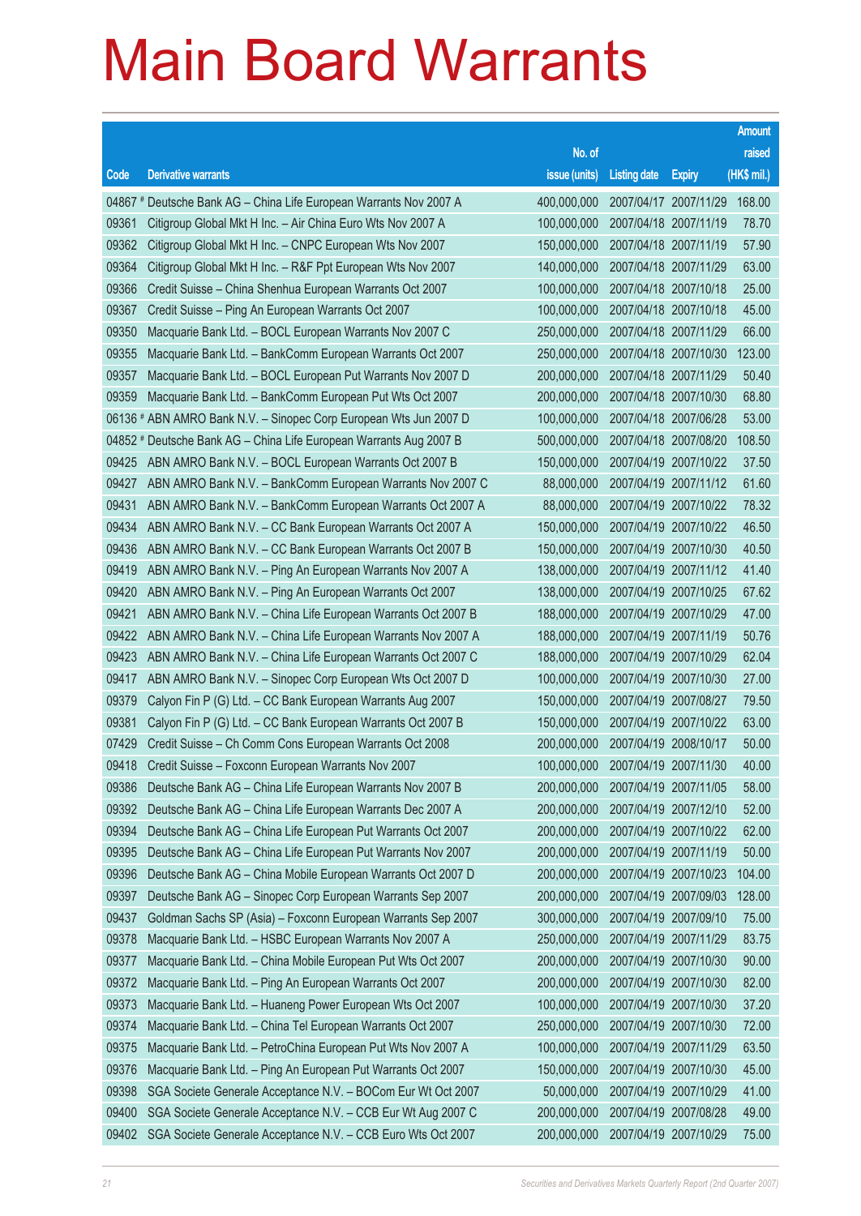# Main Board Warrants

| Code | Derivative warrants | No. of issue (units) | Listing date | Expiry | Amount raised (HK$ mil.) |
|---|---|---|---|---|---|
| 04867 # | Deutsche Bank AG – China Life European Warrants Nov 2007 A | 400,000,000 | 2007/04/17 | 2007/11/29 | 168.00 |
| 09361 | Citigroup Global Mkt H Inc. – Air China Euro Wts Nov 2007 A | 100,000,000 | 2007/04/18 | 2007/11/19 | 78.70 |
| 09362 | Citigroup Global Mkt H Inc. – CNPC European Wts Nov 2007 | 150,000,000 | 2007/04/18 | 2007/11/19 | 57.90 |
| 09364 | Citigroup Global Mkt H Inc. – R&F Ppt European Wts Nov 2007 | 140,000,000 | 2007/04/18 | 2007/11/29 | 63.00 |
| 09366 | Credit Suisse – China Shenhua European Warrants Oct 2007 | 100,000,000 | 2007/04/18 | 2007/10/18 | 25.00 |
| 09367 | Credit Suisse – Ping An European Warrants Oct 2007 | 100,000,000 | 2007/04/18 | 2007/10/18 | 45.00 |
| 09350 | Macquarie Bank Ltd. – BOCL European Warrants Nov 2007 C | 250,000,000 | 2007/04/18 | 2007/11/29 | 66.00 |
| 09355 | Macquarie Bank Ltd. – BankComm European Warrants Oct 2007 | 250,000,000 | 2007/04/18 | 2007/10/30 | 123.00 |
| 09357 | Macquarie Bank Ltd. – BOCL European Put Warrants Nov 2007 D | 200,000,000 | 2007/04/18 | 2007/11/29 | 50.40 |
| 09359 | Macquarie Bank Ltd. – BankComm European Put Wts Oct 2007 | 200,000,000 | 2007/04/18 | 2007/10/30 | 68.80 |
| 06136 # | ABN AMRO Bank N.V. – Sinopec Corp European Wts Jun 2007 D | 100,000,000 | 2007/04/18 | 2007/06/28 | 53.00 |
| 04852 # | Deutsche Bank AG – China Life European Warrants Aug 2007 B | 500,000,000 | 2007/04/18 | 2007/08/20 | 108.50 |
| 09425 | ABN AMRO Bank N.V. – BOCL European Warrants Oct 2007 B | 150,000,000 | 2007/04/19 | 2007/10/22 | 37.50 |
| 09427 | ABN AMRO Bank N.V. – BankComm European Warrants Nov 2007 C | 88,000,000 | 2007/04/19 | 2007/11/12 | 61.60 |
| 09431 | ABN AMRO Bank N.V. – BankComm European Warrants Oct 2007 A | 88,000,000 | 2007/04/19 | 2007/10/22 | 78.32 |
| 09434 | ABN AMRO Bank N.V. – CC Bank European Warrants Oct 2007 A | 150,000,000 | 2007/04/19 | 2007/10/22 | 46.50 |
| 09436 | ABN AMRO Bank N.V. – CC Bank European Warrants Oct 2007 B | 150,000,000 | 2007/04/19 | 2007/10/30 | 40.50 |
| 09419 | ABN AMRO Bank N.V. – Ping An European Warrants Nov 2007 A | 138,000,000 | 2007/04/19 | 2007/11/12 | 41.40 |
| 09420 | ABN AMRO Bank N.V. – Ping An European Warrants Oct 2007 | 138,000,000 | 2007/04/19 | 2007/10/25 | 67.62 |
| 09421 | ABN AMRO Bank N.V. – China Life European Warrants Oct 2007 B | 188,000,000 | 2007/04/19 | 2007/10/29 | 47.00 |
| 09422 | ABN AMRO Bank N.V. – China Life European Warrants Nov 2007 A | 188,000,000 | 2007/04/19 | 2007/11/19 | 50.76 |
| 09423 | ABN AMRO Bank N.V. – China Life European Warrants Oct 2007 C | 188,000,000 | 2007/04/19 | 2007/10/29 | 62.04 |
| 09417 | ABN AMRO Bank N.V. – Sinopec Corp European Wts Oct 2007 D | 100,000,000 | 2007/04/19 | 2007/10/30 | 27.00 |
| 09379 | Calyon Fin P (G) Ltd. – CC Bank European Warrants Aug 2007 | 150,000,000 | 2007/04/19 | 2007/08/27 | 79.50 |
| 09381 | Calyon Fin P (G) Ltd. – CC Bank European Warrants Oct 2007 B | 150,000,000 | 2007/04/19 | 2007/10/22 | 63.00 |
| 07429 | Credit Suisse – Ch Comm Cons European Warrants Oct 2008 | 200,000,000 | 2007/04/19 | 2008/10/17 | 50.00 |
| 09418 | Credit Suisse – Foxconn European Warrants Nov 2007 | 100,000,000 | 2007/04/19 | 2007/11/30 | 40.00 |
| 09386 | Deutsche Bank AG – China Life European Warrants Nov 2007 B | 200,000,000 | 2007/04/19 | 2007/11/05 | 58.00 |
| 09392 | Deutsche Bank AG – China Life European Warrants Dec 2007 A | 200,000,000 | 2007/04/19 | 2007/12/10 | 52.00 |
| 09394 | Deutsche Bank AG – China Life European Put Warrants Oct 2007 | 200,000,000 | 2007/04/19 | 2007/10/22 | 62.00 |
| 09395 | Deutsche Bank AG – China Life European Put Warrants Nov 2007 | 200,000,000 | 2007/04/19 | 2007/11/19 | 50.00 |
| 09396 | Deutsche Bank AG – China Mobile European Warrants Oct 2007 D | 200,000,000 | 2007/04/19 | 2007/10/23 | 104.00 |
| 09397 | Deutsche Bank AG – Sinopec Corp European Warrants Sep 2007 | 200,000,000 | 2007/04/19 | 2007/09/03 | 128.00 |
| 09437 | Goldman Sachs SP (Asia) – Foxconn European Warrants Sep 2007 | 300,000,000 | 2007/04/19 | 2007/09/10 | 75.00 |
| 09378 | Macquarie Bank Ltd. – HSBC European Warrants Nov 2007 A | 250,000,000 | 2007/04/19 | 2007/11/29 | 83.75 |
| 09377 | Macquarie Bank Ltd. – China Mobile European Put Wts Oct 2007 | 200,000,000 | 2007/04/19 | 2007/10/30 | 90.00 |
| 09372 | Macquarie Bank Ltd. – Ping An European Warrants Oct 2007 | 200,000,000 | 2007/04/19 | 2007/10/30 | 82.00 |
| 09373 | Macquarie Bank Ltd. – Huaneng Power European Wts Oct 2007 | 100,000,000 | 2007/04/19 | 2007/10/30 | 37.20 |
| 09374 | Macquarie Bank Ltd. – China Tel European Warrants Oct 2007 | 250,000,000 | 2007/04/19 | 2007/10/30 | 72.00 |
| 09375 | Macquarie Bank Ltd. – PetroChina European Put Wts Nov 2007 A | 100,000,000 | 2007/04/19 | 2007/11/29 | 63.50 |
| 09376 | Macquarie Bank Ltd. – Ping An European Put Warrants Oct 2007 | 150,000,000 | 2007/04/19 | 2007/10/30 | 45.00 |
| 09398 | SGA Societe Generale Acceptance N.V. – BOCom Eur Wt Oct 2007 | 50,000,000 | 2007/04/19 | 2007/10/29 | 41.00 |
| 09400 | SGA Societe Generale Acceptance N.V. – CCB Eur Wt Aug 2007 C | 200,000,000 | 2007/04/19 | 2007/08/28 | 49.00 |
| 09402 | SGA Societe Generale Acceptance N.V. – CCB Euro Wts Oct 2007 | 200,000,000 | 2007/04/19 | 2007/10/29 | 75.00 |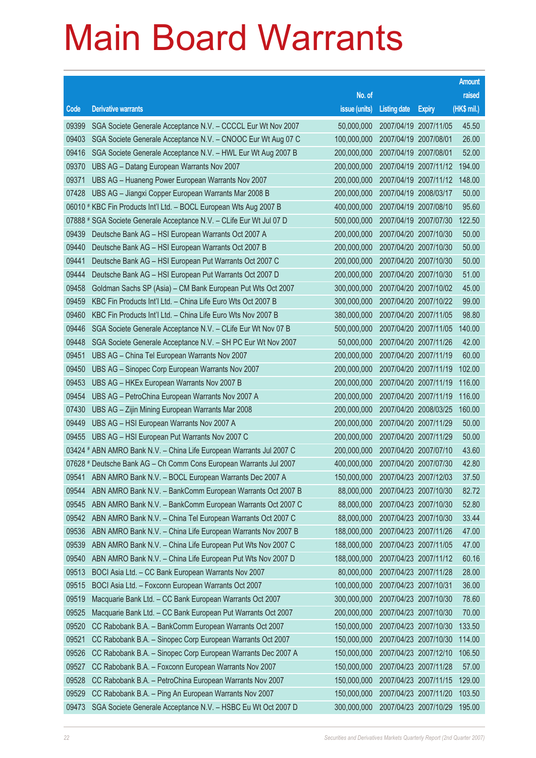# Main Board Warrants

| Code | Derivative warrants | No. of issue (units) | Listing date | Expiry | Amount raised (HK$ mil.) |
|---|---|---|---|---|---|
| 09399 | SGA Societe Generale Acceptance N.V. – CCCCL Eur Wt Nov 2007 | 50,000,000 | 2007/04/19 | 2007/11/05 | 45.50 |
| 09403 | SGA Societe Generale Acceptance N.V. – CNOOC Eur Wt Aug 07 C | 100,000,000 | 2007/04/19 | 2007/08/01 | 26.00 |
| 09416 | SGA Societe Generale Acceptance N.V. – HWL Eur Wt Aug 2007 B | 200,000,000 | 2007/04/19 | 2007/08/01 | 52.00 |
| 09370 | UBS AG – Datang European Warrants Nov 2007 | 200,000,000 | 2007/04/19 | 2007/11/12 | 194.00 |
| 09371 | UBS AG – Huaneng Power European Warrants Nov 2007 | 200,000,000 | 2007/04/19 | 2007/11/12 | 148.00 |
| 07428 | UBS AG – Jiangxi Copper European Warrants Mar 2008 B | 200,000,000 | 2007/04/19 | 2008/03/17 | 50.00 |
| 06010 # | KBC Fin Products Int'l Ltd. – BOCL European Wts Aug 2007 B | 400,000,000 | 2007/04/19 | 2007/08/10 | 95.60 |
| 07888 # | SGA Societe Generale Acceptance N.V. – CLife Eur Wt Jul 07 D | 500,000,000 | 2007/04/19 | 2007/07/30 | 122.50 |
| 09439 | Deutsche Bank AG – HSI European Warrants Oct 2007 A | 200,000,000 | 2007/04/20 | 2007/10/30 | 50.00 |
| 09440 | Deutsche Bank AG – HSI European Warrants Oct 2007 B | 200,000,000 | 2007/04/20 | 2007/10/30 | 50.00 |
| 09441 | Deutsche Bank AG – HSI European Put Warrants Oct 2007 C | 200,000,000 | 2007/04/20 | 2007/10/30 | 50.00 |
| 09444 | Deutsche Bank AG – HSI European Put Warrants Oct 2007 D | 200,000,000 | 2007/04/20 | 2007/10/30 | 51.00 |
| 09458 | Goldman Sachs SP (Asia) – CM Bank European Put Wts Oct 2007 | 300,000,000 | 2007/04/20 | 2007/10/02 | 45.00 |
| 09459 | KBC Fin Products Int'l Ltd. – China Life Euro Wts Oct 2007 B | 300,000,000 | 2007/04/20 | 2007/10/22 | 99.00 |
| 09460 | KBC Fin Products Int'l Ltd. – China Life Euro Wts Nov 2007 B | 380,000,000 | 2007/04/20 | 2007/11/05 | 98.80 |
| 09446 | SGA Societe Generale Acceptance N.V. – CLife Eur Wt Nov 07 B | 500,000,000 | 2007/04/20 | 2007/11/05 | 140.00 |
| 09448 | SGA Societe Generale Acceptance N.V. – SH PC Eur Wt Nov 2007 | 50,000,000 | 2007/04/20 | 2007/11/26 | 42.00 |
| 09451 | UBS AG – China Tel European Warrants Nov 2007 | 200,000,000 | 2007/04/20 | 2007/11/19 | 60.00 |
| 09450 | UBS AG – Sinopec Corp European Warrants Nov 2007 | 200,000,000 | 2007/04/20 | 2007/11/19 | 102.00 |
| 09453 | UBS AG – HKEx European Warrants Nov 2007 B | 200,000,000 | 2007/04/20 | 2007/11/19 | 116.00 |
| 09454 | UBS AG – PetroChina European Warrants Nov 2007 A | 200,000,000 | 2007/04/20 | 2007/11/19 | 116.00 |
| 07430 | UBS AG – Zijin Mining European Warrants Mar 2008 | 200,000,000 | 2007/04/20 | 2008/03/25 | 160.00 |
| 09449 | UBS AG – HSI European Warrants Nov 2007 A | 200,000,000 | 2007/04/20 | 2007/11/29 | 50.00 |
| 09455 | UBS AG – HSI European Put Warrants Nov 2007 C | 200,000,000 | 2007/04/20 | 2007/11/29 | 50.00 |
| 03424 # | ABN AMRO Bank N.V. – China Life European Warrants Jul 2007 C | 200,000,000 | 2007/04/20 | 2007/07/10 | 43.60 |
| 07628 # | Deutsche Bank AG – Ch Comm Cons European Warrants Jul 2007 | 400,000,000 | 2007/04/20 | 2007/07/30 | 42.80 |
| 09541 | ABN AMRO Bank N.V. – BOCL European Warrants Dec 2007 A | 150,000,000 | 2007/04/23 | 2007/12/03 | 37.50 |
| 09544 | ABN AMRO Bank N.V. – BankComm European Warrants Oct 2007 B | 88,000,000 | 2007/04/23 | 2007/10/30 | 82.72 |
| 09545 | ABN AMRO Bank N.V. – BankComm European Warrants Oct 2007 C | 88,000,000 | 2007/04/23 | 2007/10/30 | 52.80 |
| 09542 | ABN AMRO Bank N.V. – China Tel European Warrants Oct 2007 C | 88,000,000 | 2007/04/23 | 2007/10/30 | 33.44 |
| 09536 | ABN AMRO Bank N.V. – China Life European Warrants Nov 2007 B | 188,000,000 | 2007/04/23 | 2007/11/26 | 47.00 |
| 09539 | ABN AMRO Bank N.V. – China Life European Put Wts Nov 2007 C | 188,000,000 | 2007/04/23 | 2007/11/05 | 47.00 |
| 09540 | ABN AMRO Bank N.V. – China Life European Put Wts Nov 2007 D | 188,000,000 | 2007/04/23 | 2007/11/12 | 60.16 |
| 09513 | BOCI Asia Ltd. – CC Bank European Warrants Nov 2007 | 80,000,000 | 2007/04/23 | 2007/11/28 | 28.00 |
| 09515 | BOCI Asia Ltd. – Foxconn European Warrants Oct 2007 | 100,000,000 | 2007/04/23 | 2007/10/31 | 36.00 |
| 09519 | Macquarie Bank Ltd. – CC Bank European Warrants Oct 2007 | 300,000,000 | 2007/04/23 | 2007/10/30 | 78.60 |
| 09525 | Macquarie Bank Ltd. – CC Bank European Put Warrants Oct 2007 | 200,000,000 | 2007/04/23 | 2007/10/30 | 70.00 |
| 09520 | CC Rabobank B.A. – BankComm European Warrants Oct 2007 | 150,000,000 | 2007/04/23 | 2007/10/30 | 133.50 |
| 09521 | CC Rabobank B.A. – Sinopec Corp European Warrants Oct 2007 | 150,000,000 | 2007/04/23 | 2007/10/30 | 114.00 |
| 09526 | CC Rabobank B.A. – Sinopec Corp European Warrants Dec 2007 A | 150,000,000 | 2007/04/23 | 2007/12/10 | 106.50 |
| 09527 | CC Rabobank B.A. – Foxconn European Warrants Nov 2007 | 150,000,000 | 2007/04/23 | 2007/11/28 | 57.00 |
| 09528 | CC Rabobank B.A. – PetroChina European Warrants Nov 2007 | 150,000,000 | 2007/04/23 | 2007/11/15 | 129.00 |
| 09529 | CC Rabobank B.A. – Ping An European Warrants Nov 2007 | 150,000,000 | 2007/04/23 | 2007/11/20 | 103.50 |
| 09473 | SGA Societe Generale Acceptance N.V. – HSBC Eu Wt Oct 2007 D | 300,000,000 | 2007/04/23 | 2007/10/29 | 195.00 |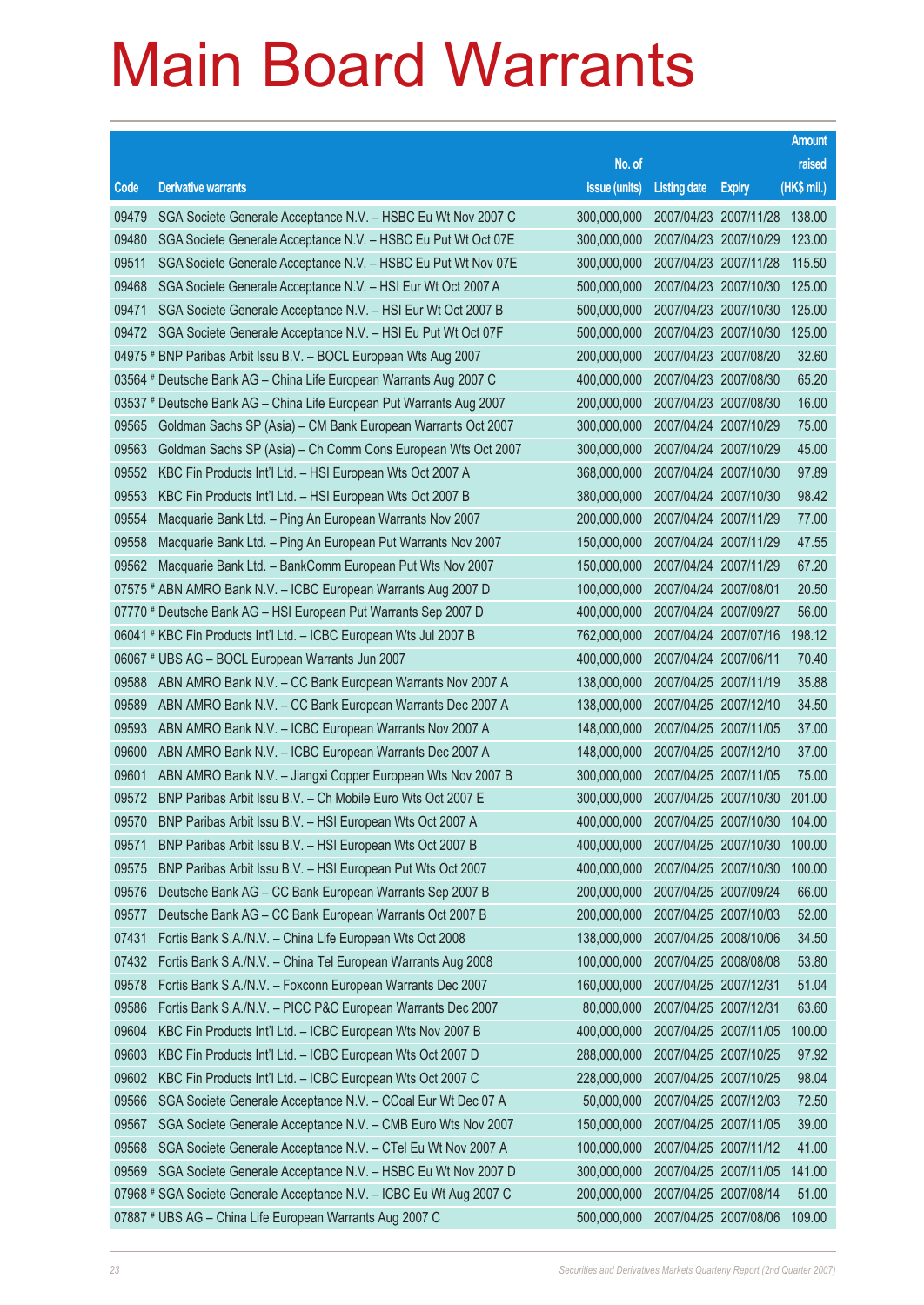# Main Board Warrants

| Code | Derivative warrants | No. of issue (units) | Listing date | Expiry | Amount raised (HK$ mil.) |
|---|---|---|---|---|---|
| 09479 | SGA Societe Generale Acceptance N.V. – HSBC Eu Wt Nov 2007 C | 300,000,000 | 2007/04/23 | 2007/11/28 | 138.00 |
| 09480 | SGA Societe Generale Acceptance N.V. – HSBC Eu Put Wt Oct 07E | 300,000,000 | 2007/04/23 | 2007/10/29 | 123.00 |
| 09511 | SGA Societe Generale Acceptance N.V. – HSBC Eu Put Wt Nov 07E | 300,000,000 | 2007/04/23 | 2007/11/28 | 115.50 |
| 09468 | SGA Societe Generale Acceptance N.V. – HSI Eur Wt Oct 2007 A | 500,000,000 | 2007/04/23 | 2007/10/30 | 125.00 |
| 09471 | SGA Societe Generale Acceptance N.V. – HSI Eur Wt Oct 2007 B | 500,000,000 | 2007/04/23 | 2007/10/30 | 125.00 |
| 09472 | SGA Societe Generale Acceptance N.V. – HSI Eu Put Wt Oct 07F | 500,000,000 | 2007/04/23 | 2007/10/30 | 125.00 |
| 04975 # | BNP Paribas Arbit Issu B.V. – BOCL European Wts Aug 2007 | 200,000,000 | 2007/04/23 | 2007/08/20 | 32.60 |
| 03564 # | Deutsche Bank AG – China Life European Warrants Aug 2007 C | 400,000,000 | 2007/04/23 | 2007/08/30 | 65.20 |
| 03537 # | Deutsche Bank AG – China Life European Put Warrants Aug 2007 | 200,000,000 | 2007/04/23 | 2007/08/30 | 16.00 |
| 09565 | Goldman Sachs SP (Asia) – CM Bank European Warrants Oct 2007 | 300,000,000 | 2007/04/24 | 2007/10/29 | 75.00 |
| 09563 | Goldman Sachs SP (Asia) – Ch Comm Cons European Wts Oct 2007 | 300,000,000 | 2007/04/24 | 2007/10/29 | 45.00 |
| 09552 | KBC Fin Products Int'l Ltd. – HSI European Wts Oct 2007 A | 368,000,000 | 2007/04/24 | 2007/10/30 | 97.89 |
| 09553 | KBC Fin Products Int'l Ltd. – HSI European Wts Oct 2007 B | 380,000,000 | 2007/04/24 | 2007/10/30 | 98.42 |
| 09554 | Macquarie Bank Ltd. – Ping An European Warrants Nov 2007 | 200,000,000 | 2007/04/24 | 2007/11/29 | 77.00 |
| 09558 | Macquarie Bank Ltd. – Ping An European Put Warrants Nov 2007 | 150,000,000 | 2007/04/24 | 2007/11/29 | 47.55 |
| 09562 | Macquarie Bank Ltd. – BankComm European Put Wts Nov 2007 | 150,000,000 | 2007/04/24 | 2007/11/29 | 67.20 |
| 07575 # | ABN AMRO Bank N.V. – ICBC European Warrants Aug 2007 D | 100,000,000 | 2007/04/24 | 2007/08/01 | 20.50 |
| 07770 # | Deutsche Bank AG – HSI European Put Warrants Sep 2007 D | 400,000,000 | 2007/04/24 | 2007/09/27 | 56.00 |
| 06041 # | KBC Fin Products Int'l Ltd. – ICBC European Wts Jul 2007 B | 762,000,000 | 2007/04/24 | 2007/07/16 | 198.12 |
| 06067 # | UBS AG – BOCL European Warrants Jun 2007 | 400,000,000 | 2007/04/24 | 2007/06/11 | 70.40 |
| 09588 | ABN AMRO Bank N.V. – CC Bank European Warrants Nov 2007 A | 138,000,000 | 2007/04/25 | 2007/11/19 | 35.88 |
| 09589 | ABN AMRO Bank N.V. – CC Bank European Warrants Dec 2007 A | 138,000,000 | 2007/04/25 | 2007/12/10 | 34.50 |
| 09593 | ABN AMRO Bank N.V. – ICBC European Warrants Nov 2007 A | 148,000,000 | 2007/04/25 | 2007/11/05 | 37.00 |
| 09600 | ABN AMRO Bank N.V. – ICBC European Warrants Dec 2007 A | 148,000,000 | 2007/04/25 | 2007/12/10 | 37.00 |
| 09601 | ABN AMRO Bank N.V. – Jiangxi Copper European Wts Nov 2007 B | 300,000,000 | 2007/04/25 | 2007/11/05 | 75.00 |
| 09572 | BNP Paribas Arbit Issu B.V. – Ch Mobile Euro Wts Oct 2007 E | 300,000,000 | 2007/04/25 | 2007/10/30 | 201.00 |
| 09570 | BNP Paribas Arbit Issu B.V. – HSI European Wts Oct 2007 A | 400,000,000 | 2007/04/25 | 2007/10/30 | 104.00 |
| 09571 | BNP Paribas Arbit Issu B.V. – HSI European Wts Oct 2007 B | 400,000,000 | 2007/04/25 | 2007/10/30 | 100.00 |
| 09575 | BNP Paribas Arbit Issu B.V. – HSI European Put Wts Oct 2007 | 400,000,000 | 2007/04/25 | 2007/10/30 | 100.00 |
| 09576 | Deutsche Bank AG – CC Bank European Warrants Sep 2007 B | 200,000,000 | 2007/04/25 | 2007/09/24 | 66.00 |
| 09577 | Deutsche Bank AG – CC Bank European Warrants Oct 2007 B | 200,000,000 | 2007/04/25 | 2007/10/03 | 52.00 |
| 07431 | Fortis Bank S.A./N.V. – China Life European Wts Oct 2008 | 138,000,000 | 2007/04/25 | 2008/10/06 | 34.50 |
| 07432 | Fortis Bank S.A./N.V. – China Tel European Warrants Aug 2008 | 100,000,000 | 2007/04/25 | 2008/08/08 | 53.80 |
| 09578 | Fortis Bank S.A./N.V. – Foxconn European Warrants Dec 2007 | 160,000,000 | 2007/04/25 | 2007/12/31 | 51.04 |
| 09586 | Fortis Bank S.A./N.V. – PICC P&C European Warrants Dec 2007 | 80,000,000 | 2007/04/25 | 2007/12/31 | 63.60 |
| 09604 | KBC Fin Products Int'l Ltd. – ICBC European Wts Nov 2007 B | 400,000,000 | 2007/04/25 | 2007/11/05 | 100.00 |
| 09603 | KBC Fin Products Int'l Ltd. – ICBC European Wts Oct 2007 D | 288,000,000 | 2007/04/25 | 2007/10/25 | 97.92 |
| 09602 | KBC Fin Products Int'l Ltd. – ICBC European Wts Oct 2007 C | 228,000,000 | 2007/04/25 | 2007/10/25 | 98.04 |
| 09566 | SGA Societe Generale Acceptance N.V. – CCoal Eur Wt Dec 07 A | 50,000,000 | 2007/04/25 | 2007/12/03 | 72.50 |
| 09567 | SGA Societe Generale Acceptance N.V. – CMB Euro Wts Nov 2007 | 150,000,000 | 2007/04/25 | 2007/11/05 | 39.00 |
| 09568 | SGA Societe Generale Acceptance N.V. – CTel Eu Wt Nov 2007 A | 100,000,000 | 2007/04/25 | 2007/11/12 | 41.00 |
| 09569 | SGA Societe Generale Acceptance N.V. – HSBC Eu Wt Nov 2007 D | 300,000,000 | 2007/04/25 | 2007/11/05 | 141.00 |
| 07968 # | SGA Societe Generale Acceptance N.V. – ICBC Eu Wt Aug 2007 C | 200,000,000 | 2007/04/25 | 2007/08/14 | 51.00 |
| 07887 # | UBS AG – China Life European Warrants Aug 2007 C | 500,000,000 | 2007/04/25 | 2007/08/06 | 109.00 |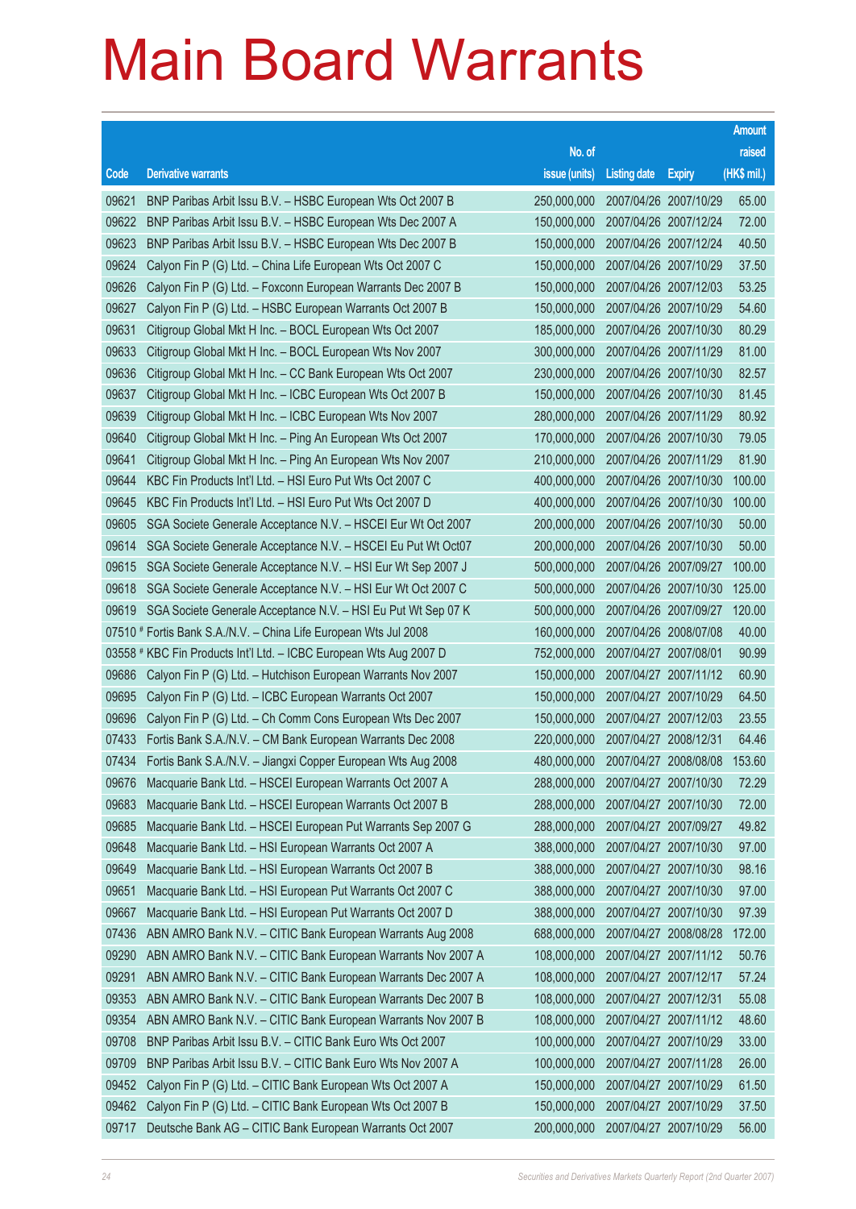# Main Board Warrants

| Code | Derivative warrants | No. of issue (units) | Listing date | Expiry | Amount raised (HK$ mil.) |
|---|---|---|---|---|---|
| 09621 | BNP Paribas Arbit Issu B.V. – HSBC European Wts Oct 2007 B | 250,000,000 | 2007/04/26 | 2007/10/29 | 65.00 |
| 09622 | BNP Paribas Arbit Issu B.V. – HSBC European Wts Dec 2007 A | 150,000,000 | 2007/04/26 | 2007/12/24 | 72.00 |
| 09623 | BNP Paribas Arbit Issu B.V. – HSBC European Wts Dec 2007 B | 150,000,000 | 2007/04/26 | 2007/12/24 | 40.50 |
| 09624 | Calyon Fin P (G) Ltd. – China Life European Wts Oct 2007 C | 150,000,000 | 2007/04/26 | 2007/10/29 | 37.50 |
| 09626 | Calyon Fin P (G) Ltd. – Foxconn European Warrants Dec 2007 B | 150,000,000 | 2007/04/26 | 2007/12/03 | 53.25 |
| 09627 | Calyon Fin P (G) Ltd. – HSBC European Warrants Oct 2007 B | 150,000,000 | 2007/04/26 | 2007/10/29 | 54.60 |
| 09631 | Citigroup Global Mkt H Inc. – BOCL European Wts Oct 2007 | 185,000,000 | 2007/04/26 | 2007/10/30 | 80.29 |
| 09633 | Citigroup Global Mkt H Inc. – BOCL European Wts Nov 2007 | 300,000,000 | 2007/04/26 | 2007/11/29 | 81.00 |
| 09636 | Citigroup Global Mkt H Inc. – CC Bank European Wts Oct 2007 | 230,000,000 | 2007/04/26 | 2007/10/30 | 82.57 |
| 09637 | Citigroup Global Mkt H Inc. – ICBC European Wts Oct 2007 B | 150,000,000 | 2007/04/26 | 2007/10/30 | 81.45 |
| 09639 | Citigroup Global Mkt H Inc. – ICBC European Wts Nov 2007 | 280,000,000 | 2007/04/26 | 2007/11/29 | 80.92 |
| 09640 | Citigroup Global Mkt H Inc. – Ping An European Wts Oct 2007 | 170,000,000 | 2007/04/26 | 2007/10/30 | 79.05 |
| 09641 | Citigroup Global Mkt H Inc. – Ping An European Wts Nov 2007 | 210,000,000 | 2007/04/26 | 2007/11/29 | 81.90 |
| 09644 | KBC Fin Products Int'l Ltd. – HSI Euro Put Wts Oct 2007 C | 400,000,000 | 2007/04/26 | 2007/10/30 | 100.00 |
| 09645 | KBC Fin Products Int'l Ltd. – HSI Euro Put Wts Oct 2007 D | 400,000,000 | 2007/04/26 | 2007/10/30 | 100.00 |
| 09605 | SGA Societe Generale Acceptance N.V. – HSCEI Eur Wt Oct 2007 | 200,000,000 | 2007/04/26 | 2007/10/30 | 50.00 |
| 09614 | SGA Societe Generale Acceptance N.V. – HSCEI Eu Put Wt Oct07 | 200,000,000 | 2007/04/26 | 2007/10/30 | 50.00 |
| 09615 | SGA Societe Generale Acceptance N.V. – HSI Eur Wt Sep 2007 J | 500,000,000 | 2007/04/26 | 2007/09/27 | 100.00 |
| 09618 | SGA Societe Generale Acceptance N.V. – HSI Eur Wt Oct 2007 C | 500,000,000 | 2007/04/26 | 2007/10/30 | 125.00 |
| 09619 | SGA Societe Generale Acceptance N.V. – HSI Eu Put Wt Sep 07 K | 500,000,000 | 2007/04/26 | 2007/09/27 | 120.00 |
| 07510 # | Fortis Bank S.A./N.V. – China Life European Wts Jul 2008 | 160,000,000 | 2007/04/26 | 2008/07/08 | 40.00 |
| 03558 # | KBC Fin Products Int'l Ltd. – ICBC European Wts Aug 2007 D | 752,000,000 | 2007/04/27 | 2007/08/01 | 90.99 |
| 09686 | Calyon Fin P (G) Ltd. – Hutchison European Warrants Nov 2007 | 150,000,000 | 2007/04/27 | 2007/11/12 | 60.90 |
| 09695 | Calyon Fin P (G) Ltd. – ICBC European Warrants Oct 2007 | 150,000,000 | 2007/04/27 | 2007/10/29 | 64.50 |
| 09696 | Calyon Fin P (G) Ltd. – Ch Comm Cons European Wts Dec 2007 | 150,000,000 | 2007/04/27 | 2007/12/03 | 23.55 |
| 07433 | Fortis Bank S.A./N.V. – CM Bank European Warrants Dec 2008 | 220,000,000 | 2007/04/27 | 2008/12/31 | 64.46 |
| 07434 | Fortis Bank S.A./N.V. – Jiangxi Copper European Wts Aug 2008 | 480,000,000 | 2007/04/27 | 2008/08/08 | 153.60 |
| 09676 | Macquarie Bank Ltd. – HSCEI European Warrants Oct 2007 A | 288,000,000 | 2007/04/27 | 2007/10/30 | 72.29 |
| 09683 | Macquarie Bank Ltd. – HSCEI European Warrants Oct 2007 B | 288,000,000 | 2007/04/27 | 2007/10/30 | 72.00 |
| 09685 | Macquarie Bank Ltd. – HSCEI European Put Warrants Sep 2007 G | 288,000,000 | 2007/04/27 | 2007/09/27 | 49.82 |
| 09648 | Macquarie Bank Ltd. – HSI European Warrants Oct 2007 A | 388,000,000 | 2007/04/27 | 2007/10/30 | 97.00 |
| 09649 | Macquarie Bank Ltd. – HSI European Warrants Oct 2007 B | 388,000,000 | 2007/04/27 | 2007/10/30 | 98.16 |
| 09651 | Macquarie Bank Ltd. – HSI European Put Warrants Oct 2007 C | 388,000,000 | 2007/04/27 | 2007/10/30 | 97.00 |
| 09667 | Macquarie Bank Ltd. – HSI European Put Warrants Oct 2007 D | 388,000,000 | 2007/04/27 | 2007/10/30 | 97.39 |
| 07436 | ABN AMRO Bank N.V. – CITIC Bank European Warrants Aug 2008 | 688,000,000 | 2007/04/27 | 2008/08/28 | 172.00 |
| 09290 | ABN AMRO Bank N.V. – CITIC Bank European Warrants Nov 2007 A | 108,000,000 | 2007/04/27 | 2007/11/12 | 50.76 |
| 09291 | ABN AMRO Bank N.V. – CITIC Bank European Warrants Dec 2007 A | 108,000,000 | 2007/04/27 | 2007/12/17 | 57.24 |
| 09353 | ABN AMRO Bank N.V. – CITIC Bank European Warrants Dec 2007 B | 108,000,000 | 2007/04/27 | 2007/12/31 | 55.08 |
| 09354 | ABN AMRO Bank N.V. – CITIC Bank European Warrants Nov 2007 B | 108,000,000 | 2007/04/27 | 2007/11/12 | 48.60 |
| 09708 | BNP Paribas Arbit Issu B.V. – CITIC Bank Euro Wts Oct 2007 | 100,000,000 | 2007/04/27 | 2007/10/29 | 33.00 |
| 09709 | BNP Paribas Arbit Issu B.V. – CITIC Bank Euro Wts Nov 2007 A | 100,000,000 | 2007/04/27 | 2007/11/28 | 26.00 |
| 09452 | Calyon Fin P (G) Ltd. – CITIC Bank European Wts Oct 2007 A | 150,000,000 | 2007/04/27 | 2007/10/29 | 61.50 |
| 09462 | Calyon Fin P (G) Ltd. – CITIC Bank European Wts Oct 2007 B | 150,000,000 | 2007/04/27 | 2007/10/29 | 37.50 |
| 09717 | Deutsche Bank AG – CITIC Bank European Warrants Oct 2007 | 200,000,000 | 2007/04/27 | 2007/10/29 | 56.00 |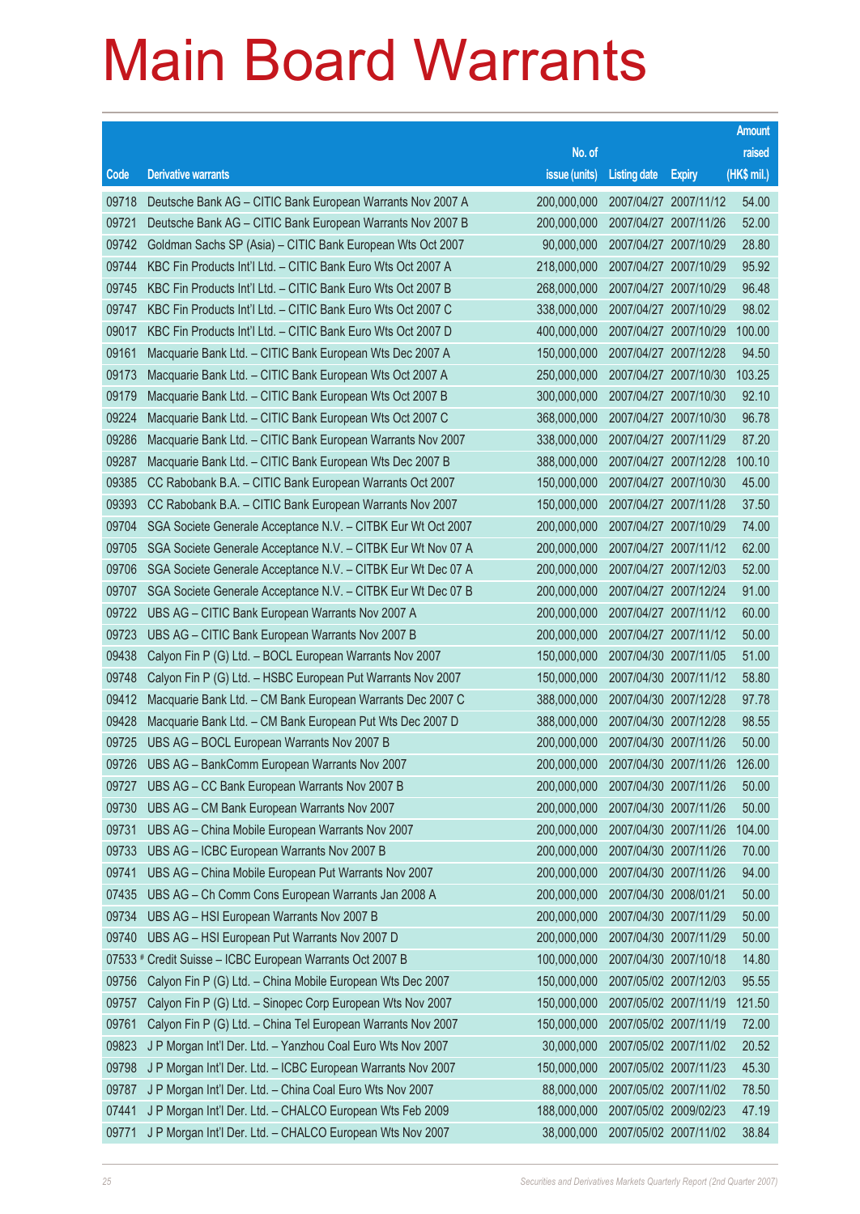# Main Board Warrants

| Code | Derivative warrants | No. of issue (units) | Listing date | Expiry | Amount raised (HK$ mil.) |
|---|---|---|---|---|---|
| 09718 | Deutsche Bank AG – CITIC Bank European Warrants Nov 2007 A | 200,000,000 | 2007/04/27 | 2007/11/12 | 54.00 |
| 09721 | Deutsche Bank AG – CITIC Bank European Warrants Nov 2007 B | 200,000,000 | 2007/04/27 | 2007/11/26 | 52.00 |
| 09742 | Goldman Sachs SP (Asia) – CITIC Bank European Wts Oct 2007 | 90,000,000 | 2007/04/27 | 2007/10/29 | 28.80 |
| 09744 | KBC Fin Products Int'l Ltd. – CITIC Bank Euro Wts Oct 2007 A | 218,000,000 | 2007/04/27 | 2007/10/29 | 95.92 |
| 09745 | KBC Fin Products Int'l Ltd. – CITIC Bank Euro Wts Oct 2007 B | 268,000,000 | 2007/04/27 | 2007/10/29 | 96.48 |
| 09747 | KBC Fin Products Int'l Ltd. – CITIC Bank Euro Wts Oct 2007 C | 338,000,000 | 2007/04/27 | 2007/10/29 | 98.02 |
| 09017 | KBC Fin Products Int'l Ltd. – CITIC Bank Euro Wts Oct 2007 D | 400,000,000 | 2007/04/27 | 2007/10/29 | 100.00 |
| 09161 | Macquarie Bank Ltd. – CITIC Bank European Wts Dec 2007 A | 150,000,000 | 2007/04/27 | 2007/12/28 | 94.50 |
| 09173 | Macquarie Bank Ltd. – CITIC Bank European Wts Oct 2007 A | 250,000,000 | 2007/04/27 | 2007/10/30 | 103.25 |
| 09179 | Macquarie Bank Ltd. – CITIC Bank European Wts Oct 2007 B | 300,000,000 | 2007/04/27 | 2007/10/30 | 92.10 |
| 09224 | Macquarie Bank Ltd. – CITIC Bank European Wts Oct 2007 C | 368,000,000 | 2007/04/27 | 2007/10/30 | 96.78 |
| 09286 | Macquarie Bank Ltd. – CITIC Bank European Warrants Nov 2007 | 338,000,000 | 2007/04/27 | 2007/11/29 | 87.20 |
| 09287 | Macquarie Bank Ltd. – CITIC Bank European Wts Dec 2007 B | 388,000,000 | 2007/04/27 | 2007/12/28 | 100.10 |
| 09385 | CC Rabobank B.A. – CITIC Bank European Warrants Oct 2007 | 150,000,000 | 2007/04/27 | 2007/10/30 | 45.00 |
| 09393 | CC Rabobank B.A. – CITIC Bank European Warrants Nov 2007 | 150,000,000 | 2007/04/27 | 2007/11/28 | 37.50 |
| 09704 | SGA Societe Generale Acceptance N.V. – CITBK Eur Wt Oct 2007 | 200,000,000 | 2007/04/27 | 2007/10/29 | 74.00 |
| 09705 | SGA Societe Generale Acceptance N.V. – CITBK Eur Wt Nov 07 A | 200,000,000 | 2007/04/27 | 2007/11/12 | 62.00 |
| 09706 | SGA Societe Generale Acceptance N.V. – CITBK Eur Wt Dec 07 A | 200,000,000 | 2007/04/27 | 2007/12/03 | 52.00 |
| 09707 | SGA Societe Generale Acceptance N.V. – CITBK Eur Wt Dec 07 B | 200,000,000 | 2007/04/27 | 2007/12/24 | 91.00 |
| 09722 | UBS AG – CITIC Bank European Warrants Nov 2007 A | 200,000,000 | 2007/04/27 | 2007/11/12 | 60.00 |
| 09723 | UBS AG – CITIC Bank European Warrants Nov 2007 B | 200,000,000 | 2007/04/27 | 2007/11/12 | 50.00 |
| 09438 | Calyon Fin P (G) Ltd. – BOCL European Warrants Nov 2007 | 150,000,000 | 2007/04/30 | 2007/11/05 | 51.00 |
| 09748 | Calyon Fin P (G) Ltd. – HSBC European Put Warrants Nov 2007 | 150,000,000 | 2007/04/30 | 2007/11/12 | 58.80 |
| 09412 | Macquarie Bank Ltd. – CM Bank European Warrants Dec 2007 C | 388,000,000 | 2007/04/30 | 2007/12/28 | 97.78 |
| 09428 | Macquarie Bank Ltd. – CM Bank European Put Wts Dec 2007 D | 388,000,000 | 2007/04/30 | 2007/12/28 | 98.55 |
| 09725 | UBS AG – BOCL European Warrants Nov 2007 B | 200,000,000 | 2007/04/30 | 2007/11/26 | 50.00 |
| 09726 | UBS AG – BankComm European Warrants Nov 2007 | 200,000,000 | 2007/04/30 | 2007/11/26 | 126.00 |
| 09727 | UBS AG – CC Bank European Warrants Nov 2007 B | 200,000,000 | 2007/04/30 | 2007/11/26 | 50.00 |
| 09730 | UBS AG – CM Bank European Warrants Nov 2007 | 200,000,000 | 2007/04/30 | 2007/11/26 | 50.00 |
| 09731 | UBS AG – China Mobile European Warrants Nov 2007 | 200,000,000 | 2007/04/30 | 2007/11/26 | 104.00 |
| 09733 | UBS AG – ICBC European Warrants Nov 2007 B | 200,000,000 | 2007/04/30 | 2007/11/26 | 70.00 |
| 09741 | UBS AG – China Mobile European Put Warrants Nov 2007 | 200,000,000 | 2007/04/30 | 2007/11/26 | 94.00 |
| 07435 | UBS AG – Ch Comm Cons European Warrants Jan 2008 A | 200,000,000 | 2007/04/30 | 2008/01/21 | 50.00 |
| 09734 | UBS AG – HSI European Warrants Nov 2007 B | 200,000,000 | 2007/04/30 | 2007/11/29 | 50.00 |
| 09740 | UBS AG – HSI European Put Warrants Nov 2007 D | 200,000,000 | 2007/04/30 | 2007/11/29 | 50.00 |
| 07533 # | Credit Suisse – ICBC European Warrants Oct 2007 B | 100,000,000 | 2007/04/30 | 2007/10/18 | 14.80 |
| 09756 | Calyon Fin P (G) Ltd. – China Mobile European Wts Dec 2007 | 150,000,000 | 2007/05/02 | 2007/12/03 | 95.55 |
| 09757 | Calyon Fin P (G) Ltd. – Sinopec Corp European Wts Nov 2007 | 150,000,000 | 2007/05/02 | 2007/11/19 | 121.50 |
| 09761 | Calyon Fin P (G) Ltd. – China Tel European Warrants Nov 2007 | 150,000,000 | 2007/05/02 | 2007/11/19 | 72.00 |
| 09823 | J P Morgan Int'l Der. Ltd. – Yanzhou Coal Euro Wts Nov 2007 | 30,000,000 | 2007/05/02 | 2007/11/02 | 20.52 |
| 09798 | J P Morgan Int'l Der. Ltd. – ICBC European Warrants Nov 2007 | 150,000,000 | 2007/05/02 | 2007/11/23 | 45.30 |
| 09787 | J P Morgan Int'l Der. Ltd. – China Coal Euro Wts Nov 2007 | 88,000,000 | 2007/05/02 | 2007/11/02 | 78.50 |
| 07441 | J P Morgan Int'l Der. Ltd. – CHALCO European Wts Feb 2009 | 188,000,000 | 2007/05/02 | 2009/02/23 | 47.19 |
| 09771 | J P Morgan Int'l Der. Ltd. – CHALCO European Wts Nov 2007 | 38,000,000 | 2007/05/02 | 2007/11/02 | 38.84 |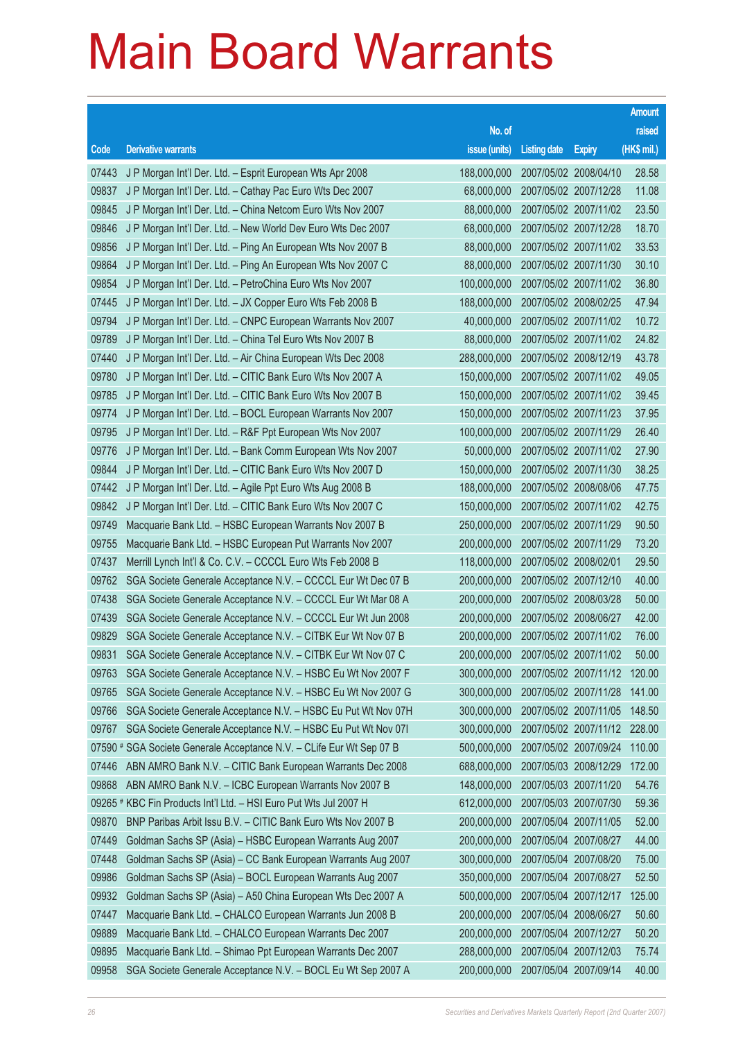# Main Board Warrants

| Code | Derivative warrants | No. of issue (units) | Listing date | Expiry | Amount raised (HK$ mil.) |
|---|---|---|---|---|---|
| 07443 | J P Morgan Int'l Der. Ltd. – Esprit European Wts Apr 2008 | 188,000,000 | 2007/05/02 | 2008/04/10 | 28.58 |
| 09837 | J P Morgan Int'l Der. Ltd. – Cathay Pac Euro Wts Dec 2007 | 68,000,000 | 2007/05/02 | 2007/12/28 | 11.08 |
| 09845 | J P Morgan Int'l Der. Ltd. – China Netcom Euro Wts Nov 2007 | 88,000,000 | 2007/05/02 | 2007/11/02 | 23.50 |
| 09846 | J P Morgan Int'l Der. Ltd. – New World Dev Euro Wts Dec 2007 | 68,000,000 | 2007/05/02 | 2007/12/28 | 18.70 |
| 09856 | J P Morgan Int'l Der. Ltd. – Ping An European Wts Nov 2007 B | 88,000,000 | 2007/05/02 | 2007/11/02 | 33.53 |
| 09864 | J P Morgan Int'l Der. Ltd. – Ping An European Wts Nov 2007 C | 88,000,000 | 2007/05/02 | 2007/11/30 | 30.10 |
| 09854 | J P Morgan Int'l Der. Ltd. – PetroChina Euro Wts Nov 2007 | 100,000,000 | 2007/05/02 | 2007/11/02 | 36.80 |
| 07445 | J P Morgan Int'l Der. Ltd. – JX Copper Euro Wts Feb 2008 B | 188,000,000 | 2007/05/02 | 2008/02/25 | 47.94 |
| 09794 | J P Morgan Int'l Der. Ltd. – CNPC European Warrants Nov 2007 | 40,000,000 | 2007/05/02 | 2007/11/02 | 10.72 |
| 09789 | J P Morgan Int'l Der. Ltd. – China Tel Euro Wts Nov 2007 B | 88,000,000 | 2007/05/02 | 2007/11/02 | 24.82 |
| 07440 | J P Morgan Int'l Der. Ltd. – Air China European Wts Dec 2008 | 288,000,000 | 2007/05/02 | 2008/12/19 | 43.78 |
| 09780 | J P Morgan Int'l Der. Ltd. – CITIC Bank Euro Wts Nov 2007 A | 150,000,000 | 2007/05/02 | 2007/11/02 | 49.05 |
| 09785 | J P Morgan Int'l Der. Ltd. – CITIC Bank Euro Wts Nov 2007 B | 150,000,000 | 2007/05/02 | 2007/11/02 | 39.45 |
| 09774 | J P Morgan Int'l Der. Ltd. – BOCL European Warrants Nov 2007 | 150,000,000 | 2007/05/02 | 2007/11/23 | 37.95 |
| 09795 | J P Morgan Int'l Der. Ltd. – R&F Ppt European Wts Nov 2007 | 100,000,000 | 2007/05/02 | 2007/11/29 | 26.40 |
| 09776 | J P Morgan Int'l Der. Ltd. – Bank Comm European Wts Nov 2007 | 50,000,000 | 2007/05/02 | 2007/11/02 | 27.90 |
| 09844 | J P Morgan Int'l Der. Ltd. – CITIC Bank Euro Wts Nov 2007 D | 150,000,000 | 2007/05/02 | 2007/11/30 | 38.25 |
| 07442 | J P Morgan Int'l Der. Ltd. – Agile Ppt Euro Wts Aug 2008 B | 188,000,000 | 2007/05/02 | 2008/08/06 | 47.75 |
| 09842 | J P Morgan Int'l Der. Ltd. – CITIC Bank Euro Wts Nov 2007 C | 150,000,000 | 2007/05/02 | 2007/11/02 | 42.75 |
| 09749 | Macquarie Bank Ltd. – HSBC European Warrants Nov 2007 B | 250,000,000 | 2007/05/02 | 2007/11/29 | 90.50 |
| 09755 | Macquarie Bank Ltd. – HSBC European Put Warrants Nov 2007 | 200,000,000 | 2007/05/02 | 2007/11/29 | 73.20 |
| 07437 | Merrill Lynch Int'l & Co. C.V. – CCCCL Euro Wts Feb 2008 B | 118,000,000 | 2007/05/02 | 2008/02/01 | 29.50 |
| 09762 | SGA Societe Generale Acceptance N.V. – CCCCL Eur Wt Dec 07 B | 200,000,000 | 2007/05/02 | 2007/12/10 | 40.00 |
| 07438 | SGA Societe Generale Acceptance N.V. – CCCCL Eur Wt Mar 08 A | 200,000,000 | 2007/05/02 | 2008/03/28 | 50.00 |
| 07439 | SGA Societe Generale Acceptance N.V. – CCCCL Eur Wt Jun 2008 | 200,000,000 | 2007/05/02 | 2008/06/27 | 42.00 |
| 09829 | SGA Societe Generale Acceptance N.V. – CITBK Eur Wt Nov 07 B | 200,000,000 | 2007/05/02 | 2007/11/02 | 76.00 |
| 09831 | SGA Societe Generale Acceptance N.V. – CITBK Eur Wt Nov 07 C | 200,000,000 | 2007/05/02 | 2007/11/02 | 50.00 |
| 09763 | SGA Societe Generale Acceptance N.V. – HSBC Eu Wt Nov 2007 F | 300,000,000 | 2007/05/02 | 2007/11/12 | 120.00 |
| 09765 | SGA Societe Generale Acceptance N.V. – HSBC Eu Wt Nov 2007 G | 300,000,000 | 2007/05/02 | 2007/11/28 | 141.00 |
| 09766 | SGA Societe Generale Acceptance N.V. – HSBC Eu Put Wt Nov 07H | 300,000,000 | 2007/05/02 | 2007/11/05 | 148.50 |
| 09767 | SGA Societe Generale Acceptance N.V. – HSBC Eu Put Wt Nov 07I | 300,000,000 | 2007/05/02 | 2007/11/12 | 228.00 |
| 07590 # | SGA Societe Generale Acceptance N.V. – CLife Eur Wt Sep 07 B | 500,000,000 | 2007/05/02 | 2007/09/24 | 110.00 |
| 07446 | ABN AMRO Bank N.V. – CITIC Bank European Warrants Dec 2008 | 688,000,000 | 2007/05/03 | 2008/12/29 | 172.00 |
| 09868 | ABN AMRO Bank N.V. – ICBC European Warrants Nov 2007 B | 148,000,000 | 2007/05/03 | 2007/11/20 | 54.76 |
| 09265 # | KBC Fin Products Int'l Ltd. – HSI Euro Put Wts Jul 2007 H | 612,000,000 | 2007/05/03 | 2007/07/30 | 59.36 |
| 09870 | BNP Paribas Arbit Issu B.V. – CITIC Bank Euro Wts Nov 2007 B | 200,000,000 | 2007/05/04 | 2007/11/05 | 52.00 |
| 07449 | Goldman Sachs SP (Asia) – HSBC European Warrants Aug 2007 | 200,000,000 | 2007/05/04 | 2007/08/27 | 44.00 |
| 07448 | Goldman Sachs SP (Asia) – CC Bank European Warrants Aug 2007 | 300,000,000 | 2007/05/04 | 2007/08/20 | 75.00 |
| 09986 | Goldman Sachs SP (Asia) – BOCL European Warrants Aug 2007 | 350,000,000 | 2007/05/04 | 2007/08/27 | 52.50 |
| 09932 | Goldman Sachs SP (Asia) – A50 China European Wts Dec 2007 A | 500,000,000 | 2007/05/04 | 2007/12/17 | 125.00 |
| 07447 | Macquarie Bank Ltd. – CHALCO European Warrants Jun 2008 B | 200,000,000 | 2007/05/04 | 2008/06/27 | 50.60 |
| 09889 | Macquarie Bank Ltd. – CHALCO European Warrants Dec 2007 | 200,000,000 | 2007/05/04 | 2007/12/27 | 50.20 |
| 09895 | Macquarie Bank Ltd. – Shimao Ppt European Warrants Dec 2007 | 288,000,000 | 2007/05/04 | 2007/12/03 | 75.74 |
| 09958 | SGA Societe Generale Acceptance N.V. – BOCL Eu Wt Sep 2007 A | 200,000,000 | 2007/05/04 | 2007/09/14 | 40.00 |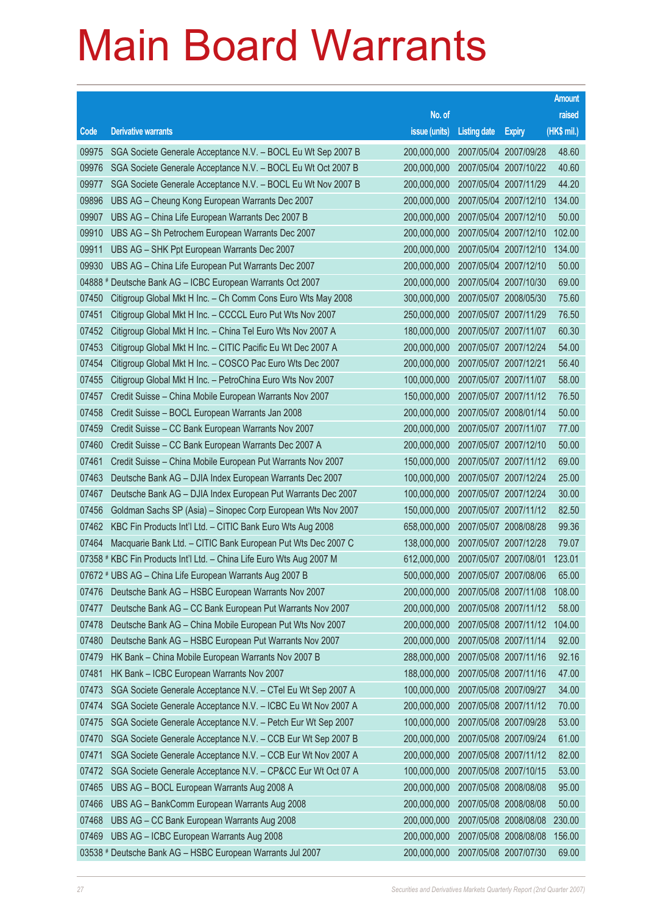# Main Board Warrants

| Code | Derivative warrants | No. of issue (units) | Listing date | Expiry | Amount raised (HK$ mil.) |
|---|---|---|---|---|---|
| 09975 | SGA Societe Generale Acceptance N.V. – BOCL Eu Wt Sep 2007 B | 200,000,000 | 2007/05/04 | 2007/09/28 | 48.60 |
| 09976 | SGA Societe Generale Acceptance N.V. – BOCL Eu Wt Oct 2007 B | 200,000,000 | 2007/05/04 | 2007/10/22 | 40.60 |
| 09977 | SGA Societe Generale Acceptance N.V. – BOCL Eu Wt Nov 2007 B | 200,000,000 | 2007/05/04 | 2007/11/29 | 44.20 |
| 09896 | UBS AG – Cheung Kong European Warrants Dec 2007 | 200,000,000 | 2007/05/04 | 2007/12/10 | 134.00 |
| 09907 | UBS AG – China Life European Warrants Dec 2007 B | 200,000,000 | 2007/05/04 | 2007/12/10 | 50.00 |
| 09910 | UBS AG – Sh Petrochem European Warrants Dec 2007 | 200,000,000 | 2007/05/04 | 2007/12/10 | 102.00 |
| 09911 | UBS AG – SHK Ppt European Warrants Dec 2007 | 200,000,000 | 2007/05/04 | 2007/12/10 | 134.00 |
| 09930 | UBS AG – China Life European Put Warrants Dec 2007 | 200,000,000 | 2007/05/04 | 2007/12/10 | 50.00 |
| 04888 # | Deutsche Bank AG – ICBC European Warrants Oct 2007 | 200,000,000 | 2007/05/04 | 2007/10/30 | 69.00 |
| 07450 | Citigroup Global Mkt H Inc. – Ch Comm Cons Euro Wts May 2008 | 300,000,000 | 2007/05/07 | 2008/05/30 | 75.60 |
| 07451 | Citigroup Global Mkt H Inc. – CCCCL Euro Put Wts Nov 2007 | 250,000,000 | 2007/05/07 | 2007/11/29 | 76.50 |
| 07452 | Citigroup Global Mkt H Inc. – China Tel Euro Wts Nov 2007 A | 180,000,000 | 2007/05/07 | 2007/11/07 | 60.30 |
| 07453 | Citigroup Global Mkt H Inc. – CITIC Pacific Eu Wt Dec 2007 A | 200,000,000 | 2007/05/07 | 2007/12/24 | 54.00 |
| 07454 | Citigroup Global Mkt H Inc. – COSCO Pac Euro Wts Dec 2007 | 200,000,000 | 2007/05/07 | 2007/12/21 | 56.40 |
| 07455 | Citigroup Global Mkt H Inc. – PetroChina Euro Wts Nov 2007 | 100,000,000 | 2007/05/07 | 2007/11/07 | 58.00 |
| 07457 | Credit Suisse – China Mobile European Warrants Nov 2007 | 150,000,000 | 2007/05/07 | 2007/11/12 | 76.50 |
| 07458 | Credit Suisse – BOCL European Warrants Jan 2008 | 200,000,000 | 2007/05/07 | 2008/01/14 | 50.00 |
| 07459 | Credit Suisse – CC Bank European Warrants Nov 2007 | 200,000,000 | 2007/05/07 | 2007/11/07 | 77.00 |
| 07460 | Credit Suisse – CC Bank European Warrants Dec 2007 A | 200,000,000 | 2007/05/07 | 2007/12/10 | 50.00 |
| 07461 | Credit Suisse – China Mobile European Put Warrants Nov 2007 | 150,000,000 | 2007/05/07 | 2007/11/12 | 69.00 |
| 07463 | Deutsche Bank AG – DJIA Index European Warrants Dec 2007 | 100,000,000 | 2007/05/07 | 2007/12/24 | 25.00 |
| 07467 | Deutsche Bank AG – DJIA Index European Put Warrants Dec 2007 | 100,000,000 | 2007/05/07 | 2007/12/24 | 30.00 |
| 07456 | Goldman Sachs SP (Asia) – Sinopec Corp European Wts Nov 2007 | 150,000,000 | 2007/05/07 | 2007/11/12 | 82.50 |
| 07462 | KBC Fin Products Int'l Ltd. – CITIC Bank Euro Wts Aug 2008 | 658,000,000 | 2007/05/07 | 2008/08/28 | 99.36 |
| 07464 | Macquarie Bank Ltd. – CITIC Bank European Put Wts Dec 2007 C | 138,000,000 | 2007/05/07 | 2007/12/28 | 79.07 |
| 07358 # | KBC Fin Products Int'l Ltd. – China Life Euro Wts Aug 2007 M | 612,000,000 | 2007/05/07 | 2007/08/01 | 123.01 |
| 07672 # | UBS AG – China Life European Warrants Aug 2007 B | 500,000,000 | 2007/05/07 | 2007/08/06 | 65.00 |
| 07476 | Deutsche Bank AG – HSBC European Warrants Nov 2007 | 200,000,000 | 2007/05/08 | 2007/11/08 | 108.00 |
| 07477 | Deutsche Bank AG – CC Bank European Put Warrants Nov 2007 | 200,000,000 | 2007/05/08 | 2007/11/12 | 58.00 |
| 07478 | Deutsche Bank AG – China Mobile European Put Wts Nov 2007 | 200,000,000 | 2007/05/08 | 2007/11/12 | 104.00 |
| 07480 | Deutsche Bank AG – HSBC European Put Warrants Nov 2007 | 200,000,000 | 2007/05/08 | 2007/11/14 | 92.00 |
| 07479 | HK Bank – China Mobile European Warrants Nov 2007 B | 288,000,000 | 2007/05/08 | 2007/11/16 | 92.16 |
| 07481 | HK Bank – ICBC European Warrants Nov 2007 | 188,000,000 | 2007/05/08 | 2007/11/16 | 47.00 |
| 07473 | SGA Societe Generale Acceptance N.V. – CTel Eu Wt Sep 2007 A | 100,000,000 | 2007/05/08 | 2007/09/27 | 34.00 |
| 07474 | SGA Societe Generale Acceptance N.V. – ICBC Eu Wt Nov 2007 A | 200,000,000 | 2007/05/08 | 2007/11/12 | 70.00 |
| 07475 | SGA Societe Generale Acceptance N.V. – Petch Eur Wt Sep 2007 | 100,000,000 | 2007/05/08 | 2007/09/28 | 53.00 |
| 07470 | SGA Societe Generale Acceptance N.V. – CCB Eur Wt Sep 2007 B | 200,000,000 | 2007/05/08 | 2007/09/24 | 61.00 |
| 07471 | SGA Societe Generale Acceptance N.V. – CCB Eur Wt Nov 2007 A | 200,000,000 | 2007/05/08 | 2007/11/12 | 82.00 |
| 07472 | SGA Societe Generale Acceptance N.V. – CP&CC Eur Wt Oct 07 A | 100,000,000 | 2007/05/08 | 2007/10/15 | 53.00 |
| 07465 | UBS AG – BOCL European Warrants Aug 2008 A | 200,000,000 | 2007/05/08 | 2008/08/08 | 95.00 |
| 07466 | UBS AG – BankComm European Warrants Aug 2008 | 200,000,000 | 2007/05/08 | 2008/08/08 | 50.00 |
| 07468 | UBS AG – CC Bank European Warrants Aug 2008 | 200,000,000 | 2007/05/08 | 2008/08/08 | 230.00 |
| 07469 | UBS AG – ICBC European Warrants Aug 2008 | 200,000,000 | 2007/05/08 | 2008/08/08 | 156.00 |
| 03538 # | Deutsche Bank AG – HSBC European Warrants Jul 2007 | 200,000,000 | 2007/05/08 | 2007/07/30 | 69.00 |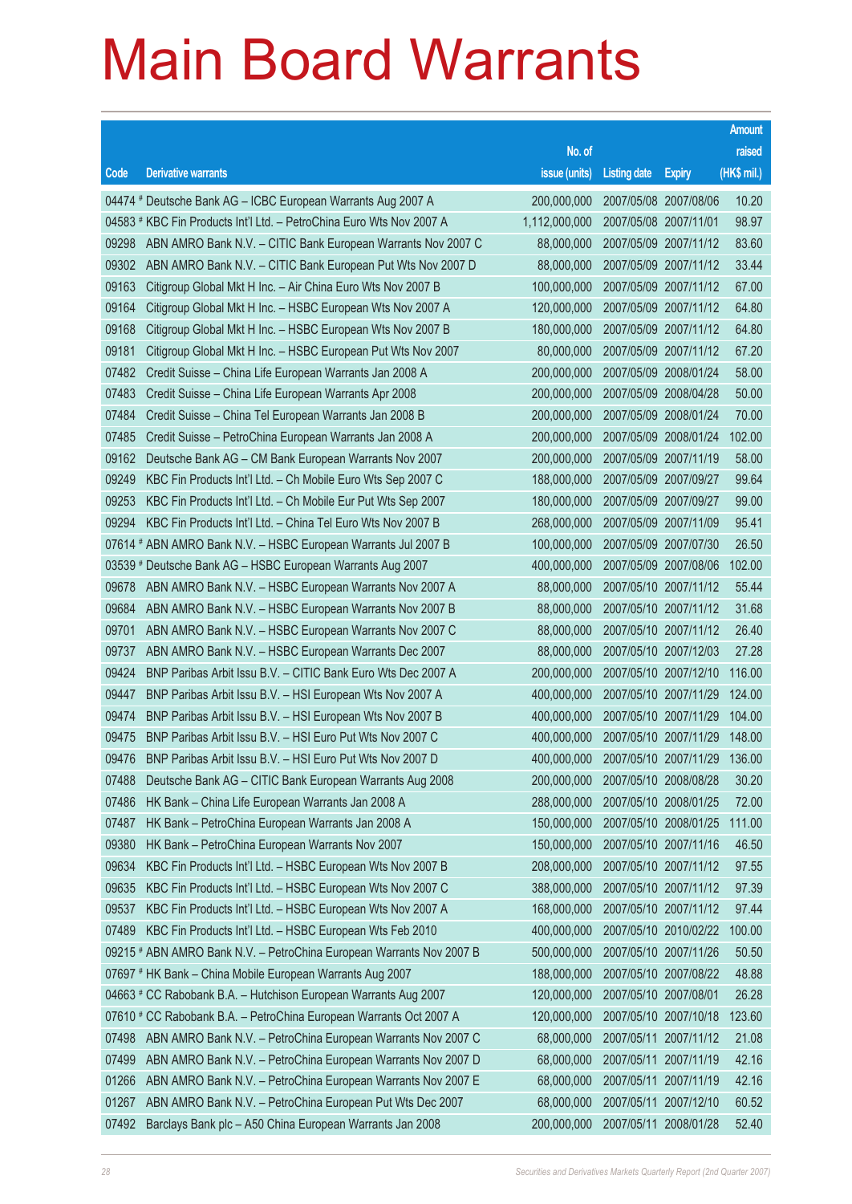# Main Board Warrants

| Code | Derivative warrants | No. of issue (units) | Listing date | Expiry | Amount raised (HK$ mil.) |
|---|---|---|---|---|---|
| 04474 # | Deutsche Bank AG – ICBC European Warrants Aug 2007 A | 200,000,000 | 2007/05/08 | 2007/08/06 | 10.20 |
| 04583 # | KBC Fin Products Int'l Ltd. – PetroChina Euro Wts Nov 2007 A | 1,112,000,000 | 2007/05/08 | 2007/11/01 | 98.97 |
| 09298 | ABN AMRO Bank N.V. – CITIC Bank European Warrants Nov 2007 C | 88,000,000 | 2007/05/09 | 2007/11/12 | 83.60 |
| 09302 | ABN AMRO Bank N.V. – CITIC Bank European Put Wts Nov 2007 D | 88,000,000 | 2007/05/09 | 2007/11/12 | 33.44 |
| 09163 | Citigroup Global Mkt H Inc. – Air China Euro Wts Nov 2007 B | 100,000,000 | 2007/05/09 | 2007/11/12 | 67.00 |
| 09164 | Citigroup Global Mkt H Inc. – HSBC European Wts Nov 2007 A | 120,000,000 | 2007/05/09 | 2007/11/12 | 64.80 |
| 09168 | Citigroup Global Mkt H Inc. – HSBC European Wts Nov 2007 B | 180,000,000 | 2007/05/09 | 2007/11/12 | 64.80 |
| 09181 | Citigroup Global Mkt H Inc. – HSBC European Put Wts Nov 2007 | 80,000,000 | 2007/05/09 | 2007/11/12 | 67.20 |
| 07482 | Credit Suisse – China Life European Warrants Jan 2008 A | 200,000,000 | 2007/05/09 | 2008/01/24 | 58.00 |
| 07483 | Credit Suisse – China Life European Warrants Apr 2008 | 200,000,000 | 2007/05/09 | 2008/04/28 | 50.00 |
| 07484 | Credit Suisse – China Tel European Warrants Jan 2008 B | 200,000,000 | 2007/05/09 | 2008/01/24 | 70.00 |
| 07485 | Credit Suisse – PetroChina European Warrants Jan 2008 A | 200,000,000 | 2007/05/09 | 2008/01/24 | 102.00 |
| 09162 | Deutsche Bank AG – CM Bank European Warrants Nov 2007 | 200,000,000 | 2007/05/09 | 2007/11/19 | 58.00 |
| 09249 | KBC Fin Products Int'l Ltd. – Ch Mobile Euro Wts Sep 2007 C | 188,000,000 | 2007/05/09 | 2007/09/27 | 99.64 |
| 09253 | KBC Fin Products Int'l Ltd. – Ch Mobile Eur Put Wts Sep 2007 | 180,000,000 | 2007/05/09 | 2007/09/27 | 99.00 |
| 09294 | KBC Fin Products Int'l Ltd. – China Tel Euro Wts Nov 2007 B | 268,000,000 | 2007/05/09 | 2007/11/09 | 95.41 |
| 07614 # | ABN AMRO Bank N.V. – HSBC European Warrants Jul 2007 B | 100,000,000 | 2007/05/09 | 2007/07/30 | 26.50 |
| 03539 # | Deutsche Bank AG – HSBC European Warrants Aug 2007 | 400,000,000 | 2007/05/09 | 2007/08/06 | 102.00 |
| 09678 | ABN AMRO Bank N.V. – HSBC European Warrants Nov 2007 A | 88,000,000 | 2007/05/10 | 2007/11/12 | 55.44 |
| 09684 | ABN AMRO Bank N.V. – HSBC European Warrants Nov 2007 B | 88,000,000 | 2007/05/10 | 2007/11/12 | 31.68 |
| 09701 | ABN AMRO Bank N.V. – HSBC European Warrants Nov 2007 C | 88,000,000 | 2007/05/10 | 2007/11/12 | 26.40 |
| 09737 | ABN AMRO Bank N.V. – HSBC European Warrants Dec 2007 | 88,000,000 | 2007/05/10 | 2007/12/03 | 27.28 |
| 09424 | BNP Paribas Arbit Issu B.V. – CITIC Bank Euro Wts Dec 2007 A | 200,000,000 | 2007/05/10 | 2007/12/10 | 116.00 |
| 09447 | BNP Paribas Arbit Issu B.V. – HSI European Wts Nov 2007 A | 400,000,000 | 2007/05/10 | 2007/11/29 | 124.00 |
| 09474 | BNP Paribas Arbit Issu B.V. – HSI European Wts Nov 2007 B | 400,000,000 | 2007/05/10 | 2007/11/29 | 104.00 |
| 09475 | BNP Paribas Arbit Issu B.V. – HSI Euro Put Wts Nov 2007 C | 400,000,000 | 2007/05/10 | 2007/11/29 | 148.00 |
| 09476 | BNP Paribas Arbit Issu B.V. – HSI Euro Put Wts Nov 2007 D | 400,000,000 | 2007/05/10 | 2007/11/29 | 136.00 |
| 07488 | Deutsche Bank AG – CITIC Bank European Warrants Aug 2008 | 200,000,000 | 2007/05/10 | 2008/08/28 | 30.20 |
| 07486 | HK Bank – China Life European Warrants Jan 2008 A | 288,000,000 | 2007/05/10 | 2008/01/25 | 72.00 |
| 07487 | HK Bank – PetroChina European Warrants Jan 2008 A | 150,000,000 | 2007/05/10 | 2008/01/25 | 111.00 |
| 09380 | HK Bank – PetroChina European Warrants Nov 2007 | 150,000,000 | 2007/05/10 | 2007/11/16 | 46.50 |
| 09634 | KBC Fin Products Int'l Ltd. – HSBC European Wts Nov 2007 B | 208,000,000 | 2007/05/10 | 2007/11/12 | 97.55 |
| 09635 | KBC Fin Products Int'l Ltd. – HSBC European Wts Nov 2007 C | 388,000,000 | 2007/05/10 | 2007/11/12 | 97.39 |
| 09537 | KBC Fin Products Int'l Ltd. – HSBC European Wts Nov 2007 A | 168,000,000 | 2007/05/10 | 2007/11/12 | 97.44 |
| 07489 | KBC Fin Products Int'l Ltd. – HSBC European Wts Feb 2010 | 400,000,000 | 2007/05/10 | 2010/02/22 | 100.00 |
| 09215 # | ABN AMRO Bank N.V. – PetroChina European Warrants Nov 2007 B | 500,000,000 | 2007/05/10 | 2007/11/26 | 50.50 |
| 07697 # | HK Bank – China Mobile European Warrants Aug 2007 | 188,000,000 | 2007/05/10 | 2007/08/22 | 48.88 |
| 04663 # | CC Rabobank B.A. – Hutchison European Warrants Aug 2007 | 120,000,000 | 2007/05/10 | 2007/08/01 | 26.28 |
| 07610 # | CC Rabobank B.A. – PetroChina European Warrants Oct 2007 A | 120,000,000 | 2007/05/10 | 2007/10/18 | 123.60 |
| 07498 | ABN AMRO Bank N.V. – PetroChina European Warrants Nov 2007 C | 68,000,000 | 2007/05/11 | 2007/11/12 | 21.08 |
| 07499 | ABN AMRO Bank N.V. – PetroChina European Warrants Nov 2007 D | 68,000,000 | 2007/05/11 | 2007/11/19 | 42.16 |
| 01266 | ABN AMRO Bank N.V. – PetroChina European Warrants Nov 2007 E | 68,000,000 | 2007/05/11 | 2007/11/19 | 42.16 |
| 01267 | ABN AMRO Bank N.V. – PetroChina European Put Wts Dec 2007 | 68,000,000 | 2007/05/11 | 2007/12/10 | 60.52 |
| 07492 | Barclays Bank plc – A50 China European Warrants Jan 2008 | 200,000,000 | 2007/05/11 | 2008/01/28 | 52.40 |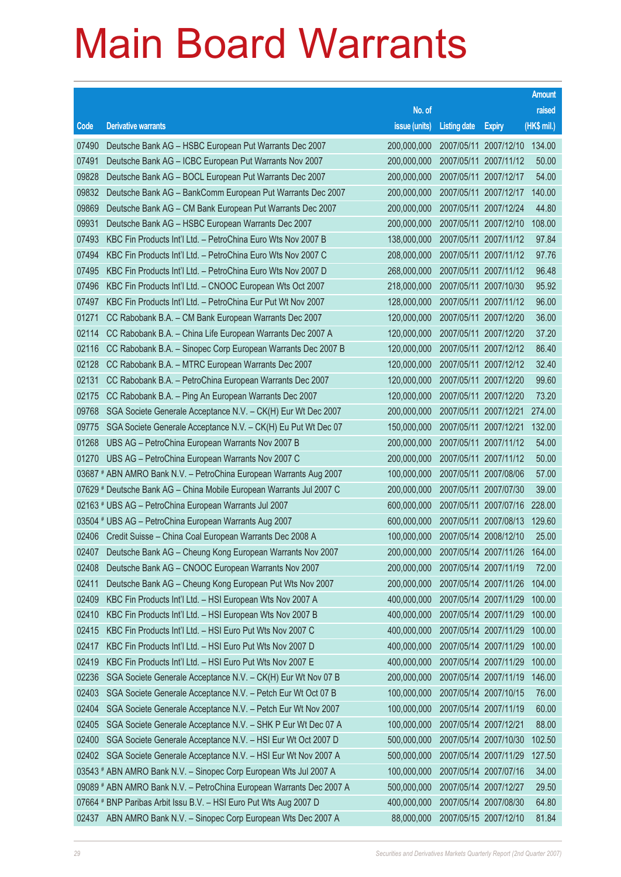# Main Board Warrants

| Code | Derivative warrants | No. of issue (units) | Listing date | Expiry | Amount raised (HK$ mil.) |
|---|---|---|---|---|---|
| 07490 | Deutsche Bank AG – HSBC European Put Warrants Dec 2007 | 200,000,000 | 2007/05/11 | 2007/12/10 | 134.00 |
| 07491 | Deutsche Bank AG – ICBC European Put Warrants Nov 2007 | 200,000,000 | 2007/05/11 | 2007/11/12 | 50.00 |
| 09828 | Deutsche Bank AG – BOCL European Put Warrants Dec 2007 | 200,000,000 | 2007/05/11 | 2007/12/17 | 54.00 |
| 09832 | Deutsche Bank AG – BankComm European Put Warrants Dec 2007 | 200,000,000 | 2007/05/11 | 2007/12/17 | 140.00 |
| 09869 | Deutsche Bank AG – CM Bank European Put Warrants Dec 2007 | 200,000,000 | 2007/05/11 | 2007/12/24 | 44.80 |
| 09931 | Deutsche Bank AG – HSBC European Warrants Dec 2007 | 200,000,000 | 2007/05/11 | 2007/12/10 | 108.00 |
| 07493 | KBC Fin Products Int'l Ltd. – PetroChina Euro Wts Nov 2007 B | 138,000,000 | 2007/05/11 | 2007/11/12 | 97.84 |
| 07494 | KBC Fin Products Int'l Ltd. – PetroChina Euro Wts Nov 2007 C | 208,000,000 | 2007/05/11 | 2007/11/12 | 97.76 |
| 07495 | KBC Fin Products Int'l Ltd. – PetroChina Euro Wts Nov 2007 D | 268,000,000 | 2007/05/11 | 2007/11/12 | 96.48 |
| 07496 | KBC Fin Products Int'l Ltd. – CNOOC European Wts Oct 2007 | 218,000,000 | 2007/05/11 | 2007/10/30 | 95.92 |
| 07497 | KBC Fin Products Int'l Ltd. – PetroChina Eur Put Wt Nov 2007 | 128,000,000 | 2007/05/11 | 2007/11/12 | 96.00 |
| 01271 | CC Rabobank B.A. – CM Bank European Warrants Dec 2007 | 120,000,000 | 2007/05/11 | 2007/12/20 | 36.00 |
| 02114 | CC Rabobank B.A. – China Life European Warrants Dec 2007 A | 120,000,000 | 2007/05/11 | 2007/12/20 | 37.20 |
| 02116 | CC Rabobank B.A. – Sinopec Corp European Warrants Dec 2007 B | 120,000,000 | 2007/05/11 | 2007/12/12 | 86.40 |
| 02128 | CC Rabobank B.A. – MTRC European Warrants Dec 2007 | 120,000,000 | 2007/05/11 | 2007/12/12 | 32.40 |
| 02131 | CC Rabobank B.A. – PetroChina European Warrants Dec 2007 | 120,000,000 | 2007/05/11 | 2007/12/20 | 99.60 |
| 02175 | CC Rabobank B.A. – Ping An European Warrants Dec 2007 | 120,000,000 | 2007/05/11 | 2007/12/20 | 73.20 |
| 09768 | SGA Societe Generale Acceptance N.V. – CK(H) Eur Wt Dec 2007 | 200,000,000 | 2007/05/11 | 2007/12/21 | 274.00 |
| 09775 | SGA Societe Generale Acceptance N.V. – CK(H) Eu Put Wt Dec 07 | 150,000,000 | 2007/05/11 | 2007/12/21 | 132.00 |
| 01268 | UBS AG – PetroChina European Warrants Nov 2007 B | 200,000,000 | 2007/05/11 | 2007/11/12 | 54.00 |
| 01270 | UBS AG – PetroChina European Warrants Nov 2007 C | 200,000,000 | 2007/05/11 | 2007/11/12 | 50.00 |
| 03687 # | ABN AMRO Bank N.V. – PetroChina European Warrants Aug 2007 | 100,000,000 | 2007/05/11 | 2007/08/06 | 57.00 |
| 07629 # | Deutsche Bank AG – China Mobile European Warrants Jul 2007 C | 200,000,000 | 2007/05/11 | 2007/07/30 | 39.00 |
| 02163 # | UBS AG – PetroChina European Warrants Jul 2007 | 600,000,000 | 2007/05/11 | 2007/07/16 | 228.00 |
| 03504 # | UBS AG – PetroChina European Warrants Aug 2007 | 600,000,000 | 2007/05/11 | 2007/08/13 | 129.60 |
| 02406 | Credit Suisse – China Coal European Warrants Dec 2008 A | 100,000,000 | 2007/05/14 | 2008/12/10 | 25.00 |
| 02407 | Deutsche Bank AG – Cheung Kong European Warrants Nov 2007 | 200,000,000 | 2007/05/14 | 2007/11/26 | 164.00 |
| 02408 | Deutsche Bank AG – CNOOC European Warrants Nov 2007 | 200,000,000 | 2007/05/14 | 2007/11/19 | 72.00 |
| 02411 | Deutsche Bank AG – Cheung Kong European Put Wts Nov 2007 | 200,000,000 | 2007/05/14 | 2007/11/26 | 104.00 |
| 02409 | KBC Fin Products Int'l Ltd. – HSI European Wts Nov 2007 A | 400,000,000 | 2007/05/14 | 2007/11/29 | 100.00 |
| 02410 | KBC Fin Products Int'l Ltd. – HSI European Wts Nov 2007 B | 400,000,000 | 2007/05/14 | 2007/11/29 | 100.00 |
| 02415 | KBC Fin Products Int'l Ltd. – HSI Euro Put Wts Nov 2007 C | 400,000,000 | 2007/05/14 | 2007/11/29 | 100.00 |
| 02417 | KBC Fin Products Int'l Ltd. – HSI Euro Put Wts Nov 2007 D | 400,000,000 | 2007/05/14 | 2007/11/29 | 100.00 |
| 02419 | KBC Fin Products Int'l Ltd. – HSI Euro Put Wts Nov 2007 E | 400,000,000 | 2007/05/14 | 2007/11/29 | 100.00 |
| 02236 | SGA Societe Generale Acceptance N.V. – CK(H) Eur Wt Nov 07 B | 200,000,000 | 2007/05/14 | 2007/11/19 | 146.00 |
| 02403 | SGA Societe Generale Acceptance N.V. – Petch Eur Wt Oct 07 B | 100,000,000 | 2007/05/14 | 2007/10/15 | 76.00 |
| 02404 | SGA Societe Generale Acceptance N.V. – Petch Eur Wt Nov 2007 | 100,000,000 | 2007/05/14 | 2007/11/19 | 60.00 |
| 02405 | SGA Societe Generale Acceptance N.V. – SHK P Eur Wt Dec 07 A | 100,000,000 | 2007/05/14 | 2007/12/21 | 88.00 |
| 02400 | SGA Societe Generale Acceptance N.V. – HSI Eur Wt Oct 2007 D | 500,000,000 | 2007/05/14 | 2007/10/30 | 102.50 |
| 02402 | SGA Societe Generale Acceptance N.V. – HSI Eur Wt Nov 2007 A | 500,000,000 | 2007/05/14 | 2007/11/29 | 127.50 |
| 03543 # | ABN AMRO Bank N.V. – Sinopec Corp European Wts Jul 2007 A | 100,000,000 | 2007/05/14 | 2007/07/16 | 34.00 |
| 09089 # | ABN AMRO Bank N.V. – PetroChina European Warrants Dec 2007 A | 500,000,000 | 2007/05/14 | 2007/12/27 | 29.50 |
| 07664 # | BNP Paribas Arbit Issu B.V. – HSI Euro Put Wts Aug 2007 D | 400,000,000 | 2007/05/14 | 2007/08/30 | 64.80 |
| 02437 | ABN AMRO Bank N.V. – Sinopec Corp European Wts Dec 2007 A | 88,000,000 | 2007/05/15 | 2007/12/10 | 81.84 |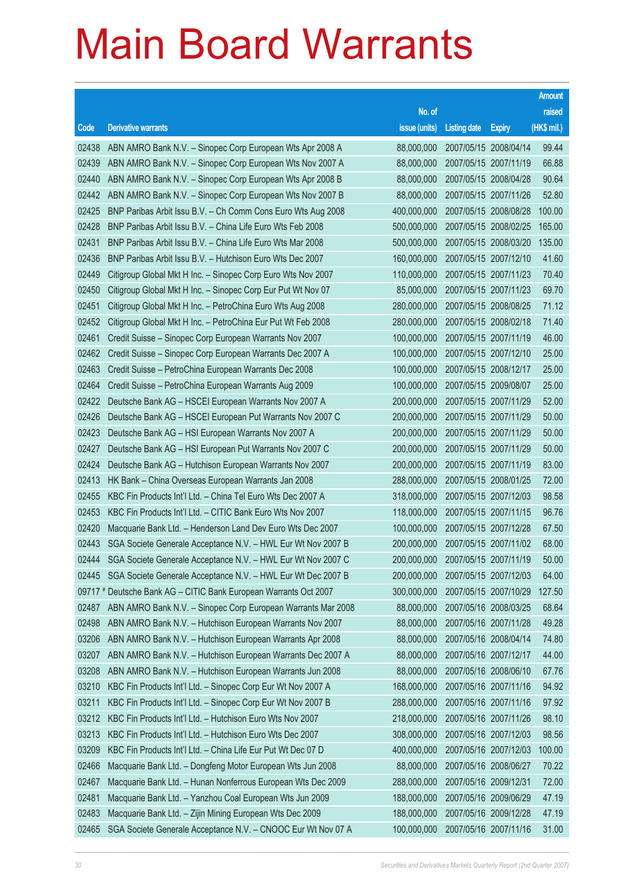# Main Board Warrants

| Code | Derivative warrants | No. of issue (units) | Listing date | Expiry | Amount raised (HK$ mil.) |
|---|---|---|---|---|---|
| 02438 | ABN AMRO Bank N.V. – Sinopec Corp European Wts Apr 2008 A | 88,000,000 | 2007/05/15 | 2008/04/14 | 99.44 |
| 02439 | ABN AMRO Bank N.V. – Sinopec Corp European Wts Nov 2007 A | 88,000,000 | 2007/05/15 | 2007/11/19 | 66.88 |
| 02440 | ABN AMRO Bank N.V. – Sinopec Corp European Wts Apr 2008 B | 88,000,000 | 2007/05/15 | 2008/04/28 | 90.64 |
| 02442 | ABN AMRO Bank N.V. – Sinopec Corp European Wts Nov 2007 B | 88,000,000 | 2007/05/15 | 2007/11/26 | 52.80 |
| 02425 | BNP Paribas Arbit Issu B.V. – Ch Comm Cons Euro Wts Aug 2008 | 400,000,000 | 2007/05/15 | 2008/08/28 | 100.00 |
| 02428 | BNP Paribas Arbit Issu B.V. – China Life Euro Wts Feb 2008 | 500,000,000 | 2007/05/15 | 2008/02/25 | 165.00 |
| 02431 | BNP Paribas Arbit Issu B.V. – China Life Euro Wts Mar 2008 | 500,000,000 | 2007/05/15 | 2008/03/20 | 135.00 |
| 02436 | BNP Paribas Arbit Issu B.V. – Hutchison Euro Wts Dec 2007 | 160,000,000 | 2007/05/15 | 2007/12/10 | 41.60 |
| 02449 | Citigroup Global Mkt H Inc. – Sinopec Corp Euro Wts Nov 2007 | 110,000,000 | 2007/05/15 | 2007/11/23 | 70.40 |
| 02450 | Citigroup Global Mkt H Inc. – Sinopec Corp Eur Put Wt Nov 07 | 85,000,000 | 2007/05/15 | 2007/11/23 | 69.70 |
| 02451 | Citigroup Global Mkt H Inc. – PetroChina Euro Wts Aug 2008 | 280,000,000 | 2007/05/15 | 2008/08/25 | 71.12 |
| 02452 | Citigroup Global Mkt H Inc. – PetroChina Eur Put Wt Feb 2008 | 280,000,000 | 2007/05/15 | 2008/02/18 | 71.40 |
| 02461 | Credit Suisse – Sinopec Corp European Warrants Nov 2007 | 100,000,000 | 2007/05/15 | 2007/11/19 | 46.00 |
| 02462 | Credit Suisse – Sinopec Corp European Warrants Dec 2007 A | 100,000,000 | 2007/05/15 | 2007/12/10 | 25.00 |
| 02463 | Credit Suisse – PetroChina European Warrants Dec 2008 | 100,000,000 | 2007/05/15 | 2008/12/17 | 25.00 |
| 02464 | Credit Suisse – PetroChina European Warrants Aug 2009 | 100,000,000 | 2007/05/15 | 2009/08/07 | 25.00 |
| 02422 | Deutsche Bank AG – HSCEI European Warrants Nov 2007 A | 200,000,000 | 2007/05/15 | 2007/11/29 | 52.00 |
| 02426 | Deutsche Bank AG – HSCEI European Put Warrants Nov 2007 C | 200,000,000 | 2007/05/15 | 2007/11/29 | 50.00 |
| 02423 | Deutsche Bank AG – HSI European Warrants Nov 2007 A | 200,000,000 | 2007/05/15 | 2007/11/29 | 50.00 |
| 02427 | Deutsche Bank AG – HSI European Put Warrants Nov 2007 C | 200,000,000 | 2007/05/15 | 2007/11/29 | 50.00 |
| 02424 | Deutsche Bank AG – Hutchison European Warrants Nov 2007 | 200,000,000 | 2007/05/15 | 2007/11/19 | 83.00 |
| 02413 | HK Bank – China Overseas European Warrants Jan 2008 | 288,000,000 | 2007/05/15 | 2008/01/25 | 72.00 |
| 02455 | KBC Fin Products Int'l Ltd. – China Tel Euro Wts Dec 2007 A | 318,000,000 | 2007/05/15 | 2007/12/03 | 98.58 |
| 02453 | KBC Fin Products Int'l Ltd. – CITIC Bank Euro Wts Nov 2007 | 118,000,000 | 2007/05/15 | 2007/11/15 | 96.76 |
| 02420 | Macquarie Bank Ltd. – Henderson Land Dev Euro Wts Dec 2007 | 100,000,000 | 2007/05/15 | 2007/12/28 | 67.50 |
| 02443 | SGA Societe Generale Acceptance N.V. – HWL Eur Wt Nov 2007 B | 200,000,000 | 2007/05/15 | 2007/11/02 | 68.00 |
| 02444 | SGA Societe Generale Acceptance N.V. – HWL Eur Wt Nov 2007 C | 200,000,000 | 2007/05/15 | 2007/11/19 | 50.00 |
| 02445 | SGA Societe Generale Acceptance N.V. – HWL Eur Wt Dec 2007 B | 200,000,000 | 2007/05/15 | 2007/12/03 | 64.00 |
| 09717 # | Deutsche Bank AG – CITIC Bank European Warrants Oct 2007 | 300,000,000 | 2007/05/15 | 2007/10/29 | 127.50 |
| 02487 | ABN AMRO Bank N.V. – Sinopec Corp European Warrants Mar 2008 | 88,000,000 | 2007/05/16 | 2008/03/25 | 68.64 |
| 02498 | ABN AMRO Bank N.V. – Hutchison European Warrants Nov 2007 | 88,000,000 | 2007/05/16 | 2007/11/28 | 49.28 |
| 03206 | ABN AMRO Bank N.V. – Hutchison European Warrants Apr 2008 | 88,000,000 | 2007/05/16 | 2008/04/14 | 74.80 |
| 03207 | ABN AMRO Bank N.V. – Hutchison European Warrants Dec 2007 A | 88,000,000 | 2007/05/16 | 2007/12/17 | 44.00 |
| 03208 | ABN AMRO Bank N.V. – Hutchison European Warrants Jun 2008 | 88,000,000 | 2007/05/16 | 2008/06/10 | 67.76 |
| 03210 | KBC Fin Products Int'l Ltd. – Sinopec Corp Eur Wt Nov 2007 A | 168,000,000 | 2007/05/16 | 2007/11/16 | 94.92 |
| 03211 | KBC Fin Products Int'l Ltd. – Sinopec Corp Eur Wt Nov 2007 B | 288,000,000 | 2007/05/16 | 2007/11/16 | 97.92 |
| 03212 | KBC Fin Products Int'l Ltd. – Hutchison Euro Wts Nov 2007 | 218,000,000 | 2007/05/16 | 2007/11/26 | 98.10 |
| 03213 | KBC Fin Products Int'l Ltd. – Hutchison Euro Wts Dec 2007 | 308,000,000 | 2007/05/16 | 2007/12/03 | 98.56 |
| 03209 | KBC Fin Products Int'l Ltd. – China Life Eur Put Wt Dec 07 D | 400,000,000 | 2007/05/16 | 2007/12/03 | 100.00 |
| 02466 | Macquarie Bank Ltd. – Dongfeng Motor European Wts Jun 2008 | 88,000,000 | 2007/05/16 | 2008/06/27 | 70.22 |
| 02467 | Macquarie Bank Ltd. – Hunan Nonferrous European Wts Dec 2009 | 288,000,000 | 2007/05/16 | 2009/12/31 | 72.00 |
| 02481 | Macquarie Bank Ltd. – Yanzhou Coal European Wts Jun 2009 | 188,000,000 | 2007/05/16 | 2009/06/29 | 47.19 |
| 02483 | Macquarie Bank Ltd. – Zijin Mining European Wts Dec 2009 | 188,000,000 | 2007/05/16 | 2009/12/28 | 47.19 |
| 02465 | SGA Societe Generale Acceptance N.V. – CNOOC Eur Wt Nov 07 A | 100,000,000 | 2007/05/16 | 2007/11/16 | 31.00 |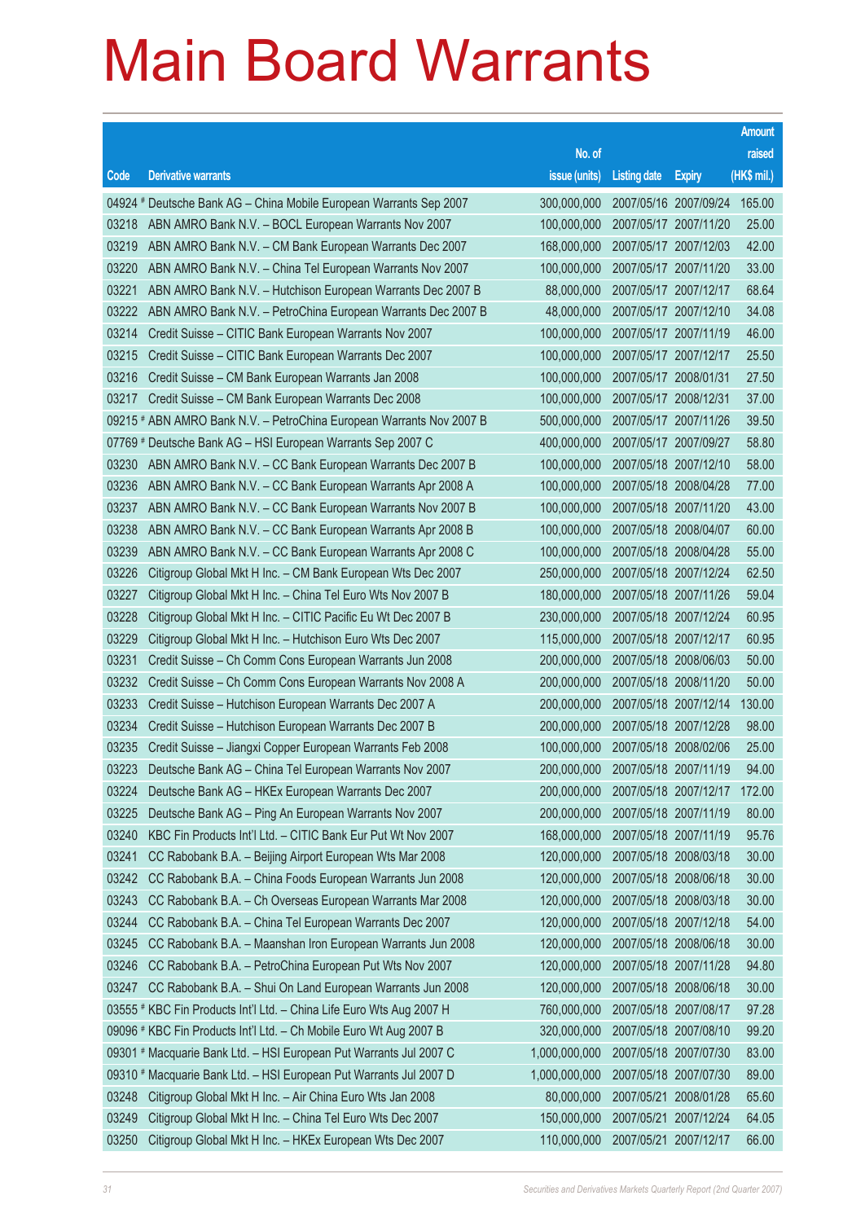# Main Board Warrants

| Code | Derivative warrants | No. of issue (units) | Listing date | Expiry | Amount raised (HK$ mil.) |
|---|---|---|---|---|---|
| 04924 # | Deutsche Bank AG – China Mobile European Warrants Sep 2007 | 300,000,000 | 2007/05/16 | 2007/09/24 | 165.00 |
| 03218 | ABN AMRO Bank N.V. – BOCL European Warrants Nov 2007 | 100,000,000 | 2007/05/17 | 2007/11/20 | 25.00 |
| 03219 | ABN AMRO Bank N.V. – CM Bank European Warrants Dec 2007 | 168,000,000 | 2007/05/17 | 2007/12/03 | 42.00 |
| 03220 | ABN AMRO Bank N.V. – China Tel European Warrants Nov 2007 | 100,000,000 | 2007/05/17 | 2007/11/20 | 33.00 |
| 03221 | ABN AMRO Bank N.V. – Hutchison European Warrants Dec 2007 B | 88,000,000 | 2007/05/17 | 2007/12/17 | 68.64 |
| 03222 | ABN AMRO Bank N.V. – PetroChina European Warrants Dec 2007 B | 48,000,000 | 2007/05/17 | 2007/12/10 | 34.08 |
| 03214 | Credit Suisse – CITIC Bank European Warrants Nov 2007 | 100,000,000 | 2007/05/17 | 2007/11/19 | 46.00 |
| 03215 | Credit Suisse – CITIC Bank European Warrants Dec 2007 | 100,000,000 | 2007/05/17 | 2007/12/17 | 25.50 |
| 03216 | Credit Suisse – CM Bank European Warrants Jan 2008 | 100,000,000 | 2007/05/17 | 2008/01/31 | 27.50 |
| 03217 | Credit Suisse – CM Bank European Warrants Dec 2008 | 100,000,000 | 2007/05/17 | 2008/12/31 | 37.00 |
| 09215 # | ABN AMRO Bank N.V. – PetroChina European Warrants Nov 2007 B | 500,000,000 | 2007/05/17 | 2007/11/26 | 39.50 |
| 07769 # | Deutsche Bank AG – HSI European Warrants Sep 2007 C | 400,000,000 | 2007/05/17 | 2007/09/27 | 58.80 |
| 03230 | ABN AMRO Bank N.V. – CC Bank European Warrants Dec 2007 B | 100,000,000 | 2007/05/18 | 2007/12/10 | 58.00 |
| 03236 | ABN AMRO Bank N.V. – CC Bank European Warrants Apr 2008 A | 100,000,000 | 2007/05/18 | 2008/04/28 | 77.00 |
| 03237 | ABN AMRO Bank N.V. – CC Bank European Warrants Nov 2007 B | 100,000,000 | 2007/05/18 | 2007/11/20 | 43.00 |
| 03238 | ABN AMRO Bank N.V. – CC Bank European Warrants Apr 2008 B | 100,000,000 | 2007/05/18 | 2008/04/07 | 60.00 |
| 03239 | ABN AMRO Bank N.V. – CC Bank European Warrants Apr 2008 C | 100,000,000 | 2007/05/18 | 2008/04/28 | 55.00 |
| 03226 | Citigroup Global Mkt H Inc. – CM Bank European Wts Dec 2007 | 250,000,000 | 2007/05/18 | 2007/12/24 | 62.50 |
| 03227 | Citigroup Global Mkt H Inc. – China Tel Euro Wts Nov 2007 B | 180,000,000 | 2007/05/18 | 2007/11/26 | 59.04 |
| 03228 | Citigroup Global Mkt H Inc. – CITIC Pacific Eu Wt Dec 2007 B | 230,000,000 | 2007/05/18 | 2007/12/24 | 60.95 |
| 03229 | Citigroup Global Mkt H Inc. – Hutchison Euro Wts Dec 2007 | 115,000,000 | 2007/05/18 | 2007/12/17 | 60.95 |
| 03231 | Credit Suisse – Ch Comm Cons European Warrants Jun 2008 | 200,000,000 | 2007/05/18 | 2008/06/03 | 50.00 |
| 03232 | Credit Suisse – Ch Comm Cons European Warrants Nov 2008 A | 200,000,000 | 2007/05/18 | 2008/11/20 | 50.00 |
| 03233 | Credit Suisse – Hutchison European Warrants Dec 2007 A | 200,000,000 | 2007/05/18 | 2007/12/14 | 130.00 |
| 03234 | Credit Suisse – Hutchison European Warrants Dec 2007 B | 200,000,000 | 2007/05/18 | 2007/12/28 | 98.00 |
| 03235 | Credit Suisse – Jiangxi Copper European Warrants Feb 2008 | 100,000,000 | 2007/05/18 | 2008/02/06 | 25.00 |
| 03223 | Deutsche Bank AG – China Tel European Warrants Nov 2007 | 200,000,000 | 2007/05/18 | 2007/11/19 | 94.00 |
| 03224 | Deutsche Bank AG – HKEx European Warrants Dec 2007 | 200,000,000 | 2007/05/18 | 2007/12/17 | 172.00 |
| 03225 | Deutsche Bank AG – Ping An European Warrants Nov 2007 | 200,000,000 | 2007/05/18 | 2007/11/19 | 80.00 |
| 03240 | KBC Fin Products Int'l Ltd. – CITIC Bank Eur Put Wt Nov 2007 | 168,000,000 | 2007/05/18 | 2007/11/19 | 95.76 |
| 03241 | CC Rabobank B.A. – Beijing Airport European Wts Mar 2008 | 120,000,000 | 2007/05/18 | 2008/03/18 | 30.00 |
| 03242 | CC Rabobank B.A. – China Foods European Warrants Jun 2008 | 120,000,000 | 2007/05/18 | 2008/06/18 | 30.00 |
| 03243 | CC Rabobank B.A. – Ch Overseas European Warrants Mar 2008 | 120,000,000 | 2007/05/18 | 2008/03/18 | 30.00 |
| 03244 | CC Rabobank B.A. – China Tel European Warrants Dec 2007 | 120,000,000 | 2007/05/18 | 2007/12/18 | 54.00 |
| 03245 | CC Rabobank B.A. – Maanshan Iron European Warrants Jun 2008 | 120,000,000 | 2007/05/18 | 2008/06/18 | 30.00 |
| 03246 | CC Rabobank B.A. – PetroChina European Put Wts Nov 2007 | 120,000,000 | 2007/05/18 | 2007/11/28 | 94.80 |
| 03247 | CC Rabobank B.A. – Shui On Land European Warrants Jun 2008 | 120,000,000 | 2007/05/18 | 2008/06/18 | 30.00 |
| 03555 # | KBC Fin Products Int'l Ltd. – China Life Euro Wts Aug 2007 H | 760,000,000 | 2007/05/18 | 2007/08/17 | 97.28 |
| 09096 # | KBC Fin Products Int'l Ltd. – Ch Mobile Euro Wt Aug 2007 B | 320,000,000 | 2007/05/18 | 2007/08/10 | 99.20 |
| 09301 # | Macquarie Bank Ltd. – HSI European Put Warrants Jul 2007 C | 1,000,000,000 | 2007/05/18 | 2007/07/30 | 83.00 |
| 09310 # | Macquarie Bank Ltd. – HSI European Put Warrants Jul 2007 D | 1,000,000,000 | 2007/05/18 | 2007/07/30 | 89.00 |
| 03248 | Citigroup Global Mkt H Inc. – Air China Euro Wts Jan 2008 | 80,000,000 | 2007/05/21 | 2008/01/28 | 65.60 |
| 03249 | Citigroup Global Mkt H Inc. – China Tel Euro Wts Dec 2007 | 150,000,000 | 2007/05/21 | 2007/12/24 | 64.05 |
| 03250 | Citigroup Global Mkt H Inc. – HKEx European Wts Dec 2007 | 110,000,000 | 2007/05/21 | 2007/12/17 | 66.00 |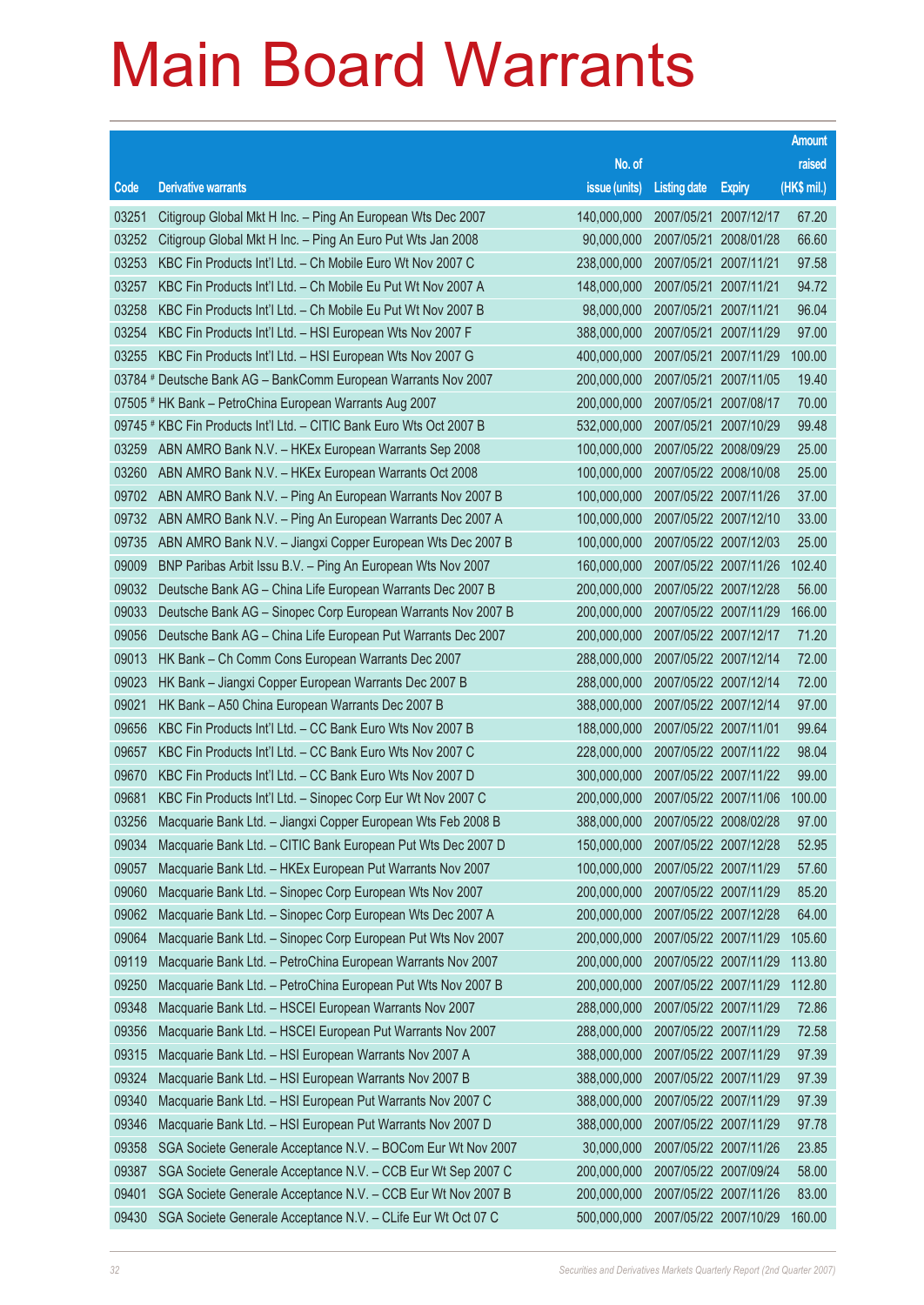# Main Board Warrants

| Code | Derivative warrants | No. of issue (units) | Listing date | Expiry | Amount raised (HK$ mil.) |
|---|---|---|---|---|---|
| 03251 | Citigroup Global Mkt H Inc. – Ping An European Wts Dec 2007 | 140,000,000 | 2007/05/21 | 2007/12/17 | 67.20 |
| 03252 | Citigroup Global Mkt H Inc. – Ping An Euro Put Wts Jan 2008 | 90,000,000 | 2007/05/21 | 2008/01/28 | 66.60 |
| 03253 | KBC Fin Products Int'l Ltd. – Ch Mobile Euro Wt Nov 2007 C | 238,000,000 | 2007/05/21 | 2007/11/21 | 97.58 |
| 03257 | KBC Fin Products Int'l Ltd. – Ch Mobile Eu Put Wt Nov 2007 A | 148,000,000 | 2007/05/21 | 2007/11/21 | 94.72 |
| 03258 | KBC Fin Products Int'l Ltd. – Ch Mobile Eu Put Wt Nov 2007 B | 98,000,000 | 2007/05/21 | 2007/11/21 | 96.04 |
| 03254 | KBC Fin Products Int'l Ltd. – HSI European Wts Nov 2007 F | 388,000,000 | 2007/05/21 | 2007/11/29 | 97.00 |
| 03255 | KBC Fin Products Int'l Ltd. – HSI European Wts Nov 2007 G | 400,000,000 | 2007/05/21 | 2007/11/29 | 100.00 |
| 03784 # | Deutsche Bank AG – BankComm European Warrants Nov 2007 | 200,000,000 | 2007/05/21 | 2007/11/05 | 19.40 |
| 07505 # | HK Bank – PetroChina European Warrants Aug 2007 | 200,000,000 | 2007/05/21 | 2007/08/17 | 70.00 |
| 09745 # | KBC Fin Products Int'l Ltd. – CITIC Bank Euro Wts Oct 2007 B | 532,000,000 | 2007/05/21 | 2007/10/29 | 99.48 |
| 03259 | ABN AMRO Bank N.V. – HKEx European Warrants Sep 2008 | 100,000,000 | 2007/05/22 | 2008/09/29 | 25.00 |
| 03260 | ABN AMRO Bank N.V. – HKEx European Warrants Oct 2008 | 100,000,000 | 2007/05/22 | 2008/10/08 | 25.00 |
| 09702 | ABN AMRO Bank N.V. – Ping An European Warrants Nov 2007 B | 100,000,000 | 2007/05/22 | 2007/11/26 | 37.00 |
| 09732 | ABN AMRO Bank N.V. – Ping An European Warrants Dec 2007 A | 100,000,000 | 2007/05/22 | 2007/12/10 | 33.00 |
| 09735 | ABN AMRO Bank N.V. – Jiangxi Copper European Wts Dec 2007 B | 100,000,000 | 2007/05/22 | 2007/12/03 | 25.00 |
| 09009 | BNP Paribas Arbit Issu B.V. – Ping An European Wts Nov 2007 | 160,000,000 | 2007/05/22 | 2007/11/26 | 102.40 |
| 09032 | Deutsche Bank AG – China Life European Warrants Dec 2007 B | 200,000,000 | 2007/05/22 | 2007/12/28 | 56.00 |
| 09033 | Deutsche Bank AG – Sinopec Corp European Warrants Nov 2007 B | 200,000,000 | 2007/05/22 | 2007/11/29 | 166.00 |
| 09056 | Deutsche Bank AG – China Life European Put Warrants Dec 2007 | 200,000,000 | 2007/05/22 | 2007/12/17 | 71.20 |
| 09013 | HK Bank – Ch Comm Cons European Warrants Dec 2007 | 288,000,000 | 2007/05/22 | 2007/12/14 | 72.00 |
| 09023 | HK Bank – Jiangxi Copper European Warrants Dec 2007 B | 288,000,000 | 2007/05/22 | 2007/12/14 | 72.00 |
| 09021 | HK Bank – A50 China European Warrants Dec 2007 B | 388,000,000 | 2007/05/22 | 2007/12/14 | 97.00 |
| 09656 | KBC Fin Products Int'l Ltd. – CC Bank Euro Wts Nov 2007 B | 188,000,000 | 2007/05/22 | 2007/11/01 | 99.64 |
| 09657 | KBC Fin Products Int'l Ltd. – CC Bank Euro Wts Nov 2007 C | 228,000,000 | 2007/05/22 | 2007/11/22 | 98.04 |
| 09670 | KBC Fin Products Int'l Ltd. – CC Bank Euro Wts Nov 2007 D | 300,000,000 | 2007/05/22 | 2007/11/22 | 99.00 |
| 09681 | KBC Fin Products Int'l Ltd. – Sinopec Corp Eur Wt Nov 2007 C | 200,000,000 | 2007/05/22 | 2007/11/06 | 100.00 |
| 03256 | Macquarie Bank Ltd. – Jiangxi Copper European Wts Feb 2008 B | 388,000,000 | 2007/05/22 | 2008/02/28 | 97.00 |
| 09034 | Macquarie Bank Ltd. – CITIC Bank European Put Wts Dec 2007 D | 150,000,000 | 2007/05/22 | 2007/12/28 | 52.95 |
| 09057 | Macquarie Bank Ltd. – HKEx European Put Warrants Nov 2007 | 100,000,000 | 2007/05/22 | 2007/11/29 | 57.60 |
| 09060 | Macquarie Bank Ltd. – Sinopec Corp European Wts Nov 2007 | 200,000,000 | 2007/05/22 | 2007/11/29 | 85.20 |
| 09062 | Macquarie Bank Ltd. – Sinopec Corp European Wts Dec 2007 A | 200,000,000 | 2007/05/22 | 2007/12/28 | 64.00 |
| 09064 | Macquarie Bank Ltd. – Sinopec Corp European Put Wts Nov 2007 | 200,000,000 | 2007/05/22 | 2007/11/29 | 105.60 |
| 09119 | Macquarie Bank Ltd. – PetroChina European Warrants Nov 2007 | 200,000,000 | 2007/05/22 | 2007/11/29 | 113.80 |
| 09250 | Macquarie Bank Ltd. – PetroChina European Put Wts Nov 2007 B | 200,000,000 | 2007/05/22 | 2007/11/29 | 112.80 |
| 09348 | Macquarie Bank Ltd. – HSCEI European Warrants Nov 2007 | 288,000,000 | 2007/05/22 | 2007/11/29 | 72.86 |
| 09356 | Macquarie Bank Ltd. – HSCEI European Put Warrants Nov 2007 | 288,000,000 | 2007/05/22 | 2007/11/29 | 72.58 |
| 09315 | Macquarie Bank Ltd. – HSI European Warrants Nov 2007 A | 388,000,000 | 2007/05/22 | 2007/11/29 | 97.39 |
| 09324 | Macquarie Bank Ltd. – HSI European Warrants Nov 2007 B | 388,000,000 | 2007/05/22 | 2007/11/29 | 97.39 |
| 09340 | Macquarie Bank Ltd. – HSI European Put Warrants Nov 2007 C | 388,000,000 | 2007/05/22 | 2007/11/29 | 97.39 |
| 09346 | Macquarie Bank Ltd. – HSI European Put Warrants Nov 2007 D | 388,000,000 | 2007/05/22 | 2007/11/29 | 97.78 |
| 09358 | SGA Societe Generale Acceptance N.V. – BOCom Eur Wt Nov 2007 | 30,000,000 | 2007/05/22 | 2007/11/26 | 23.85 |
| 09387 | SGA Societe Generale Acceptance N.V. – CCB Eur Wt Sep 2007 C | 200,000,000 | 2007/05/22 | 2007/09/24 | 58.00 |
| 09401 | SGA Societe Generale Acceptance N.V. – CCB Eur Wt Nov 2007 B | 200,000,000 | 2007/05/22 | 2007/11/26 | 83.00 |
| 09430 | SGA Societe Generale Acceptance N.V. – CLife Eur Wt Oct 07 C | 500,000,000 | 2007/05/22 | 2007/10/29 | 160.00 |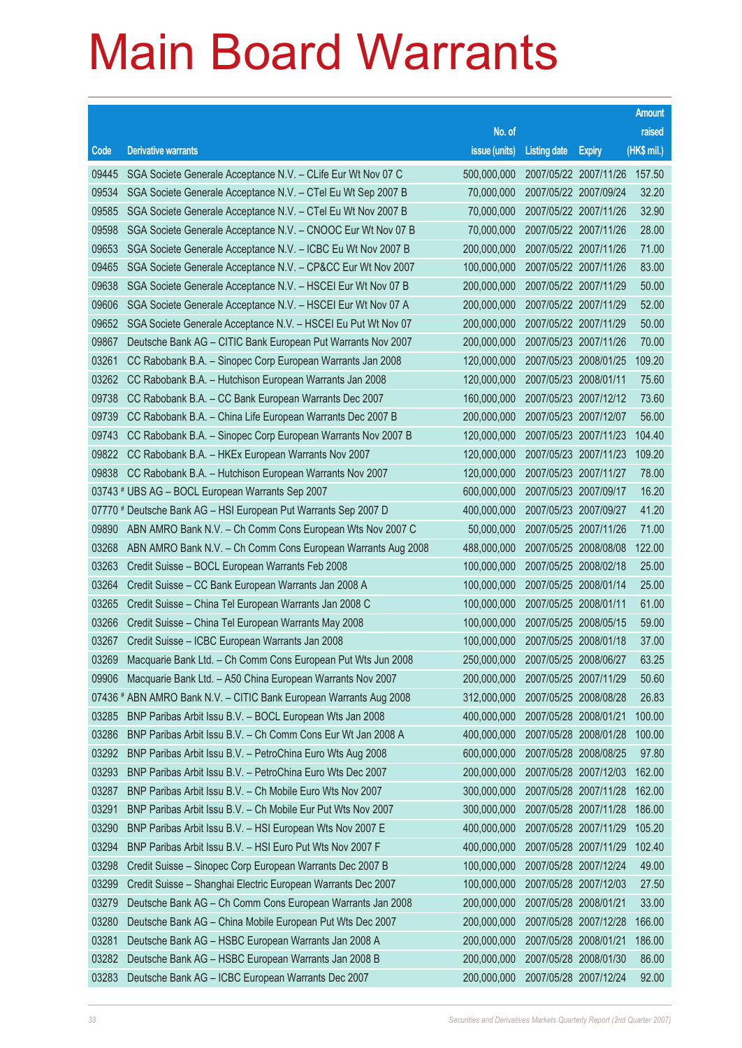# Main Board Warrants

| Code | Derivative warrants | No. of issue (units) | Listing date | Expiry | Amount raised (HK$ mil.) |
|---|---|---|---|---|---|
| 09445 | SGA Societe Generale Acceptance N.V. – CLife Eur Wt Nov 07 C | 500,000,000 | 2007/05/22 | 2007/11/26 | 157.50 |
| 09534 | SGA Societe Generale Acceptance N.V. – CTel Eu Wt Sep 2007 B | 70,000,000 | 2007/05/22 | 2007/09/24 | 32.20 |
| 09585 | SGA Societe Generale Acceptance N.V. – CTel Eu Wt Nov 2007 B | 70,000,000 | 2007/05/22 | 2007/11/26 | 32.90 |
| 09598 | SGA Societe Generale Acceptance N.V. – CNOOC Eur Wt Nov 07 B | 70,000,000 | 2007/05/22 | 2007/11/26 | 28.00 |
| 09653 | SGA Societe Generale Acceptance N.V. – ICBC Eu Wt Nov 2007 B | 200,000,000 | 2007/05/22 | 2007/11/26 | 71.00 |
| 09465 | SGA Societe Generale Acceptance N.V. – CP&CC Eur Wt Nov 2007 | 100,000,000 | 2007/05/22 | 2007/11/26 | 83.00 |
| 09638 | SGA Societe Generale Acceptance N.V. – HSCEI Eur Wt Nov 07 B | 200,000,000 | 2007/05/22 | 2007/11/29 | 50.00 |
| 09606 | SGA Societe Generale Acceptance N.V. – HSCEI Eur Wt Nov 07 A | 200,000,000 | 2007/05/22 | 2007/11/29 | 52.00 |
| 09652 | SGA Societe Generale Acceptance N.V. – HSCEI Eu Put Wt Nov 07 | 200,000,000 | 2007/05/22 | 2007/11/29 | 50.00 |
| 09867 | Deutsche Bank AG – CITIC Bank European Put Warrants Nov 2007 | 200,000,000 | 2007/05/23 | 2007/11/26 | 70.00 |
| 03261 | CC Rabobank B.A. – Sinopec Corp European Warrants Jan 2008 | 120,000,000 | 2007/05/23 | 2008/01/25 | 109.20 |
| 03262 | CC Rabobank B.A. – Hutchison European Warrants Jan 2008 | 120,000,000 | 2007/05/23 | 2008/01/11 | 75.60 |
| 09738 | CC Rabobank B.A. – CC Bank European Warrants Dec 2007 | 160,000,000 | 2007/05/23 | 2007/12/12 | 73.60 |
| 09739 | CC Rabobank B.A. – China Life European Warrants Dec 2007 B | 200,000,000 | 2007/05/23 | 2007/12/07 | 56.00 |
| 09743 | CC Rabobank B.A. – Sinopec Corp European Warrants Nov 2007 B | 120,000,000 | 2007/05/23 | 2007/11/23 | 104.40 |
| 09822 | CC Rabobank B.A. – HKEx European Warrants Nov 2007 | 120,000,000 | 2007/05/23 | 2007/11/23 | 109.20 |
| 09838 | CC Rabobank B.A. – Hutchison European Warrants Nov 2007 | 120,000,000 | 2007/05/23 | 2007/11/27 | 78.00 |
| 03743 # | UBS AG – BOCL European Warrants Sep 2007 | 600,000,000 | 2007/05/23 | 2007/09/17 | 16.20 |
| 07770 # | Deutsche Bank AG – HSI European Put Warrants Sep 2007 D | 400,000,000 | 2007/05/23 | 2007/09/27 | 41.20 |
| 09890 | ABN AMRO Bank N.V. – Ch Comm Cons European Wts Nov 2007 C | 50,000,000 | 2007/05/25 | 2007/11/26 | 71.00 |
| 03268 | ABN AMRO Bank N.V. – Ch Comm Cons European Warrants Aug 2008 | 488,000,000 | 2007/05/25 | 2008/08/08 | 122.00 |
| 03263 | Credit Suisse – BOCL European Warrants Feb 2008 | 100,000,000 | 2007/05/25 | 2008/02/18 | 25.00 |
| 03264 | Credit Suisse – CC Bank European Warrants Jan 2008 A | 100,000,000 | 2007/05/25 | 2008/01/14 | 25.00 |
| 03265 | Credit Suisse – China Tel European Warrants Jan 2008 C | 100,000,000 | 2007/05/25 | 2008/01/11 | 61.00 |
| 03266 | Credit Suisse – China Tel European Warrants May 2008 | 100,000,000 | 2007/05/25 | 2008/05/15 | 59.00 |
| 03267 | Credit Suisse – ICBC European Warrants Jan 2008 | 100,000,000 | 2007/05/25 | 2008/01/18 | 37.00 |
| 03269 | Macquarie Bank Ltd. – Ch Comm Cons European Put Wts Jun 2008 | 250,000,000 | 2007/05/25 | 2008/06/27 | 63.25 |
| 09906 | Macquarie Bank Ltd. – A50 China European Warrants Nov 2007 | 200,000,000 | 2007/05/25 | 2007/11/29 | 50.60 |
| 07436 # | ABN AMRO Bank N.V. – CITIC Bank European Warrants Aug 2008 | 312,000,000 | 2007/05/25 | 2008/08/28 | 26.83 |
| 03285 | BNP Paribas Arbit Issu B.V. – BOCL European Wts Jan 2008 | 400,000,000 | 2007/05/28 | 2008/01/21 | 100.00 |
| 03286 | BNP Paribas Arbit Issu B.V. – Ch Comm Cons Eur Wt Jan 2008 A | 400,000,000 | 2007/05/28 | 2008/01/28 | 100.00 |
| 03292 | BNP Paribas Arbit Issu B.V. – PetroChina Euro Wts Aug 2008 | 600,000,000 | 2007/05/28 | 2008/08/25 | 97.80 |
| 03293 | BNP Paribas Arbit Issu B.V. – PetroChina Euro Wts Dec 2007 | 200,000,000 | 2007/05/28 | 2007/12/03 | 162.00 |
| 03287 | BNP Paribas Arbit Issu B.V. – Ch Mobile Euro Wts Nov 2007 | 300,000,000 | 2007/05/28 | 2007/11/28 | 162.00 |
| 03291 | BNP Paribas Arbit Issu B.V. – Ch Mobile Eur Put Wts Nov 2007 | 300,000,000 | 2007/05/28 | 2007/11/28 | 186.00 |
| 03290 | BNP Paribas Arbit Issu B.V. – HSI European Wts Nov 2007 E | 400,000,000 | 2007/05/28 | 2007/11/29 | 105.20 |
| 03294 | BNP Paribas Arbit Issu B.V. – HSI Euro Put Wts Nov 2007 F | 400,000,000 | 2007/05/28 | 2007/11/29 | 102.40 |
| 03298 | Credit Suisse – Sinopec Corp European Warrants Dec 2007 B | 100,000,000 | 2007/05/28 | 2007/12/24 | 49.00 |
| 03299 | Credit Suisse – Shanghai Electric European Warrants Dec 2007 | 100,000,000 | 2007/05/28 | 2007/12/03 | 27.50 |
| 03279 | Deutsche Bank AG – Ch Comm Cons European Warrants Jan 2008 | 200,000,000 | 2007/05/28 | 2008/01/21 | 33.00 |
| 03280 | Deutsche Bank AG – China Mobile European Put Wts Dec 2007 | 200,000,000 | 2007/05/28 | 2007/12/28 | 166.00 |
| 03281 | Deutsche Bank AG – HSBC European Warrants Jan 2008 A | 200,000,000 | 2007/05/28 | 2008/01/21 | 186.00 |
| 03282 | Deutsche Bank AG – HSBC European Warrants Jan 2008 B | 200,000,000 | 2007/05/28 | 2008/01/30 | 86.00 |
| 03283 | Deutsche Bank AG – ICBC European Warrants Dec 2007 | 200,000,000 | 2007/05/28 | 2007/12/24 | 92.00 |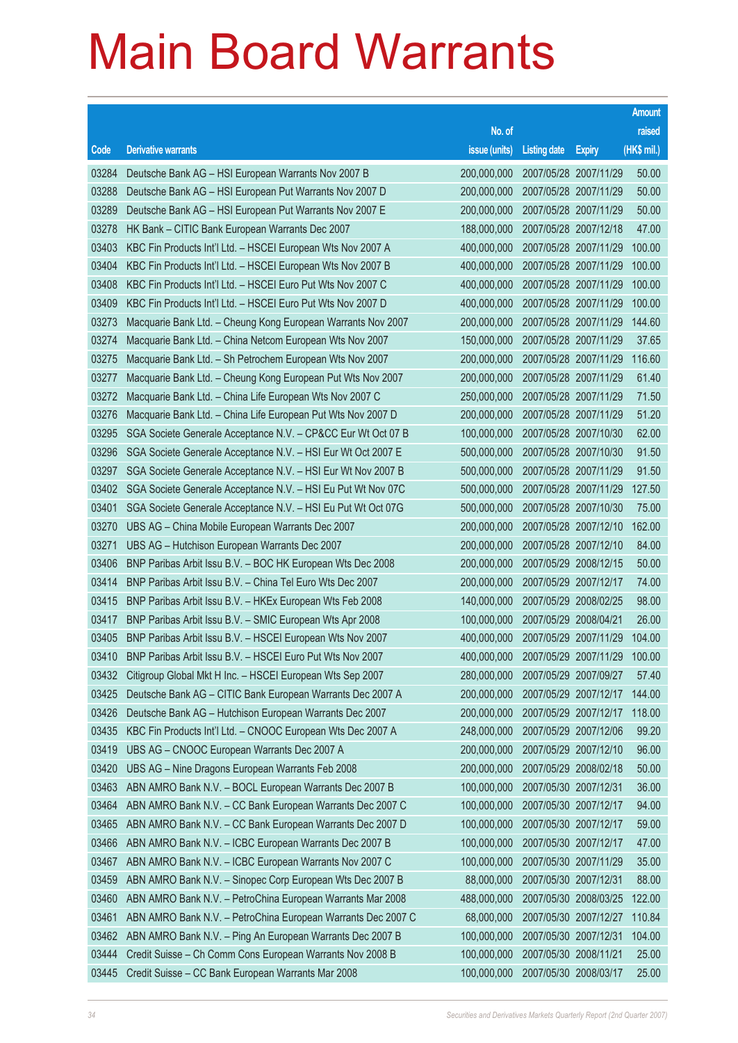# Main Board Warrants

| Code | Derivative warrants | No. of issue (units) | Listing date | Expiry | Amount raised (HK$ mil.) |
|---|---|---|---|---|---|
| 03284 | Deutsche Bank AG – HSI European Warrants Nov 2007 B | 200,000,000 | 2007/05/28 | 2007/11/29 | 50.00 |
| 03288 | Deutsche Bank AG – HSI European Put Warrants Nov 2007 D | 200,000,000 | 2007/05/28 | 2007/11/29 | 50.00 |
| 03289 | Deutsche Bank AG – HSI European Put Warrants Nov 2007 E | 200,000,000 | 2007/05/28 | 2007/11/29 | 50.00 |
| 03278 | HK Bank – CITIC Bank European Warrants Dec 2007 | 188,000,000 | 2007/05/28 | 2007/12/18 | 47.00 |
| 03403 | KBC Fin Products Int'l Ltd. – HSCEI European Wts Nov 2007 A | 400,000,000 | 2007/05/28 | 2007/11/29 | 100.00 |
| 03404 | KBC Fin Products Int'l Ltd. – HSCEI European Wts Nov 2007 B | 400,000,000 | 2007/05/28 | 2007/11/29 | 100.00 |
| 03408 | KBC Fin Products Int'l Ltd. – HSCEI Euro Put Wts Nov 2007 C | 400,000,000 | 2007/05/28 | 2007/11/29 | 100.00 |
| 03409 | KBC Fin Products Int'l Ltd. – HSCEI Euro Put Wts Nov 2007 D | 400,000,000 | 2007/05/28 | 2007/11/29 | 100.00 |
| 03273 | Macquarie Bank Ltd. – Cheung Kong European Warrants Nov 2007 | 200,000,000 | 2007/05/28 | 2007/11/29 | 144.60 |
| 03274 | Macquarie Bank Ltd. – China Netcom European Wts Nov 2007 | 150,000,000 | 2007/05/28 | 2007/11/29 | 37.65 |
| 03275 | Macquarie Bank Ltd. – Sh Petrochem European Wts Nov 2007 | 200,000,000 | 2007/05/28 | 2007/11/29 | 116.60 |
| 03277 | Macquarie Bank Ltd. – Cheung Kong European Put Wts Nov 2007 | 200,000,000 | 2007/05/28 | 2007/11/29 | 61.40 |
| 03272 | Macquarie Bank Ltd. – China Life European Wts Nov 2007 C | 250,000,000 | 2007/05/28 | 2007/11/29 | 71.50 |
| 03276 | Macquarie Bank Ltd. – China Life European Put Wts Nov 2007 D | 200,000,000 | 2007/05/28 | 2007/11/29 | 51.20 |
| 03295 | SGA Societe Generale Acceptance N.V. – CP&CC Eur Wt Oct 07 B | 100,000,000 | 2007/05/28 | 2007/10/30 | 62.00 |
| 03296 | SGA Societe Generale Acceptance N.V. – HSI Eur Wt Oct 2007 E | 500,000,000 | 2007/05/28 | 2007/10/30 | 91.50 |
| 03297 | SGA Societe Generale Acceptance N.V. – HSI Eur Wt Nov 2007 B | 500,000,000 | 2007/05/28 | 2007/11/29 | 91.50 |
| 03402 | SGA Societe Generale Acceptance N.V. – HSI Eu Put Wt Nov 07C | 500,000,000 | 2007/05/28 | 2007/11/29 | 127.50 |
| 03401 | SGA Societe Generale Acceptance N.V. – HSI Eu Put Wt Oct 07G | 500,000,000 | 2007/05/28 | 2007/10/30 | 75.00 |
| 03270 | UBS AG – China Mobile European Warrants Dec 2007 | 200,000,000 | 2007/05/28 | 2007/12/10 | 162.00 |
| 03271 | UBS AG – Hutchison European Warrants Dec 2007 | 200,000,000 | 2007/05/28 | 2007/12/10 | 84.00 |
| 03406 | BNP Paribas Arbit Issu B.V. – BOC HK European Wts Dec 2008 | 200,000,000 | 2007/05/29 | 2008/12/15 | 50.00 |
| 03414 | BNP Paribas Arbit Issu B.V. – China Tel Euro Wts Dec 2007 | 200,000,000 | 2007/05/29 | 2007/12/17 | 74.00 |
| 03415 | BNP Paribas Arbit Issu B.V. – HKEx European Wts Feb 2008 | 140,000,000 | 2007/05/29 | 2008/02/25 | 98.00 |
| 03417 | BNP Paribas Arbit Issu B.V. – SMIC European Wts Apr 2008 | 100,000,000 | 2007/05/29 | 2008/04/21 | 26.00 |
| 03405 | BNP Paribas Arbit Issu B.V. – HSCEI European Wts Nov 2007 | 400,000,000 | 2007/05/29 | 2007/11/29 | 104.00 |
| 03410 | BNP Paribas Arbit Issu B.V. – HSCEI Euro Put Wts Nov 2007 | 400,000,000 | 2007/05/29 | 2007/11/29 | 100.00 |
| 03432 | Citigroup Global Mkt H Inc. – HSCEI European Wts Sep 2007 | 280,000,000 | 2007/05/29 | 2007/09/27 | 57.40 |
| 03425 | Deutsche Bank AG – CITIC Bank European Warrants Dec 2007 A | 200,000,000 | 2007/05/29 | 2007/12/17 | 144.00 |
| 03426 | Deutsche Bank AG – Hutchison European Warrants Dec 2007 | 200,000,000 | 2007/05/29 | 2007/12/17 | 118.00 |
| 03435 | KBC Fin Products Int'l Ltd. – CNOOC European Wts Dec 2007 A | 248,000,000 | 2007/05/29 | 2007/12/06 | 99.20 |
| 03419 | UBS AG – CNOOC European Warrants Dec 2007 A | 200,000,000 | 2007/05/29 | 2007/12/10 | 96.00 |
| 03420 | UBS AG – Nine Dragons European Warrants Feb 2008 | 200,000,000 | 2007/05/29 | 2008/02/18 | 50.00 |
| 03463 | ABN AMRO Bank N.V. – BOCL European Warrants Dec 2007 B | 100,000,000 | 2007/05/30 | 2007/12/31 | 36.00 |
| 03464 | ABN AMRO Bank N.V. – CC Bank European Warrants Dec 2007 C | 100,000,000 | 2007/05/30 | 2007/12/17 | 94.00 |
| 03465 | ABN AMRO Bank N.V. – CC Bank European Warrants Dec 2007 D | 100,000,000 | 2007/05/30 | 2007/12/17 | 59.00 |
| 03466 | ABN AMRO Bank N.V. – ICBC European Warrants Dec 2007 B | 100,000,000 | 2007/05/30 | 2007/12/17 | 47.00 |
| 03467 | ABN AMRO Bank N.V. – ICBC European Warrants Nov 2007 C | 100,000,000 | 2007/05/30 | 2007/11/29 | 35.00 |
| 03459 | ABN AMRO Bank N.V. – Sinopec Corp European Wts Dec 2007 B | 88,000,000 | 2007/05/30 | 2007/12/31 | 88.00 |
| 03460 | ABN AMRO Bank N.V. – PetroChina European Warrants Mar 2008 | 488,000,000 | 2007/05/30 | 2008/03/25 | 122.00 |
| 03461 | ABN AMRO Bank N.V. – PetroChina European Warrants Dec 2007 C | 68,000,000 | 2007/05/30 | 2007/12/27 | 110.84 |
| 03462 | ABN AMRO Bank N.V. – Ping An European Warrants Dec 2007 B | 100,000,000 | 2007/05/30 | 2007/12/31 | 104.00 |
| 03444 | Credit Suisse – Ch Comm Cons European Warrants Nov 2008 B | 100,000,000 | 2007/05/30 | 2008/11/21 | 25.00 |
| 03445 | Credit Suisse – CC Bank European Warrants Mar 2008 | 100,000,000 | 2007/05/30 | 2008/03/17 | 25.00 |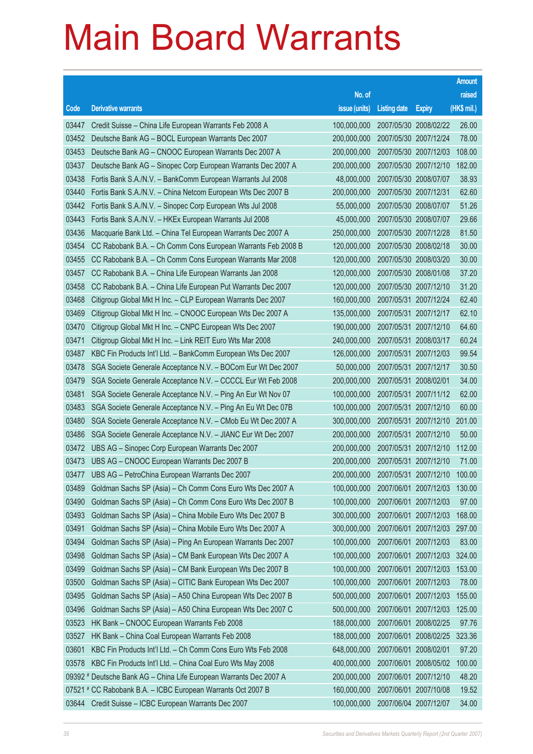# Main Board Warrants

| Code | Derivative warrants | No. of issue (units) | Listing date | Expiry | Amount raised (HK$ mil.) |
|---|---|---|---|---|---|
| 03447 | Credit Suisse – China Life European Warrants Feb 2008 A | 100,000,000 | 2007/05/30 | 2008/02/22 | 26.00 |
| 03452 | Deutsche Bank AG – BOCL European Warrants Dec 2007 | 200,000,000 | 2007/05/30 | 2007/12/24 | 78.00 |
| 03453 | Deutsche Bank AG – CNOOC European Warrants Dec 2007 A | 200,000,000 | 2007/05/30 | 2007/12/03 | 108.00 |
| 03437 | Deutsche Bank AG – Sinopec Corp European Warrants Dec 2007 A | 200,000,000 | 2007/05/30 | 2007/12/10 | 182.00 |
| 03438 | Fortis Bank S.A./N.V. – BankComm European Warrants Jul 2008 | 48,000,000 | 2007/05/30 | 2008/07/07 | 38.93 |
| 03440 | Fortis Bank S.A./N.V. – China Netcom European Wts Dec 2007 B | 200,000,000 | 2007/05/30 | 2007/12/31 | 62.60 |
| 03442 | Fortis Bank S.A./N.V. – Sinopec Corp European Wts Jul 2008 | 55,000,000 | 2007/05/30 | 2008/07/07 | 51.26 |
| 03443 | Fortis Bank S.A./N.V. – HKEx European Warrants Jul 2008 | 45,000,000 | 2007/05/30 | 2008/07/07 | 29.66 |
| 03436 | Macquarie Bank Ltd. – China Tel European Warrants Dec 2007 A | 250,000,000 | 2007/05/30 | 2007/12/28 | 81.50 |
| 03454 | CC Rabobank B.A. – Ch Comm Cons European Warrants Feb 2008 B | 120,000,000 | 2007/05/30 | 2008/02/18 | 30.00 |
| 03455 | CC Rabobank B.A. – Ch Comm Cons European Warrants Mar 2008 | 120,000,000 | 2007/05/30 | 2008/03/20 | 30.00 |
| 03457 | CC Rabobank B.A. – China Life European Warrants Jan 2008 | 120,000,000 | 2007/05/30 | 2008/01/08 | 37.20 |
| 03458 | CC Rabobank B.A. – China Life European Put Warrants Dec 2007 | 120,000,000 | 2007/05/30 | 2007/12/10 | 31.20 |
| 03468 | Citigroup Global Mkt H Inc. – CLP European Warrants Dec 2007 | 160,000,000 | 2007/05/31 | 2007/12/24 | 62.40 |
| 03469 | Citigroup Global Mkt H Inc. – CNOOC European Wts Dec 2007 A | 135,000,000 | 2007/05/31 | 2007/12/17 | 62.10 |
| 03470 | Citigroup Global Mkt H Inc. – CNPC European Wts Dec 2007 | 190,000,000 | 2007/05/31 | 2007/12/10 | 64.60 |
| 03471 | Citigroup Global Mkt H Inc. – Link REIT Euro Wts Mar 2008 | 240,000,000 | 2007/05/31 | 2008/03/17 | 60.24 |
| 03487 | KBC Fin Products Int'l Ltd. – BankComm European Wts Dec 2007 | 126,000,000 | 2007/05/31 | 2007/12/03 | 99.54 |
| 03478 | SGA Societe Generale Acceptance N.V. – BOCom Eur Wt Dec 2007 | 50,000,000 | 2007/05/31 | 2007/12/17 | 30.50 |
| 03479 | SGA Societe Generale Acceptance N.V. – CCCCL Eur Wt Feb 2008 | 200,000,000 | 2007/05/31 | 2008/02/01 | 34.00 |
| 03481 | SGA Societe Generale Acceptance N.V. – Ping An Eur Wt Nov 07 | 100,000,000 | 2007/05/31 | 2007/11/12 | 62.00 |
| 03483 | SGA Societe Generale Acceptance N.V. – Ping An Eu Wt Dec 07B | 100,000,000 | 2007/05/31 | 2007/12/10 | 60.00 |
| 03480 | SGA Societe Generale Acceptance N.V. – CMob Eu Wt Dec 2007 A | 300,000,000 | 2007/05/31 | 2007/12/10 | 201.00 |
| 03486 | SGA Societe Generale Acceptance N.V. – JIANC Eur Wt Dec 2007 | 200,000,000 | 2007/05/31 | 2007/12/10 | 50.00 |
| 03472 | UBS AG – Sinopec Corp European Warrants Dec 2007 | 200,000,000 | 2007/05/31 | 2007/12/10 | 112.00 |
| 03473 | UBS AG – CNOOC European Warrants Dec 2007 B | 200,000,000 | 2007/05/31 | 2007/12/10 | 71.00 |
| 03477 | UBS AG – PetroChina European Warrants Dec 2007 | 200,000,000 | 2007/05/31 | 2007/12/10 | 100.00 |
| 03489 | Goldman Sachs SP (Asia) – Ch Comm Cons Euro Wts Dec 2007 A | 100,000,000 | 2007/06/01 | 2007/12/03 | 130.00 |
| 03490 | Goldman Sachs SP (Asia) – Ch Comm Cons Euro Wts Dec 2007 B | 100,000,000 | 2007/06/01 | 2007/12/03 | 97.00 |
| 03493 | Goldman Sachs SP (Asia) – China Mobile Euro Wts Dec 2007 B | 300,000,000 | 2007/06/01 | 2007/12/03 | 168.00 |
| 03491 | Goldman Sachs SP (Asia) – China Mobile Euro Wts Dec 2007 A | 300,000,000 | 2007/06/01 | 2007/12/03 | 297.00 |
| 03494 | Goldman Sachs SP (Asia) – Ping An European Warrants Dec 2007 | 100,000,000 | 2007/06/01 | 2007/12/03 | 83.00 |
| 03498 | Goldman Sachs SP (Asia) – CM Bank European Wts Dec 2007 A | 100,000,000 | 2007/06/01 | 2007/12/03 | 324.00 |
| 03499 | Goldman Sachs SP (Asia) – CM Bank European Wts Dec 2007 B | 100,000,000 | 2007/06/01 | 2007/12/03 | 153.00 |
| 03500 | Goldman Sachs SP (Asia) – CITIC Bank European Wts Dec 2007 | 100,000,000 | 2007/06/01 | 2007/12/03 | 78.00 |
| 03495 | Goldman Sachs SP (Asia) – A50 China European Wts Dec 2007 B | 500,000,000 | 2007/06/01 | 2007/12/03 | 155.00 |
| 03496 | Goldman Sachs SP (Asia) – A50 China European Wts Dec 2007 C | 500,000,000 | 2007/06/01 | 2007/12/03 | 125.00 |
| 03523 | HK Bank – CNOOC European Warrants Feb 2008 | 188,000,000 | 2007/06/01 | 2008/02/25 | 97.76 |
| 03527 | HK Bank – China Coal European Warrants Feb 2008 | 188,000,000 | 2007/06/01 | 2008/02/25 | 323.36 |
| 03601 | KBC Fin Products Int'l Ltd. – Ch Comm Cons Euro Wts Feb 2008 | 648,000,000 | 2007/06/01 | 2008/02/01 | 97.20 |
| 03578 | KBC Fin Products Int'l Ltd. – China Coal Euro Wts May 2008 | 400,000,000 | 2007/06/01 | 2008/05/02 | 100.00 |
| 09392 # | Deutsche Bank AG – China Life European Warrants Dec 2007 A | 200,000,000 | 2007/06/01 | 2007/12/10 | 48.20 |
| 07521 # | CC Rabobank B.A. – ICBC European Warrants Oct 2007 B | 160,000,000 | 2007/06/01 | 2007/10/08 | 19.52 |
| 03644 | Credit Suisse – ICBC European Warrants Dec 2007 | 100,000,000 | 2007/06/04 | 2007/12/07 | 34.00 |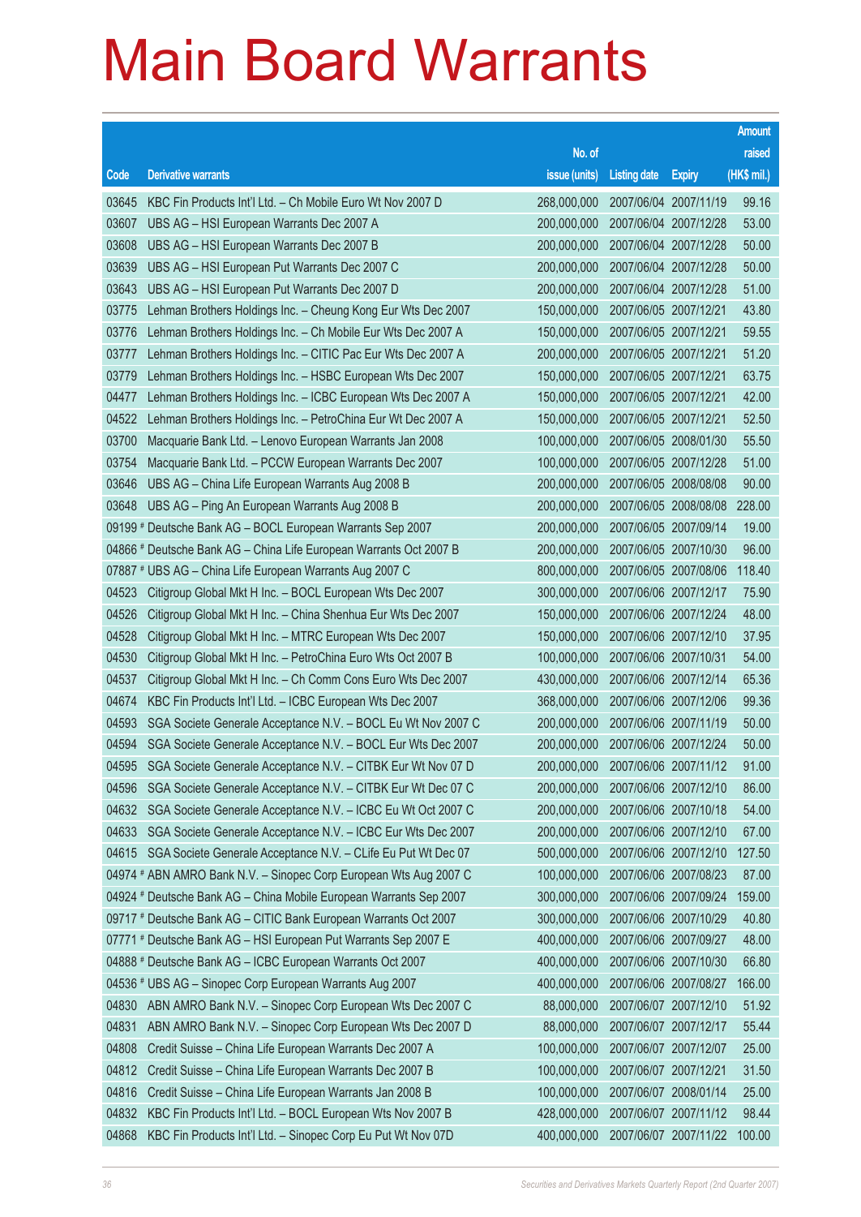# Main Board Warrants

| Code | Derivative warrants | No. of issue (units) | Listing date | Expiry | Amount raised (HK$ mil.) |
|---|---|---|---|---|---|
| 03645 | KBC Fin Products Int'l Ltd. – Ch Mobile Euro Wt Nov 2007 D | 268,000,000 | 2007/06/04 | 2007/11/19 | 99.16 |
| 03607 | UBS AG – HSI European Warrants Dec 2007 A | 200,000,000 | 2007/06/04 | 2007/12/28 | 53.00 |
| 03608 | UBS AG – HSI European Warrants Dec 2007 B | 200,000,000 | 2007/06/04 | 2007/12/28 | 50.00 |
| 03639 | UBS AG – HSI European Put Warrants Dec 2007 C | 200,000,000 | 2007/06/04 | 2007/12/28 | 50.00 |
| 03643 | UBS AG – HSI European Put Warrants Dec 2007 D | 200,000,000 | 2007/06/04 | 2007/12/28 | 51.00 |
| 03775 | Lehman Brothers Holdings Inc. – Cheung Kong Eur Wts Dec 2007 | 150,000,000 | 2007/06/05 | 2007/12/21 | 43.80 |
| 03776 | Lehman Brothers Holdings Inc. – Ch Mobile Eur Wts Dec 2007 A | 150,000,000 | 2007/06/05 | 2007/12/21 | 59.55 |
| 03777 | Lehman Brothers Holdings Inc. – CITIC Pac Eur Wts Dec 2007 A | 200,000,000 | 2007/06/05 | 2007/12/21 | 51.20 |
| 03779 | Lehman Brothers Holdings Inc. – HSBC European Wts Dec 2007 | 150,000,000 | 2007/06/05 | 2007/12/21 | 63.75 |
| 04477 | Lehman Brothers Holdings Inc. – ICBC European Wts Dec 2007 A | 150,000,000 | 2007/06/05 | 2007/12/21 | 42.00 |
| 04522 | Lehman Brothers Holdings Inc. – PetroChina Eur Wt Dec 2007 A | 150,000,000 | 2007/06/05 | 2007/12/21 | 52.50 |
| 03700 | Macquarie Bank Ltd. – Lenovo European Warrants Jan 2008 | 100,000,000 | 2007/06/05 | 2008/01/30 | 55.50 |
| 03754 | Macquarie Bank Ltd. – PCCW European Warrants Dec 2007 | 100,000,000 | 2007/06/05 | 2007/12/28 | 51.00 |
| 03646 | UBS AG – China Life European Warrants Aug 2008 B | 200,000,000 | 2007/06/05 | 2008/08/08 | 90.00 |
| 03648 | UBS AG – Ping An European Warrants Aug 2008 B | 200,000,000 | 2007/06/05 | 2008/08/08 | 228.00 |
| 09199 # | Deutsche Bank AG – BOCL European Warrants Sep 2007 | 200,000,000 | 2007/06/05 | 2007/09/14 | 19.00 |
| 04866 # | Deutsche Bank AG – China Life European Warrants Oct 2007 B | 200,000,000 | 2007/06/05 | 2007/10/30 | 96.00 |
| 07887 # | UBS AG – China Life European Warrants Aug 2007 C | 800,000,000 | 2007/06/05 | 2007/08/06 | 118.40 |
| 04523 | Citigroup Global Mkt H Inc. – BOCL European Wts Dec 2007 | 300,000,000 | 2007/06/06 | 2007/12/17 | 75.90 |
| 04526 | Citigroup Global Mkt H Inc. – China Shenhua Eur Wts Dec 2007 | 150,000,000 | 2007/06/06 | 2007/12/24 | 48.00 |
| 04528 | Citigroup Global Mkt H Inc. – MTRC European Wts Dec 2007 | 150,000,000 | 2007/06/06 | 2007/12/10 | 37.95 |
| 04530 | Citigroup Global Mkt H Inc. – PetroChina Euro Wts Oct 2007 B | 100,000,000 | 2007/06/06 | 2007/10/31 | 54.00 |
| 04537 | Citigroup Global Mkt H Inc. – Ch Comm Cons Euro Wts Dec 2007 | 430,000,000 | 2007/06/06 | 2007/12/14 | 65.36 |
| 04674 | KBC Fin Products Int'l Ltd. – ICBC European Wts Dec 2007 | 368,000,000 | 2007/06/06 | 2007/12/06 | 99.36 |
| 04593 | SGA Societe Generale Acceptance N.V. – BOCL Eu Wt Nov 2007 C | 200,000,000 | 2007/06/06 | 2007/11/19 | 50.00 |
| 04594 | SGA Societe Generale Acceptance N.V. – BOCL Eur Wts Dec 2007 | 200,000,000 | 2007/06/06 | 2007/12/24 | 50.00 |
| 04595 | SGA Societe Generale Acceptance N.V. – CITBK Eur Wt Nov 07 D | 200,000,000 | 2007/06/06 | 2007/11/12 | 91.00 |
| 04596 | SGA Societe Generale Acceptance N.V. – CITBK Eur Wt Dec 07 C | 200,000,000 | 2007/06/06 | 2007/12/10 | 86.00 |
| 04632 | SGA Societe Generale Acceptance N.V. – ICBC Eu Wt Oct 2007 C | 200,000,000 | 2007/06/06 | 2007/10/18 | 54.00 |
| 04633 | SGA Societe Generale Acceptance N.V. – ICBC Eur Wts Dec 2007 | 200,000,000 | 2007/06/06 | 2007/12/10 | 67.00 |
| 04615 | SGA Societe Generale Acceptance N.V. – CLife Eu Put Wt Dec 07 | 500,000,000 | 2007/06/06 | 2007/12/10 | 127.50 |
| 04974 # | ABN AMRO Bank N.V. – Sinopec Corp European Wts Aug 2007 C | 100,000,000 | 2007/06/06 | 2007/08/23 | 87.00 |
| 04924 # | Deutsche Bank AG – China Mobile European Warrants Sep 2007 | 300,000,000 | 2007/06/06 | 2007/09/24 | 159.00 |
| 09717 # | Deutsche Bank AG – CITIC Bank European Warrants Oct 2007 | 300,000,000 | 2007/06/06 | 2007/10/29 | 40.80 |
| 07771 # | Deutsche Bank AG – HSI European Put Warrants Sep 2007 E | 400,000,000 | 2007/06/06 | 2007/09/27 | 48.00 |
| 04888 # | Deutsche Bank AG – ICBC European Warrants Oct 2007 | 400,000,000 | 2007/06/06 | 2007/10/30 | 66.80 |
| 04536 # | UBS AG – Sinopec Corp European Warrants Aug 2007 | 400,000,000 | 2007/06/06 | 2007/08/27 | 166.00 |
| 04830 | ABN AMRO Bank N.V. – Sinopec Corp European Wts Dec 2007 C | 88,000,000 | 2007/06/07 | 2007/12/10 | 51.92 |
| 04831 | ABN AMRO Bank N.V. – Sinopec Corp European Wts Dec 2007 D | 88,000,000 | 2007/06/07 | 2007/12/17 | 55.44 |
| 04808 | Credit Suisse – China Life European Warrants Dec 2007 A | 100,000,000 | 2007/06/07 | 2007/12/07 | 25.00 |
| 04812 | Credit Suisse – China Life European Warrants Dec 2007 B | 100,000,000 | 2007/06/07 | 2007/12/21 | 31.50 |
| 04816 | Credit Suisse – China Life European Warrants Jan 2008 B | 100,000,000 | 2007/06/07 | 2008/01/14 | 25.00 |
| 04832 | KBC Fin Products Int'l Ltd. – BOCL European Wts Nov 2007 B | 428,000,000 | 2007/06/07 | 2007/11/12 | 98.44 |
| 04868 | KBC Fin Products Int'l Ltd. – Sinopec Corp Eu Put Wt Nov 07D | 400,000,000 | 2007/06/07 | 2007/11/22 | 100.00 |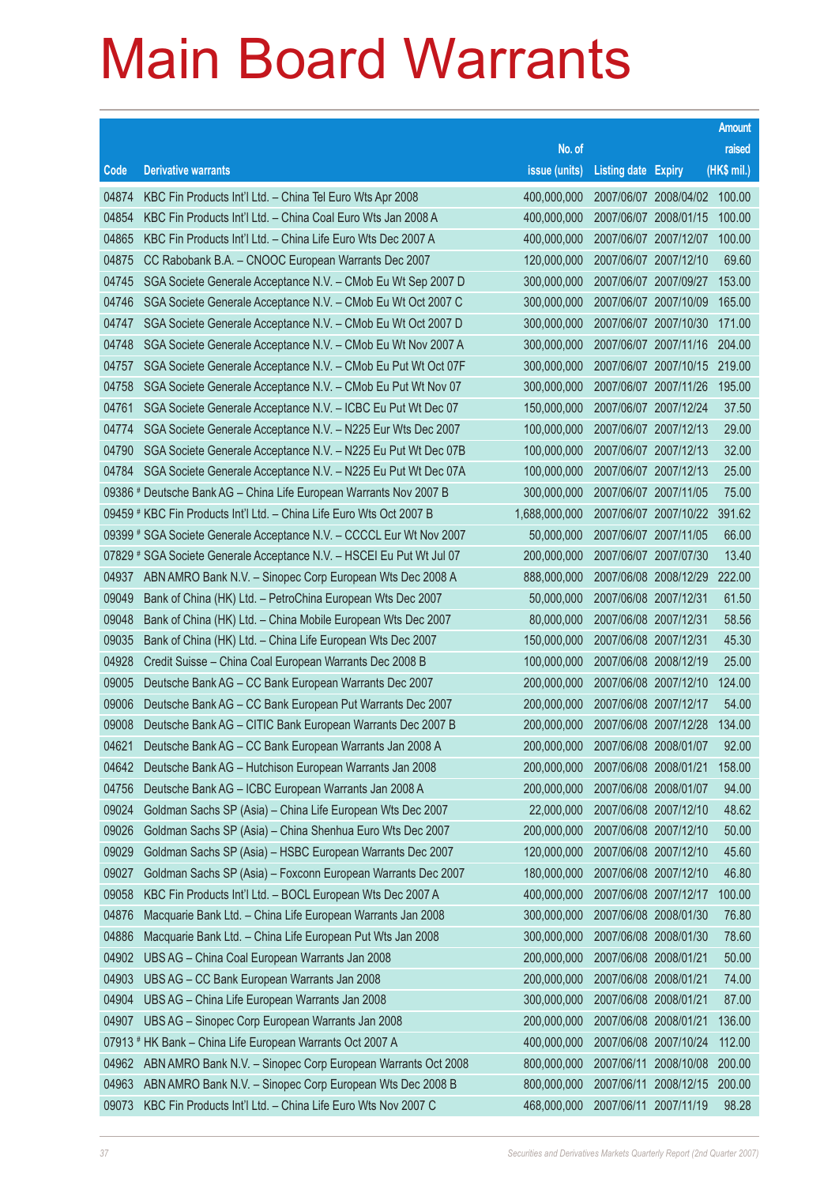# Main Board Warrants

| Code | Derivative warrants | No. of issue (units) | Listing date | Expiry | Amount raised (HK$ mil.) |
|---|---|---|---|---|---|
| 04874 | KBC Fin Products Int'l Ltd. – China Tel Euro Wts Apr 2008 | 400,000,000 | 2007/06/07 | 2008/04/02 | 100.00 |
| 04854 | KBC Fin Products Int'l Ltd. – China Coal Euro Wts Jan 2008 A | 400,000,000 | 2007/06/07 | 2008/01/15 | 100.00 |
| 04865 | KBC Fin Products Int'l Ltd. – China Life Euro Wts Dec 2007 A | 400,000,000 | 2007/06/07 | 2007/12/07 | 100.00 |
| 04875 | CC Rabobank B.A. – CNOOC European Warrants Dec 2007 | 120,000,000 | 2007/06/07 | 2007/12/10 | 69.60 |
| 04745 | SGA Societe Generale Acceptance N.V. – CMob Eu Wt Sep 2007 D | 300,000,000 | 2007/06/07 | 2007/09/27 | 153.00 |
| 04746 | SGA Societe Generale Acceptance N.V. – CMob Eu Wt Oct 2007 C | 300,000,000 | 2007/06/07 | 2007/10/09 | 165.00 |
| 04747 | SGA Societe Generale Acceptance N.V. – CMob Eu Wt Oct 2007 D | 300,000,000 | 2007/06/07 | 2007/10/30 | 171.00 |
| 04748 | SGA Societe Generale Acceptance N.V. – CMob Eu Wt Nov 2007 A | 300,000,000 | 2007/06/07 | 2007/11/16 | 204.00 |
| 04757 | SGA Societe Generale Acceptance N.V. – CMob Eu Put Wt Oct 07F | 300,000,000 | 2007/06/07 | 2007/10/15 | 219.00 |
| 04758 | SGA Societe Generale Acceptance N.V. – CMob Eu Put Wt Nov 07 | 300,000,000 | 2007/06/07 | 2007/11/26 | 195.00 |
| 04761 | SGA Societe Generale Acceptance N.V. – ICBC Eu Put Wt Dec 07 | 150,000,000 | 2007/06/07 | 2007/12/24 | 37.50 |
| 04774 | SGA Societe Generale Acceptance N.V. – N225 Eur Wts Dec 2007 | 100,000,000 | 2007/06/07 | 2007/12/13 | 29.00 |
| 04790 | SGA Societe Generale Acceptance N.V. – N225 Eu Put Wt Dec 07B | 100,000,000 | 2007/06/07 | 2007/12/13 | 32.00 |
| 04784 | SGA Societe Generale Acceptance N.V. – N225 Eu Put Wt Dec 07A | 100,000,000 | 2007/06/07 | 2007/12/13 | 25.00 |
| 09386 # | Deutsche Bank AG – China Life European Warrants Nov 2007 B | 300,000,000 | 2007/06/07 | 2007/11/05 | 75.00 |
| 09459 # | KBC Fin Products Int'l Ltd. – China Life Euro Wts Oct 2007 B | 1,688,000,000 | 2007/06/07 | 2007/10/22 | 391.62 |
| 09399 # | SGA Societe Generale Acceptance N.V. – CCCCL Eur Wt Nov 2007 | 50,000,000 | 2007/06/07 | 2007/11/05 | 66.00 |
| 07829 # | SGA Societe Generale Acceptance N.V. – HSCEI Eu Put Wt Jul 07 | 200,000,000 | 2007/06/07 | 2007/07/30 | 13.40 |
| 04937 | ABN AMRO Bank N.V. – Sinopec Corp European Wts Dec 2008 A | 888,000,000 | 2007/06/08 | 2008/12/29 | 222.00 |
| 09049 | Bank of China (HK) Ltd. – PetroChina European Wts Dec 2007 | 50,000,000 | 2007/06/08 | 2007/12/31 | 61.50 |
| 09048 | Bank of China (HK) Ltd. – China Mobile European Wts Dec 2007 | 80,000,000 | 2007/06/08 | 2007/12/31 | 58.56 |
| 09035 | Bank of China (HK) Ltd. – China Life European Wts Dec 2007 | 150,000,000 | 2007/06/08 | 2007/12/31 | 45.30 |
| 04928 | Credit Suisse – China Coal European Warrants Dec 2008 B | 100,000,000 | 2007/06/08 | 2008/12/19 | 25.00 |
| 09005 | Deutsche Bank AG – CC Bank European Warrants Dec 2007 | 200,000,000 | 2007/06/08 | 2007/12/10 | 124.00 |
| 09006 | Deutsche Bank AG – CC Bank European Put Warrants Dec 2007 | 200,000,000 | 2007/06/08 | 2007/12/17 | 54.00 |
| 09008 | Deutsche Bank AG – CITIC Bank European Warrants Dec 2007 B | 200,000,000 | 2007/06/08 | 2007/12/28 | 134.00 |
| 04621 | Deutsche Bank AG – CC Bank European Warrants Jan 2008 A | 200,000,000 | 2007/06/08 | 2008/01/07 | 92.00 |
| 04642 | Deutsche Bank AG – Hutchison European Warrants Jan 2008 | 200,000,000 | 2007/06/08 | 2008/01/21 | 158.00 |
| 04756 | Deutsche Bank AG – ICBC European Warrants Jan 2008 A | 200,000,000 | 2007/06/08 | 2008/01/07 | 94.00 |
| 09024 | Goldman Sachs SP (Asia) – China Life European Wts Dec 2007 | 22,000,000 | 2007/06/08 | 2007/12/10 | 48.62 |
| 09026 | Goldman Sachs SP (Asia) – China Shenhua Euro Wts Dec 2007 | 200,000,000 | 2007/06/08 | 2007/12/10 | 50.00 |
| 09029 | Goldman Sachs SP (Asia) – HSBC European Warrants Dec 2007 | 120,000,000 | 2007/06/08 | 2007/12/10 | 45.60 |
| 09027 | Goldman Sachs SP (Asia) – Foxconn European Warrants Dec 2007 | 180,000,000 | 2007/06/08 | 2007/12/10 | 46.80 |
| 09058 | KBC Fin Products Int'l Ltd. – BOCL European Wts Dec 2007 A | 400,000,000 | 2007/06/08 | 2007/12/17 | 100.00 |
| 04876 | Macquarie Bank Ltd. – China Life European Warrants Jan 2008 | 300,000,000 | 2007/06/08 | 2008/01/30 | 76.80 |
| 04886 | Macquarie Bank Ltd. – China Life European Put Wts Jan 2008 | 300,000,000 | 2007/06/08 | 2008/01/30 | 78.60 |
| 04902 | UBS AG – China Coal European Warrants Jan 2008 | 200,000,000 | 2007/06/08 | 2008/01/21 | 50.00 |
| 04903 | UBS AG – CC Bank European Warrants Jan 2008 | 200,000,000 | 2007/06/08 | 2008/01/21 | 74.00 |
| 04904 | UBS AG – China Life European Warrants Jan 2008 | 300,000,000 | 2007/06/08 | 2008/01/21 | 87.00 |
| 04907 | UBS AG – Sinopec Corp European Warrants Jan 2008 | 200,000,000 | 2007/06/08 | 2008/01/21 | 136.00 |
| 07913 # | HK Bank – China Life European Warrants Oct 2007 A | 400,000,000 | 2007/06/08 | 2007/10/24 | 112.00 |
| 04962 | ABN AMRO Bank N.V. – Sinopec Corp European Warrants Oct 2008 | 800,000,000 | 2007/06/11 | 2008/10/08 | 200.00 |
| 04963 | ABN AMRO Bank N.V. – Sinopec Corp European Wts Dec 2008 B | 800,000,000 | 2007/06/11 | 2008/12/15 | 200.00 |
| 09073 | KBC Fin Products Int'l Ltd. – China Life Euro Wts Nov 2007 C | 468,000,000 | 2007/06/11 | 2007/11/19 | 98.28 |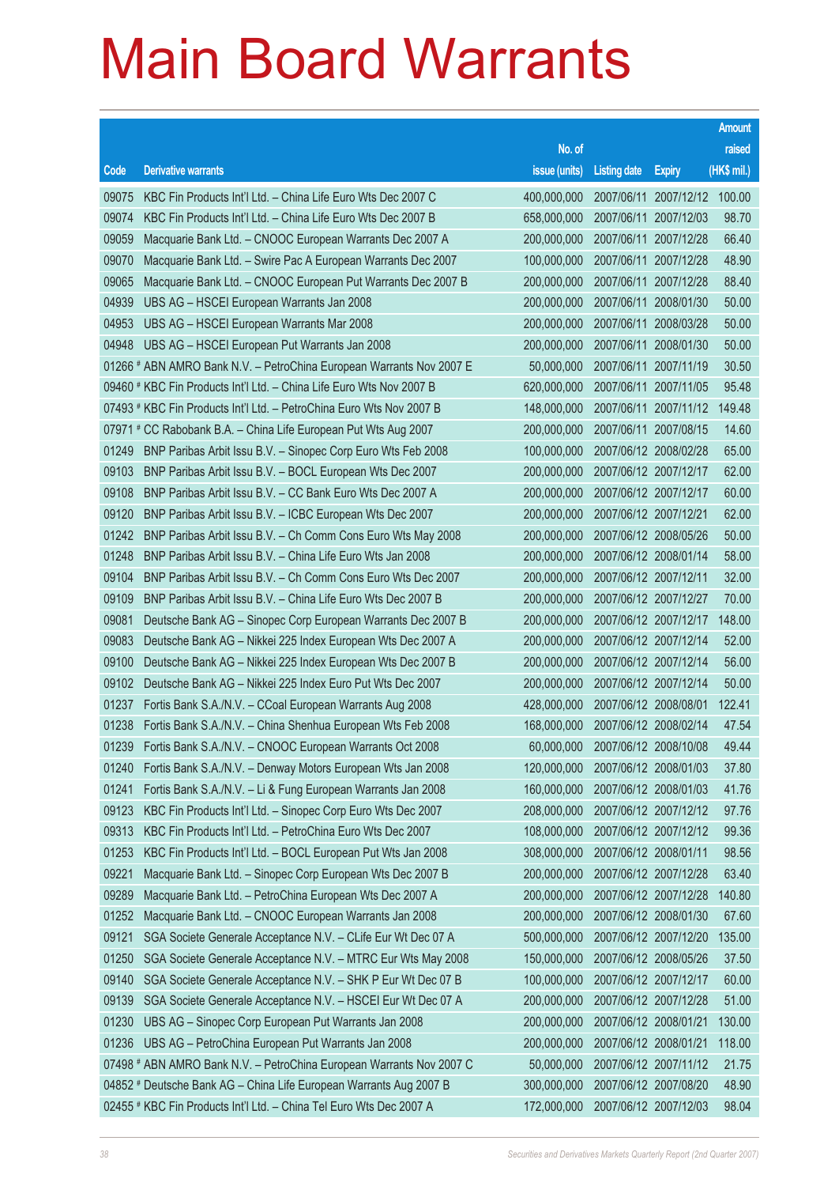# Main Board Warrants

| Code | Derivative warrants | No. of issue (units) | Listing date | Expiry | Amount raised (HK$ mil.) |
|---|---|---|---|---|---|
| 09075 | KBC Fin Products Int'l Ltd. – China Life Euro Wts Dec 2007 C | 400,000,000 | 2007/06/11 | 2007/12/12 | 100.00 |
| 09074 | KBC Fin Products Int'l Ltd. – China Life Euro Wts Dec 2007 B | 658,000,000 | 2007/06/11 | 2007/12/03 | 98.70 |
| 09059 | Macquarie Bank Ltd. – CNOOC European Warrants Dec 2007 A | 200,000,000 | 2007/06/11 | 2007/12/28 | 66.40 |
| 09070 | Macquarie Bank Ltd. – Swire Pac A European Warrants Dec 2007 | 100,000,000 | 2007/06/11 | 2007/12/28 | 48.90 |
| 09065 | Macquarie Bank Ltd. – CNOOC European Put Warrants Dec 2007 B | 200,000,000 | 2007/06/11 | 2007/12/28 | 88.40 |
| 04939 | UBS AG – HSCEI European Warrants Jan 2008 | 200,000,000 | 2007/06/11 | 2008/01/30 | 50.00 |
| 04953 | UBS AG – HSCEI European Warrants Mar 2008 | 200,000,000 | 2007/06/11 | 2008/03/28 | 50.00 |
| 04948 | UBS AG – HSCEI European Put Warrants Jan 2008 | 200,000,000 | 2007/06/11 | 2008/01/30 | 50.00 |
| 01266 # | ABN AMRO Bank N.V. – PetroChina European Warrants Nov 2007 E | 50,000,000 | 2007/06/11 | 2007/11/19 | 30.50 |
| 09460 # | KBC Fin Products Int'l Ltd. – China Life Euro Wts Nov 2007 B | 620,000,000 | 2007/06/11 | 2007/11/05 | 95.48 |
| 07493 # | KBC Fin Products Int'l Ltd. – PetroChina Euro Wts Nov 2007 B | 148,000,000 | 2007/06/11 | 2007/11/12 | 149.48 |
| 07971 # | CC Rabobank B.A. – China Life European Put Wts Aug 2007 | 200,000,000 | 2007/06/11 | 2007/08/15 | 14.60 |
| 01249 | BNP Paribas Arbit Issu B.V. – Sinopec Corp Euro Wts Feb 2008 | 100,000,000 | 2007/06/12 | 2008/02/28 | 65.00 |
| 09103 | BNP Paribas Arbit Issu B.V. – BOCL European Wts Dec 2007 | 200,000,000 | 2007/06/12 | 2007/12/17 | 62.00 |
| 09108 | BNP Paribas Arbit Issu B.V. – CC Bank Euro Wts Dec 2007 A | 200,000,000 | 2007/06/12 | 2007/12/17 | 60.00 |
| 09120 | BNP Paribas Arbit Issu B.V. – ICBC European Wts Dec 2007 | 200,000,000 | 2007/06/12 | 2007/12/21 | 62.00 |
| 01242 | BNP Paribas Arbit Issu B.V. – Ch Comm Cons Euro Wts May 2008 | 200,000,000 | 2007/06/12 | 2008/05/26 | 50.00 |
| 01248 | BNP Paribas Arbit Issu B.V. – China Life Euro Wts Jan 2008 | 200,000,000 | 2007/06/12 | 2008/01/14 | 58.00 |
| 09104 | BNP Paribas Arbit Issu B.V. – Ch Comm Cons Euro Wts Dec 2007 | 200,000,000 | 2007/06/12 | 2007/12/11 | 32.00 |
| 09109 | BNP Paribas Arbit Issu B.V. – China Life Euro Wts Dec 2007 B | 200,000,000 | 2007/06/12 | 2007/12/27 | 70.00 |
| 09081 | Deutsche Bank AG – Sinopec Corp European Warrants Dec 2007 B | 200,000,000 | 2007/06/12 | 2007/12/17 | 148.00 |
| 09083 | Deutsche Bank AG – Nikkei 225 Index European Wts Dec 2007 A | 200,000,000 | 2007/06/12 | 2007/12/14 | 52.00 |
| 09100 | Deutsche Bank AG – Nikkei 225 Index European Wts Dec 2007 B | 200,000,000 | 2007/06/12 | 2007/12/14 | 56.00 |
| 09102 | Deutsche Bank AG – Nikkei 225 Index Euro Put Wts Dec 2007 | 200,000,000 | 2007/06/12 | 2007/12/14 | 50.00 |
| 01237 | Fortis Bank S.A./N.V. – CCoal European Warrants Aug 2008 | 428,000,000 | 2007/06/12 | 2008/08/01 | 122.41 |
| 01238 | Fortis Bank S.A./N.V. – China Shenhua European Wts Feb 2008 | 168,000,000 | 2007/06/12 | 2008/02/14 | 47.54 |
| 01239 | Fortis Bank S.A./N.V. – CNOOC European Warrants Oct 2008 | 60,000,000 | 2007/06/12 | 2008/10/08 | 49.44 |
| 01240 | Fortis Bank S.A./N.V. – Denway Motors European Wts Jan 2008 | 120,000,000 | 2007/06/12 | 2008/01/03 | 37.80 |
| 01241 | Fortis Bank S.A./N.V. – Li & Fung European Warrants Jan 2008 | 160,000,000 | 2007/06/12 | 2008/01/03 | 41.76 |
| 09123 | KBC Fin Products Int'l Ltd. – Sinopec Corp Euro Wts Dec 2007 | 208,000,000 | 2007/06/12 | 2007/12/12 | 97.76 |
| 09313 | KBC Fin Products Int'l Ltd. – PetroChina Euro Wts Dec 2007 | 108,000,000 | 2007/06/12 | 2007/12/12 | 99.36 |
| 01253 | KBC Fin Products Int'l Ltd. – BOCL European Put Wts Jan 2008 | 308,000,000 | 2007/06/12 | 2008/01/11 | 98.56 |
| 09221 | Macquarie Bank Ltd. – Sinopec Corp European Wts Dec 2007 B | 200,000,000 | 2007/06/12 | 2007/12/28 | 63.40 |
| 09289 | Macquarie Bank Ltd. – PetroChina European Wts Dec 2007 A | 200,000,000 | 2007/06/12 | 2007/12/28 | 140.80 |
| 01252 | Macquarie Bank Ltd. – CNOOC European Warrants Jan 2008 | 200,000,000 | 2007/06/12 | 2008/01/30 | 67.60 |
| 09121 | SGA Societe Generale Acceptance N.V. – CLife Eur Wt Dec 07 A | 500,000,000 | 2007/06/12 | 2007/12/20 | 135.00 |
| 01250 | SGA Societe Generale Acceptance N.V. – MTRC Eur Wts May 2008 | 150,000,000 | 2007/06/12 | 2008/05/26 | 37.50 |
| 09140 | SGA Societe Generale Acceptance N.V. – SHK P Eur Wt Dec 07 B | 100,000,000 | 2007/06/12 | 2007/12/17 | 60.00 |
| 09139 | SGA Societe Generale Acceptance N.V. – HSCEI Eur Wt Dec 07 A | 200,000,000 | 2007/06/12 | 2007/12/28 | 51.00 |
| 01230 | UBS AG – Sinopec Corp European Put Warrants Jan 2008 | 200,000,000 | 2007/06/12 | 2008/01/21 | 130.00 |
| 01236 | UBS AG – PetroChina European Put Warrants Jan 2008 | 200,000,000 | 2007/06/12 | 2008/01/21 | 118.00 |
| 07498 # | ABN AMRO Bank N.V. – PetroChina European Warrants Nov 2007 C | 50,000,000 | 2007/06/12 | 2007/11/12 | 21.75 |
| 04852 # | Deutsche Bank AG – China Life European Warrants Aug 2007 B | 300,000,000 | 2007/06/12 | 2007/08/20 | 48.90 |
| 02455 # | KBC Fin Products Int'l Ltd. – China Tel Euro Wts Dec 2007 A | 172,000,000 | 2007/06/12 | 2007/12/03 | 98.04 |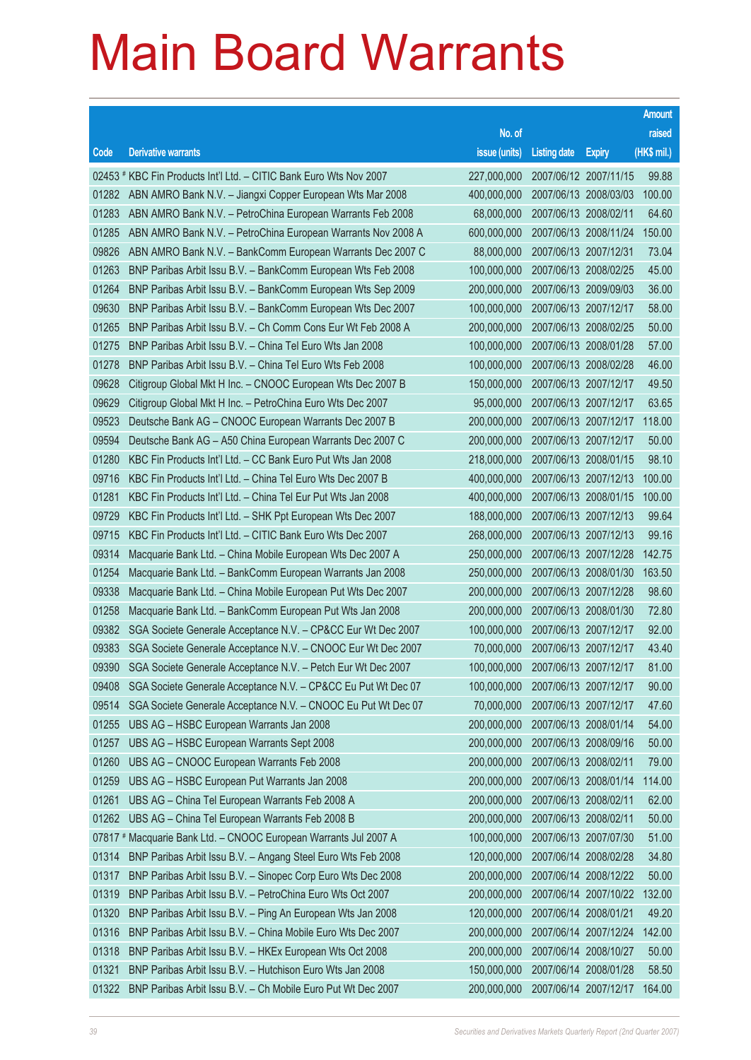# Main Board Warrants

| Code | Derivative warrants | No. of issue (units) | Listing date | Expiry | Amount raised (HK$ mil.) |
|---|---|---|---|---|---|
| 02453 # | KBC Fin Products Int'l Ltd. – CITIC Bank Euro Wts Nov 2007 | 227,000,000 | 2007/06/12 | 2007/11/15 | 99.88 |
| 01282 | ABN AMRO Bank N.V. – Jiangxi Copper European Wts Mar 2008 | 400,000,000 | 2007/06/13 | 2008/03/03 | 100.00 |
| 01283 | ABN AMRO Bank N.V. – PetroChina European Warrants Feb 2008 | 68,000,000 | 2007/06/13 | 2008/02/11 | 64.60 |
| 01285 | ABN AMRO Bank N.V. – PetroChina European Warrants Nov 2008 A | 600,000,000 | 2007/06/13 | 2008/11/24 | 150.00 |
| 09826 | ABN AMRO Bank N.V. – BankComm European Warrants Dec 2007 C | 88,000,000 | 2007/06/13 | 2007/12/31 | 73.04 |
| 01263 | BNP Paribas Arbit Issu B.V. – BankComm European Wts Feb 2008 | 100,000,000 | 2007/06/13 | 2008/02/25 | 45.00 |
| 01264 | BNP Paribas Arbit Issu B.V. – BankComm European Wts Sep 2009 | 200,000,000 | 2007/06/13 | 2009/09/03 | 36.00 |
| 09630 | BNP Paribas Arbit Issu B.V. – BankComm European Wts Dec 2007 | 100,000,000 | 2007/06/13 | 2007/12/17 | 58.00 |
| 01265 | BNP Paribas Arbit Issu B.V. – Ch Comm Cons Eur Wt Feb 2008 A | 200,000,000 | 2007/06/13 | 2008/02/25 | 50.00 |
| 01275 | BNP Paribas Arbit Issu B.V. – China Tel Euro Wts Jan 2008 | 100,000,000 | 2007/06/13 | 2008/01/28 | 57.00 |
| 01278 | BNP Paribas Arbit Issu B.V. – China Tel Euro Wts Feb 2008 | 100,000,000 | 2007/06/13 | 2008/02/28 | 46.00 |
| 09628 | Citigroup Global Mkt H Inc. – CNOOC European Wts Dec 2007 B | 150,000,000 | 2007/06/13 | 2007/12/17 | 49.50 |
| 09629 | Citigroup Global Mkt H Inc. – PetroChina Euro Wts Dec 2007 | 95,000,000 | 2007/06/13 | 2007/12/17 | 63.65 |
| 09523 | Deutsche Bank AG – CNOOC European Warrants Dec 2007 B | 200,000,000 | 2007/06/13 | 2007/12/17 | 118.00 |
| 09594 | Deutsche Bank AG – A50 China European Warrants Dec 2007 C | 200,000,000 | 2007/06/13 | 2007/12/17 | 50.00 |
| 01280 | KBC Fin Products Int'l Ltd. – CC Bank Euro Put Wts Jan 2008 | 218,000,000 | 2007/06/13 | 2008/01/15 | 98.10 |
| 09716 | KBC Fin Products Int'l Ltd. – China Tel Euro Wts Dec 2007 B | 400,000,000 | 2007/06/13 | 2007/12/13 | 100.00 |
| 01281 | KBC Fin Products Int'l Ltd. – China Tel Eur Put Wts Jan 2008 | 400,000,000 | 2007/06/13 | 2008/01/15 | 100.00 |
| 09729 | KBC Fin Products Int'l Ltd. – SHK Ppt European Wts Dec 2007 | 188,000,000 | 2007/06/13 | 2007/12/13 | 99.64 |
| 09715 | KBC Fin Products Int'l Ltd. – CITIC Bank Euro Wts Dec 2007 | 268,000,000 | 2007/06/13 | 2007/12/13 | 99.16 |
| 09314 | Macquarie Bank Ltd. – China Mobile European Wts Dec 2007 A | 250,000,000 | 2007/06/13 | 2007/12/28 | 142.75 |
| 01254 | Macquarie Bank Ltd. – BankComm European Warrants Jan 2008 | 250,000,000 | 2007/06/13 | 2008/01/30 | 163.50 |
| 09338 | Macquarie Bank Ltd. – China Mobile European Put Wts Dec 2007 | 200,000,000 | 2007/06/13 | 2007/12/28 | 98.60 |
| 01258 | Macquarie Bank Ltd. – BankComm European Put Wts Jan 2008 | 200,000,000 | 2007/06/13 | 2008/01/30 | 72.80 |
| 09382 | SGA Societe Generale Acceptance N.V. – CP&CC Eur Wt Dec 2007 | 100,000,000 | 2007/06/13 | 2007/12/17 | 92.00 |
| 09383 | SGA Societe Generale Acceptance N.V. – CNOOC Eur Wt Dec 2007 | 70,000,000 | 2007/06/13 | 2007/12/17 | 43.40 |
| 09390 | SGA Societe Generale Acceptance N.V. – Petch Eur Wt Dec 2007 | 100,000,000 | 2007/06/13 | 2007/12/17 | 81.00 |
| 09408 | SGA Societe Generale Acceptance N.V. – CP&CC Eu Put Wt Dec 07 | 100,000,000 | 2007/06/13 | 2007/12/17 | 90.00 |
| 09514 | SGA Societe Generale Acceptance N.V. – CNOOC Eu Put Wt Dec 07 | 70,000,000 | 2007/06/13 | 2007/12/17 | 47.60 |
| 01255 | UBS AG – HSBC European Warrants Jan 2008 | 200,000,000 | 2007/06/13 | 2008/01/14 | 54.00 |
| 01257 | UBS AG – HSBC European Warrants Sept 2008 | 200,000,000 | 2007/06/13 | 2008/09/16 | 50.00 |
| 01260 | UBS AG – CNOOC European Warrants Feb 2008 | 200,000,000 | 2007/06/13 | 2008/02/11 | 79.00 |
| 01259 | UBS AG – HSBC European Put Warrants Jan 2008 | 200,000,000 | 2007/06/13 | 2008/01/14 | 114.00 |
| 01261 | UBS AG – China Tel European Warrants Feb 2008 A | 200,000,000 | 2007/06/13 | 2008/02/11 | 62.00 |
| 01262 | UBS AG – China Tel European Warrants Feb 2008 B | 200,000,000 | 2007/06/13 | 2008/02/11 | 50.00 |
| 07817 # | Macquarie Bank Ltd. – CNOOC European Warrants Jul 2007 A | 100,000,000 | 2007/06/13 | 2007/07/30 | 51.00 |
| 01314 | BNP Paribas Arbit Issu B.V. – Angang Steel Euro Wts Feb 2008 | 120,000,000 | 2007/06/14 | 2008/02/28 | 34.80 |
| 01317 | BNP Paribas Arbit Issu B.V. – Sinopec Corp Euro Wts Dec 2008 | 200,000,000 | 2007/06/14 | 2008/12/22 | 50.00 |
| 01319 | BNP Paribas Arbit Issu B.V. – PetroChina Euro Wts Oct 2007 | 200,000,000 | 2007/06/14 | 2007/10/22 | 132.00 |
| 01320 | BNP Paribas Arbit Issu B.V. – Ping An European Wts Jan 2008 | 120,000,000 | 2007/06/14 | 2008/01/21 | 49.20 |
| 01316 | BNP Paribas Arbit Issu B.V. – China Mobile Euro Wts Dec 2007 | 200,000,000 | 2007/06/14 | 2007/12/24 | 142.00 |
| 01318 | BNP Paribas Arbit Issu B.V. – HKEx European Wts Oct 2008 | 200,000,000 | 2007/06/14 | 2008/10/27 | 50.00 |
| 01321 | BNP Paribas Arbit Issu B.V. – Hutchison Euro Wts Jan 2008 | 150,000,000 | 2007/06/14 | 2008/01/28 | 58.50 |
| 01322 | BNP Paribas Arbit Issu B.V. – Ch Mobile Euro Put Wt Dec 2007 | 200,000,000 | 2007/06/14 | 2007/12/17 | 164.00 |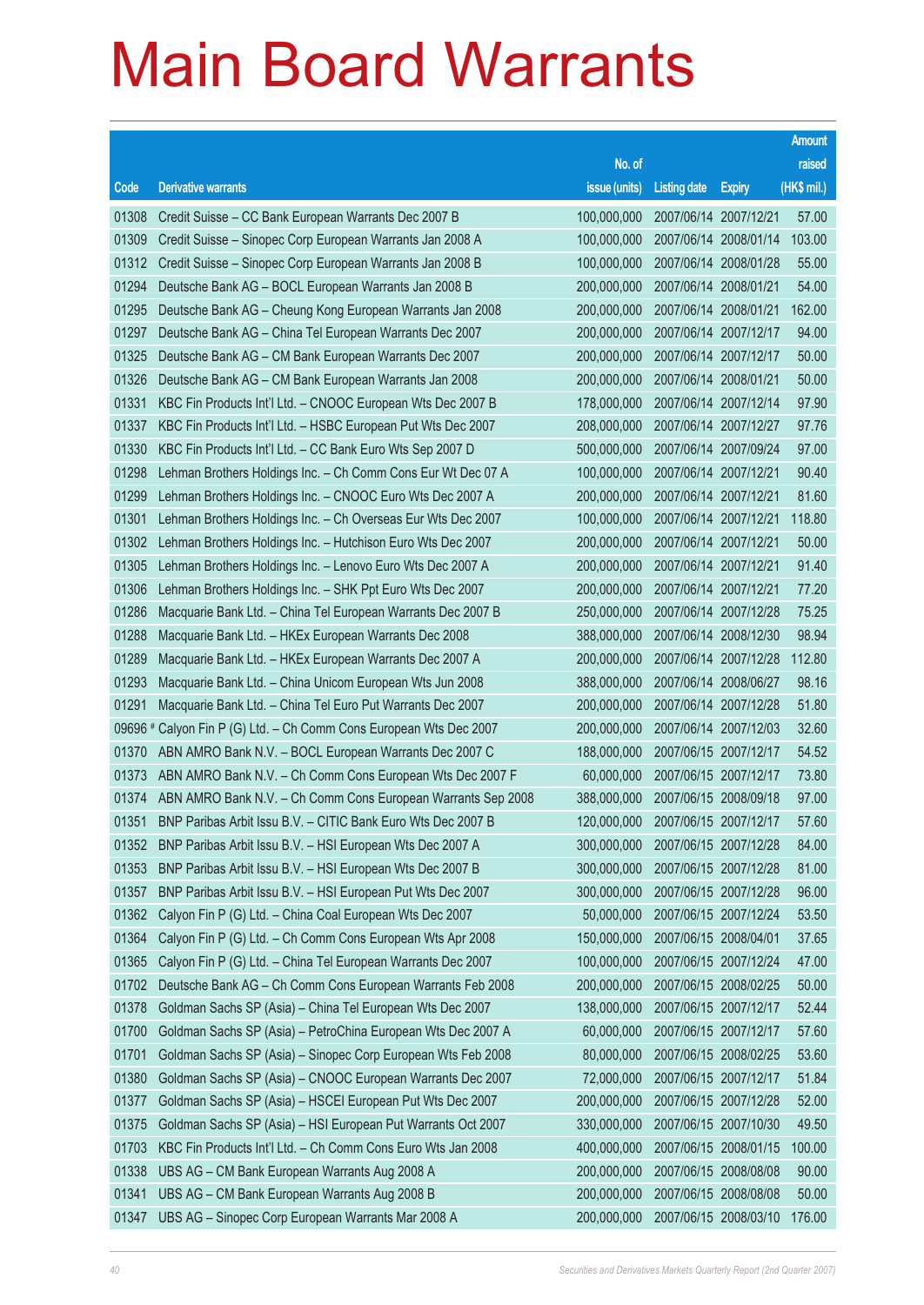# Main Board Warrants

| Code | Derivative warrants | No. of issue (units) | Listing date | Expiry | Amount raised (HK$ mil.) |
|---|---|---|---|---|---|
| 01308 | Credit Suisse – CC Bank European Warrants Dec 2007 B | 100,000,000 | 2007/06/14 | 2007/12/21 | 57.00 |
| 01309 | Credit Suisse – Sinopec Corp European Warrants Jan 2008 A | 100,000,000 | 2007/06/14 | 2008/01/14 | 103.00 |
| 01312 | Credit Suisse – Sinopec Corp European Warrants Jan 2008 B | 100,000,000 | 2007/06/14 | 2008/01/28 | 55.00 |
| 01294 | Deutsche Bank AG – BOCL European Warrants Jan 2008 B | 200,000,000 | 2007/06/14 | 2008/01/21 | 54.00 |
| 01295 | Deutsche Bank AG – Cheung Kong European Warrants Jan 2008 | 200,000,000 | 2007/06/14 | 2008/01/21 | 162.00 |
| 01297 | Deutsche Bank AG – China Tel European Warrants Dec 2007 | 200,000,000 | 2007/06/14 | 2007/12/17 | 94.00 |
| 01325 | Deutsche Bank AG – CM Bank European Warrants Dec 2007 | 200,000,000 | 2007/06/14 | 2007/12/17 | 50.00 |
| 01326 | Deutsche Bank AG – CM Bank European Warrants Jan 2008 | 200,000,000 | 2007/06/14 | 2008/01/21 | 50.00 |
| 01331 | KBC Fin Products Int'l Ltd. – CNOOC European Wts Dec 2007 B | 178,000,000 | 2007/06/14 | 2007/12/14 | 97.90 |
| 01337 | KBC Fin Products Int'l Ltd. – HSBC European Put Wts Dec 2007 | 208,000,000 | 2007/06/14 | 2007/12/27 | 97.76 |
| 01330 | KBC Fin Products Int'l Ltd. – CC Bank Euro Wts Sep 2007 D | 500,000,000 | 2007/06/14 | 2007/09/24 | 97.00 |
| 01298 | Lehman Brothers Holdings Inc. – Ch Comm Cons Eur Wt Dec 07 A | 100,000,000 | 2007/06/14 | 2007/12/21 | 90.40 |
| 01299 | Lehman Brothers Holdings Inc. – CNOOC Euro Wts Dec 2007 A | 200,000,000 | 2007/06/14 | 2007/12/21 | 81.60 |
| 01301 | Lehman Brothers Holdings Inc. – Ch Overseas Eur Wts Dec 2007 | 100,000,000 | 2007/06/14 | 2007/12/21 | 118.80 |
| 01302 | Lehman Brothers Holdings Inc. – Hutchison Euro Wts Dec 2007 | 200,000,000 | 2007/06/14 | 2007/12/21 | 50.00 |
| 01305 | Lehman Brothers Holdings Inc. – Lenovo Euro Wts Dec 2007 A | 200,000,000 | 2007/06/14 | 2007/12/21 | 91.40 |
| 01306 | Lehman Brothers Holdings Inc. – SHK Ppt Euro Wts Dec 2007 | 200,000,000 | 2007/06/14 | 2007/12/21 | 77.20 |
| 01286 | Macquarie Bank Ltd. – China Tel European Warrants Dec 2007 B | 250,000,000 | 2007/06/14 | 2007/12/28 | 75.25 |
| 01288 | Macquarie Bank Ltd. – HKEx European Warrants Dec 2008 | 388,000,000 | 2007/06/14 | 2008/12/30 | 98.94 |
| 01289 | Macquarie Bank Ltd. – HKEx European Warrants Dec 2007 A | 200,000,000 | 2007/06/14 | 2007/12/28 | 112.80 |
| 01293 | Macquarie Bank Ltd. – China Unicom European Wts Jun 2008 | 388,000,000 | 2007/06/14 | 2008/06/27 | 98.16 |
| 01291 | Macquarie Bank Ltd. – China Tel Euro Put Warrants Dec 2007 | 200,000,000 | 2007/06/14 | 2007/12/28 | 51.80 |
| 09696 # | Calyon Fin P (G) Ltd. – Ch Comm Cons European Wts Dec 2007 | 200,000,000 | 2007/06/14 | 2007/12/03 | 32.60 |
| 01370 | ABN AMRO Bank N.V. – BOCL European Warrants Dec 2007 C | 188,000,000 | 2007/06/15 | 2007/12/17 | 54.52 |
| 01373 | ABN AMRO Bank N.V. – Ch Comm Cons European Wts Dec 2007 F | 60,000,000 | 2007/06/15 | 2007/12/17 | 73.80 |
| 01374 | ABN AMRO Bank N.V. – Ch Comm Cons European Warrants Sep 2008 | 388,000,000 | 2007/06/15 | 2008/09/18 | 97.00 |
| 01351 | BNP Paribas Arbit Issu B.V. – CITIC Bank Euro Wts Dec 2007 B | 120,000,000 | 2007/06/15 | 2007/12/17 | 57.60 |
| 01352 | BNP Paribas Arbit Issu B.V. – HSI European Wts Dec 2007 A | 300,000,000 | 2007/06/15 | 2007/12/28 | 84.00 |
| 01353 | BNP Paribas Arbit Issu B.V. – HSI European Wts Dec 2007 B | 300,000,000 | 2007/06/15 | 2007/12/28 | 81.00 |
| 01357 | BNP Paribas Arbit Issu B.V. – HSI European Put Wts Dec 2007 | 300,000,000 | 2007/06/15 | 2007/12/28 | 96.00 |
| 01362 | Calyon Fin P (G) Ltd. – China Coal European Wts Dec 2007 | 50,000,000 | 2007/06/15 | 2007/12/24 | 53.50 |
| 01364 | Calyon Fin P (G) Ltd. – Ch Comm Cons European Wts Apr 2008 | 150,000,000 | 2007/06/15 | 2008/04/01 | 37.65 |
| 01365 | Calyon Fin P (G) Ltd. – China Tel European Warrants Dec 2007 | 100,000,000 | 2007/06/15 | 2007/12/24 | 47.00 |
| 01702 | Deutsche Bank AG – Ch Comm Cons European Warrants Feb 2008 | 200,000,000 | 2007/06/15 | 2008/02/25 | 50.00 |
| 01378 | Goldman Sachs SP (Asia) – China Tel European Wts Dec 2007 | 138,000,000 | 2007/06/15 | 2007/12/17 | 52.44 |
| 01700 | Goldman Sachs SP (Asia) – PetroChina European Wts Dec 2007 A | 60,000,000 | 2007/06/15 | 2007/12/17 | 57.60 |
| 01701 | Goldman Sachs SP (Asia) – Sinopec Corp European Wts Feb 2008 | 80,000,000 | 2007/06/15 | 2008/02/25 | 53.60 |
| 01380 | Goldman Sachs SP (Asia) – CNOOC European Warrants Dec 2007 | 72,000,000 | 2007/06/15 | 2007/12/17 | 51.84 |
| 01377 | Goldman Sachs SP (Asia) – HSCEI European Put Wts Dec 2007 | 200,000,000 | 2007/06/15 | 2007/12/28 | 52.00 |
| 01375 | Goldman Sachs SP (Asia) – HSI European Put Warrants Oct 2007 | 330,000,000 | 2007/06/15 | 2007/10/30 | 49.50 |
| 01703 | KBC Fin Products Int'l Ltd. – Ch Comm Cons Euro Wts Jan 2008 | 400,000,000 | 2007/06/15 | 2008/01/15 | 100.00 |
| 01338 | UBS AG – CM Bank European Warrants Aug 2008 A | 200,000,000 | 2007/06/15 | 2008/08/08 | 90.00 |
| 01341 | UBS AG – CM Bank European Warrants Aug 2008 B | 200,000,000 | 2007/06/15 | 2008/08/08 | 50.00 |
| 01347 | UBS AG – Sinopec Corp European Warrants Mar 2008 A | 200,000,000 | 2007/06/15 | 2008/03/10 | 176.00 |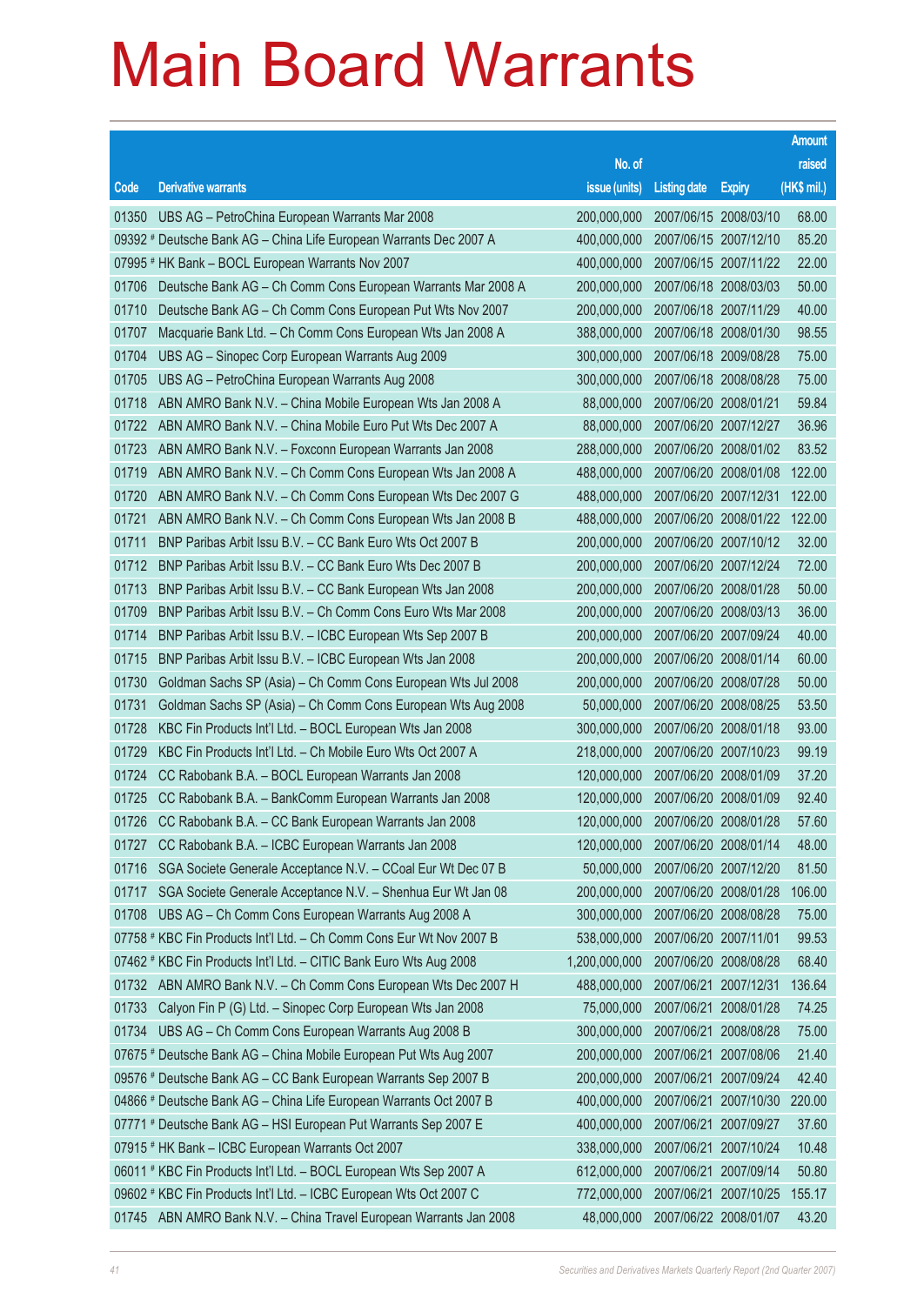# Main Board Warrants

| Code | Derivative warrants | No. of issue (units) | Listing date | Expiry | Amount raised (HK$ mil.) |
|---|---|---|---|---|---|
| 01350 | UBS AG – PetroChina European Warrants Mar 2008 | 200,000,000 | 2007/06/15 | 2008/03/10 | 68.00 |
| 09392 # | Deutsche Bank AG – China Life European Warrants Dec 2007 A | 400,000,000 | 2007/06/15 | 2007/12/10 | 85.20 |
| 07995 # | HK Bank – BOCL European Warrants Nov 2007 | 400,000,000 | 2007/06/15 | 2007/11/22 | 22.00 |
| 01706 | Deutsche Bank AG – Ch Comm Cons European Warrants Mar 2008 A | 200,000,000 | 2007/06/18 | 2008/03/03 | 50.00 |
| 01710 | Deutsche Bank AG – Ch Comm Cons European Put Wts Nov 2007 | 200,000,000 | 2007/06/18 | 2007/11/29 | 40.00 |
| 01707 | Macquarie Bank Ltd. – Ch Comm Cons European Wts Jan 2008 A | 388,000,000 | 2007/06/18 | 2008/01/30 | 98.55 |
| 01704 | UBS AG – Sinopec Corp European Warrants Aug 2009 | 300,000,000 | 2007/06/18 | 2009/08/28 | 75.00 |
| 01705 | UBS AG – PetroChina European Warrants Aug 2008 | 300,000,000 | 2007/06/18 | 2008/08/28 | 75.00 |
| 01718 | ABN AMRO Bank N.V. – China Mobile European Wts Jan 2008 A | 88,000,000 | 2007/06/20 | 2008/01/21 | 59.84 |
| 01722 | ABN AMRO Bank N.V. – China Mobile Euro Put Wts Dec 2007 A | 88,000,000 | 2007/06/20 | 2007/12/27 | 36.96 |
| 01723 | ABN AMRO Bank N.V. – Foxconn European Warrants Jan 2008 | 288,000,000 | 2007/06/20 | 2008/01/02 | 83.52 |
| 01719 | ABN AMRO Bank N.V. – Ch Comm Cons European Wts Jan 2008 A | 488,000,000 | 2007/06/20 | 2008/01/08 | 122.00 |
| 01720 | ABN AMRO Bank N.V. – Ch Comm Cons European Wts Dec 2007 G | 488,000,000 | 2007/06/20 | 2007/12/31 | 122.00 |
| 01721 | ABN AMRO Bank N.V. – Ch Comm Cons European Wts Jan 2008 B | 488,000,000 | 2007/06/20 | 2008/01/22 | 122.00 |
| 01711 | BNP Paribas Arbit Issu B.V. – CC Bank Euro Wts Oct 2007 B | 200,000,000 | 2007/06/20 | 2007/10/12 | 32.00 |
| 01712 | BNP Paribas Arbit Issu B.V. – CC Bank Euro Wts Dec 2007 B | 200,000,000 | 2007/06/20 | 2007/12/24 | 72.00 |
| 01713 | BNP Paribas Arbit Issu B.V. – CC Bank European Wts Jan 2008 | 200,000,000 | 2007/06/20 | 2008/01/28 | 50.00 |
| 01709 | BNP Paribas Arbit Issu B.V. – Ch Comm Cons Euro Wts Mar 2008 | 200,000,000 | 2007/06/20 | 2008/03/13 | 36.00 |
| 01714 | BNP Paribas Arbit Issu B.V. – ICBC European Wts Sep 2007 B | 200,000,000 | 2007/06/20 | 2007/09/24 | 40.00 |
| 01715 | BNP Paribas Arbit Issu B.V. – ICBC European Wts Jan 2008 | 200,000,000 | 2007/06/20 | 2008/01/14 | 60.00 |
| 01730 | Goldman Sachs SP (Asia) – Ch Comm Cons European Wts Jul 2008 | 200,000,000 | 2007/06/20 | 2008/07/28 | 50.00 |
| 01731 | Goldman Sachs SP (Asia) – Ch Comm Cons European Wts Aug 2008 | 50,000,000 | 2007/06/20 | 2008/08/25 | 53.50 |
| 01728 | KBC Fin Products Int'l Ltd. – BOCL European Wts Jan 2008 | 300,000,000 | 2007/06/20 | 2008/01/18 | 93.00 |
| 01729 | KBC Fin Products Int'l Ltd. – Ch Mobile Euro Wts Oct 2007 A | 218,000,000 | 2007/06/20 | 2007/10/23 | 99.19 |
| 01724 | CC Rabobank B.A. – BOCL European Warrants Jan 2008 | 120,000,000 | 2007/06/20 | 2008/01/09 | 37.20 |
| 01725 | CC Rabobank B.A. – BankComm European Warrants Jan 2008 | 120,000,000 | 2007/06/20 | 2008/01/09 | 92.40 |
| 01726 | CC Rabobank B.A. – CC Bank European Warrants Jan 2008 | 120,000,000 | 2007/06/20 | 2008/01/28 | 57.60 |
| 01727 | CC Rabobank B.A. – ICBC European Warrants Jan 2008 | 120,000,000 | 2007/06/20 | 2008/01/14 | 48.00 |
| 01716 | SGA Societe Generale Acceptance N.V. – CCoal Eur Wt Dec 07 B | 50,000,000 | 2007/06/20 | 2007/12/20 | 81.50 |
| 01717 | SGA Societe Generale Acceptance N.V. – Shenhua Eur Wt Jan 08 | 200,000,000 | 2007/06/20 | 2008/01/28 | 106.00 |
| 01708 | UBS AG – Ch Comm Cons European Warrants Aug 2008 A | 300,000,000 | 2007/06/20 | 2008/08/28 | 75.00 |
| 07758 # | KBC Fin Products Int'l Ltd. – Ch Comm Cons Eur Wt Nov 2007 B | 538,000,000 | 2007/06/20 | 2007/11/01 | 99.53 |
| 07462 # | KBC Fin Products Int'l Ltd. – CITIC Bank Euro Wts Aug 2008 | 1,200,000,000 | 2007/06/20 | 2008/08/28 | 68.40 |
| 01732 | ABN AMRO Bank N.V. – Ch Comm Cons European Wts Dec 2007 H | 488,000,000 | 2007/06/21 | 2007/12/31 | 136.64 |
| 01733 | Calyon Fin P (G) Ltd. – Sinopec Corp European Wts Jan 2008 | 75,000,000 | 2007/06/21 | 2008/01/28 | 74.25 |
| 01734 | UBS AG – Ch Comm Cons European Warrants Aug 2008 B | 300,000,000 | 2007/06/21 | 2008/08/28 | 75.00 |
| 07675 # | Deutsche Bank AG – China Mobile European Put Wts Aug 2007 | 200,000,000 | 2007/06/21 | 2007/08/06 | 21.40 |
| 09576 # | Deutsche Bank AG – CC Bank European Warrants Sep 2007 B | 200,000,000 | 2007/06/21 | 2007/09/24 | 42.40 |
| 04866 # | Deutsche Bank AG – China Life European Warrants Oct 2007 B | 400,000,000 | 2007/06/21 | 2007/10/30 | 220.00 |
| 07771 # | Deutsche Bank AG – HSI European Put Warrants Sep 2007 E | 400,000,000 | 2007/06/21 | 2007/09/27 | 37.60 |
| 07915 # | HK Bank – ICBC European Warrants Oct 2007 | 338,000,000 | 2007/06/21 | 2007/10/24 | 10.48 |
| 06011 # | KBC Fin Products Int'l Ltd. – BOCL European Wts Sep 2007 A | 612,000,000 | 2007/06/21 | 2007/09/14 | 50.80 |
| 09602 # | KBC Fin Products Int'l Ltd. – ICBC European Wts Oct 2007 C | 772,000,000 | 2007/06/21 | 2007/10/25 | 155.17 |
| 01745 | ABN AMRO Bank N.V. – China Travel European Warrants Jan 2008 | 48,000,000 | 2007/06/22 | 2008/01/07 | 43.20 |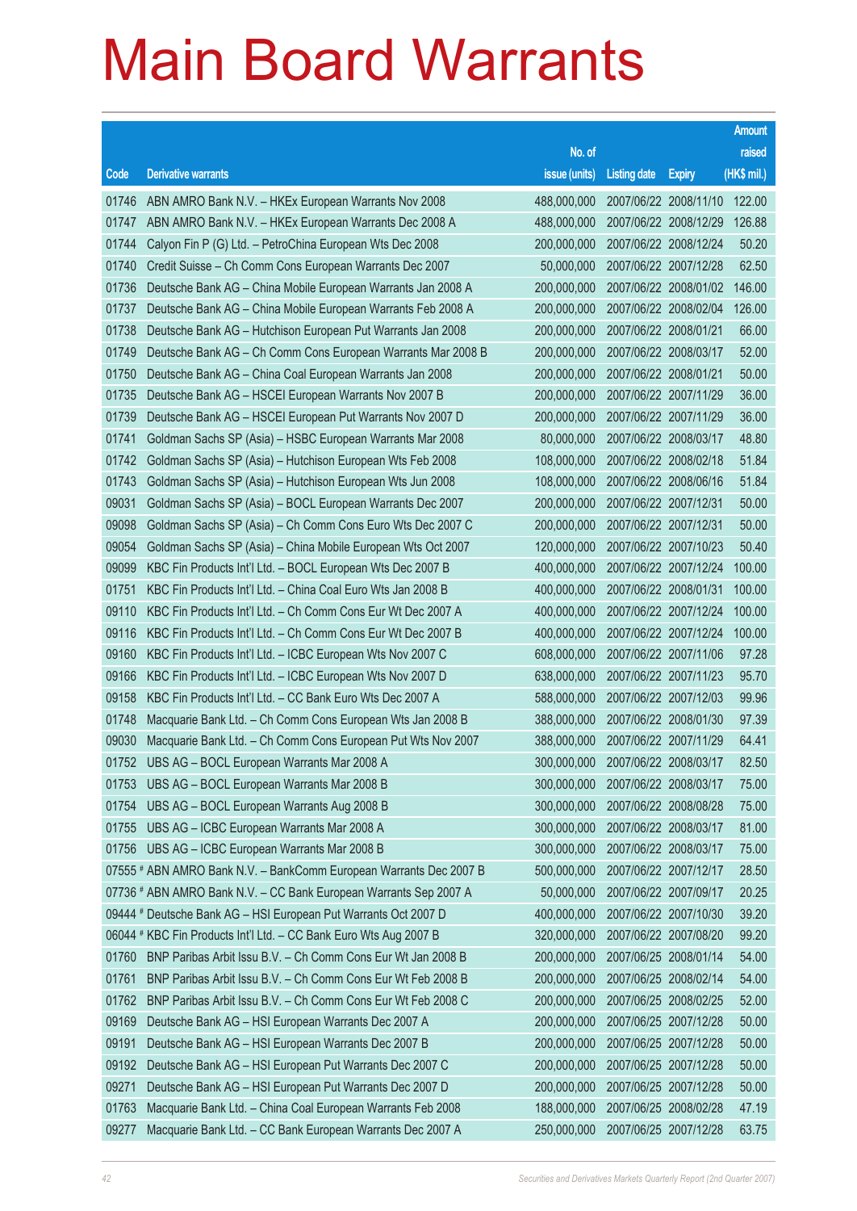# Main Board Warrants

| Code | Derivative warrants | No. of issue (units) | Listing date | Expiry | Amount raised (HK$ mil.) |
|---|---|---|---|---|---|
| 01746 | ABN AMRO Bank N.V. – HKEx European Warrants Nov 2008 | 488,000,000 | 2007/06/22 | 2008/11/10 | 122.00 |
| 01747 | ABN AMRO Bank N.V. – HKEx European Warrants Dec 2008 A | 488,000,000 | 2007/06/22 | 2008/12/29 | 126.88 |
| 01744 | Calyon Fin P (G) Ltd. – PetroChina European Wts Dec 2008 | 200,000,000 | 2007/06/22 | 2008/12/24 | 50.20 |
| 01740 | Credit Suisse – Ch Comm Cons European Warrants Dec 2007 | 50,000,000 | 2007/06/22 | 2007/12/28 | 62.50 |
| 01736 | Deutsche Bank AG – China Mobile European Warrants Jan 2008 A | 200,000,000 | 2007/06/22 | 2008/01/02 | 146.00 |
| 01737 | Deutsche Bank AG – China Mobile European Warrants Feb 2008 A | 200,000,000 | 2007/06/22 | 2008/02/04 | 126.00 |
| 01738 | Deutsche Bank AG – Hutchison European Put Warrants Jan 2008 | 200,000,000 | 2007/06/22 | 2008/01/21 | 66.00 |
| 01749 | Deutsche Bank AG – Ch Comm Cons European Warrants Mar 2008 B | 200,000,000 | 2007/06/22 | 2008/03/17 | 52.00 |
| 01750 | Deutsche Bank AG – China Coal European Warrants Jan 2008 | 200,000,000 | 2007/06/22 | 2008/01/21 | 50.00 |
| 01735 | Deutsche Bank AG – HSCEI European Warrants Nov 2007 B | 200,000,000 | 2007/06/22 | 2007/11/29 | 36.00 |
| 01739 | Deutsche Bank AG – HSCEI European Put Warrants Nov 2007 D | 200,000,000 | 2007/06/22 | 2007/11/29 | 36.00 |
| 01741 | Goldman Sachs SP (Asia) – HSBC European Warrants Mar 2008 | 80,000,000 | 2007/06/22 | 2008/03/17 | 48.80 |
| 01742 | Goldman Sachs SP (Asia) – Hutchison European Wts Feb 2008 | 108,000,000 | 2007/06/22 | 2008/02/18 | 51.84 |
| 01743 | Goldman Sachs SP (Asia) – Hutchison European Wts Jun 2008 | 108,000,000 | 2007/06/22 | 2008/06/16 | 51.84 |
| 09031 | Goldman Sachs SP (Asia) – BOCL European Warrants Dec 2007 | 200,000,000 | 2007/06/22 | 2007/12/31 | 50.00 |
| 09098 | Goldman Sachs SP (Asia) – Ch Comm Cons Euro Wts Dec 2007 C | 200,000,000 | 2007/06/22 | 2007/12/31 | 50.00 |
| 09054 | Goldman Sachs SP (Asia) – China Mobile European Wts Oct 2007 | 120,000,000 | 2007/06/22 | 2007/10/23 | 50.40 |
| 09099 | KBC Fin Products Int'l Ltd. – BOCL European Wts Dec 2007 B | 400,000,000 | 2007/06/22 | 2007/12/24 | 100.00 |
| 01751 | KBC Fin Products Int'l Ltd. – China Coal Euro Wts Jan 2008 B | 400,000,000 | 2007/06/22 | 2008/01/31 | 100.00 |
| 09110 | KBC Fin Products Int'l Ltd. – Ch Comm Cons Eur Wt Dec 2007 A | 400,000,000 | 2007/06/22 | 2007/12/24 | 100.00 |
| 09116 | KBC Fin Products Int'l Ltd. – Ch Comm Cons Eur Wt Dec 2007 B | 400,000,000 | 2007/06/22 | 2007/12/24 | 100.00 |
| 09160 | KBC Fin Products Int'l Ltd. – ICBC European Wts Nov 2007 C | 608,000,000 | 2007/06/22 | 2007/11/06 | 97.28 |
| 09166 | KBC Fin Products Int'l Ltd. – ICBC European Wts Nov 2007 D | 638,000,000 | 2007/06/22 | 2007/11/23 | 95.70 |
| 09158 | KBC Fin Products Int'l Ltd. – CC Bank Euro Wts Dec 2007 A | 588,000,000 | 2007/06/22 | 2007/12/03 | 99.96 |
| 01748 | Macquarie Bank Ltd. – Ch Comm Cons European Wts Jan 2008 B | 388,000,000 | 2007/06/22 | 2008/01/30 | 97.39 |
| 09030 | Macquarie Bank Ltd. – Ch Comm Cons European Put Wts Nov 2007 | 388,000,000 | 2007/06/22 | 2007/11/29 | 64.41 |
| 01752 | UBS AG – BOCL European Warrants Mar 2008 A | 300,000,000 | 2007/06/22 | 2008/03/17 | 82.50 |
| 01753 | UBS AG – BOCL European Warrants Mar 2008 B | 300,000,000 | 2007/06/22 | 2008/03/17 | 75.00 |
| 01754 | UBS AG – BOCL European Warrants Aug 2008 B | 300,000,000 | 2007/06/22 | 2008/08/28 | 75.00 |
| 01755 | UBS AG – ICBC European Warrants Mar 2008 A | 300,000,000 | 2007/06/22 | 2008/03/17 | 81.00 |
| 01756 | UBS AG – ICBC European Warrants Mar 2008 B | 300,000,000 | 2007/06/22 | 2008/03/17 | 75.00 |
| 07555 # | ABN AMRO Bank N.V. – BankComm European Warrants Dec 2007 B | 500,000,000 | 2007/06/22 | 2007/12/17 | 28.50 |
| 07736 # | ABN AMRO Bank N.V. – CC Bank European Warrants Sep 2007 A | 50,000,000 | 2007/06/22 | 2007/09/17 | 20.25 |
| 09444 # | Deutsche Bank AG – HSI European Put Warrants Oct 2007 D | 400,000,000 | 2007/06/22 | 2007/10/30 | 39.20 |
| 06044 # | KBC Fin Products Int'l Ltd. – CC Bank Euro Wts Aug 2007 B | 320,000,000 | 2007/06/22 | 2007/08/20 | 99.20 |
| 01760 | BNP Paribas Arbit Issu B.V. – Ch Comm Cons Eur Wt Jan 2008 B | 200,000,000 | 2007/06/25 | 2008/01/14 | 54.00 |
| 01761 | BNP Paribas Arbit Issu B.V. – Ch Comm Cons Eur Wt Feb 2008 B | 200,000,000 | 2007/06/25 | 2008/02/14 | 54.00 |
| 01762 | BNP Paribas Arbit Issu B.V. – Ch Comm Cons Eur Wt Feb 2008 C | 200,000,000 | 2007/06/25 | 2008/02/25 | 52.00 |
| 09169 | Deutsche Bank AG – HSI European Warrants Dec 2007 A | 200,000,000 | 2007/06/25 | 2007/12/28 | 50.00 |
| 09191 | Deutsche Bank AG – HSI European Warrants Dec 2007 B | 200,000,000 | 2007/06/25 | 2007/12/28 | 50.00 |
| 09192 | Deutsche Bank AG – HSI European Put Warrants Dec 2007 C | 200,000,000 | 2007/06/25 | 2007/12/28 | 50.00 |
| 09271 | Deutsche Bank AG – HSI European Put Warrants Dec 2007 D | 200,000,000 | 2007/06/25 | 2007/12/28 | 50.00 |
| 01763 | Macquarie Bank Ltd. – China Coal European Warrants Feb 2008 | 188,000,000 | 2007/06/25 | 2008/02/28 | 47.19 |
| 09277 | Macquarie Bank Ltd. – CC Bank European Warrants Dec 2007 A | 250,000,000 | 2007/06/25 | 2007/12/28 | 63.75 |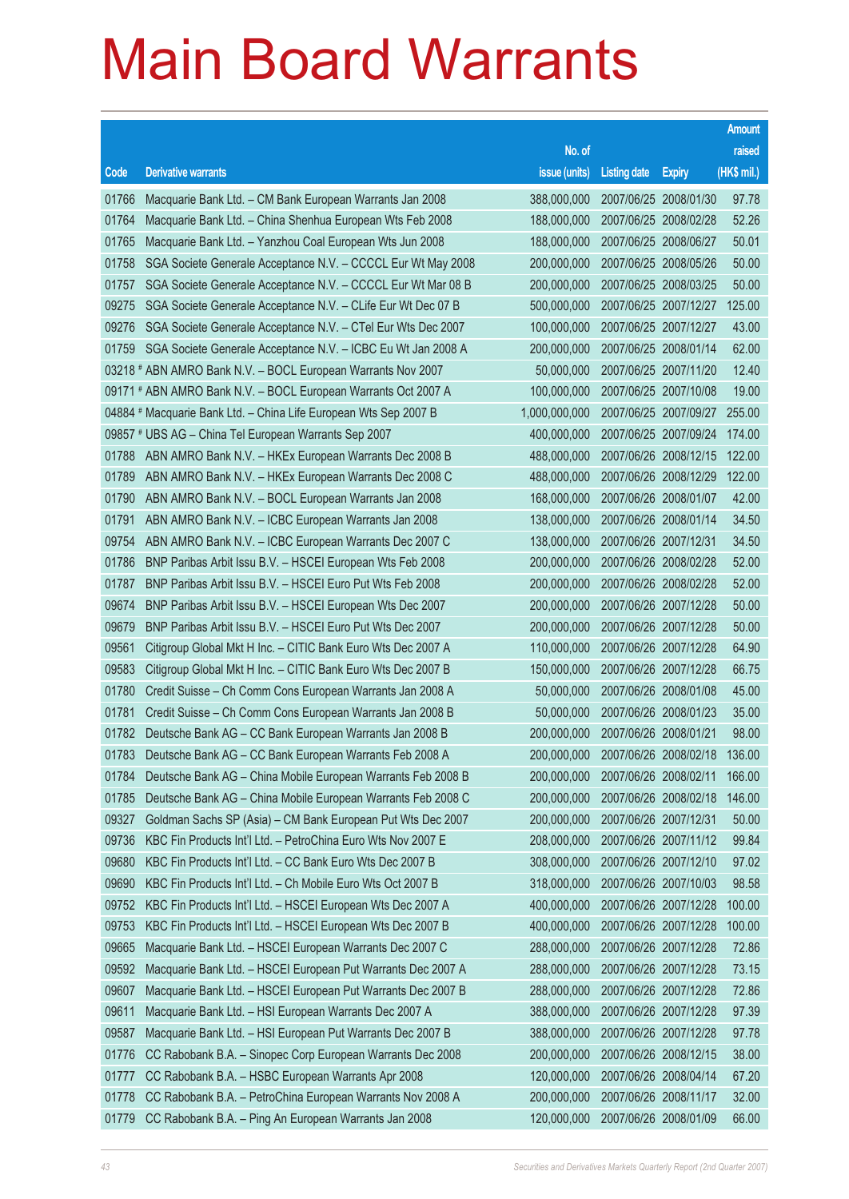# Main Board Warrants

| Code | Derivative warrants | No. of issue (units) | Listing date | Expiry | Amount raised (HK$ mil.) |
|---|---|---|---|---|---|
| 01766 | Macquarie Bank Ltd. – CM Bank European Warrants Jan 2008 | 388,000,000 | 2007/06/25 | 2008/01/30 | 97.78 |
| 01764 | Macquarie Bank Ltd. – China Shenhua European Wts Feb 2008 | 188,000,000 | 2007/06/25 | 2008/02/28 | 52.26 |
| 01765 | Macquarie Bank Ltd. – Yanzhou Coal European Wts Jun 2008 | 188,000,000 | 2007/06/25 | 2008/06/27 | 50.01 |
| 01758 | SGA Societe Generale Acceptance N.V. – CCCCL Eur Wt May 2008 | 200,000,000 | 2007/06/25 | 2008/05/26 | 50.00 |
| 01757 | SGA Societe Generale Acceptance N.V. – CCCCL Eur Wt Mar 08 B | 200,000,000 | 2007/06/25 | 2008/03/25 | 50.00 |
| 09275 | SGA Societe Generale Acceptance N.V. – CLife Eur Wt Dec 07 B | 500,000,000 | 2007/06/25 | 2007/12/27 | 125.00 |
| 09276 | SGA Societe Generale Acceptance N.V. – CTel Eur Wts Dec 2007 | 100,000,000 | 2007/06/25 | 2007/12/27 | 43.00 |
| 01759 | SGA Societe Generale Acceptance N.V. – ICBC Eu Wt Jan 2008 A | 200,000,000 | 2007/06/25 | 2008/01/14 | 62.00 |
| 03218 # | ABN AMRO Bank N.V. – BOCL European Warrants Nov 2007 | 50,000,000 | 2007/06/25 | 2007/11/20 | 12.40 |
| 09171 # | ABN AMRO Bank N.V. – BOCL European Warrants Oct 2007 A | 100,000,000 | 2007/06/25 | 2007/10/08 | 19.00 |
| 04884 # | Macquarie Bank Ltd. – China Life European Wts Sep 2007 B | 1,000,000,000 | 2007/06/25 | 2007/09/27 | 255.00 |
| 09857 # | UBS AG – China Tel European Warrants Sep 2007 | 400,000,000 | 2007/06/25 | 2007/09/24 | 174.00 |
| 01788 | ABN AMRO Bank N.V. – HKEx European Warrants Dec 2008 B | 488,000,000 | 2007/06/26 | 2008/12/15 | 122.00 |
| 01789 | ABN AMRO Bank N.V. – HKEx European Warrants Dec 2008 C | 488,000,000 | 2007/06/26 | 2008/12/29 | 122.00 |
| 01790 | ABN AMRO Bank N.V. – BOCL European Warrants Jan 2008 | 168,000,000 | 2007/06/26 | 2008/01/07 | 42.00 |
| 01791 | ABN AMRO Bank N.V. – ICBC European Warrants Jan 2008 | 138,000,000 | 2007/06/26 | 2008/01/14 | 34.50 |
| 09754 | ABN AMRO Bank N.V. – ICBC European Warrants Dec 2007 C | 138,000,000 | 2007/06/26 | 2007/12/31 | 34.50 |
| 01786 | BNP Paribas Arbit Issu B.V. – HSCEI European Wts Feb 2008 | 200,000,000 | 2007/06/26 | 2008/02/28 | 52.00 |
| 01787 | BNP Paribas Arbit Issu B.V. – HSCEI Euro Put Wts Feb 2008 | 200,000,000 | 2007/06/26 | 2008/02/28 | 52.00 |
| 09674 | BNP Paribas Arbit Issu B.V. – HSCEI European Wts Dec 2007 | 200,000,000 | 2007/06/26 | 2007/12/28 | 50.00 |
| 09679 | BNP Paribas Arbit Issu B.V. – HSCEI Euro Put Wts Dec 2007 | 200,000,000 | 2007/06/26 | 2007/12/28 | 50.00 |
| 09561 | Citigroup Global Mkt H Inc. – CITIC Bank Euro Wts Dec 2007 A | 110,000,000 | 2007/06/26 | 2007/12/28 | 64.90 |
| 09583 | Citigroup Global Mkt H Inc. – CITIC Bank Euro Wts Dec 2007 B | 150,000,000 | 2007/06/26 | 2007/12/28 | 66.75 |
| 01780 | Credit Suisse – Ch Comm Cons European Warrants Jan 2008 A | 50,000,000 | 2007/06/26 | 2008/01/08 | 45.00 |
| 01781 | Credit Suisse – Ch Comm Cons European Warrants Jan 2008 B | 50,000,000 | 2007/06/26 | 2008/01/23 | 35.00 |
| 01782 | Deutsche Bank AG – CC Bank European Warrants Jan 2008 B | 200,000,000 | 2007/06/26 | 2008/01/21 | 98.00 |
| 01783 | Deutsche Bank AG – CC Bank European Warrants Feb 2008 A | 200,000,000 | 2007/06/26 | 2008/02/18 | 136.00 |
| 01784 | Deutsche Bank AG – China Mobile European Warrants Feb 2008 B | 200,000,000 | 2007/06/26 | 2008/02/11 | 166.00 |
| 01785 | Deutsche Bank AG – China Mobile European Warrants Feb 2008 C | 200,000,000 | 2007/06/26 | 2008/02/18 | 146.00 |
| 09327 | Goldman Sachs SP (Asia) – CM Bank European Put Wts Dec 2007 | 200,000,000 | 2007/06/26 | 2007/12/31 | 50.00 |
| 09736 | KBC Fin Products Int'l Ltd. – PetroChina Euro Wts Nov 2007 E | 208,000,000 | 2007/06/26 | 2007/11/12 | 99.84 |
| 09680 | KBC Fin Products Int'l Ltd. – CC Bank Euro Wts Dec 2007 B | 308,000,000 | 2007/06/26 | 2007/12/10 | 97.02 |
| 09690 | KBC Fin Products Int'l Ltd. – Ch Mobile Euro Wts Oct 2007 B | 318,000,000 | 2007/06/26 | 2007/10/03 | 98.58 |
| 09752 | KBC Fin Products Int'l Ltd. – HSCEI European Wts Dec 2007 A | 400,000,000 | 2007/06/26 | 2007/12/28 | 100.00 |
| 09753 | KBC Fin Products Int'l Ltd. – HSCEI European Wts Dec 2007 B | 400,000,000 | 2007/06/26 | 2007/12/28 | 100.00 |
| 09665 | Macquarie Bank Ltd. – HSCEI European Warrants Dec 2007 C | 288,000,000 | 2007/06/26 | 2007/12/28 | 72.86 |
| 09592 | Macquarie Bank Ltd. – HSCEI European Put Warrants Dec 2007 A | 288,000,000 | 2007/06/26 | 2007/12/28 | 73.15 |
| 09607 | Macquarie Bank Ltd. – HSCEI European Put Warrants Dec 2007 B | 288,000,000 | 2007/06/26 | 2007/12/28 | 72.86 |
| 09611 | Macquarie Bank Ltd. – HSI European Warrants Dec 2007 A | 388,000,000 | 2007/06/26 | 2007/12/28 | 97.39 |
| 09587 | Macquarie Bank Ltd. – HSI European Put Warrants Dec 2007 B | 388,000,000 | 2007/06/26 | 2007/12/28 | 97.78 |
| 01776 | CC Rabobank B.A. – Sinopec Corp European Warrants Dec 2008 | 200,000,000 | 2007/06/26 | 2008/12/15 | 38.00 |
| 01777 | CC Rabobank B.A. – HSBC European Warrants Apr 2008 | 120,000,000 | 2007/06/26 | 2008/04/14 | 67.20 |
| 01778 | CC Rabobank B.A. – PetroChina European Warrants Nov 2008 A | 200,000,000 | 2007/06/26 | 2008/11/17 | 32.00 |
| 01779 | CC Rabobank B.A. – Ping An European Warrants Jan 2008 | 120,000,000 | 2007/06/26 | 2008/01/09 | 66.00 |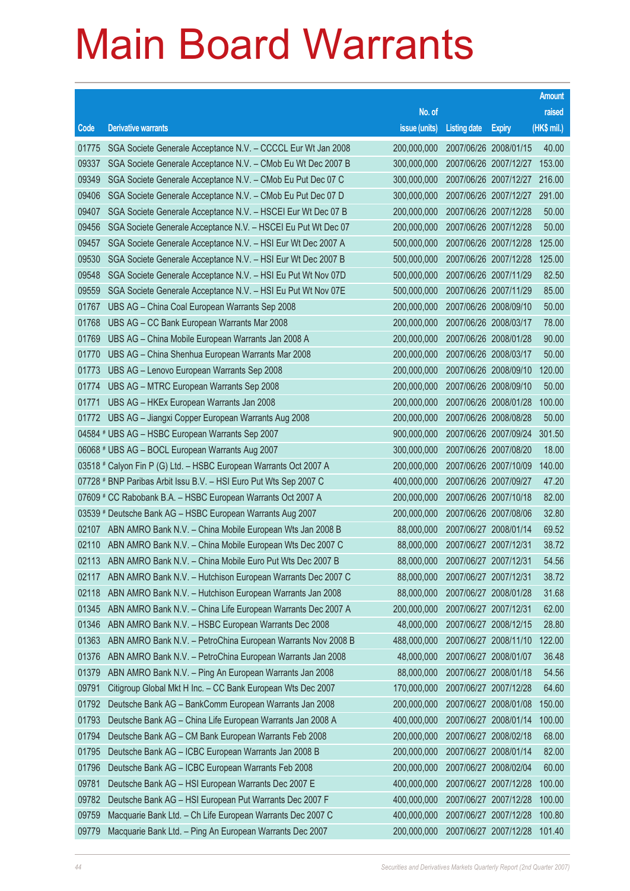# Main Board Warrants

| Code | Derivative warrants | No. of issue (units) | Listing date | Expiry | Amount raised (HK$ mil.) |
|---|---|---|---|---|---|
| 01775 | SGA Societe Generale Acceptance N.V. – CCCCL Eur Wt Jan 2008 | 200,000,000 | 2007/06/26 | 2008/01/15 | 40.00 |
| 09337 | SGA Societe Generale Acceptance N.V. – CMob Eu Wt Dec 2007 B | 300,000,000 | 2007/06/26 | 2007/12/27 | 153.00 |
| 09349 | SGA Societe Generale Acceptance N.V. – CMob Eu Put Dec 07 C | 300,000,000 | 2007/06/26 | 2007/12/27 | 216.00 |
| 09406 | SGA Societe Generale Acceptance N.V. – CMob Eu Put Dec 07 D | 300,000,000 | 2007/06/26 | 2007/12/27 | 291.00 |
| 09407 | SGA Societe Generale Acceptance N.V. – HSCEI Eur Wt Dec 07 B | 200,000,000 | 2007/06/26 | 2007/12/28 | 50.00 |
| 09456 | SGA Societe Generale Acceptance N.V. – HSCEI Eu Put Wt Dec 07 | 200,000,000 | 2007/06/26 | 2007/12/28 | 50.00 |
| 09457 | SGA Societe Generale Acceptance N.V. – HSI Eur Wt Dec 2007 A | 500,000,000 | 2007/06/26 | 2007/12/28 | 125.00 |
| 09530 | SGA Societe Generale Acceptance N.V. – HSI Eur Wt Dec 2007 B | 500,000,000 | 2007/06/26 | 2007/12/28 | 125.00 |
| 09548 | SGA Societe Generale Acceptance N.V. – HSI Eu Put Wt Nov 07D | 500,000,000 | 2007/06/26 | 2007/11/29 | 82.50 |
| 09559 | SGA Societe Generale Acceptance N.V. – HSI Eu Put Wt Nov 07E | 500,000,000 | 2007/06/26 | 2007/11/29 | 85.00 |
| 01767 | UBS AG – China Coal European Warrants Sep 2008 | 200,000,000 | 2007/06/26 | 2008/09/10 | 50.00 |
| 01768 | UBS AG – CC Bank European Warrants Mar 2008 | 200,000,000 | 2007/06/26 | 2008/03/17 | 78.00 |
| 01769 | UBS AG – China Mobile European Warrants Jan 2008 A | 200,000,000 | 2007/06/26 | 2008/01/28 | 90.00 |
| 01770 | UBS AG – China Shenhua European Warrants Mar 2008 | 200,000,000 | 2007/06/26 | 2008/03/17 | 50.00 |
| 01773 | UBS AG – Lenovo European Warrants Sep 2008 | 200,000,000 | 2007/06/26 | 2008/09/10 | 120.00 |
| 01774 | UBS AG – MTRC European Warrants Sep 2008 | 200,000,000 | 2007/06/26 | 2008/09/10 | 50.00 |
| 01771 | UBS AG – HKEx European Warrants Jan 2008 | 200,000,000 | 2007/06/26 | 2008/01/28 | 100.00 |
| 01772 | UBS AG – Jiangxi Copper European Warrants Aug 2008 | 200,000,000 | 2007/06/26 | 2008/08/28 | 50.00 |
| 04584 # | UBS AG – HSBC European Warrants Sep 2007 | 900,000,000 | 2007/06/26 | 2007/09/24 | 301.50 |
| 06068 # | UBS AG – BOCL European Warrants Aug 2007 | 300,000,000 | 2007/06/26 | 2007/08/20 | 18.00 |
| 03518 # | Calyon Fin P (G) Ltd. – HSBC European Warrants Oct 2007 A | 200,000,000 | 2007/06/26 | 2007/10/09 | 140.00 |
| 07728 # | BNP Paribas Arbit Issu B.V. – HSI Euro Put Wts Sep 2007 C | 400,000,000 | 2007/06/26 | 2007/09/27 | 47.20 |
| 07609 # | CC Rabobank B.A. – HSBC European Warrants Oct 2007 A | 200,000,000 | 2007/06/26 | 2007/10/18 | 82.00 |
| 03539 # | Deutsche Bank AG – HSBC European Warrants Aug 2007 | 200,000,000 | 2007/06/26 | 2007/08/06 | 32.80 |
| 02107 | ABN AMRO Bank N.V. – China Mobile European Wts Jan 2008 B | 88,000,000 | 2007/06/27 | 2008/01/14 | 69.52 |
| 02110 | ABN AMRO Bank N.V. – China Mobile European Wts Dec 2007 C | 88,000,000 | 2007/06/27 | 2007/12/31 | 38.72 |
| 02113 | ABN AMRO Bank N.V. – China Mobile Euro Put Wts Dec 2007 B | 88,000,000 | 2007/06/27 | 2007/12/31 | 54.56 |
| 02117 | ABN AMRO Bank N.V. – Hutchison European Warrants Dec 2007 C | 88,000,000 | 2007/06/27 | 2007/12/31 | 38.72 |
| 02118 | ABN AMRO Bank N.V. – Hutchison European Warrants Jan 2008 | 88,000,000 | 2007/06/27 | 2008/01/28 | 31.68 |
| 01345 | ABN AMRO Bank N.V. – China Life European Warrants Dec 2007 A | 200,000,000 | 2007/06/27 | 2007/12/31 | 62.00 |
| 01346 | ABN AMRO Bank N.V. – HSBC European Warrants Dec 2008 | 48,000,000 | 2007/06/27 | 2008/12/15 | 28.80 |
| 01363 | ABN AMRO Bank N.V. – PetroChina European Warrants Nov 2008 B | 488,000,000 | 2007/06/27 | 2008/11/10 | 122.00 |
| 01376 | ABN AMRO Bank N.V. – PetroChina European Warrants Jan 2008 | 48,000,000 | 2007/06/27 | 2008/01/07 | 36.48 |
| 01379 | ABN AMRO Bank N.V. – Ping An European Warrants Jan 2008 | 88,000,000 | 2007/06/27 | 2008/01/18 | 54.56 |
| 09791 | Citigroup Global Mkt H Inc. – CC Bank European Wts Dec 2007 | 170,000,000 | 2007/06/27 | 2007/12/28 | 64.60 |
| 01792 | Deutsche Bank AG – BankComm European Warrants Jan 2008 | 200,000,000 | 2007/06/27 | 2008/01/08 | 150.00 |
| 01793 | Deutsche Bank AG – China Life European Warrants Jan 2008 A | 400,000,000 | 2007/06/27 | 2008/01/14 | 100.00 |
| 01794 | Deutsche Bank AG – CM Bank European Warrants Feb 2008 | 200,000,000 | 2007/06/27 | 2008/02/18 | 68.00 |
| 01795 | Deutsche Bank AG – ICBC European Warrants Jan 2008 B | 200,000,000 | 2007/06/27 | 2008/01/14 | 82.00 |
| 01796 | Deutsche Bank AG – ICBC European Warrants Feb 2008 | 200,000,000 | 2007/06/27 | 2008/02/04 | 60.00 |
| 09781 | Deutsche Bank AG – HSI European Warrants Dec 2007 E | 400,000,000 | 2007/06/27 | 2007/12/28 | 100.00 |
| 09782 | Deutsche Bank AG – HSI European Put Warrants Dec 2007 F | 400,000,000 | 2007/06/27 | 2007/12/28 | 100.00 |
| 09759 | Macquarie Bank Ltd. – Ch Life European Warrants Dec 2007 C | 400,000,000 | 2007/06/27 | 2007/12/28 | 100.80 |
| 09779 | Macquarie Bank Ltd. – Ping An European Warrants Dec 2007 | 200,000,000 | 2007/06/27 | 2007/12/28 | 101.40 |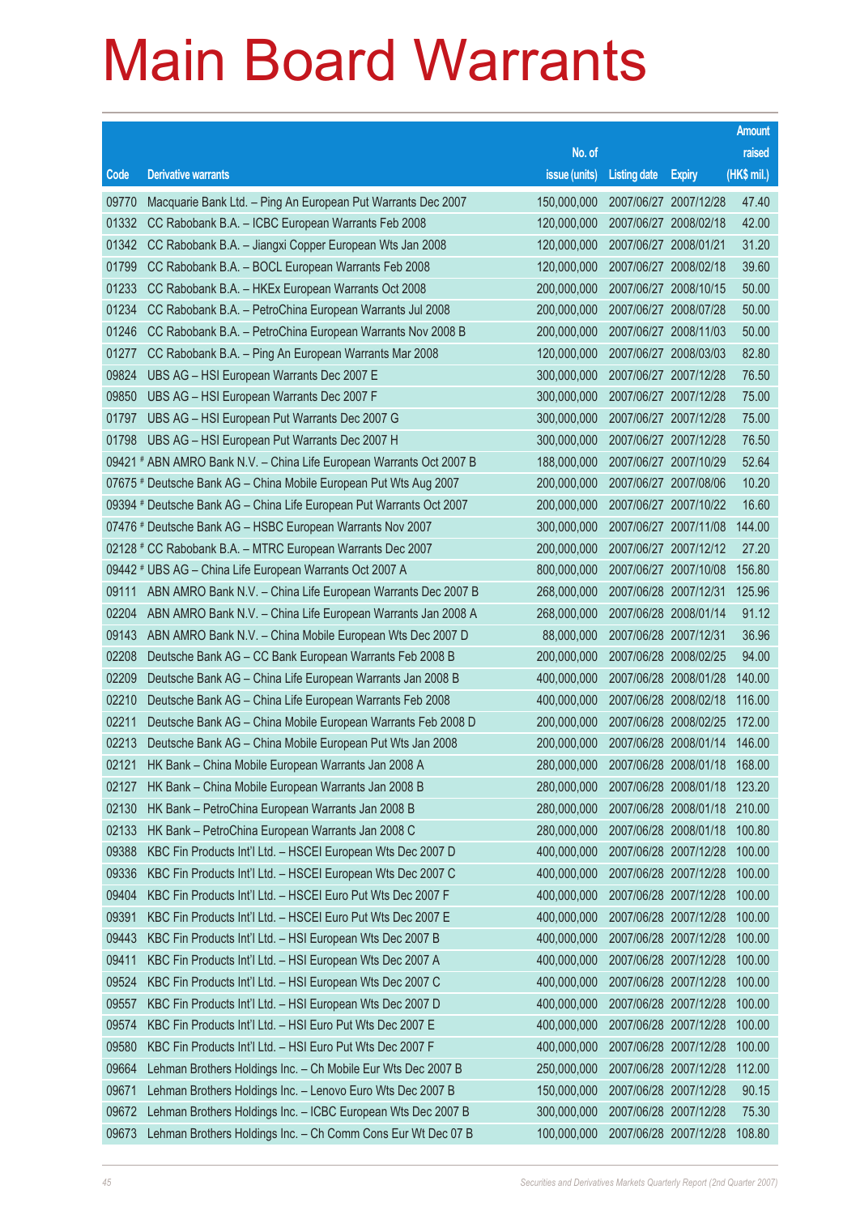# Main Board Warrants

| Code | Derivative warrants | No. of issue (units) | Listing date | Expiry | Amount raised (HK$ mil.) |
|---|---|---|---|---|---|
| 09770 | Macquarie Bank Ltd. – Ping An European Put Warrants Dec 2007 | 150,000,000 | 2007/06/27 | 2007/12/28 | 47.40 |
| 01332 | CC Rabobank B.A. – ICBC European Warrants Feb 2008 | 120,000,000 | 2007/06/27 | 2008/02/18 | 42.00 |
| 01342 | CC Rabobank B.A. – Jiangxi Copper European Wts Jan 2008 | 120,000,000 | 2007/06/27 | 2008/01/21 | 31.20 |
| 01799 | CC Rabobank B.A. – BOCL European Warrants Feb 2008 | 120,000,000 | 2007/06/27 | 2008/02/18 | 39.60 |
| 01233 | CC Rabobank B.A. – HKEx European Warrants Oct 2008 | 200,000,000 | 2007/06/27 | 2008/10/15 | 50.00 |
| 01234 | CC Rabobank B.A. – PetroChina European Warrants Jul 2008 | 200,000,000 | 2007/06/27 | 2008/07/28 | 50.00 |
| 01246 | CC Rabobank B.A. – PetroChina European Warrants Nov 2008 B | 200,000,000 | 2007/06/27 | 2008/11/03 | 50.00 |
| 01277 | CC Rabobank B.A. – Ping An European Warrants Mar 2008 | 120,000,000 | 2007/06/27 | 2008/03/03 | 82.80 |
| 09824 | UBS AG – HSI European Warrants Dec 2007 E | 300,000,000 | 2007/06/27 | 2007/12/28 | 76.50 |
| 09850 | UBS AG – HSI European Warrants Dec 2007 F | 300,000,000 | 2007/06/27 | 2007/12/28 | 75.00 |
| 01797 | UBS AG – HSI European Put Warrants Dec 2007 G | 300,000,000 | 2007/06/27 | 2007/12/28 | 75.00 |
| 01798 | UBS AG – HSI European Put Warrants Dec 2007 H | 300,000,000 | 2007/06/27 | 2007/12/28 | 76.50 |
| 09421 # | ABN AMRO Bank N.V. – China Life European Warrants Oct 2007 B | 188,000,000 | 2007/06/27 | 2007/10/29 | 52.64 |
| 07675 # | Deutsche Bank AG – China Mobile European Put Wts Aug 2007 | 200,000,000 | 2007/06/27 | 2007/08/06 | 10.20 |
| 09394 # | Deutsche Bank AG – China Life European Put Warrants Oct 2007 | 200,000,000 | 2007/06/27 | 2007/10/22 | 16.60 |
| 07476 # | Deutsche Bank AG – HSBC European Warrants Nov 2007 | 300,000,000 | 2007/06/27 | 2007/11/08 | 144.00 |
| 02128 # | CC Rabobank B.A. – MTRC European Warrants Dec 2007 | 200,000,000 | 2007/06/27 | 2007/12/12 | 27.20 |
| 09442 # | UBS AG – China Life European Warrants Oct 2007 A | 800,000,000 | 2007/06/27 | 2007/10/08 | 156.80 |
| 09111 | ABN AMRO Bank N.V. – China Life European Warrants Dec 2007 B | 268,000,000 | 2007/06/28 | 2007/12/31 | 125.96 |
| 02204 | ABN AMRO Bank N.V. – China Life European Warrants Jan 2008 A | 268,000,000 | 2007/06/28 | 2008/01/14 | 91.12 |
| 09143 | ABN AMRO Bank N.V. – China Mobile European Wts Dec 2007 D | 88,000,000 | 2007/06/28 | 2007/12/31 | 36.96 |
| 02208 | Deutsche Bank AG – CC Bank European Warrants Feb 2008 B | 200,000,000 | 2007/06/28 | 2008/02/25 | 94.00 |
| 02209 | Deutsche Bank AG – China Life European Warrants Jan 2008 B | 400,000,000 | 2007/06/28 | 2008/01/28 | 140.00 |
| 02210 | Deutsche Bank AG – China Life European Warrants Feb 2008 | 400,000,000 | 2007/06/28 | 2008/02/18 | 116.00 |
| 02211 | Deutsche Bank AG – China Mobile European Warrants Feb 2008 D | 200,000,000 | 2007/06/28 | 2008/02/25 | 172.00 |
| 02213 | Deutsche Bank AG – China Mobile European Put Wts Jan 2008 | 200,000,000 | 2007/06/28 | 2008/01/14 | 146.00 |
| 02121 | HK Bank – China Mobile European Warrants Jan 2008 A | 280,000,000 | 2007/06/28 | 2008/01/18 | 168.00 |
| 02127 | HK Bank – China Mobile European Warrants Jan 2008 B | 280,000,000 | 2007/06/28 | 2008/01/18 | 123.20 |
| 02130 | HK Bank – PetroChina European Warrants Jan 2008 B | 280,000,000 | 2007/06/28 | 2008/01/18 | 210.00 |
| 02133 | HK Bank – PetroChina European Warrants Jan 2008 C | 280,000,000 | 2007/06/28 | 2008/01/18 | 100.80 |
| 09388 | KBC Fin Products Int'l Ltd. – HSCEI European Wts Dec 2007 D | 400,000,000 | 2007/06/28 | 2007/12/28 | 100.00 |
| 09336 | KBC Fin Products Int'l Ltd. – HSCEI European Wts Dec 2007 C | 400,000,000 | 2007/06/28 | 2007/12/28 | 100.00 |
| 09404 | KBC Fin Products Int'l Ltd. – HSCEI Euro Put Wts Dec 2007 F | 400,000,000 | 2007/06/28 | 2007/12/28 | 100.00 |
| 09391 | KBC Fin Products Int'l Ltd. – HSCEI Euro Put Wts Dec 2007 E | 400,000,000 | 2007/06/28 | 2007/12/28 | 100.00 |
| 09443 | KBC Fin Products Int'l Ltd. – HSI European Wts Dec 2007 B | 400,000,000 | 2007/06/28 | 2007/12/28 | 100.00 |
| 09411 | KBC Fin Products Int'l Ltd. – HSI European Wts Dec 2007 A | 400,000,000 | 2007/06/28 | 2007/12/28 | 100.00 |
| 09524 | KBC Fin Products Int'l Ltd. – HSI European Wts Dec 2007 C | 400,000,000 | 2007/06/28 | 2007/12/28 | 100.00 |
| 09557 | KBC Fin Products Int'l Ltd. – HSI European Wts Dec 2007 D | 400,000,000 | 2007/06/28 | 2007/12/28 | 100.00 |
| 09574 | KBC Fin Products Int'l Ltd. – HSI Euro Put Wts Dec 2007 E | 400,000,000 | 2007/06/28 | 2007/12/28 | 100.00 |
| 09580 | KBC Fin Products Int'l Ltd. – HSI Euro Put Wts Dec 2007 F | 400,000,000 | 2007/06/28 | 2007/12/28 | 100.00 |
| 09664 | Lehman Brothers Holdings Inc. – Ch Mobile Eur Wts Dec 2007 B | 250,000,000 | 2007/06/28 | 2007/12/28 | 112.00 |
| 09671 | Lehman Brothers Holdings Inc. – Lenovo Euro Wts Dec 2007 B | 150,000,000 | 2007/06/28 | 2007/12/28 | 90.15 |
| 09672 | Lehman Brothers Holdings Inc. – ICBC European Wts Dec 2007 B | 300,000,000 | 2007/06/28 | 2007/12/28 | 75.30 |
| 09673 | Lehman Brothers Holdings Inc. – Ch Comm Cons Eur Wt Dec 07 B | 100,000,000 | 2007/06/28 | 2007/12/28 | 108.80 |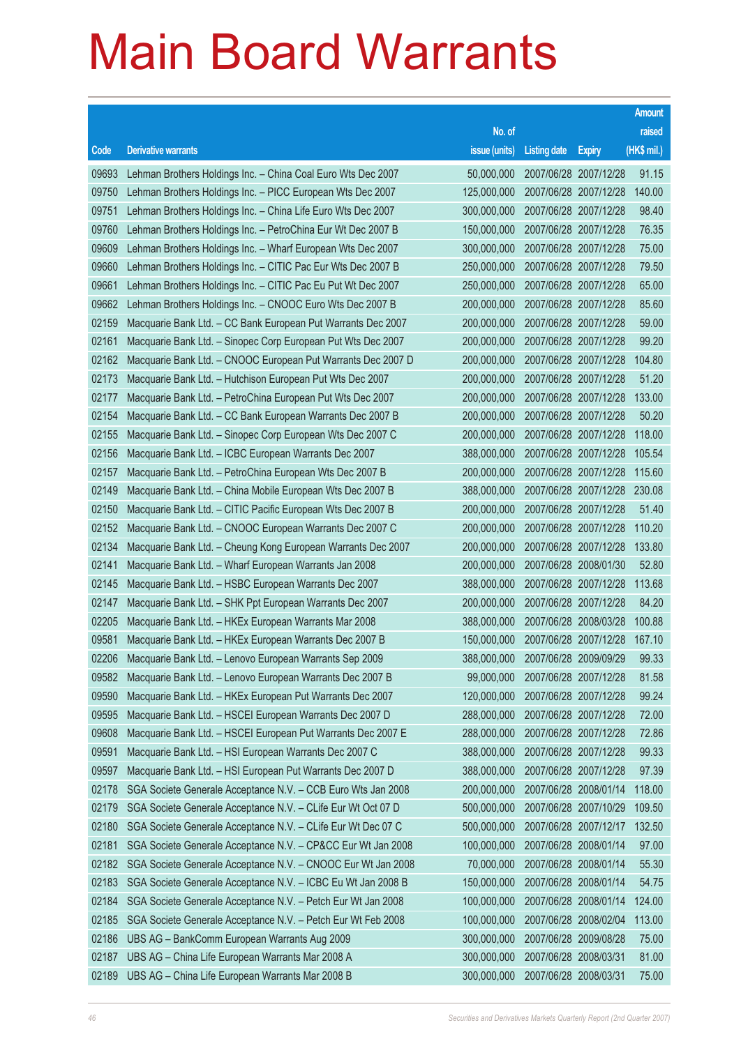# Main Board Warrants

| Code | Derivative warrants | No. of issue (units) | Listing date | Expiry | Amount raised (HK$ mil.) |
|---|---|---|---|---|---|
| 09693 | Lehman Brothers Holdings Inc. – China Coal Euro Wts Dec 2007 | 50,000,000 | 2007/06/28 | 2007/12/28 | 91.15 |
| 09750 | Lehman Brothers Holdings Inc. – PICC European Wts Dec 2007 | 125,000,000 | 2007/06/28 | 2007/12/28 | 140.00 |
| 09751 | Lehman Brothers Holdings Inc. – China Life Euro Wts Dec 2007 | 300,000,000 | 2007/06/28 | 2007/12/28 | 98.40 |
| 09760 | Lehman Brothers Holdings Inc. – PetroChina Eur Wt Dec 2007 B | 150,000,000 | 2007/06/28 | 2007/12/28 | 76.35 |
| 09609 | Lehman Brothers Holdings Inc. – Wharf European Wts Dec 2007 | 300,000,000 | 2007/06/28 | 2007/12/28 | 75.00 |
| 09660 | Lehman Brothers Holdings Inc. – CITIC Pac Eur Wts Dec 2007 B | 250,000,000 | 2007/06/28 | 2007/12/28 | 79.50 |
| 09661 | Lehman Brothers Holdings Inc. – CITIC Pac Eu Put Wt Dec 2007 | 250,000,000 | 2007/06/28 | 2007/12/28 | 65.00 |
| 09662 | Lehman Brothers Holdings Inc. – CNOOC Euro Wts Dec 2007 B | 200,000,000 | 2007/06/28 | 2007/12/28 | 85.60 |
| 02159 | Macquarie Bank Ltd. – CC Bank European Put Warrants Dec 2007 | 200,000,000 | 2007/06/28 | 2007/12/28 | 59.00 |
| 02161 | Macquarie Bank Ltd. – Sinopec Corp European Put Wts Dec 2007 | 200,000,000 | 2007/06/28 | 2007/12/28 | 99.20 |
| 02162 | Macquarie Bank Ltd. – CNOOC European Put Warrants Dec 2007 D | 200,000,000 | 2007/06/28 | 2007/12/28 | 104.80 |
| 02173 | Macquarie Bank Ltd. – Hutchison European Put Wts Dec 2007 | 200,000,000 | 2007/06/28 | 2007/12/28 | 51.20 |
| 02177 | Macquarie Bank Ltd. – PetroChina European Put Wts Dec 2007 | 200,000,000 | 2007/06/28 | 2007/12/28 | 133.00 |
| 02154 | Macquarie Bank Ltd. – CC Bank European Warrants Dec 2007 B | 200,000,000 | 2007/06/28 | 2007/12/28 | 50.20 |
| 02155 | Macquarie Bank Ltd. – Sinopec Corp European Wts Dec 2007 C | 200,000,000 | 2007/06/28 | 2007/12/28 | 118.00 |
| 02156 | Macquarie Bank Ltd. – ICBC European Warrants Dec 2007 | 388,000,000 | 2007/06/28 | 2007/12/28 | 105.54 |
| 02157 | Macquarie Bank Ltd. – PetroChina European Wts Dec 2007 B | 200,000,000 | 2007/06/28 | 2007/12/28 | 115.60 |
| 02149 | Macquarie Bank Ltd. – China Mobile European Wts Dec 2007 B | 388,000,000 | 2007/06/28 | 2007/12/28 | 230.08 |
| 02150 | Macquarie Bank Ltd. – CITIC Pacific European Wts Dec 2007 B | 200,000,000 | 2007/06/28 | 2007/12/28 | 51.40 |
| 02152 | Macquarie Bank Ltd. – CNOOC European Warrants Dec 2007 C | 200,000,000 | 2007/06/28 | 2007/12/28 | 110.20 |
| 02134 | Macquarie Bank Ltd. – Cheung Kong European Warrants Dec 2007 | 200,000,000 | 2007/06/28 | 2007/12/28 | 133.80 |
| 02141 | Macquarie Bank Ltd. – Wharf European Warrants Jan 2008 | 200,000,000 | 2007/06/28 | 2008/01/30 | 52.80 |
| 02145 | Macquarie Bank Ltd. – HSBC European Warrants Dec 2007 | 388,000,000 | 2007/06/28 | 2007/12/28 | 113.68 |
| 02147 | Macquarie Bank Ltd. – SHK Ppt European Warrants Dec 2007 | 200,000,000 | 2007/06/28 | 2007/12/28 | 84.20 |
| 02205 | Macquarie Bank Ltd. – HKEx European Warrants Mar 2008 | 388,000,000 | 2007/06/28 | 2008/03/28 | 100.88 |
| 09581 | Macquarie Bank Ltd. – HKEx European Warrants Dec 2007 B | 150,000,000 | 2007/06/28 | 2007/12/28 | 167.10 |
| 02206 | Macquarie Bank Ltd. – Lenovo European Warrants Sep 2009 | 388,000,000 | 2007/06/28 | 2009/09/29 | 99.33 |
| 09582 | Macquarie Bank Ltd. – Lenovo European Warrants Dec 2007 B | 99,000,000 | 2007/06/28 | 2007/12/28 | 81.58 |
| 09590 | Macquarie Bank Ltd. – HKEx European Put Warrants Dec 2007 | 120,000,000 | 2007/06/28 | 2007/12/28 | 99.24 |
| 09595 | Macquarie Bank Ltd. – HSCEI European Warrants Dec 2007 D | 288,000,000 | 2007/06/28 | 2007/12/28 | 72.00 |
| 09608 | Macquarie Bank Ltd. – HSCEI European Put Warrants Dec 2007 E | 288,000,000 | 2007/06/28 | 2007/12/28 | 72.86 |
| 09591 | Macquarie Bank Ltd. – HSI European Warrants Dec 2007 C | 388,000,000 | 2007/06/28 | 2007/12/28 | 99.33 |
| 09597 | Macquarie Bank Ltd. – HSI European Put Warrants Dec 2007 D | 388,000,000 | 2007/06/28 | 2007/12/28 | 97.39 |
| 02178 | SGA Societe Generale Acceptance N.V. – CCB Euro Wts Jan 2008 | 200,000,000 | 2007/06/28 | 2008/01/14 | 118.00 |
| 02179 | SGA Societe Generale Acceptance N.V. – CLife Eur Wt Oct 07 D | 500,000,000 | 2007/06/28 | 2007/10/29 | 109.50 |
| 02180 | SGA Societe Generale Acceptance N.V. – CLife Eur Wt Dec 07 C | 500,000,000 | 2007/06/28 | 2007/12/17 | 132.50 |
| 02181 | SGA Societe Generale Acceptance N.V. – CP&CC Eur Wt Jan 2008 | 100,000,000 | 2007/06/28 | 2008/01/14 | 97.00 |
| 02182 | SGA Societe Generale Acceptance N.V. – CNOOC Eur Wt Jan 2008 | 70,000,000 | 2007/06/28 | 2008/01/14 | 55.30 |
| 02183 | SGA Societe Generale Acceptance N.V. – ICBC Eu Wt Jan 2008 B | 150,000,000 | 2007/06/28 | 2008/01/14 | 54.75 |
| 02184 | SGA Societe Generale Acceptance N.V. – Petch Eur Wt Jan 2008 | 100,000,000 | 2007/06/28 | 2008/01/14 | 124.00 |
| 02185 | SGA Societe Generale Acceptance N.V. – Petch Eur Wt Feb 2008 | 100,000,000 | 2007/06/28 | 2008/02/04 | 113.00 |
| 02186 | UBS AG – BankComm European Warrants Aug 2009 | 300,000,000 | 2007/06/28 | 2009/08/28 | 75.00 |
| 02187 | UBS AG – China Life European Warrants Mar 2008 A | 300,000,000 | 2007/06/28 | 2008/03/31 | 81.00 |
| 02189 | UBS AG – China Life European Warrants Mar 2008 B | 300,000,000 | 2007/06/28 | 2008/03/31 | 75.00 |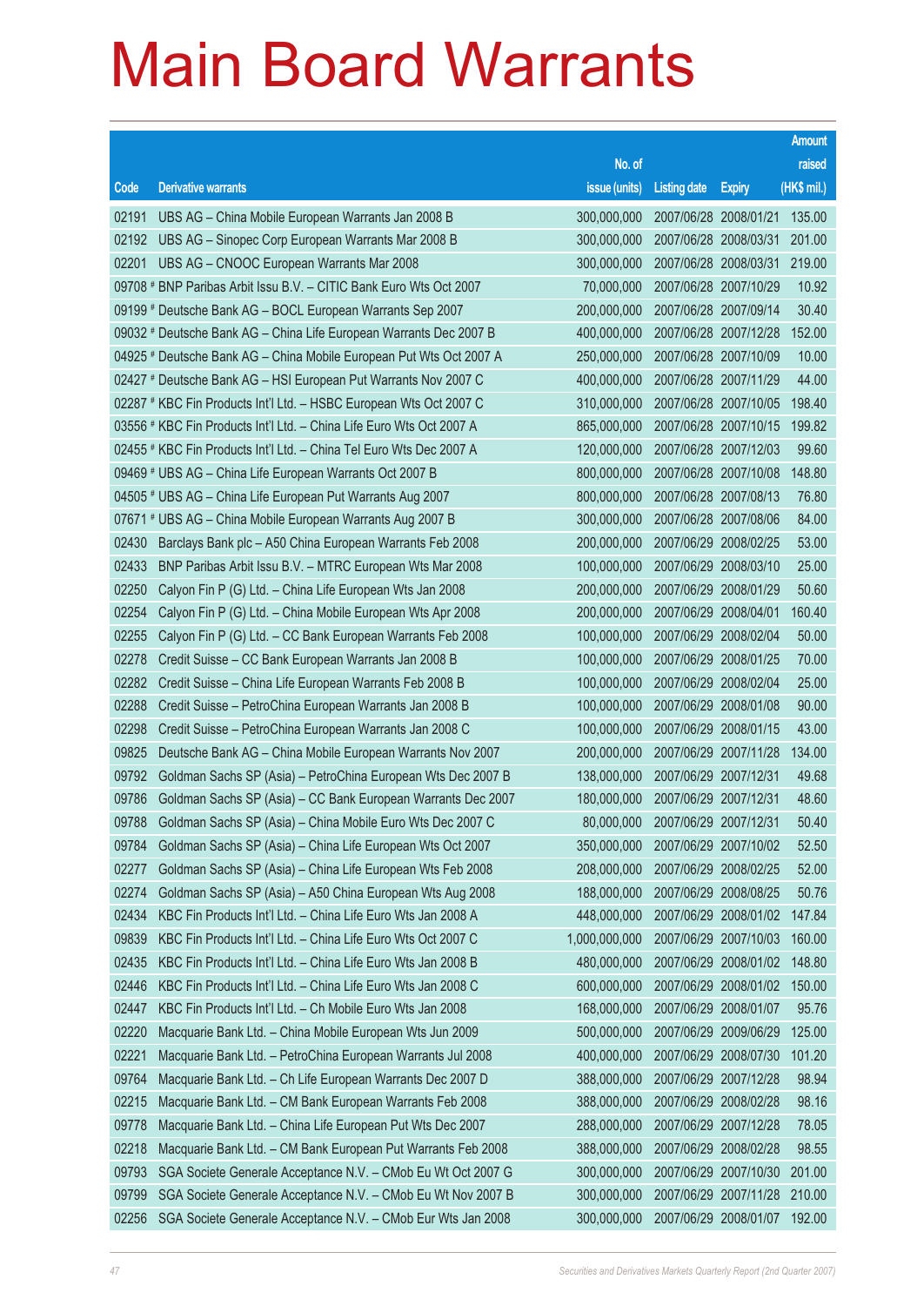# Main Board Warrants

| Code | Derivative warrants | No. of issue (units) | Listing date | Expiry | Amount raised (HK$ mil.) |
|---|---|---|---|---|---|
| 02191 | UBS AG – China Mobile European Warrants Jan 2008 B | 300,000,000 | 2007/06/28 | 2008/01/21 | 135.00 |
| 02192 | UBS AG – Sinopec Corp European Warrants Mar 2008 B | 300,000,000 | 2007/06/28 | 2008/03/31 | 201.00 |
| 02201 | UBS AG – CNOOC European Warrants Mar 2008 | 300,000,000 | 2007/06/28 | 2008/03/31 | 219.00 |
| 09708 # | BNP Paribas Arbit Issu B.V. – CITIC Bank Euro Wts Oct 2007 | 70,000,000 | 2007/06/28 | 2007/10/29 | 10.92 |
| 09199 # | Deutsche Bank AG – BOCL European Warrants Sep 2007 | 200,000,000 | 2007/06/28 | 2007/09/14 | 30.40 |
| 09032 # | Deutsche Bank AG – China Life European Warrants Dec 2007 B | 400,000,000 | 2007/06/28 | 2007/12/28 | 152.00 |
| 04925 # | Deutsche Bank AG – China Mobile European Put Wts Oct 2007 A | 250,000,000 | 2007/06/28 | 2007/10/09 | 10.00 |
| 02427 # | Deutsche Bank AG – HSI European Put Warrants Nov 2007 C | 400,000,000 | 2007/06/28 | 2007/11/29 | 44.00 |
| 02287 # | KBC Fin Products Int'l Ltd. – HSBC European Wts Oct 2007 C | 310,000,000 | 2007/06/28 | 2007/10/05 | 198.40 |
| 03556 # | KBC Fin Products Int'l Ltd. – China Life Euro Wts Oct 2007 A | 865,000,000 | 2007/06/28 | 2007/10/15 | 199.82 |
| 02455 # | KBC Fin Products Int'l Ltd. – China Tel Euro Wts Dec 2007 A | 120,000,000 | 2007/06/28 | 2007/12/03 | 99.60 |
| 09469 # | UBS AG – China Life European Warrants Oct 2007 B | 800,000,000 | 2007/06/28 | 2007/10/08 | 148.80 |
| 04505 # | UBS AG – China Life European Put Warrants Aug 2007 | 800,000,000 | 2007/06/28 | 2007/08/13 | 76.80 |
| 07671 # | UBS AG – China Mobile European Warrants Aug 2007 B | 300,000,000 | 2007/06/28 | 2007/08/06 | 84.00 |
| 02430 | Barclays Bank plc – A50 China European Warrants Feb 2008 | 200,000,000 | 2007/06/29 | 2008/02/25 | 53.00 |
| 02433 | BNP Paribas Arbit Issu B.V. – MTRC European Wts Mar 2008 | 100,000,000 | 2007/06/29 | 2008/03/10 | 25.00 |
| 02250 | Calyon Fin P (G) Ltd. – China Life European Wts Jan 2008 | 200,000,000 | 2007/06/29 | 2008/01/29 | 50.60 |
| 02254 | Calyon Fin P (G) Ltd. – China Mobile European Wts Apr 2008 | 200,000,000 | 2007/06/29 | 2008/04/01 | 160.40 |
| 02255 | Calyon Fin P (G) Ltd. – CC Bank European Warrants Feb 2008 | 100,000,000 | 2007/06/29 | 2008/02/04 | 50.00 |
| 02278 | Credit Suisse – CC Bank European Warrants Jan 2008 B | 100,000,000 | 2007/06/29 | 2008/01/25 | 70.00 |
| 02282 | Credit Suisse – China Life European Warrants Feb 2008 B | 100,000,000 | 2007/06/29 | 2008/02/04 | 25.00 |
| 02288 | Credit Suisse – PetroChina European Warrants Jan 2008 B | 100,000,000 | 2007/06/29 | 2008/01/08 | 90.00 |
| 02298 | Credit Suisse – PetroChina European Warrants Jan 2008 C | 100,000,000 | 2007/06/29 | 2008/01/15 | 43.00 |
| 09825 | Deutsche Bank AG – China Mobile European Warrants Nov 2007 | 200,000,000 | 2007/06/29 | 2007/11/28 | 134.00 |
| 09792 | Goldman Sachs SP (Asia) – PetroChina European Wts Dec 2007 B | 138,000,000 | 2007/06/29 | 2007/12/31 | 49.68 |
| 09786 | Goldman Sachs SP (Asia) – CC Bank European Warrants Dec 2007 | 180,000,000 | 2007/06/29 | 2007/12/31 | 48.60 |
| 09788 | Goldman Sachs SP (Asia) – China Mobile Euro Wts Dec 2007 C | 80,000,000 | 2007/06/29 | 2007/12/31 | 50.40 |
| 09784 | Goldman Sachs SP (Asia) – China Life European Wts Oct 2007 | 350,000,000 | 2007/06/29 | 2007/10/02 | 52.50 |
| 02277 | Goldman Sachs SP (Asia) – China Life European Wts Feb 2008 | 208,000,000 | 2007/06/29 | 2008/02/25 | 52.00 |
| 02274 | Goldman Sachs SP (Asia) – A50 China European Wts Aug 2008 | 188,000,000 | 2007/06/29 | 2008/08/25 | 50.76 |
| 02434 | KBC Fin Products Int'l Ltd. – China Life Euro Wts Jan 2008 A | 448,000,000 | 2007/06/29 | 2008/01/02 | 147.84 |
| 09839 | KBC Fin Products Int'l Ltd. – China Life Euro Wts Oct 2007 C | 1,000,000,000 | 2007/06/29 | 2007/10/03 | 160.00 |
| 02435 | KBC Fin Products Int'l Ltd. – China Life Euro Wts Jan 2008 B | 480,000,000 | 2007/06/29 | 2008/01/02 | 148.80 |
| 02446 | KBC Fin Products Int'l Ltd. – China Life Euro Wts Jan 2008 C | 600,000,000 | 2007/06/29 | 2008/01/02 | 150.00 |
| 02447 | KBC Fin Products Int'l Ltd. – Ch Mobile Euro Wts Jan 2008 | 168,000,000 | 2007/06/29 | 2008/01/07 | 95.76 |
| 02220 | Macquarie Bank Ltd. – China Mobile European Wts Jun 2009 | 500,000,000 | 2007/06/29 | 2009/06/29 | 125.00 |
| 02221 | Macquarie Bank Ltd. – PetroChina European Warrants Jul 2008 | 400,000,000 | 2007/06/29 | 2008/07/30 | 101.20 |
| 09764 | Macquarie Bank Ltd. – Ch Life European Warrants Dec 2007 D | 388,000,000 | 2007/06/29 | 2007/12/28 | 98.94 |
| 02215 | Macquarie Bank Ltd. – CM Bank European Warrants Feb 2008 | 388,000,000 | 2007/06/29 | 2008/02/28 | 98.16 |
| 09778 | Macquarie Bank Ltd. – China Life European Put Wts Dec 2007 | 288,000,000 | 2007/06/29 | 2007/12/28 | 78.05 |
| 02218 | Macquarie Bank Ltd. – CM Bank European Put Warrants Feb 2008 | 388,000,000 | 2007/06/29 | 2008/02/28 | 98.55 |
| 09793 | SGA Societe Generale Acceptance N.V. – CMob Eu Wt Oct 2007 G | 300,000,000 | 2007/06/29 | 2007/10/30 | 201.00 |
| 09799 | SGA Societe Generale Acceptance N.V. – CMob Eu Wt Nov 2007 B | 300,000,000 | 2007/06/29 | 2007/11/28 | 210.00 |
| 02256 | SGA Societe Generale Acceptance N.V. – CMob Eur Wts Jan 2008 | 300,000,000 | 2007/06/29 | 2008/01/07 | 192.00 |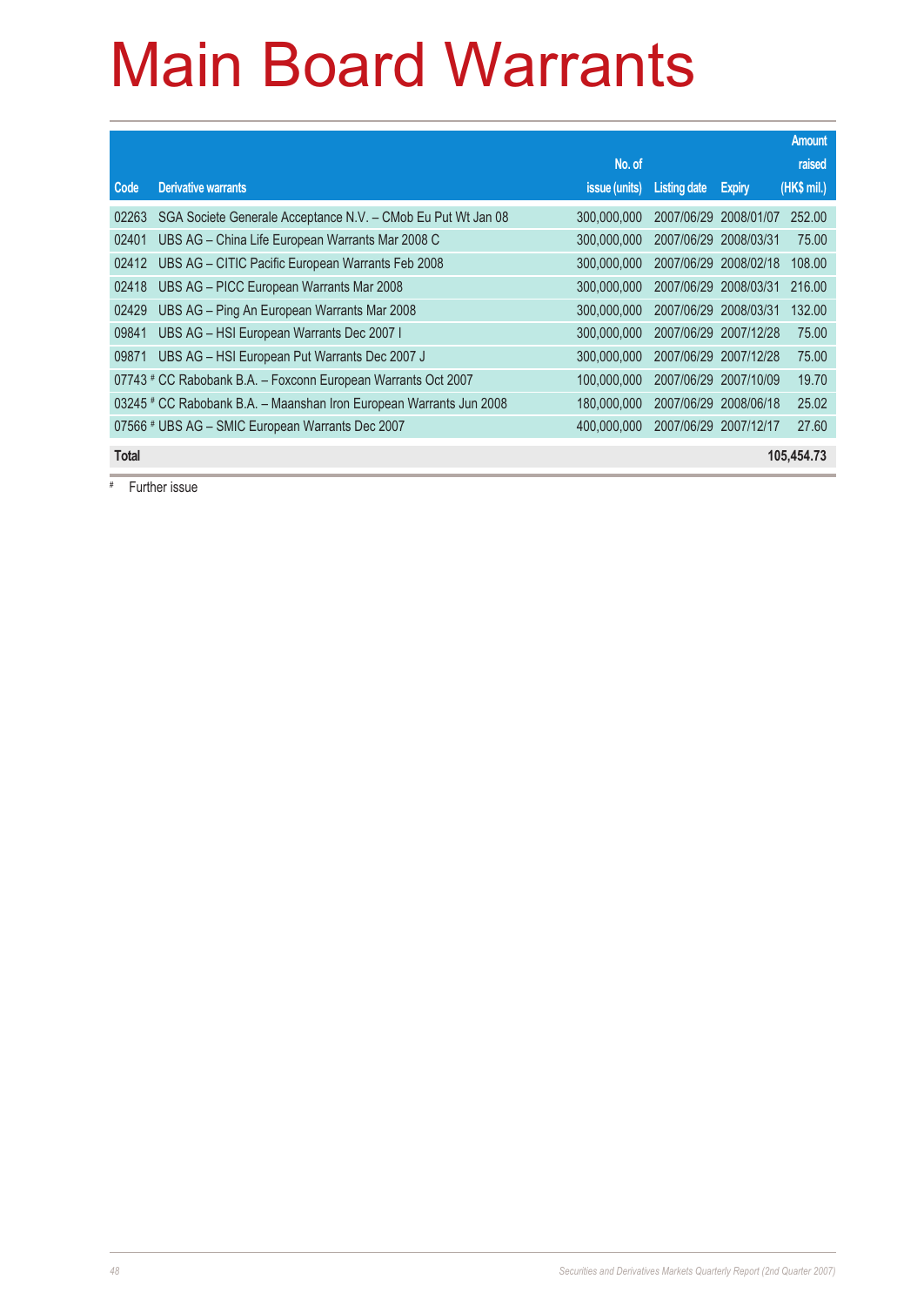# Main Board Warrants

| Code | Derivative warrants | No. of issue (units) | Listing date | Expiry | Amount raised (HK$ mil.) |
|---|---|---|---|---|---|
| 02263 | SGA Societe Generale Acceptance N.V. – CMob Eu Put Wt Jan 08 | 300,000,000 | 2007/06/29 | 2008/01/07 | 252.00 |
| 02401 | UBS AG – China Life European Warrants Mar 2008 C | 300,000,000 | 2007/06/29 | 2008/03/31 | 75.00 |
| 02412 | UBS AG – CITIC Pacific European Warrants Feb 2008 | 300,000,000 | 2007/06/29 | 2008/02/18 | 108.00 |
| 02418 | UBS AG – PICC European Warrants Mar 2008 | 300,000,000 | 2007/06/29 | 2008/03/31 | 216.00 |
| 02429 | UBS AG – Ping An European Warrants Mar 2008 | 300,000,000 | 2007/06/29 | 2008/03/31 | 132.00 |
| 09841 | UBS AG – HSI European Warrants Dec 2007 I | 300,000,000 | 2007/06/29 | 2007/12/28 | 75.00 |
| 09871 | UBS AG – HSI European Put Warrants Dec 2007 J | 300,000,000 | 2007/06/29 | 2007/12/28 | 75.00 |
| 07743 # | CC Rabobank B.A. – Foxconn European Warrants Oct 2007 | 100,000,000 | 2007/06/29 | 2007/10/09 | 19.70 |
| 03245 # | CC Rabobank B.A. – Maanshan Iron European Warrants Jun 2008 | 180,000,000 | 2007/06/29 | 2008/06/18 | 25.02 |
| 07566 # | UBS AG – SMIC European Warrants Dec 2007 | 400,000,000 | 2007/06/29 | 2007/12/17 | 27.60 |
| **Total** | | | | | **105,454.73** |

# Further issue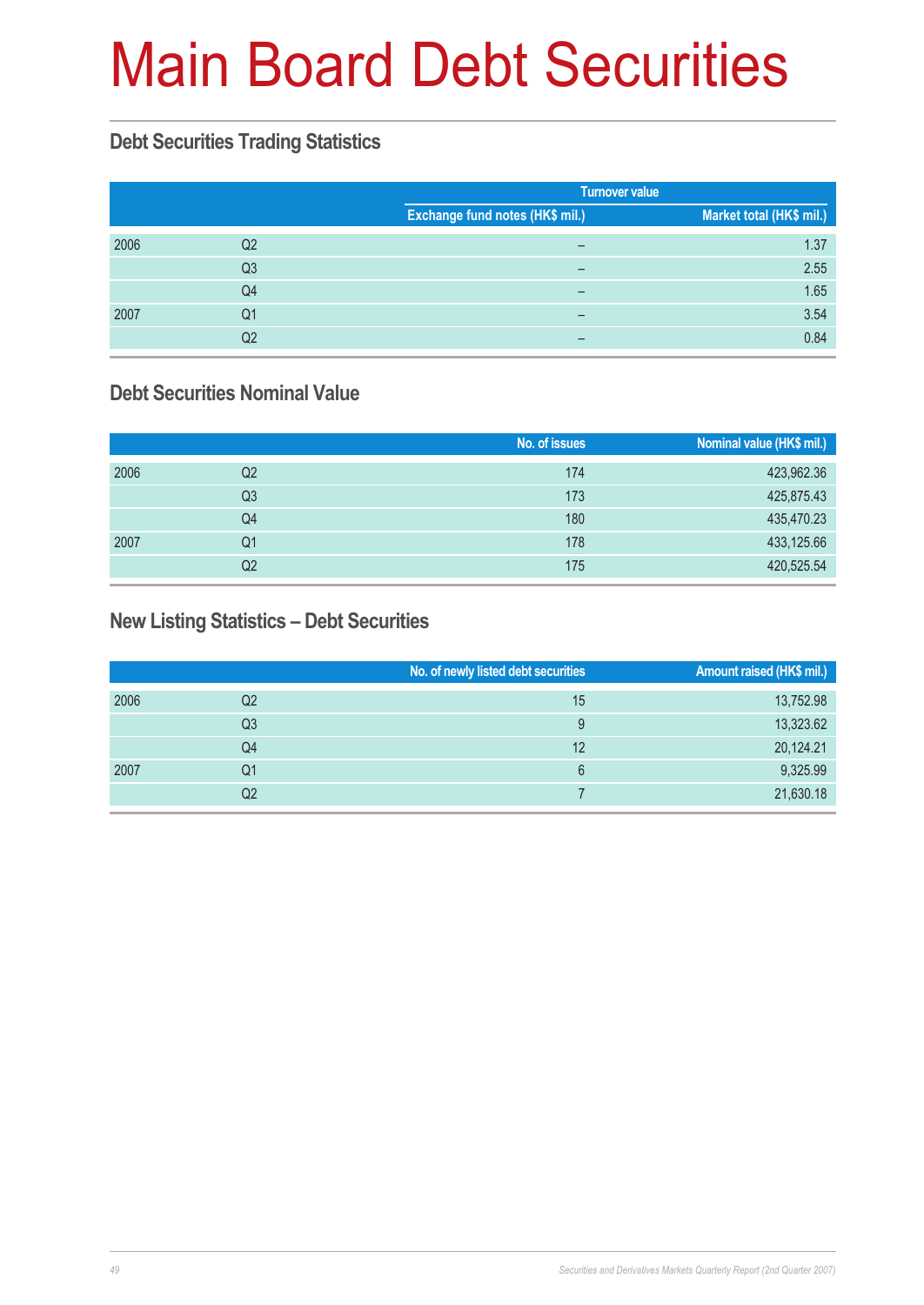# Main Board Debt Securities

## Debt Securities Trading Statistics

| | | Turnover value | |
|---|---|---|---|
| | | Exchange fund notes (HK$ mil.) | Market total (HK$ mil.) |
| 2006 | Q2 | – | 1.37 |
| | Q3 | – | 2.55 |
| | Q4 | – | 1.65 |
| 2007 | Q1 | – | 3.54 |
| | Q2 | – | 0.84 |

## Debt Securities Nominal Value

| | | No. of issues | Nominal value (HK$ mil.) |
|---|---|---|---|
| 2006 | Q2 | 174 | 423,962.36 |
| | Q3 | 173 | 425,875.43 |
| | Q4 | 180 | 435,470.23 |
| 2007 | Q1 | 178 | 433,125.66 |
| | Q2 | 175 | 420,525.54 |

## New Listing Statistics – Debt Securities

| | | No. of newly listed debt securities | Amount raised (HK$ mil.) |
|---|---|---|---|
| 2006 | Q2 | 15 | 13,752.98 |
| | Q3 | 9 | 13,323.62 |
| | Q4 | 12 | 20,124.21 |
| 2007 | Q1 | 6 | 9,325.99 |
| | Q2 | 7 | 21,630.18 |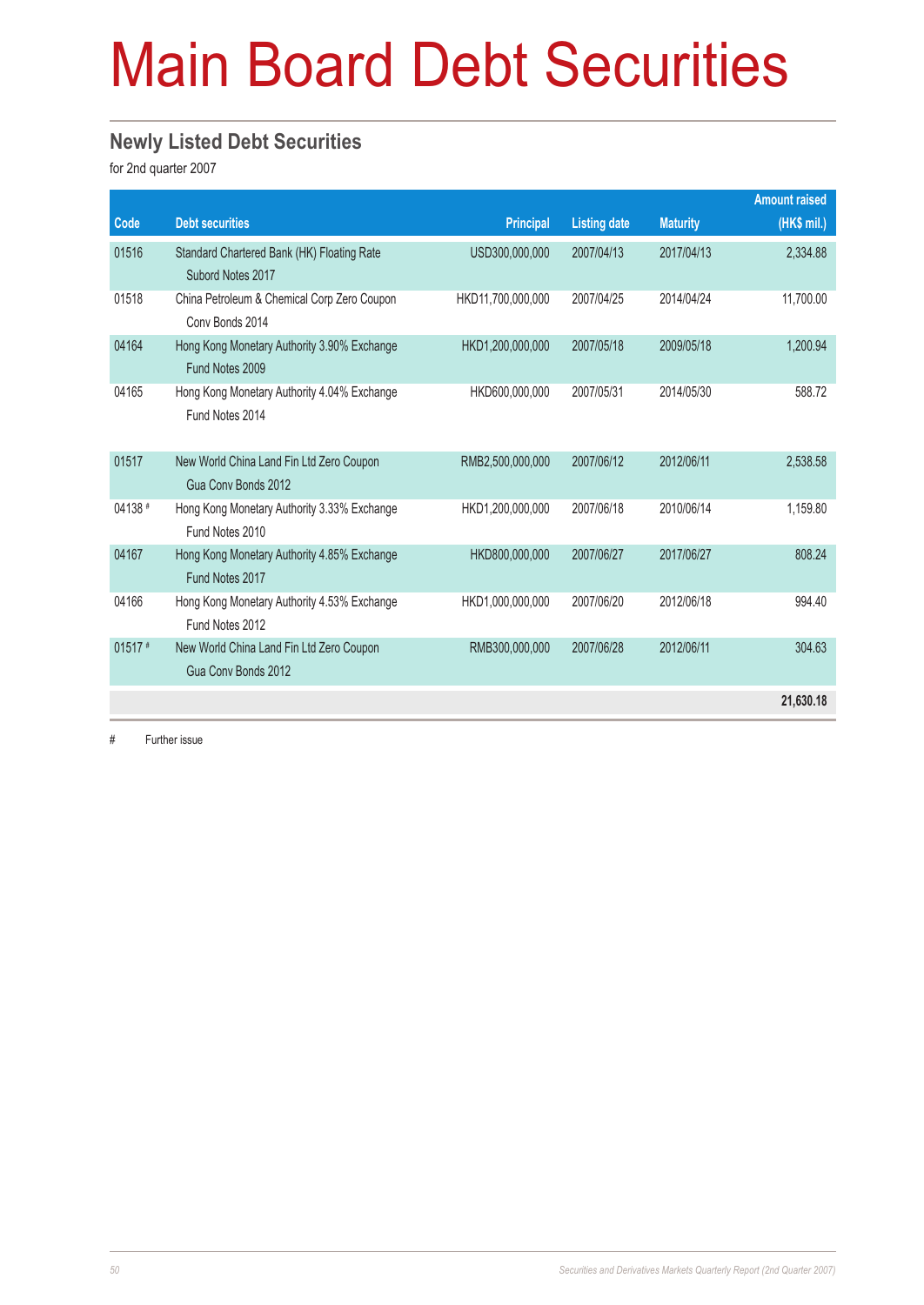# Main Board Debt Securities

## Newly Listed Debt Securities

for 2nd quarter 2007

| Code | Debt securities | Principal | Listing date | Maturity | Amount raised (HK$ mil.) |
|---|---|---|---|---|---|
| 01516 | Standard Chartered Bank (HK) Floating Rate Subord Notes 2017 | USD300,000,000 | 2007/04/13 | 2017/04/13 | 2,334.88 |
| 01518 | China Petroleum & Chemical Corp Zero Coupon Conv Bonds 2014 | HKD11,700,000,000 | 2007/04/25 | 2014/04/24 | 11,700.00 |
| 04164 | Hong Kong Monetary Authority 3.90% Exchange Fund Notes 2009 | HKD1,200,000,000 | 2007/05/18 | 2009/05/18 | 1,200.94 |
| 04165 | Hong Kong Monetary Authority 4.04% Exchange Fund Notes 2014 | HKD600,000,000 | 2007/05/31 | 2014/05/30 | 588.72 |
| 01517 | New World China Land Fin Ltd Zero Coupon Gua Conv Bonds 2012 | RMB2,500,000,000 | 2007/06/12 | 2012/06/11 | 2,538.58 |
| 04138 # | Hong Kong Monetary Authority 3.33% Exchange Fund Notes 2010 | HKD1,200,000,000 | 2007/06/18 | 2010/06/14 | 1,159.80 |
| 04167 | Hong Kong Monetary Authority 4.85% Exchange Fund Notes 2017 | HKD800,000,000 | 2007/06/27 | 2017/06/27 | 808.24 |
| 04166 | Hong Kong Monetary Authority 4.53% Exchange Fund Notes 2012 | HKD1,000,000,000 | 2007/06/20 | 2012/06/18 | 994.40 |
| 01517 # | New World China Land Fin Ltd Zero Coupon Gua Conv Bonds 2012 | RMB300,000,000 | 2007/06/28 | 2012/06/11 | 304.63 |
| | | | | | **21,630.18** |

# Further issue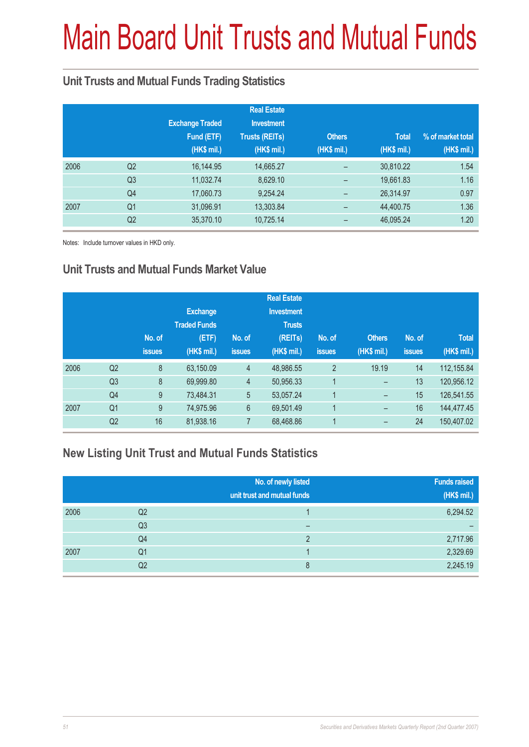# Main Board Unit Trusts and Mutual Funds

## Unit Trusts and Mutual Funds Trading Statistics

| | | Exchange Traded Fund (ETF) (HK$ mil.) | Real Estate Investment Trusts (REITs) (HK$ mil.) | Others (HK$ mil.) | Total (HK$ mil.) | % of market total (HK$ mil.) |
|---|---|---|---|---|---|---|
| 2006 | Q2 | 16,144.95 | 14,665.27 | – | 30,810.22 | 1.54 |
| | Q3 | 11,032.74 | 8,629.10 | – | 19,661.83 | 1.16 |
| | Q4 | 17,060.73 | 9,254.24 | – | 26,314.97 | 0.97 |
| 2007 | Q1 | 31,096.91 | 13,303.84 | – | 44,400.75 | 1.36 |
| | Q2 | 35,370.10 | 10,725.14 | – | 46,095.24 | 1.20 |

Notes: Include turnover values in HKD only.

## Unit Trusts and Mutual Funds Market Value

| | | No. of issues | Exchange Traded Funds (ETF) (HK$ mil.) | No. of issues | Real Estate Investment Trusts (REITs) (HK$ mil.) | No. of issues | Others (HK$ mil.) | No. of issues | Total (HK$ mil.) |
|---|---|---|---|---|---|---|---|---|---|
| 2006 | Q2 | 8 | 63,150.09 | 4 | 48,986.55 | 2 | 19.19 | 14 | 112,155.84 |
| | Q3 | 8 | 69,999.80 | 4 | 50,956.33 | 1 | – | 13 | 120,956.12 |
| | Q4 | 9 | 73,484.31 | 5 | 53,057.24 | 1 | – | 15 | 126,541.55 |
| 2007 | Q1 | 9 | 74,975.96 | 6 | 69,501.49 | 1 | – | 16 | 144,477.45 |
| | Q2 | 16 | 81,938.16 | 7 | 68,468.86 | 1 | – | 24 | 150,407.02 |

## New Listing Unit Trust and Mutual Funds Statistics

| | | No. of newly listed unit trust and mutual funds | Funds raised (HK$ mil.) |
|---|---|---|---|
| 2006 | Q2 | 1 | 6,294.52 |
| | Q3 | – | – |
| | Q4 | 2 | 2,717.96 |
| 2007 | Q1 | 1 | 2,329.69 |
| | Q2 | 8 | 2,245.19 |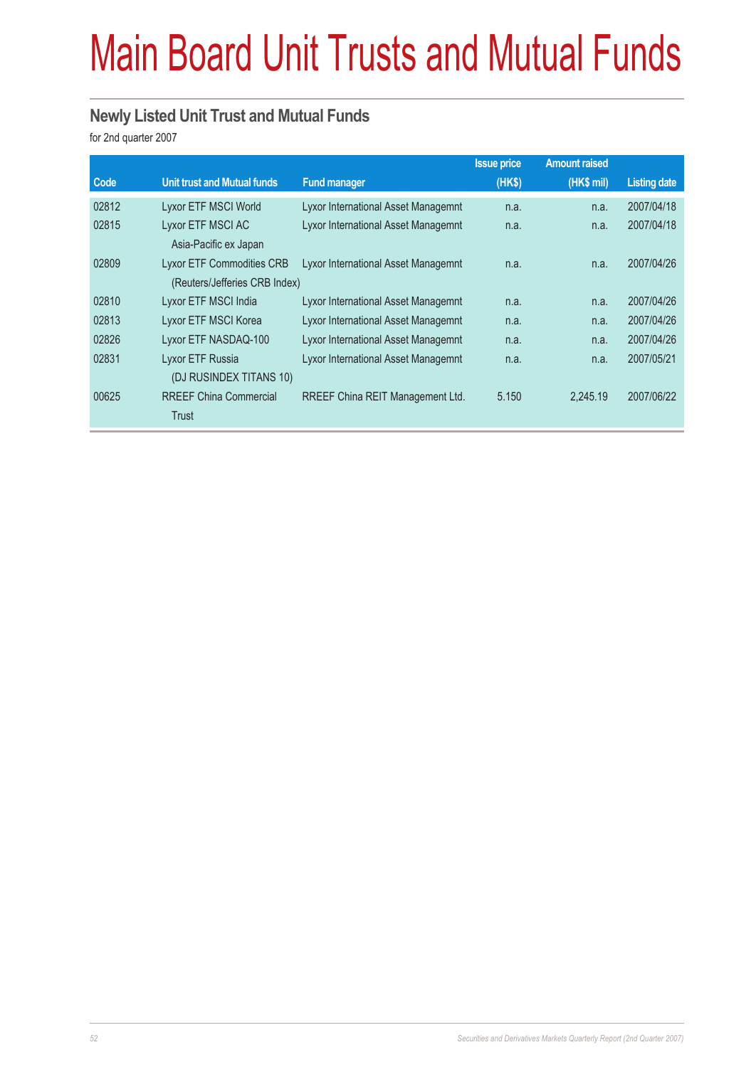# Main Board Unit Trusts and Mutual Funds

## Newly Listed Unit Trust and Mutual Funds

for 2nd quarter 2007

| Code | Unit trust and Mutual funds | Fund manager | Issue price (HK$) | Amount raised (HK$ mil) | Listing date |
|---|---|---|---|---|---|
| 02812 | Lyxor ETF MSCI World | Lyxor International Asset Managemnt | n.a. | n.a. | 2007/04/18 |
| 02815 | Lyxor ETF MSCI AC Asia-Pacific ex Japan | Lyxor International Asset Managemnt | n.a. | n.a. | 2007/04/18 |
| 02809 | Lyxor ETF Commodities CRB (Reuters/Jefferies CRB Index) | Lyxor International Asset Managemnt | n.a. | n.a. | 2007/04/26 |
| 02810 | Lyxor ETF MSCI India | Lyxor International Asset Managemnt | n.a. | n.a. | 2007/04/26 |
| 02813 | Lyxor ETF MSCI Korea | Lyxor International Asset Managemnt | n.a. | n.a. | 2007/04/26 |
| 02826 | Lyxor ETF NASDAQ-100 | Lyxor International Asset Managemnt | n.a. | n.a. | 2007/04/26 |
| 02831 | Lyxor ETF Russia (DJ RUSINDEX TITANS 10) | Lyxor International Asset Managemnt | n.a. | n.a. | 2007/05/21 |
| 00625 | RREEF China Commercial Trust | RREEF China REIT Management Ltd. | 5.150 | 2,245.19 | 2007/06/22 |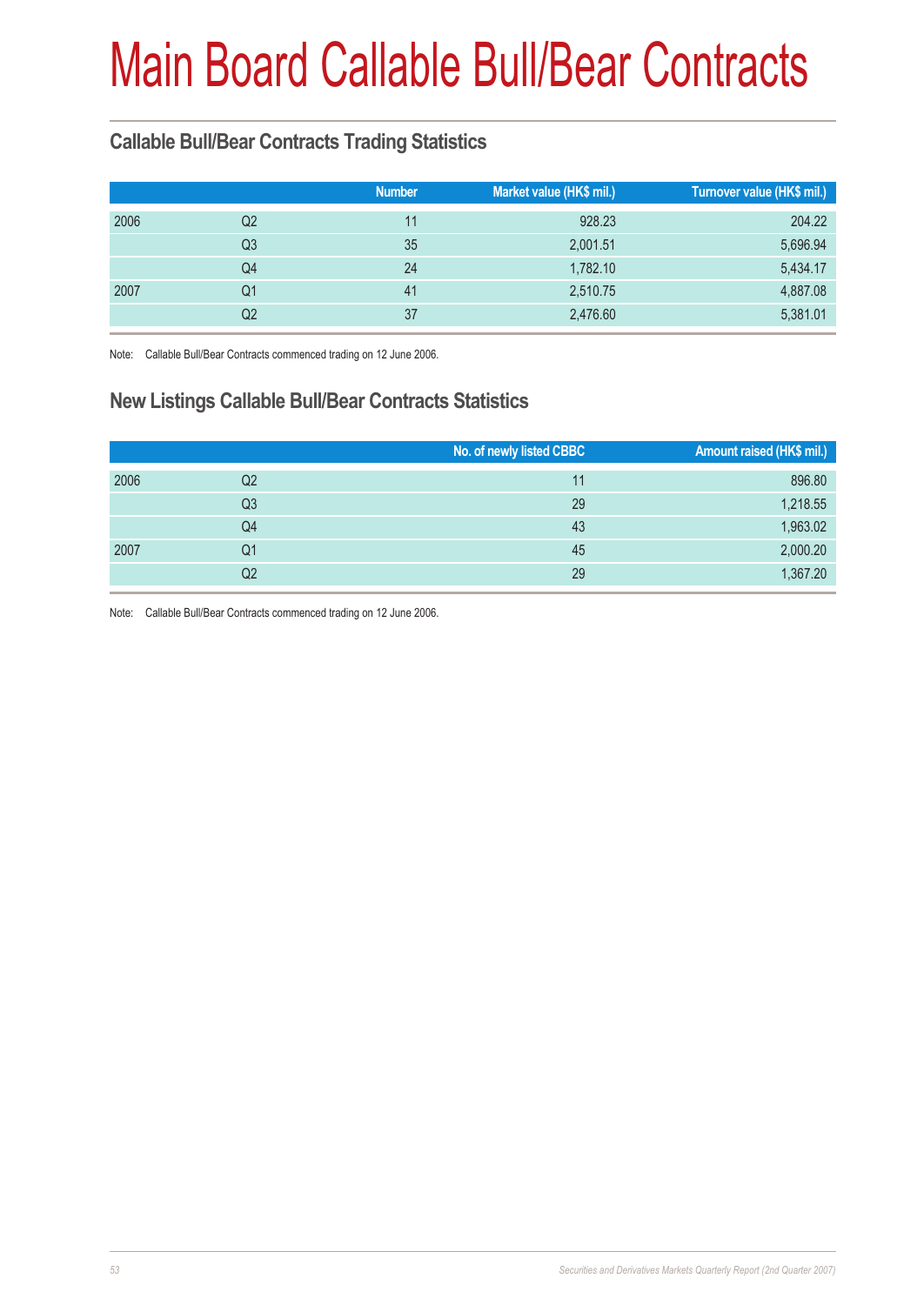# Main Board Callable Bull/Bear Contracts

## Callable Bull/Bear Contracts Trading Statistics

| | | Number | Market value (HK$ mil.) | Turnover value (HK$ mil.) |
|---|---|---|---|---|
| 2006 | Q2 | 11 | 928.23 | 204.22 |
| | Q3 | 35 | 2,001.51 | 5,696.94 |
| | Q4 | 24 | 1,782.10 | 5,434.17 |
| 2007 | Q1 | 41 | 2,510.75 | 4,887.08 |
| | Q2 | 37 | 2,476.60 | 5,381.01 |

Note: Callable Bull/Bear Contracts commenced trading on 12 June 2006.

## New Listings Callable Bull/Bear Contracts Statistics

| | | No. of newly listed CBBC | Amount raised (HK$ mil.) |
|---|---|---|---|
| 2006 | Q2 | 11 | 896.80 |
| | Q3 | 29 | 1,218.55 |
| | Q4 | 43 | 1,963.02 |
| 2007 | Q1 | 45 | 2,000.20 |
| | Q2 | 29 | 1,367.20 |

Note: Callable Bull/Bear Contracts commenced trading on 12 June 2006.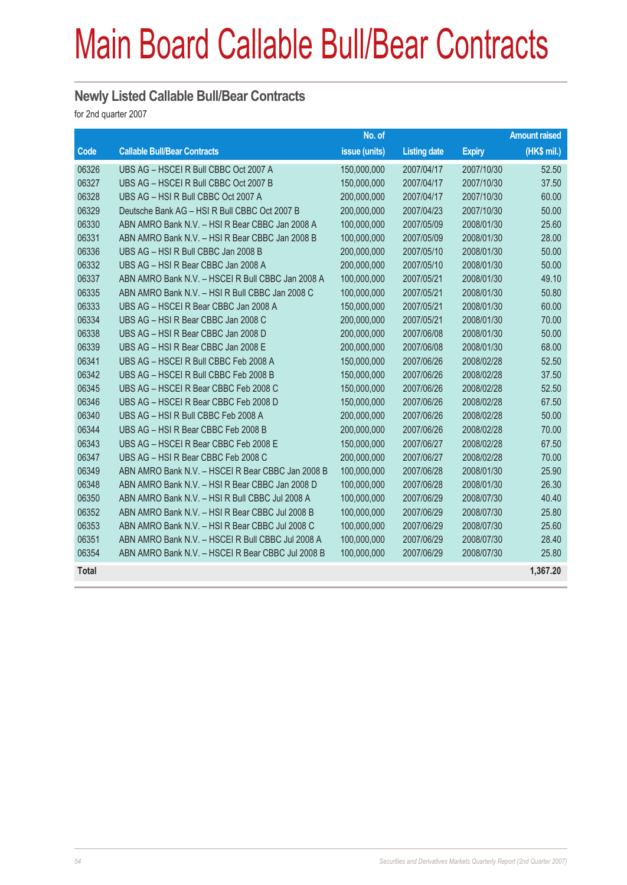# Main Board Callable Bull/Bear Contracts

## Newly Listed Callable Bull/Bear Contracts

for 2nd quarter 2007

| Code | Callable Bull/Bear Contracts | No. of issue (units) | Listing date | Expiry | Amount raised (HK$ mil.) |
|---|---|---|---|---|---|
| 06326 | UBS AG – HSCEI R Bull CBBC Oct 2007 A | 150,000,000 | 2007/04/17 | 2007/10/30 | 52.50 |
| 06327 | UBS AG – HSCEI R Bull CBBC Oct 2007 B | 150,000,000 | 2007/04/17 | 2007/10/30 | 37.50 |
| 06328 | UBS AG – HSI R Bull CBBC Oct 2007 A | 200,000,000 | 2007/04/17 | 2007/10/30 | 60.00 |
| 06329 | Deutsche Bank AG – HSI R Bull CBBC Oct 2007 B | 200,000,000 | 2007/04/23 | 2007/10/30 | 50.00 |
| 06330 | ABN AMRO Bank N.V. – HSI R Bear CBBC Jan 2008 A | 100,000,000 | 2007/05/09 | 2008/01/30 | 25.60 |
| 06331 | ABN AMRO Bank N.V. – HSI R Bear CBBC Jan 2008 B | 100,000,000 | 2007/05/09 | 2008/01/30 | 28.00 |
| 06336 | UBS AG – HSI R Bull CBBC Jan 2008 B | 200,000,000 | 2007/05/10 | 2008/01/30 | 50.00 |
| 06332 | UBS AG – HSI R Bear CBBC Jan 2008 A | 200,000,000 | 2007/05/10 | 2008/01/30 | 50.00 |
| 06337 | ABN AMRO Bank N.V. – HSCEI R Bull CBBC Jan 2008 A | 100,000,000 | 2007/05/21 | 2008/01/30 | 49.10 |
| 06335 | ABN AMRO Bank N.V. – HSI R Bull CBBC Jan 2008 C | 100,000,000 | 2007/05/21 | 2008/01/30 | 50.80 |
| 06333 | UBS AG – HSCEI R Bear CBBC Jan 2008 A | 150,000,000 | 2007/05/21 | 2008/01/30 | 60.00 |
| 06334 | UBS AG – HSI R Bear CBBC Jan 2008 C | 200,000,000 | 2007/05/21 | 2008/01/30 | 70.00 |
| 06338 | UBS AG – HSI R Bear CBBC Jan 2008 D | 200,000,000 | 2007/06/08 | 2008/01/30 | 50.00 |
| 06339 | UBS AG – HSI R Bear CBBC Jan 2008 E | 200,000,000 | 2007/06/08 | 2008/01/30 | 68.00 |
| 06341 | UBS AG – HSCEI R Bull CBBC Feb 2008 A | 150,000,000 | 2007/06/26 | 2008/02/28 | 52.50 |
| 06342 | UBS AG – HSCEI R Bull CBBC Feb 2008 B | 150,000,000 | 2007/06/26 | 2008/02/28 | 37.50 |
| 06345 | UBS AG – HSCEI R Bear CBBC Feb 2008 C | 150,000,000 | 2007/06/26 | 2008/02/28 | 52.50 |
| 06346 | UBS AG – HSCEI R Bear CBBC Feb 2008 D | 150,000,000 | 2007/06/26 | 2008/02/28 | 67.50 |
| 06340 | UBS AG – HSI R Bull CBBC Feb 2008 A | 200,000,000 | 2007/06/26 | 2008/02/28 | 50.00 |
| 06344 | UBS AG – HSI R Bear CBBC Feb 2008 B | 200,000,000 | 2007/06/26 | 2008/02/28 | 70.00 |
| 06343 | UBS AG – HSCEI R Bear CBBC Feb 2008 E | 150,000,000 | 2007/06/27 | 2008/02/28 | 67.50 |
| 06347 | UBS AG – HSI R Bear CBBC Feb 2008 C | 200,000,000 | 2007/06/27 | 2008/02/28 | 70.00 |
| 06349 | ABN AMRO Bank N.V. – HSCEI R Bear CBBC Jan 2008 B | 100,000,000 | 2007/06/28 | 2008/01/30 | 25.90 |
| 06348 | ABN AMRO Bank N.V. – HSI R Bear CBBC Jan 2008 D | 100,000,000 | 2007/06/28 | 2008/01/30 | 26.30 |
| 06350 | ABN AMRO Bank N.V. – HSI R Bull CBBC Jul 2008 A | 100,000,000 | 2007/06/29 | 2008/07/30 | 40.40 |
| 06352 | ABN AMRO Bank N.V. – HSI R Bear CBBC Jul 2008 B | 100,000,000 | 2007/06/29 | 2008/07/30 | 25.80 |
| 06353 | ABN AMRO Bank N.V. – HSI R Bear CBBC Jul 2008 C | 100,000,000 | 2007/06/29 | 2008/07/30 | 25.60 |
| 06351 | ABN AMRO Bank N.V. – HSCEI R Bull CBBC Jul 2008 A | 100,000,000 | 2007/06/29 | 2008/07/30 | 28.40 |
| 06354 | ABN AMRO Bank N.V. – HSCEI R Bear CBBC Jul 2008 B | 100,000,000 | 2007/06/29 | 2008/07/30 | 25.80 |
| **Total** | | | | | **1,367.20** |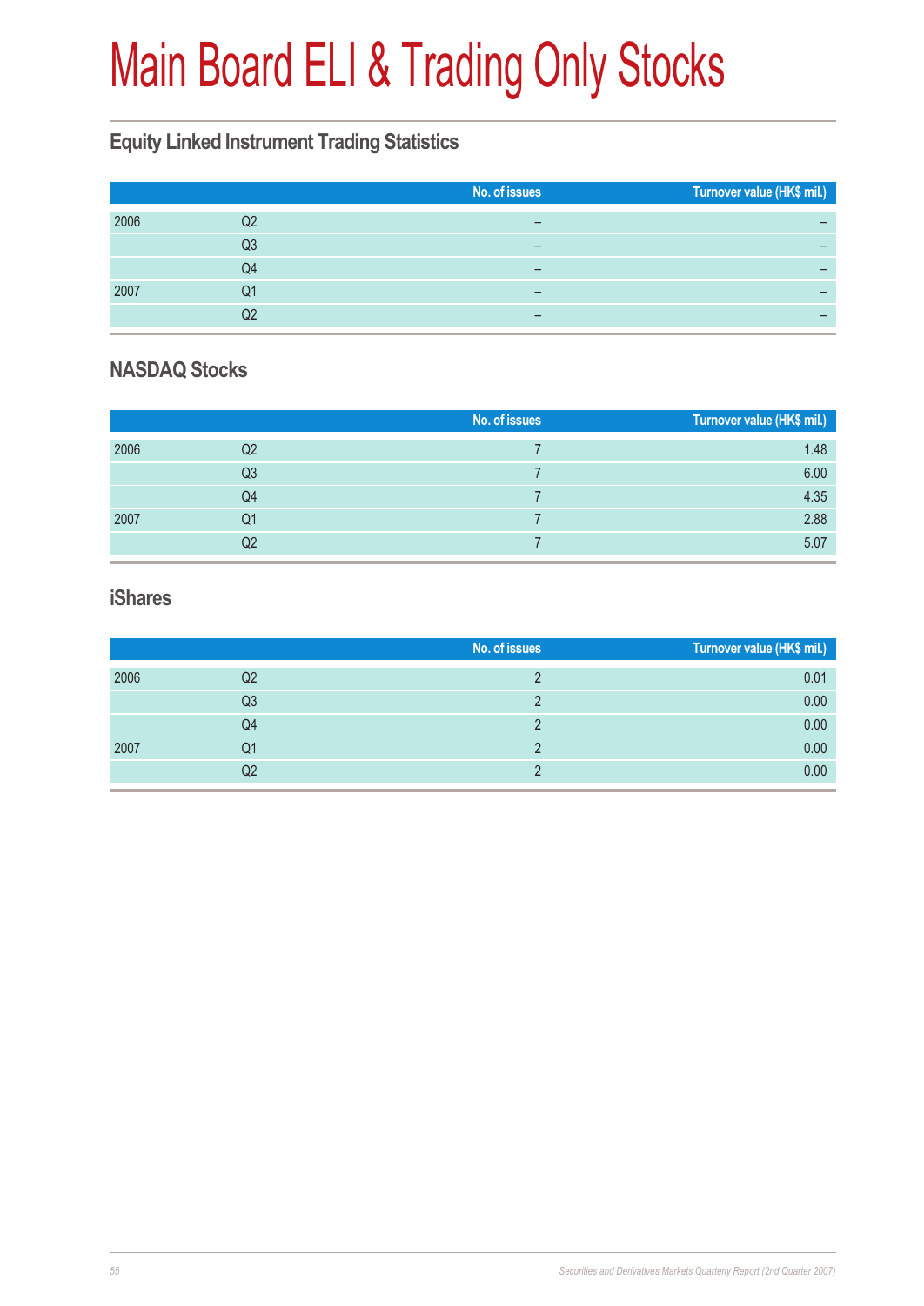# Main Board ELI & Trading Only Stocks

## Equity Linked Instrument Trading Statistics

| | | No. of issues | Turnover value (HK$ mil.) |
|---|---|---|---|
| 2006 | Q2 | – | – |
| | Q3 | – | – |
| | Q4 | – | – |
| 2007 | Q1 | – | – |
| | Q2 | – | – |

## NASDAQ Stocks

| | | No. of issues | Turnover value (HK$ mil.) |
|---|---|---|---|
| 2006 | Q2 | 7 | 1.48 |
| | Q3 | 7 | 6.00 |
| | Q4 | 7 | 4.35 |
| 2007 | Q1 | 7 | 2.88 |
| | Q2 | 7 | 5.07 |

## iShares

| | | No. of issues | Turnover value (HK$ mil.) |
|---|---|---|---|
| 2006 | Q2 | 2 | 0.01 |
| | Q3 | 2 | 0.00 |
| | Q4 | 2 | 0.00 |
| 2007 | Q1 | 2 | 0.00 |
| | Q2 | 2 | 0.00 |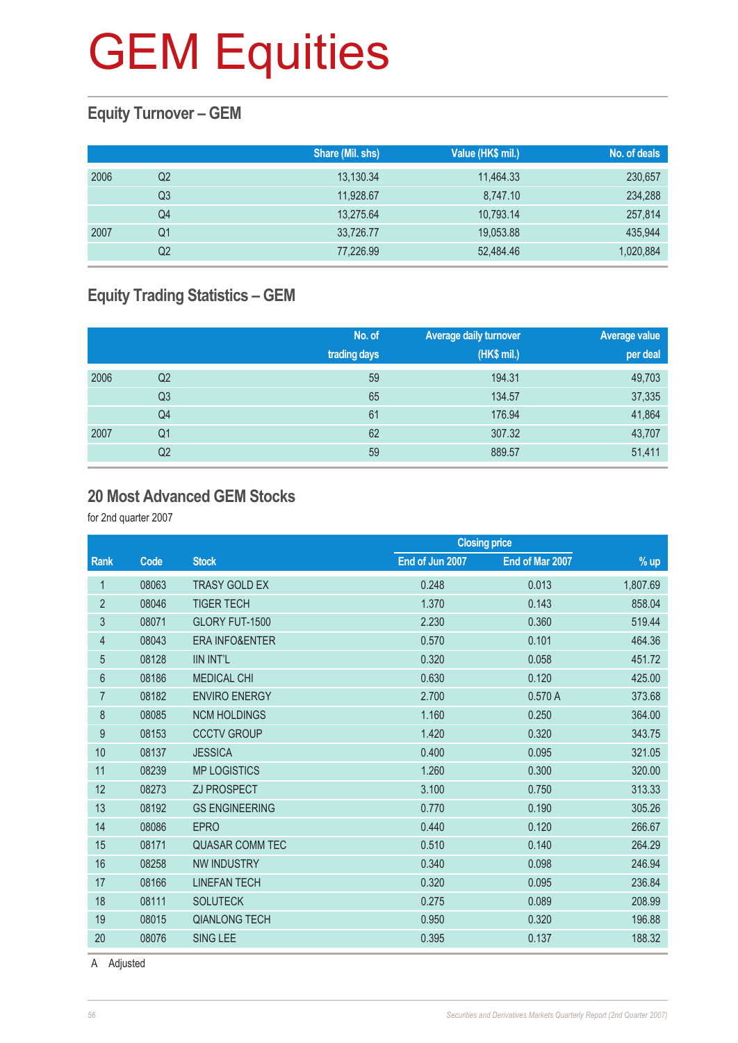# GEM Equities

## Equity Turnover – GEM

| | | Share (Mil. shs) | Value (HK$ mil.) | No. of deals |
|---|---|---|---|---|
| 2006 | Q2 | 13,130.34 | 11,464.33 | 230,657 |
| | Q3 | 11,928.67 | 8,747.10 | 234,288 |
| | Q4 | 13,275.64 | 10,793.14 | 257,814 |
| 2007 | Q1 | 33,726.77 | 19,053.88 | 435,944 |
| | Q2 | 77,226.99 | 52,484.46 | 1,020,884 |

## Equity Trading Statistics – GEM

| | | No. of trading days | Average daily turnover (HK$ mil.) | Average value per deal |
|---|---|---|---|---|
| 2006 | Q2 | 59 | 194.31 | 49,703 |
| | Q3 | 65 | 134.57 | 37,335 |
| | Q4 | 61 | 176.94 | 41,864 |
| 2007 | Q1 | 62 | 307.32 | 43,707 |
| | Q2 | 59 | 889.57 | 51,411 |

## 20 Most Advanced GEM Stocks

for 2nd quarter 2007

| | | | Closing price | | |
|---|---|---|---|---|---|
| Rank | Code | Stock | End of Jun 2007 | End of Mar 2007 | % up |
| 1 | 08063 | TRASY GOLD EX | 0.248 | 0.013 | 1,807.69 |
| 2 | 08046 | TIGER TECH | 1.370 | 0.143 | 858.04 |
| 3 | 08071 | GLORY FUT-1500 | 2.230 | 0.360 | 519.44 |
| 4 | 08043 | ERA INFO&ENTER | 0.570 | 0.101 | 464.36 |
| 5 | 08128 | IIN INT'L | 0.320 | 0.058 | 451.72 |
| 6 | 08186 | MEDICAL CHI | 0.630 | 0.120 | 425.00 |
| 7 | 08182 | ENVIRO ENERGY | 2.700 | 0.570 A | 373.68 |
| 8 | 08085 | NCM HOLDINGS | 1.160 | 0.250 | 364.00 |
| 9 | 08153 | CCCTV GROUP | 1.420 | 0.320 | 343.75 |
| 10 | 08137 | JESSICA | 0.400 | 0.095 | 321.05 |
| 11 | 08239 | MP LOGISTICS | 1.260 | 0.300 | 320.00 |
| 12 | 08273 | ZJ PROSPECT | 3.100 | 0.750 | 313.33 |
| 13 | 08192 | GS ENGINEERING | 0.770 | 0.190 | 305.26 |
| 14 | 08086 | EPRO | 0.440 | 0.120 | 266.67 |
| 15 | 08171 | QUASAR COMM TEC | 0.510 | 0.140 | 264.29 |
| 16 | 08258 | NW INDUSTRY | 0.340 | 0.098 | 246.94 |
| 17 | 08166 | LINEFAN TECH | 0.320 | 0.095 | 236.84 |
| 18 | 08111 | SOLUTECK | 0.275 | 0.089 | 208.99 |
| 19 | 08015 | QIANLONG TECH | 0.950 | 0.320 | 196.88 |
| 20 | 08076 | SING LEE | 0.395 | 0.137 | 188.32 |

A Adjusted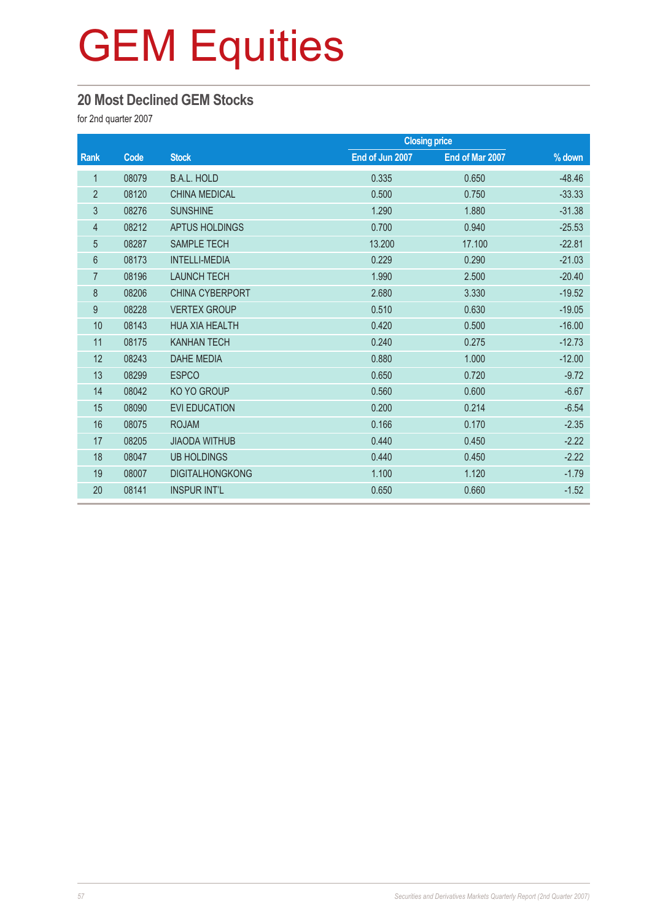# GEM Equities

## 20 Most Declined GEM Stocks

for 2nd quarter 2007

| Rank | Code | Stock | Closing price | | % down |
|---|---|---|---|---|---|
| | | | End of Jun 2007 | End of Mar 2007 | |
| 1 | 08079 | B.A.L. HOLD | 0.335 | 0.650 | -48.46 |
| 2 | 08120 | CHINA MEDICAL | 0.500 | 0.750 | -33.33 |
| 3 | 08276 | SUNSHINE | 1.290 | 1.880 | -31.38 |
| 4 | 08212 | APTUS HOLDINGS | 0.700 | 0.940 | -25.53 |
| 5 | 08287 | SAMPLE TECH | 13.200 | 17.100 | -22.81 |
| 6 | 08173 | INTELLI-MEDIA | 0.229 | 0.290 | -21.03 |
| 7 | 08196 | LAUNCH TECH | 1.990 | 2.500 | -20.40 |
| 8 | 08206 | CHINA CYBERPORT | 2.680 | 3.330 | -19.52 |
| 9 | 08228 | VERTEX GROUP | 0.510 | 0.630 | -19.05 |
| 10 | 08143 | HUA XIA HEALTH | 0.420 | 0.500 | -16.00 |
| 11 | 08175 | KANHAN TECH | 0.240 | 0.275 | -12.73 |
| 12 | 08243 | DAHE MEDIA | 0.880 | 1.000 | -12.00 |
| 13 | 08299 | ESPCO | 0.650 | 0.720 | -9.72 |
| 14 | 08042 | KO YO GROUP | 0.560 | 0.600 | -6.67 |
| 15 | 08090 | EVI EDUCATION | 0.200 | 0.214 | -6.54 |
| 16 | 08075 | ROJAM | 0.166 | 0.170 | -2.35 |
| 17 | 08205 | JIAODA WITHUB | 0.440 | 0.450 | -2.22 |
| 18 | 08047 | UB HOLDINGS | 0.440 | 0.450 | -2.22 |
| 19 | 08007 | DIGITALHONGKONG | 1.100 | 1.120 | -1.79 |
| 20 | 08141 | INSPUR INT'L | 0.650 | 0.660 | -1.52 |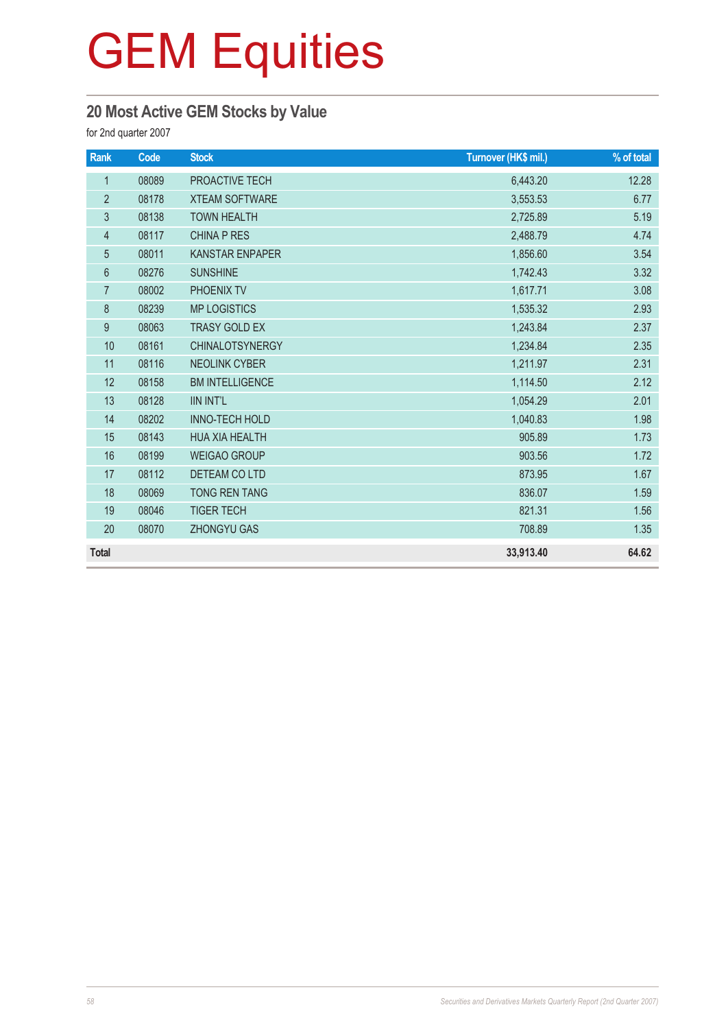# GEM Equities

## 20 Most Active GEM Stocks by Value

for 2nd quarter 2007

| Rank | Code | Stock | Turnover (HK$ mil.) | % of total |
|---|---|---|---|---|
| 1 | 08089 | PROACTIVE TECH | 6,443.20 | 12.28 |
| 2 | 08178 | XTEAM SOFTWARE | 3,553.53 | 6.77 |
| 3 | 08138 | TOWN HEALTH | 2,725.89 | 5.19 |
| 4 | 08117 | CHINA P RES | 2,488.79 | 4.74 |
| 5 | 08011 | KANSTAR ENPAPER | 1,856.60 | 3.54 |
| 6 | 08276 | SUNSHINE | 1,742.43 | 3.32 |
| 7 | 08002 | PHOENIX TV | 1,617.71 | 3.08 |
| 8 | 08239 | MP LOGISTICS | 1,535.32 | 2.93 |
| 9 | 08063 | TRASY GOLD EX | 1,243.84 | 2.37 |
| 10 | 08161 | CHINALOTSYNERGY | 1,234.84 | 2.35 |
| 11 | 08116 | NEOLINK CYBER | 1,211.97 | 2.31 |
| 12 | 08158 | BM INTELLIGENCE | 1,114.50 | 2.12 |
| 13 | 08128 | IIN INT'L | 1,054.29 | 2.01 |
| 14 | 08202 | INNO-TECH HOLD | 1,040.83 | 1.98 |
| 15 | 08143 | HUA XIA HEALTH | 905.89 | 1.73 |
| 16 | 08199 | WEIGAO GROUP | 903.56 | 1.72 |
| 17 | 08112 | DETEAM CO LTD | 873.95 | 1.67 |
| 18 | 08069 | TONG REN TANG | 836.07 | 1.59 |
| 19 | 08046 | TIGER TECH | 821.31 | 1.56 |
| 20 | 08070 | ZHONGYU GAS | 708.89 | 1.35 |
| **Total** | | | **33,913.40** | **64.62** |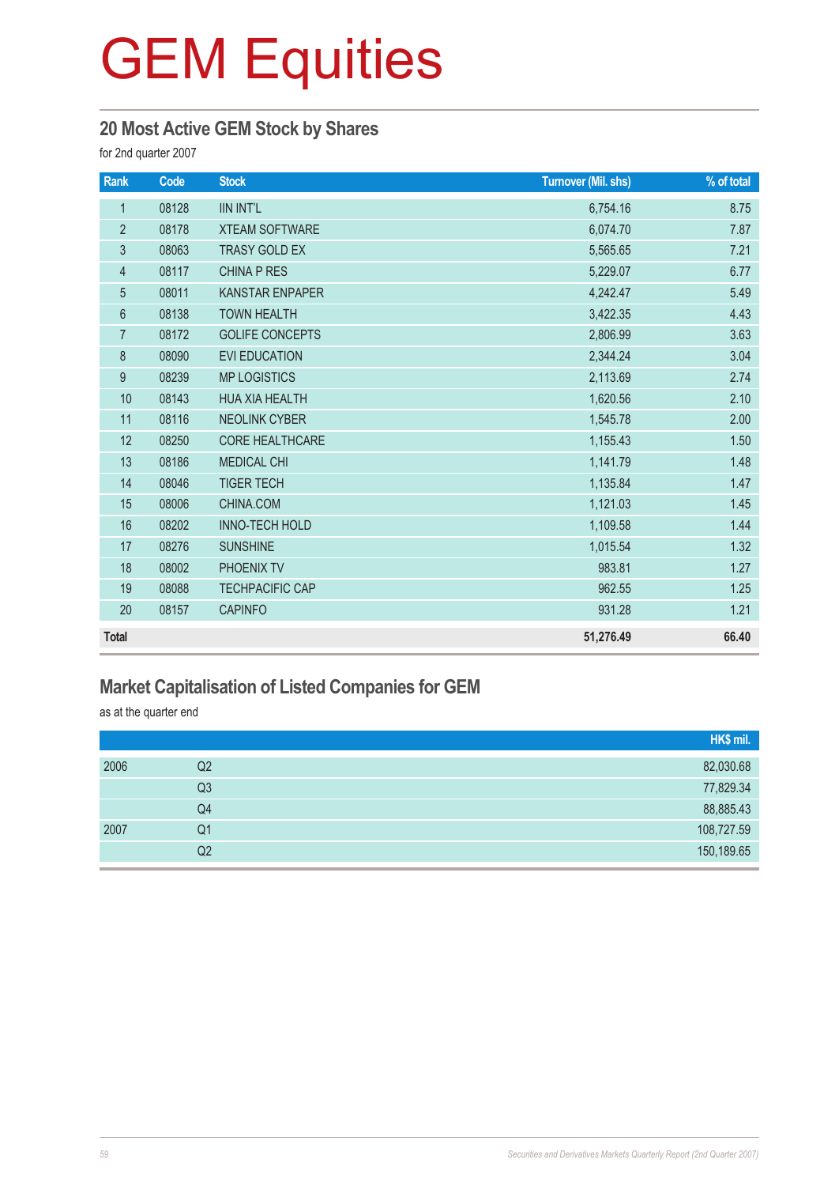# GEM Equities

## 20 Most Active GEM Stock by Shares

for 2nd quarter 2007

| Rank | Code | Stock | Turnover (Mil. shs) | % of total |
|---|---|---|---|---|
| 1 | 08128 | IIN INT'L | 6,754.16 | 8.75 |
| 2 | 08178 | XTEAM SOFTWARE | 6,074.70 | 7.87 |
| 3 | 08063 | TRASY GOLD EX | 5,565.65 | 7.21 |
| 4 | 08117 | CHINA P RES | 5,229.07 | 6.77 |
| 5 | 08011 | KANSTAR ENPAPER | 4,242.47 | 5.49 |
| 6 | 08138 | TOWN HEALTH | 3,422.35 | 4.43 |
| 7 | 08172 | GOLIFE CONCEPTS | 2,806.99 | 3.63 |
| 8 | 08090 | EVI EDUCATION | 2,344.24 | 3.04 |
| 9 | 08239 | MP LOGISTICS | 2,113.69 | 2.74 |
| 10 | 08143 | HUA XIA HEALTH | 1,620.56 | 2.10 |
| 11 | 08116 | NEOLINK CYBER | 1,545.78 | 2.00 |
| 12 | 08250 | CORE HEALTHCARE | 1,155.43 | 1.50 |
| 13 | 08186 | MEDICAL CHI | 1,141.79 | 1.48 |
| 14 | 08046 | TIGER TECH | 1,135.84 | 1.47 |
| 15 | 08006 | CHINA.COM | 1,121.03 | 1.45 |
| 16 | 08202 | INNO-TECH HOLD | 1,109.58 | 1.44 |
| 17 | 08276 | SUNSHINE | 1,015.54 | 1.32 |
| 18 | 08002 | PHOENIX TV | 983.81 | 1.27 |
| 19 | 08088 | TECHPACIFIC CAP | 962.55 | 1.25 |
| 20 | 08157 | CAPINFO | 931.28 | 1.21 |
| **Total** | | | **51,276.49** | **66.40** |

## Market Capitalisation of Listed Companies for GEM

as at the quarter end

| | | HK$ mil. |
|---|---|---|
| 2006 | Q2 | 82,030.68 |
| | Q3 | 77,829.34 |
| | Q4 | 88,885.43 |
| 2007 | Q1 | 108,727.59 |
| | Q2 | 150,189.65 |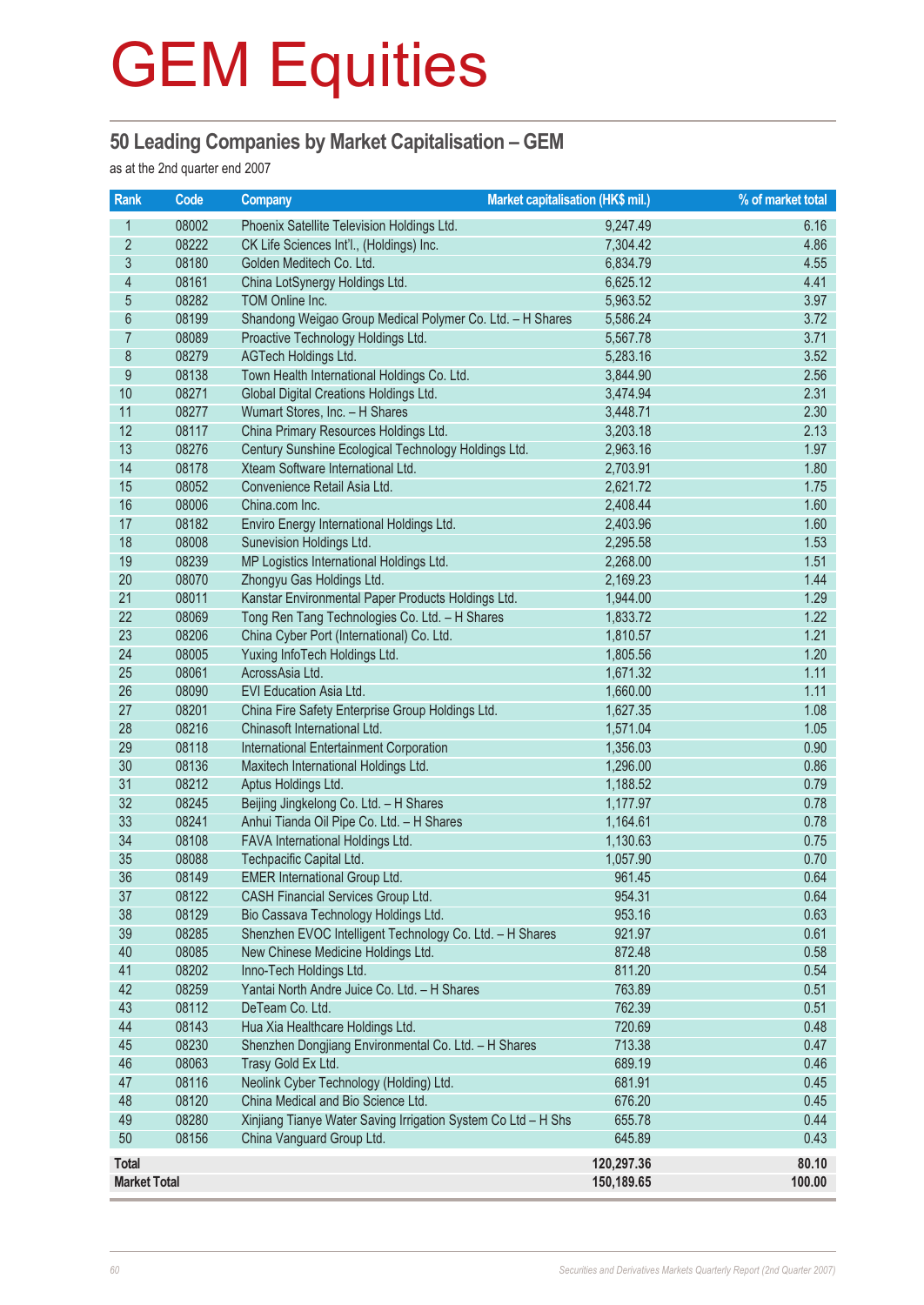# GEM Equities

## 50 Leading Companies by Market Capitalisation – GEM

as at the 2nd quarter end 2007

| Rank | Code | Company | Market capitalisation (HK$ mil.) | % of market total |
|---|---|---|---|---|
| 1 | 08002 | Phoenix Satellite Television Holdings Ltd. | 9,247.49 | 6.16 |
| 2 | 08222 | CK Life Sciences Int'l., (Holdings) Inc. | 7,304.42 | 4.86 |
| 3 | 08180 | Golden Meditech Co. Ltd. | 6,834.79 | 4.55 |
| 4 | 08161 | China LotSynergy Holdings Ltd. | 6,625.12 | 4.41 |
| 5 | 08282 | TOM Online Inc. | 5,963.52 | 3.97 |
| 6 | 08199 | Shandong Weigao Group Medical Polymer Co. Ltd. – H Shares | 5,586.24 | 3.72 |
| 7 | 08089 | Proactive Technology Holdings Ltd. | 5,567.78 | 3.71 |
| 8 | 08279 | AGTech Holdings Ltd. | 5,283.16 | 3.52 |
| 9 | 08138 | Town Health International Holdings Co. Ltd. | 3,844.90 | 2.56 |
| 10 | 08271 | Global Digital Creations Holdings Ltd. | 3,474.94 | 2.31 |
| 11 | 08277 | Wumart Stores, Inc. – H Shares | 3,448.71 | 2.30 |
| 12 | 08117 | China Primary Resources Holdings Ltd. | 3,203.18 | 2.13 |
| 13 | 08276 | Century Sunshine Ecological Technology Holdings Ltd. | 2,963.16 | 1.97 |
| 14 | 08178 | Xteam Software International Ltd. | 2,703.91 | 1.80 |
| 15 | 08052 | Convenience Retail Asia Ltd. | 2,621.72 | 1.75 |
| 16 | 08006 | China.com Inc. | 2,408.44 | 1.60 |
| 17 | 08182 | Enviro Energy International Holdings Ltd. | 2,403.96 | 1.60 |
| 18 | 08008 | Sunevision Holdings Ltd. | 2,295.58 | 1.53 |
| 19 | 08239 | MP Logistics International Holdings Ltd. | 2,268.00 | 1.51 |
| 20 | 08070 | Zhongyu Gas Holdings Ltd. | 2,169.23 | 1.44 |
| 21 | 08011 | Kanstar Environmental Paper Products Holdings Ltd. | 1,944.00 | 1.29 |
| 22 | 08069 | Tong Ren Tang Technologies Co. Ltd. – H Shares | 1,833.72 | 1.22 |
| 23 | 08206 | China Cyber Port (International) Co. Ltd. | 1,810.57 | 1.21 |
| 24 | 08005 | Yuxing InfoTech Holdings Ltd. | 1,805.56 | 1.20 |
| 25 | 08061 | AcrossAsia Ltd. | 1,671.32 | 1.11 |
| 26 | 08090 | EVI Education Asia Ltd. | 1,660.00 | 1.11 |
| 27 | 08201 | China Fire Safety Enterprise Group Holdings Ltd. | 1,627.35 | 1.08 |
| 28 | 08216 | Chinasoft International Ltd. | 1,571.04 | 1.05 |
| 29 | 08118 | International Entertainment Corporation | 1,356.03 | 0.90 |
| 30 | 08136 | Maxitech International Holdings Ltd. | 1,296.00 | 0.86 |
| 31 | 08212 | Aptus Holdings Ltd. | 1,188.52 | 0.79 |
| 32 | 08245 | Beijing Jingkelong Co. Ltd. – H Shares | 1,177.97 | 0.78 |
| 33 | 08241 | Anhui Tianda Oil Pipe Co. Ltd. – H Shares | 1,164.61 | 0.78 |
| 34 | 08108 | FAVA International Holdings Ltd. | 1,130.63 | 0.75 |
| 35 | 08088 | Techpacific Capital Ltd. | 1,057.90 | 0.70 |
| 36 | 08149 | EMER International Group Ltd. | 961.45 | 0.64 |
| 37 | 08122 | CASH Financial Services Group Ltd. | 954.31 | 0.64 |
| 38 | 08129 | Bio Cassava Technology Holdings Ltd. | 953.16 | 0.63 |
| 39 | 08285 | Shenzhen EVOC Intelligent Technology Co. Ltd. – H Shares | 921.97 | 0.61 |
| 40 | 08085 | New Chinese Medicine Holdings Ltd. | 872.48 | 0.58 |
| 41 | 08202 | Inno-Tech Holdings Ltd. | 811.20 | 0.54 |
| 42 | 08259 | Yantai North Andre Juice Co. Ltd. – H Shares | 763.89 | 0.51 |
| 43 | 08112 | DeTeam Co. Ltd. | 762.39 | 0.51 |
| 44 | 08143 | Hua Xia Healthcare Holdings Ltd. | 720.69 | 0.48 |
| 45 | 08230 | Shenzhen Dongjiang Environmental Co. Ltd. – H Shares | 713.38 | 0.47 |
| 46 | 08063 | Trasy Gold Ex Ltd. | 689.19 | 0.46 |
| 47 | 08116 | Neolink Cyber Technology (Holding) Ltd. | 681.91 | 0.45 |
| 48 | 08120 | China Medical and Bio Science Ltd. | 676.20 | 0.45 |
| 49 | 08280 | Xinjiang Tianye Water Saving Irrigation System Co Ltd – H Shs | 655.78 | 0.44 |
| 50 | 08156 | China Vanguard Group Ltd. | 645.89 | 0.43 |
| **Total** | | | **120,297.36** | **80.10** |
| **Market Total** | | | **150,189.65** | **100.00** |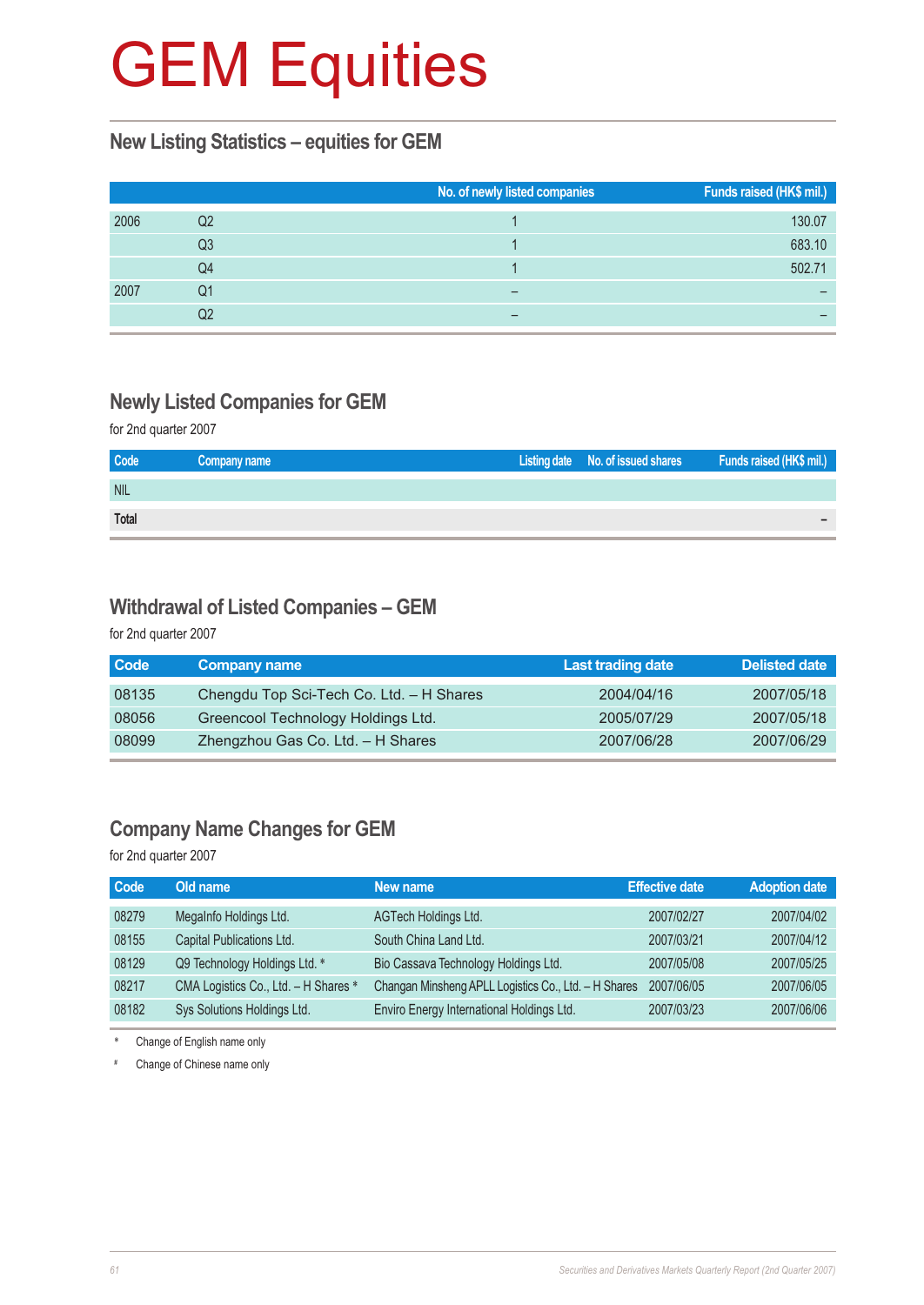# GEM Equities

## New Listing Statistics – equities for GEM

| | | No. of newly listed companies | Funds raised (HK$ mil.) |
|---|---|---|---|
| 2006 | Q2 | 1 | 130.07 |
| | Q3 | 1 | 683.10 |
| | Q4 | 1 | 502.71 |
| 2007 | Q1 | – | – |
| | Q2 | – | – |

## Newly Listed Companies for GEM

for 2nd quarter 2007

| Code | Company name | Listing date | No. of issued shares | Funds raised (HK$ mil.) |
|---|---|---|---|---|
| NIL | | | | |
| **Total** | | | | – |

## Withdrawal of Listed Companies – GEM

for 2nd quarter 2007

| Code | Company name | Last trading date | Delisted date |
|---|---|---|---|
| 08135 | Chengdu Top Sci-Tech Co. Ltd. – H Shares | 2004/04/16 | 2007/05/18 |
| 08056 | Greencool Technology Holdings Ltd. | 2005/07/29 | 2007/05/18 |
| 08099 | Zhengzhou Gas Co. Ltd. – H Shares | 2007/06/28 | 2007/06/29 |

## Company Name Changes for GEM

for 2nd quarter 2007

| Code | Old name | New name | Effective date | Adoption date |
|---|---|---|---|---|
| 08279 | MegaInfo Holdings Ltd. | AGTech Holdings Ltd. | 2007/02/27 | 2007/04/02 |
| 08155 | Capital Publications Ltd. | South China Land Ltd. | 2007/03/21 | 2007/04/12 |
| 08129 | Q9 Technology Holdings Ltd. * | Bio Cassava Technology Holdings Ltd. | 2007/05/08 | 2007/05/25 |
| 08217 | CMA Logistics Co., Ltd. – H Shares * | Changan Minsheng APLL Logistics Co., Ltd. – H Shares | 2007/06/05 | 2007/06/05 |
| 08182 | Sys Solutions Holdings Ltd. | Enviro Energy International Holdings Ltd. | 2007/03/23 | 2007/06/06 |

\* Change of English name only

\# Change of Chinese name only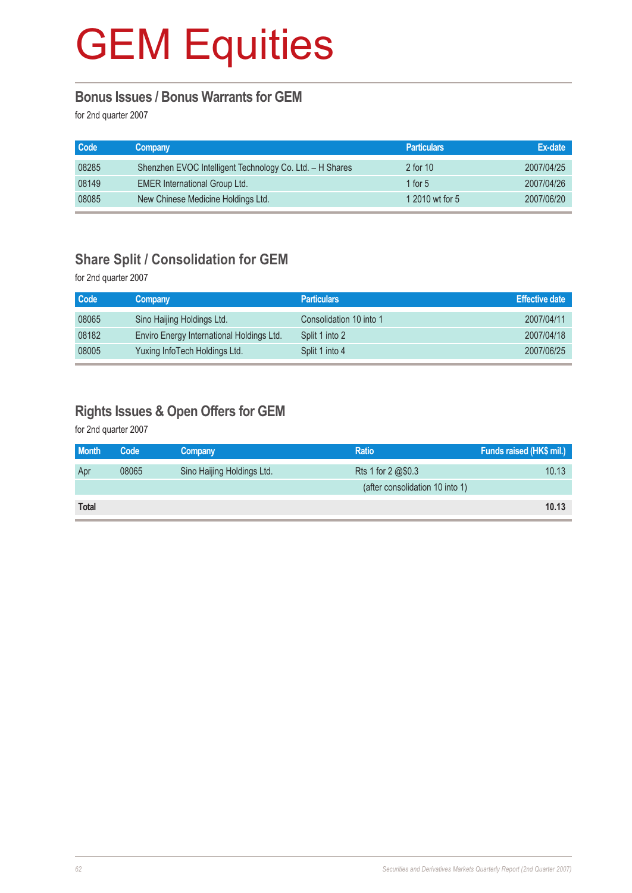# GEM Equities

## Bonus Issues / Bonus Warrants for GEM

for 2nd quarter 2007

| Code | Company | Particulars | Ex-date |
|---|---|---|---|
| 08285 | Shenzhen EVOC Intelligent Technology Co. Ltd. – H Shares | 2 for 10 | 2007/04/25 |
| 08149 | EMER International Group Ltd. | 1 for 5 | 2007/04/26 |
| 08085 | New Chinese Medicine Holdings Ltd. | 1 2010 wt for 5 | 2007/06/20 |

## Share Split / Consolidation for GEM

for 2nd quarter 2007

| Code | Company | Particulars | Effective date |
|---|---|---|---|
| 08065 | Sino Haijing Holdings Ltd. | Consolidation 10 into 1 | 2007/04/11 |
| 08182 | Enviro Energy International Holdings Ltd. | Split 1 into 2 | 2007/04/18 |
| 08005 | Yuxing InfoTech Holdings Ltd. | Split 1 into 4 | 2007/06/25 |

## Rights Issues & Open Offers for GEM

for 2nd quarter 2007

| Month | Code | Company | Ratio | Funds raised (HK$ mil.) |
|---|---|---|---|---|
| Apr | 08065 | Sino Haijing Holdings Ltd. | Rts 1 for 2 @$0.3 | 10.13 |
| | | | (after consolidation 10 into 1) | |
| **Total** | | | | **10.13** |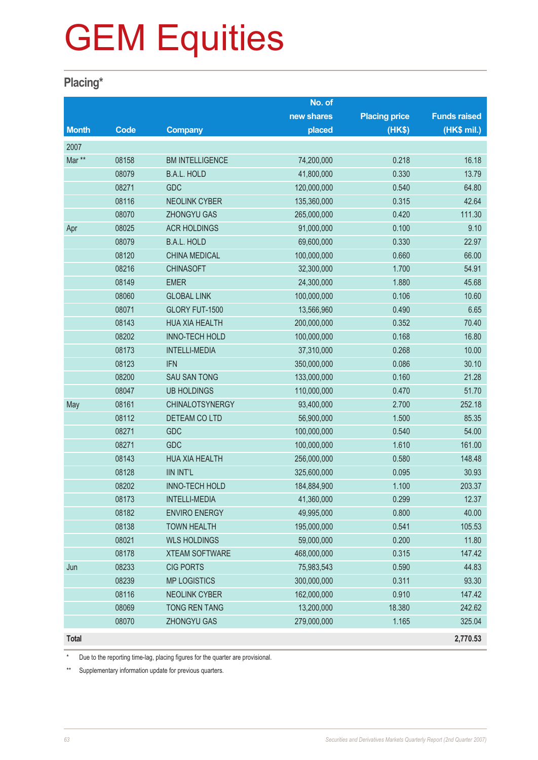# GEM Equities

## Placing*

| Month | Code | Company | No. of new shares placed | Placing price (HK$) | Funds raised (HK$ mil.) |
|---|---|---|---|---|---|
| 2007 | | | | | |
| Mar ** | 08158 | BM INTELLIGENCE | 74,200,000 | 0.218 | 16.18 |
| | 08079 | B.A.L. HOLD | 41,800,000 | 0.330 | 13.79 |
| | 08271 | GDC | 120,000,000 | 0.540 | 64.80 |
| | 08116 | NEOLINK CYBER | 135,360,000 | 0.315 | 42.64 |
| | 08070 | ZHONGYU GAS | 265,000,000 | 0.420 | 111.30 |
| Apr | 08025 | ACR HOLDINGS | 91,000,000 | 0.100 | 9.10 |
| | 08079 | B.A.L. HOLD | 69,600,000 | 0.330 | 22.97 |
| | 08120 | CHINA MEDICAL | 100,000,000 | 0.660 | 66.00 |
| | 08216 | CHINASOFT | 32,300,000 | 1.700 | 54.91 |
| | 08149 | EMER | 24,300,000 | 1.880 | 45.68 |
| | 08060 | GLOBAL LINK | 100,000,000 | 0.106 | 10.60 |
| | 08071 | GLORY FUT-1500 | 13,566,960 | 0.490 | 6.65 |
| | 08143 | HUA XIA HEALTH | 200,000,000 | 0.352 | 70.40 |
| | 08202 | INNO-TECH HOLD | 100,000,000 | 0.168 | 16.80 |
| | 08173 | INTELLI-MEDIA | 37,310,000 | 0.268 | 10.00 |
| | 08123 | IFN | 350,000,000 | 0.086 | 30.10 |
| | 08200 | SAU SAN TONG | 133,000,000 | 0.160 | 21.28 |
| | 08047 | UB HOLDINGS | 110,000,000 | 0.470 | 51.70 |
| May | 08161 | CHINALOTSYNERGY | 93,400,000 | 2.700 | 252.18 |
| | 08112 | DETEAM CO LTD | 56,900,000 | 1.500 | 85.35 |
| | 08271 | GDC | 100,000,000 | 0.540 | 54.00 |
| | 08271 | GDC | 100,000,000 | 1.610 | 161.00 |
| | 08143 | HUA XIA HEALTH | 256,000,000 | 0.580 | 148.48 |
| | 08128 | IIN INT'L | 325,600,000 | 0.095 | 30.93 |
| | 08202 | INNO-TECH HOLD | 184,884,900 | 1.100 | 203.37 |
| | 08173 | INTELLI-MEDIA | 41,360,000 | 0.299 | 12.37 |
| | 08182 | ENVIRO ENERGY | 49,995,000 | 0.800 | 40.00 |
| | 08138 | TOWN HEALTH | 195,000,000 | 0.541 | 105.53 |
| | 08021 | WLS HOLDINGS | 59,000,000 | 0.200 | 11.80 |
| | 08178 | XTEAM SOFTWARE | 468,000,000 | 0.315 | 147.42 |
| Jun | 08233 | CIG PORTS | 75,983,543 | 0.590 | 44.83 |
| | 08239 | MP LOGISTICS | 300,000,000 | 0.311 | 93.30 |
| | 08116 | NEOLINK CYBER | 162,000,000 | 0.910 | 147.42 |
| | 08069 | TONG REN TANG | 13,200,000 | 18.380 | 242.62 |
| | 08070 | ZHONGYU GAS | 279,000,000 | 1.165 | 325.04 |
| **Total** | | | | | **2,770.53** |

* Due to the reporting time-lag, placing figures for the quarter are provisional.

** Supplementary information update for previous quarters.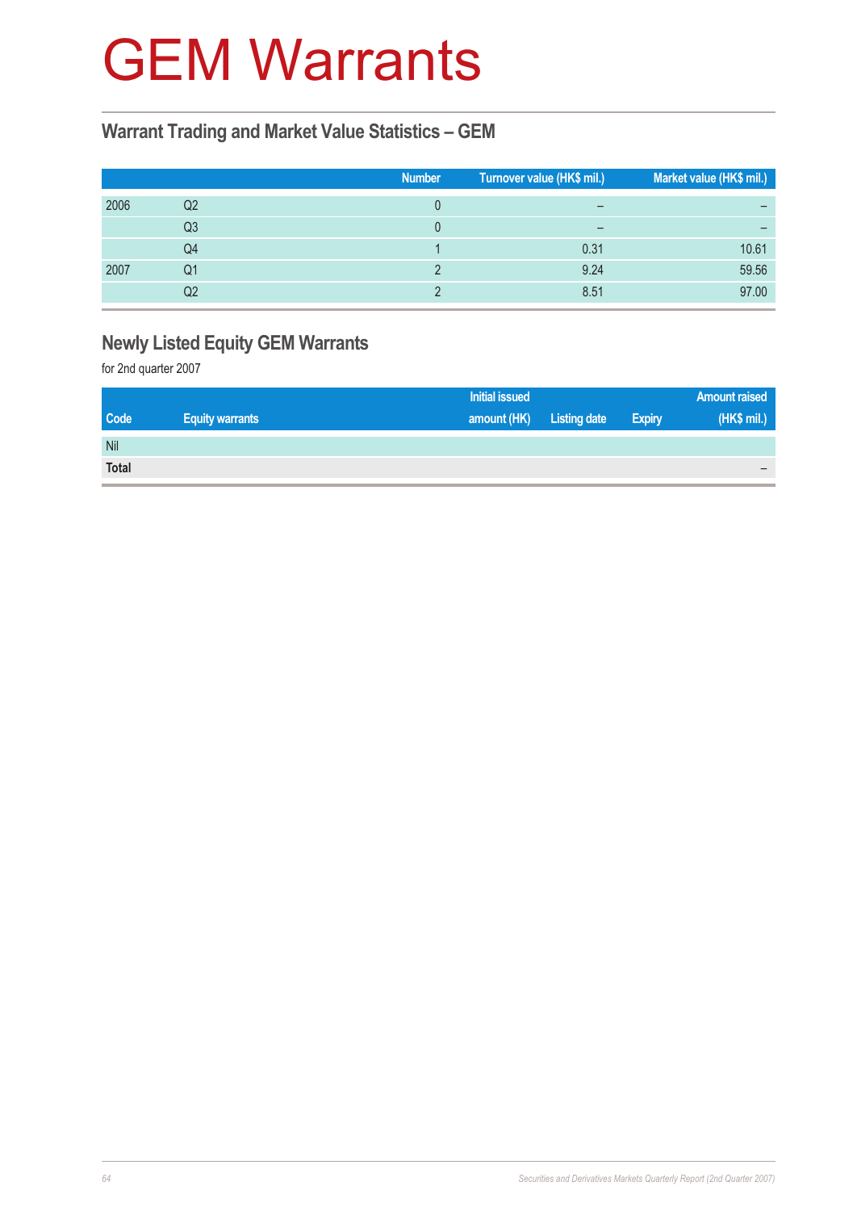# GEM Warrants

## Warrant Trading and Market Value Statistics – GEM

| | | Number | Turnover value (HK$ mil.) | Market value (HK$ mil.) |
|---|---|---|---|---|
| 2006 | Q2 | 0 | – | – |
| | Q3 | 0 | – | – |
| | Q4 | 1 | 0.31 | 10.61 |
| 2007 | Q1 | 2 | 9.24 | 59.56 |
| | Q2 | 2 | 8.51 | 97.00 |

## Newly Listed Equity GEM Warrants

for 2nd quarter 2007

| Code | Equity warrants | Initial issued amount (HK) | Listing date | Expiry | Amount raised (HK$ mil.) |
|---|---|---|---|---|---|
| Nil | | | | | |
| **Total** | | | | | – |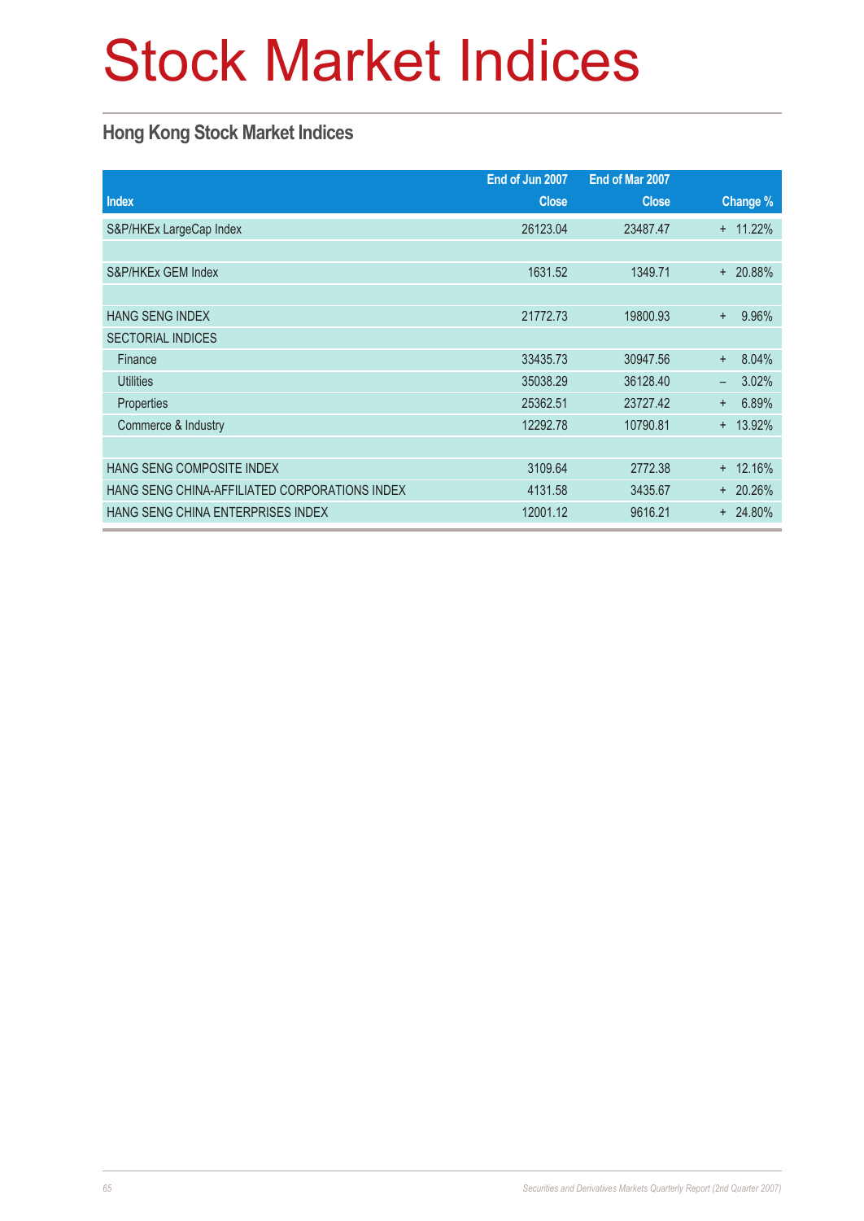# Stock Market Indices

## Hong Kong Stock Market Indices

| Index | End of Jun 2007 Close | End of Mar 2007 Close | Change % |
|---|---|---|---|
| S&P/HKEx LargeCap Index | 26123.04 | 23487.47 | + 11.22% |
| | | | |
| S&P/HKEx GEM Index | 1631.52 | 1349.71 | + 20.88% |
| | | | |
| HANG SENG INDEX | 21772.73 | 19800.93 | + 9.96% |
| SECTORIAL INDICES | | | |
| Finance | 33435.73 | 30947.56 | + 8.04% |
| Utilities | 35038.29 | 36128.40 | – 3.02% |
| Properties | 25362.51 | 23727.42 | + 6.89% |
| Commerce & Industry | 12292.78 | 10790.81 | + 13.92% |
| | | | |
| HANG SENG COMPOSITE INDEX | 3109.64 | 2772.38 | + 12.16% |
| HANG SENG CHINA-AFFILIATED CORPORATIONS INDEX | 4131.58 | 3435.67 | + 20.26% |
| HANG SENG CHINA ENTERPRISES INDEX | 12001.12 | 9616.21 | + 24.80% |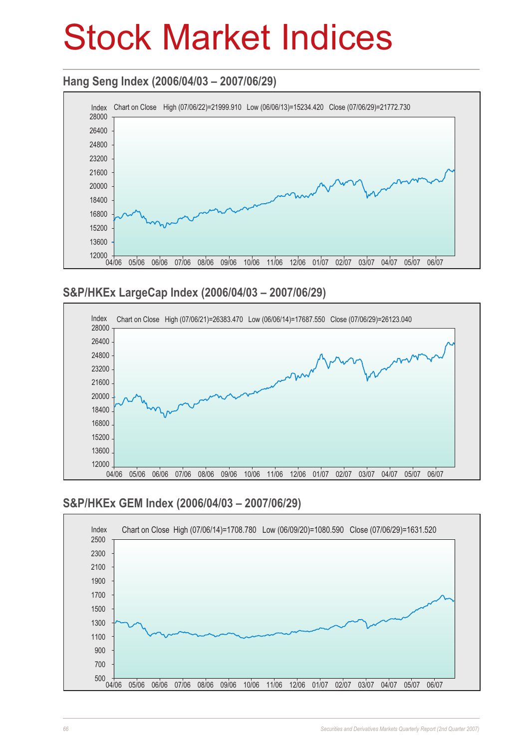# Stock Market Indices

## Hang Seng Index (2006/04/03 – 2007/06/29)

Index Chart on Close High (07/06/22)=21999.910 Low (06/06/13)=15234.420 Close (07/06/29)=21772.730

## S&P/HKEx LargeCap Index (2006/04/03 – 2007/06/29)

Index Chart on Close High (07/06/21)=26383.470 Low (06/06/14)=17687.550 Close (07/06/29)=26123.040

## S&P/HKEx GEM Index (2006/04/03 – 2007/06/29)

Index Chart on Close High (07/06/14)=1708.780 Low (06/09/20)=1080.590 Close (07/06/29)=1631.520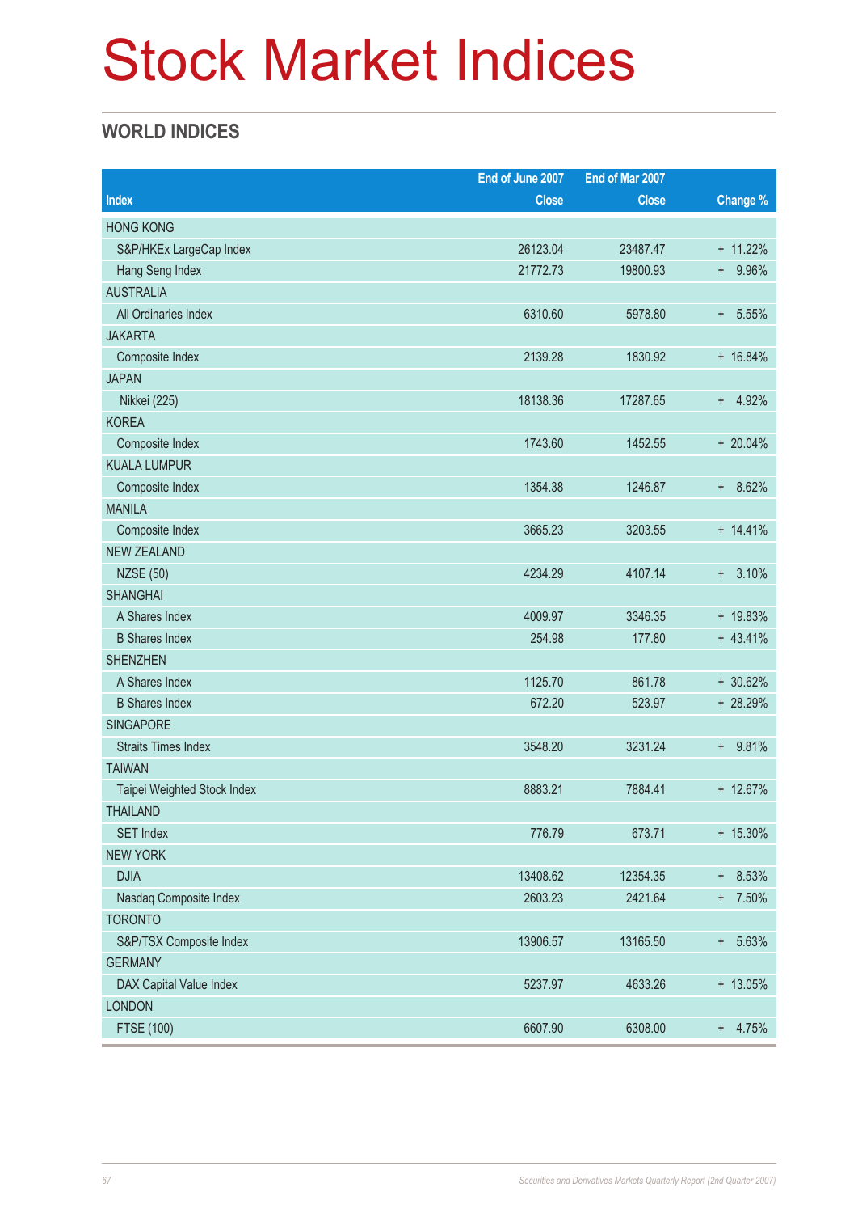# Stock Market Indices

## WORLD INDICES

| Index | End of June 2007 Close | End of Mar 2007 Close | Change % |
|---|---|---|---|
| HONG KONG | | | |
| S&P/HKEx LargeCap Index | 26123.04 | 23487.47 | + 11.22% |
| Hang Seng Index | 21772.73 | 19800.93 | + 9.96% |
| AUSTRALIA | | | |
| All Ordinaries Index | 6310.60 | 5978.80 | + 5.55% |
| JAKARTA | | | |
| Composite Index | 2139.28 | 1830.92 | + 16.84% |
| JAPAN | | | |
| Nikkei (225) | 18138.36 | 17287.65 | + 4.92% |
| KOREA | | | |
| Composite Index | 1743.60 | 1452.55 | + 20.04% |
| KUALA LUMPUR | | | |
| Composite Index | 1354.38 | 1246.87 | + 8.62% |
| MANILA | | | |
| Composite Index | 3665.23 | 3203.55 | + 14.41% |
| NEW ZEALAND | | | |
| NZSE (50) | 4234.29 | 4107.14 | + 3.10% |
| SHANGHAI | | | |
| A Shares Index | 4009.97 | 3346.35 | + 19.83% |
| B Shares Index | 254.98 | 177.80 | + 43.41% |
| SHENZHEN | | | |
| A Shares Index | 1125.70 | 861.78 | + 30.62% |
| B Shares Index | 672.20 | 523.97 | + 28.29% |
| SINGAPORE | | | |
| Straits Times Index | 3548.20 | 3231.24 | + 9.81% |
| TAIWAN | | | |
| Taipei Weighted Stock Index | 8883.21 | 7884.41 | + 12.67% |
| THAILAND | | | |
| SET Index | 776.79 | 673.71 | + 15.30% |
| NEW YORK | | | |
| DJIA | 13408.62 | 12354.35 | + 8.53% |
| Nasdaq Composite Index | 2603.23 | 2421.64 | + 7.50% |
| TORONTO | | | |
| S&P/TSX Composite Index | 13906.57 | 13165.50 | + 5.63% |
| GERMANY | | | |
| DAX Capital Value Index | 5237.97 | 4633.26 | + 13.05% |
| LONDON | | | |
| FTSE (100) | 6607.90 | 6308.00 | + 4.75% |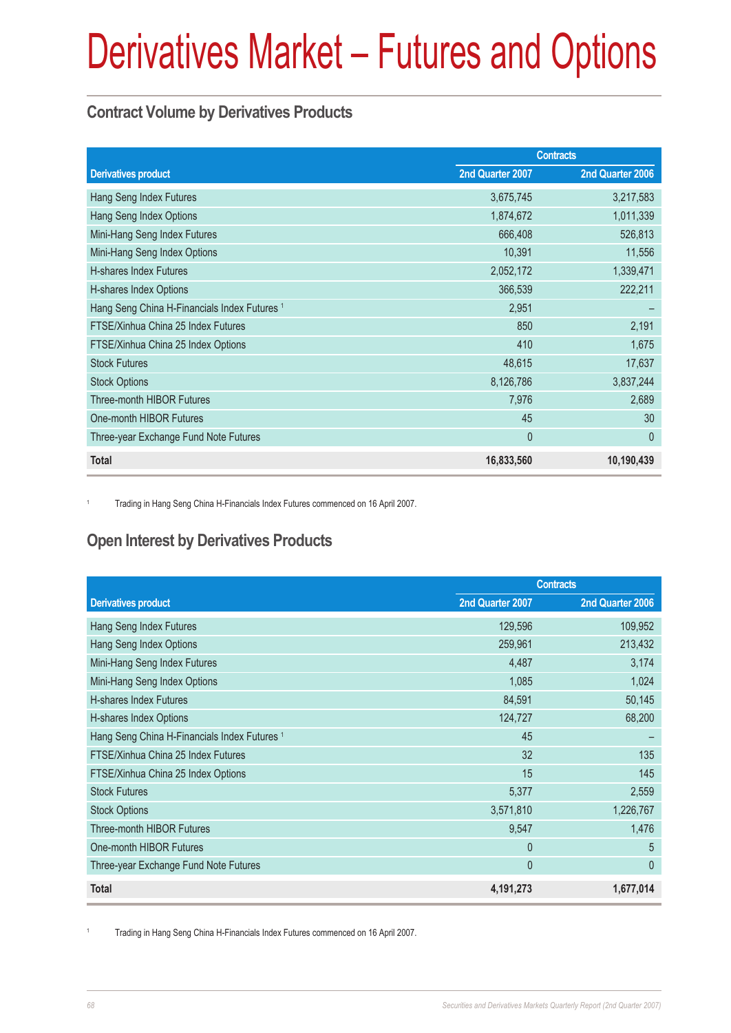# Derivatives Market – Futures and Options

## Contract Volume by Derivatives Products

| Derivatives product | Contracts | |
|---|---|---|
| | 2nd Quarter 2007 | 2nd Quarter 2006 |
| Hang Seng Index Futures | 3,675,745 | 3,217,583 |
| Hang Seng Index Options | 1,874,672 | 1,011,339 |
| Mini-Hang Seng Index Futures | 666,408 | 526,813 |
| Mini-Hang Seng Index Options | 10,391 | 11,556 |
| H-shares Index Futures | 2,052,172 | 1,339,471 |
| H-shares Index Options | 366,539 | 222,211 |
| Hang Seng China H-Financials Index Futures [1] | 2,951 | – |
| FTSE/Xinhua China 25 Index Futures | 850 | 2,191 |
| FTSE/Xinhua China 25 Index Options | 410 | 1,675 |
| Stock Futures | 48,615 | 17,637 |
| Stock Options | 8,126,786 | 3,837,244 |
| Three-month HIBOR Futures | 7,976 | 2,689 |
| One-month HIBOR Futures | 45 | 30 |
| Three-year Exchange Fund Note Futures | 0 | 0 |
| **Total** | **16,833,560** | **10,190,439** |

[1] Trading in Hang Seng China H-Financials Index Futures commenced on 16 April 2007.

## Open Interest by Derivatives Products

| Derivatives product | Contracts | |
|---|---|---|
| | 2nd Quarter 2007 | 2nd Quarter 2006 |
| Hang Seng Index Futures | 129,596 | 109,952 |
| Hang Seng Index Options | 259,961 | 213,432 |
| Mini-Hang Seng Index Futures | 4,487 | 3,174 |
| Mini-Hang Seng Index Options | 1,085 | 1,024 |
| H-shares Index Futures | 84,591 | 50,145 |
| H-shares Index Options | 124,727 | 68,200 |
| Hang Seng China H-Financials Index Futures [1] | 45 | – |
| FTSE/Xinhua China 25 Index Futures | 32 | 135 |
| FTSE/Xinhua China 25 Index Options | 15 | 145 |
| Stock Futures | 5,377 | 2,559 |
| Stock Options | 3,571,810 | 1,226,767 |
| Three-month HIBOR Futures | 9,547 | 1,476 |
| One-month HIBOR Futures | 0 | 5 |
| Three-year Exchange Fund Note Futures | 0 | 0 |
| **Total** | **4,191,273** | **1,677,014** |

[1] Trading in Hang Seng China H-Financials Index Futures commenced on 16 April 2007.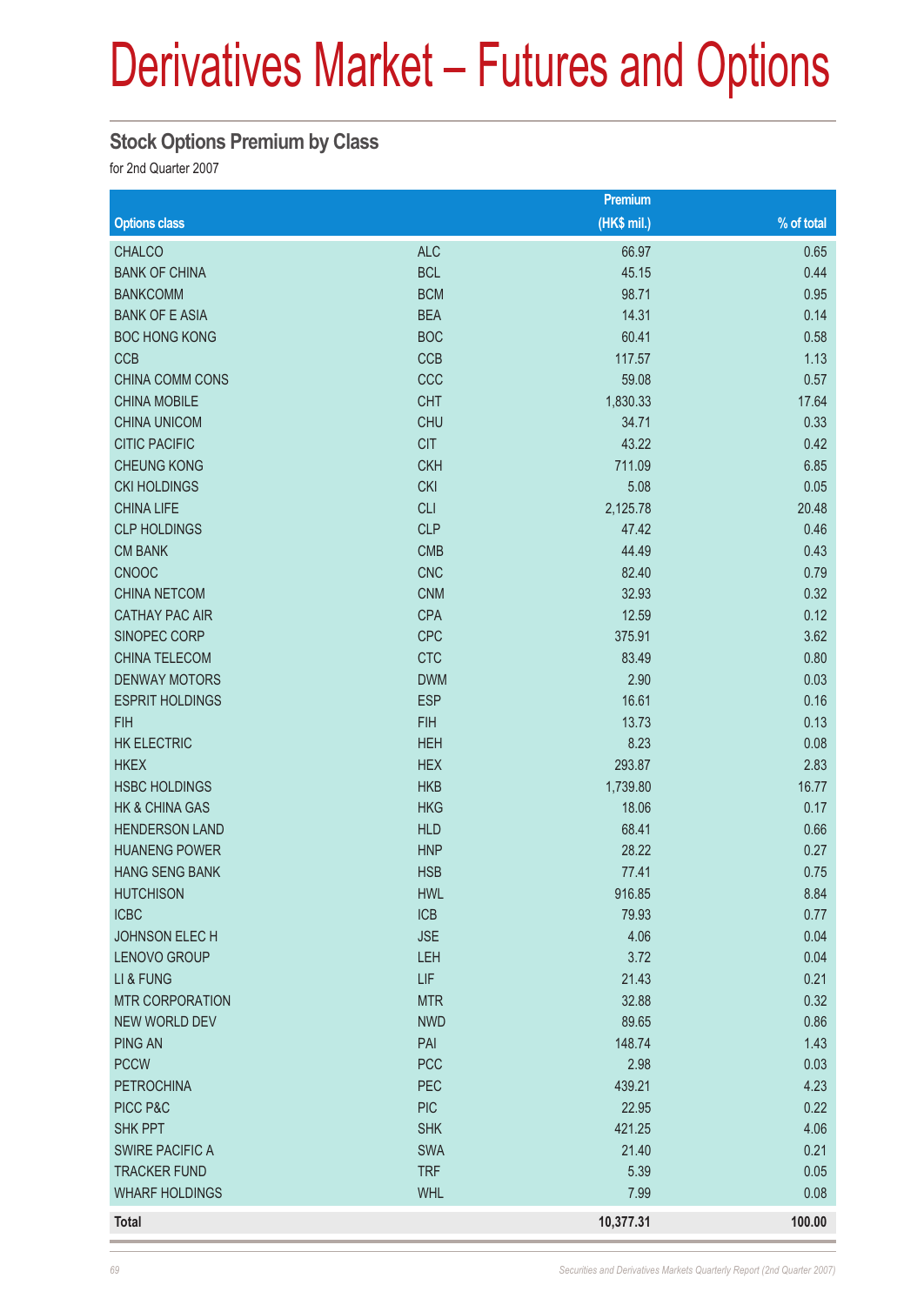# Derivatives Market – Futures and Options

## Stock Options Premium by Class

for 2nd Quarter 2007

| Options class | | Premium (HK$ mil.) | % of total |
|---|---|---|---|
| CHALCO | ALC | 66.97 | 0.65 |
| BANK OF CHINA | BCL | 45.15 | 0.44 |
| BANKCOMM | BCM | 98.71 | 0.95 |
| BANK OF E ASIA | BEA | 14.31 | 0.14 |
| BOC HONG KONG | BOC | 60.41 | 0.58 |
| CCB | CCB | 117.57 | 1.13 |
| CHINA COMM CONS | CCC | 59.08 | 0.57 |
| CHINA MOBILE | CHT | 1,830.33 | 17.64 |
| CHINA UNICOM | CHU | 34.71 | 0.33 |
| CITIC PACIFIC | CIT | 43.22 | 0.42 |
| CHEUNG KONG | CKH | 711.09 | 6.85 |
| CKI HOLDINGS | CKI | 5.08 | 0.05 |
| CHINA LIFE | CLI | 2,125.78 | 20.48 |
| CLP HOLDINGS | CLP | 47.42 | 0.46 |
| CM BANK | CMB | 44.49 | 0.43 |
| CNOOC | CNC | 82.40 | 0.79 |
| CHINA NETCOM | CNM | 32.93 | 0.32 |
| CATHAY PAC AIR | CPA | 12.59 | 0.12 |
| SINOPEC CORP | CPC | 375.91 | 3.62 |
| CHINA TELECOM | CTC | 83.49 | 0.80 |
| DENWAY MOTORS | DWM | 2.90 | 0.03 |
| ESPRIT HOLDINGS | ESP | 16.61 | 0.16 |
| FIH | FIH | 13.73 | 0.13 |
| HK ELECTRIC | HEH | 8.23 | 0.08 |
| HKEX | HEX | 293.87 | 2.83 |
| HSBC HOLDINGS | HKB | 1,739.80 | 16.77 |
| HK & CHINA GAS | HKG | 18.06 | 0.17 |
| HENDERSON LAND | HLD | 68.41 | 0.66 |
| HUANENG POWER | HNP | 28.22 | 0.27 |
| HANG SENG BANK | HSB | 77.41 | 0.75 |
| HUTCHISON | HWL | 916.85 | 8.84 |
| ICBC | ICB | 79.93 | 0.77 |
| JOHNSON ELEC H | JSE | 4.06 | 0.04 |
| LENOVO GROUP | LEH | 3.72 | 0.04 |
| LI & FUNG | LIF | 21.43 | 0.21 |
| MTR CORPORATION | MTR | 32.88 | 0.32 |
| NEW WORLD DEV | NWD | 89.65 | 0.86 |
| PING AN | PAI | 148.74 | 1.43 |
| PCCW | PCC | 2.98 | 0.03 |
| PETROCHINA | PEC | 439.21 | 4.23 |
| PICC P&C | PIC | 22.95 | 0.22 |
| SHK PPT | SHK | 421.25 | 4.06 |
| SWIRE PACIFIC A | SWA | 21.40 | 0.21 |
| TRACKER FUND | TRF | 5.39 | 0.05 |
| WHARF HOLDINGS | WHL | 7.99 | 0.08 |
| **Total** | | **10,377.31** | **100.00** |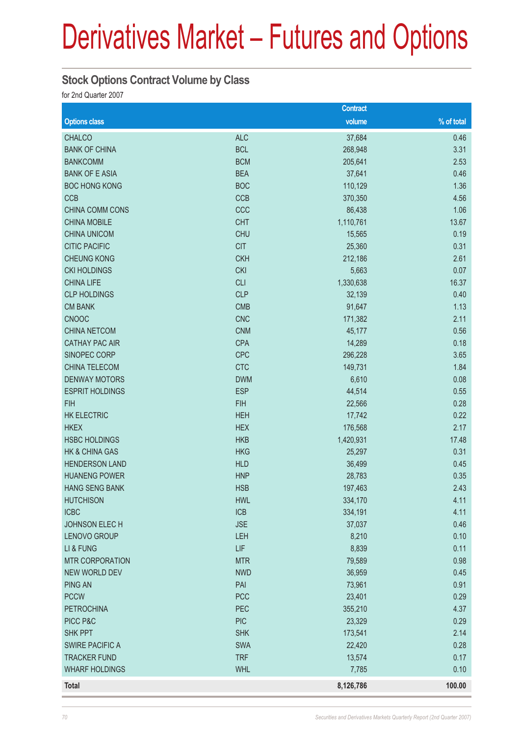# Derivatives Market – Futures and Options

## Stock Options Contract Volume by Class

for 2nd Quarter 2007

| Options class | | Contract volume | % of total |
|---|---|---|---|
| CHALCO | ALC | 37,684 | 0.46 |
| BANK OF CHINA | BCL | 268,948 | 3.31 |
| BANKCOMM | BCM | 205,641 | 2.53 |
| BANK OF E ASIA | BEA | 37,641 | 0.46 |
| BOC HONG KONG | BOC | 110,129 | 1.36 |
| CCB | CCB | 370,350 | 4.56 |
| CHINA COMM CONS | CCC | 86,438 | 1.06 |
| CHINA MOBILE | CHT | 1,110,761 | 13.67 |
| CHINA UNICOM | CHU | 15,565 | 0.19 |
| CITIC PACIFIC | CIT | 25,360 | 0.31 |
| CHEUNG KONG | CKH | 212,186 | 2.61 |
| CKI HOLDINGS | CKI | 5,663 | 0.07 |
| CHINA LIFE | CLI | 1,330,638 | 16.37 |
| CLP HOLDINGS | CLP | 32,139 | 0.40 |
| CM BANK | CMB | 91,647 | 1.13 |
| CNOOC | CNC | 171,382 | 2.11 |
| CHINA NETCOM | CNM | 45,177 | 0.56 |
| CATHAY PAC AIR | CPA | 14,289 | 0.18 |
| SINOPEC CORP | CPC | 296,228 | 3.65 |
| CHINA TELECOM | CTC | 149,731 | 1.84 |
| DENWAY MOTORS | DWM | 6,610 | 0.08 |
| ESPRIT HOLDINGS | ESP | 44,514 | 0.55 |
| FIH | FIH | 22,566 | 0.28 |
| HK ELECTRIC | HEH | 17,742 | 0.22 |
| HKEX | HEX | 176,568 | 2.17 |
| HSBC HOLDINGS | HKB | 1,420,931 | 17.48 |
| HK & CHINA GAS | HKG | 25,297 | 0.31 |
| HENDERSON LAND | HLD | 36,499 | 0.45 |
| HUANENG POWER | HNP | 28,783 | 0.35 |
| HANG SENG BANK | HSB | 197,463 | 2.43 |
| HUTCHISON | HWL | 334,170 | 4.11 |
| ICBC | ICB | 334,191 | 4.11 |
| JOHNSON ELEC H | JSE | 37,037 | 0.46 |
| LENOVO GROUP | LEH | 8,210 | 0.10 |
| LI & FUNG | LIF | 8,839 | 0.11 |
| MTR CORPORATION | MTR | 79,589 | 0.98 |
| NEW WORLD DEV | NWD | 36,959 | 0.45 |
| PING AN | PAI | 73,961 | 0.91 |
| PCCW | PCC | 23,401 | 0.29 |
| PETROCHINA | PEC | 355,210 | 4.37 |
| PICC P&C | PIC | 23,329 | 0.29 |
| SHK PPT | SHK | 173,541 | 2.14 |
| SWIRE PACIFIC A | SWA | 22,420 | 0.28 |
| TRACKER FUND | TRF | 13,574 | 0.17 |
| WHARF HOLDINGS | WHL | 7,785 | 0.10 |
| **Total** | | **8,126,786** | **100.00** |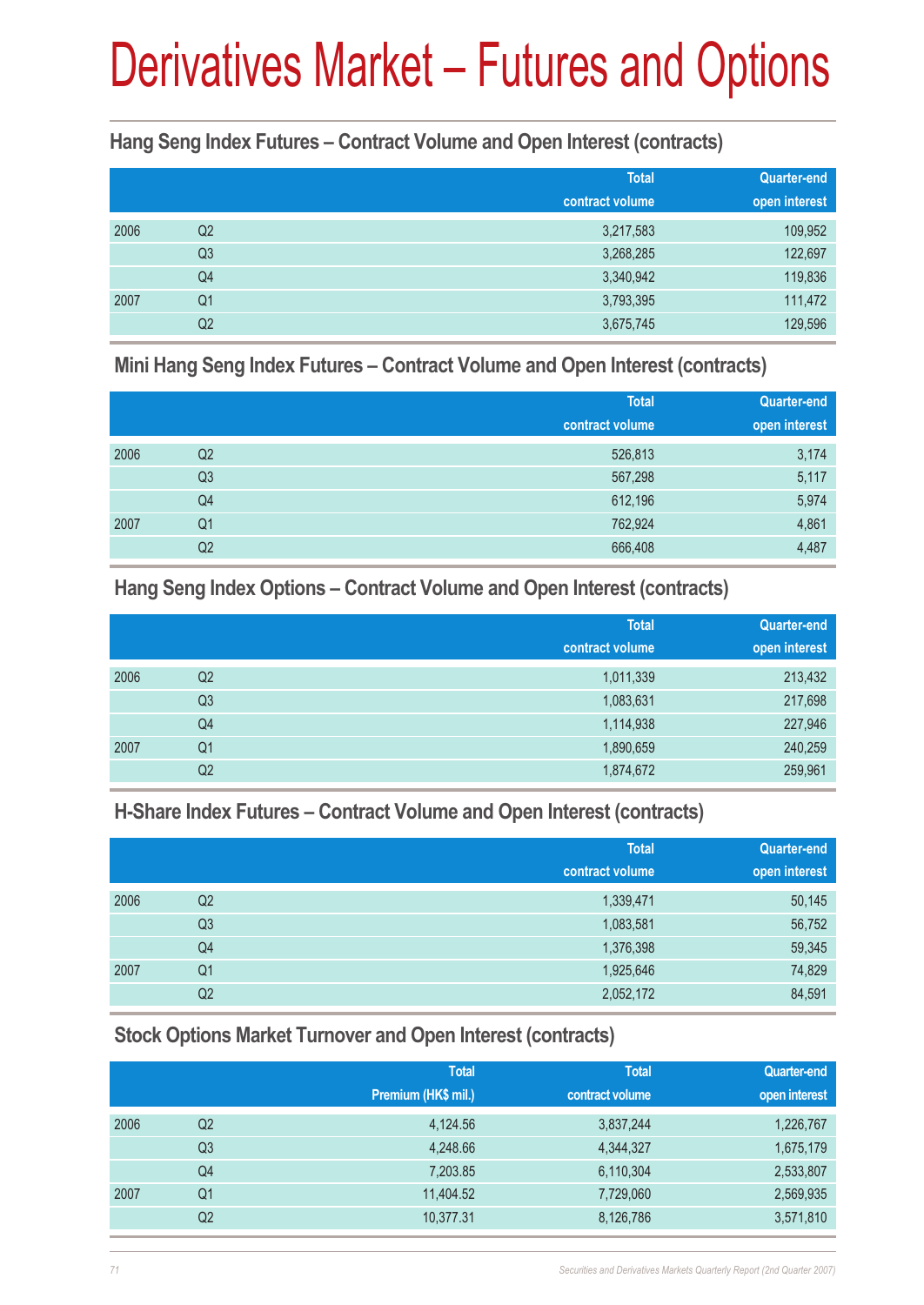# Derivatives Market – Futures and Options

### Hang Seng Index Futures – Contract Volume and Open Interest (contracts)

| | | Total contract volume | Quarter-end open interest |
|---|---|---|---|
| 2006 | Q2 | 3,217,583 | 109,952 |
| | Q3 | 3,268,285 | 122,697 |
| | Q4 | 3,340,942 | 119,836 |
| 2007 | Q1 | 3,793,395 | 111,472 |
| | Q2 | 3,675,745 | 129,596 |

### Mini Hang Seng Index Futures – Contract Volume and Open Interest (contracts)

| | | Total contract volume | Quarter-end open interest |
|---|---|---|---|
| 2006 | Q2 | 526,813 | 3,174 |
| | Q3 | 567,298 | 5,117 |
| | Q4 | 612,196 | 5,974 |
| 2007 | Q1 | 762,924 | 4,861 |
| | Q2 | 666,408 | 4,487 |

### Hang Seng Index Options – Contract Volume and Open Interest (contracts)

| | | Total contract volume | Quarter-end open interest |
|---|---|---|---|
| 2006 | Q2 | 1,011,339 | 213,432 |
| | Q3 | 1,083,631 | 217,698 |
| | Q4 | 1,114,938 | 227,946 |
| 2007 | Q1 | 1,890,659 | 240,259 |
| | Q2 | 1,874,672 | 259,961 |

### H-Share Index Futures – Contract Volume and Open Interest (contracts)

| | | Total contract volume | Quarter-end open interest |
|---|---|---|---|
| 2006 | Q2 | 1,339,471 | 50,145 |
| | Q3 | 1,083,581 | 56,752 |
| | Q4 | 1,376,398 | 59,345 |
| 2007 | Q1 | 1,925,646 | 74,829 |
| | Q2 | 2,052,172 | 84,591 |

### Stock Options Market Turnover and Open Interest (contracts)

| | | Total Premium (HK$ mil.) | Total contract volume | Quarter-end open interest |
|---|---|---|---|---|
| 2006 | Q2 | 4,124.56 | 3,837,244 | 1,226,767 |
| | Q3 | 4,248.66 | 4,344,327 | 1,675,179 |
| | Q4 | 7,203.85 | 6,110,304 | 2,533,807 |
| 2007 | Q1 | 11,404.52 | 7,729,060 | 2,569,935 |
| | Q2 | 10,377.31 | 8,126,786 | 3,571,810 |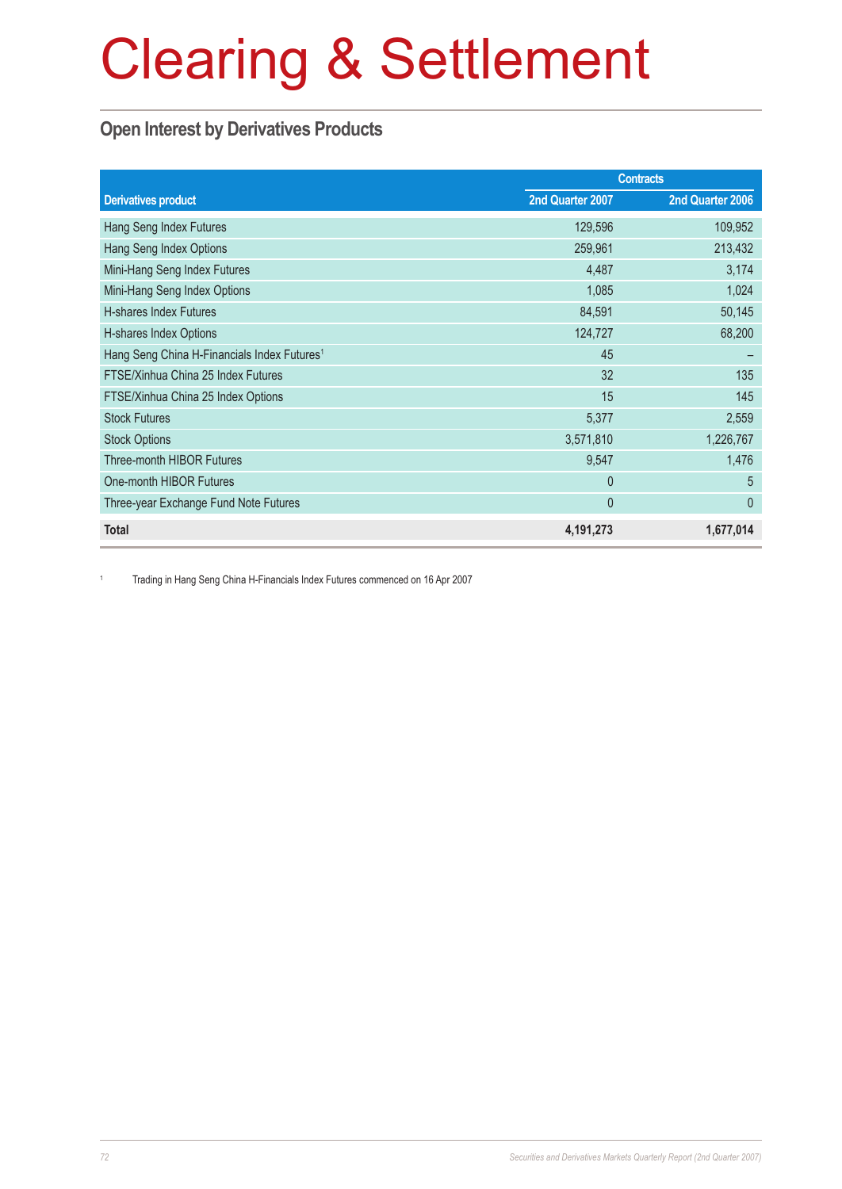# Clearing & Settlement

## Open Interest by Derivatives Products

| Derivatives product | Contracts | |
|---|---|---|
| | 2nd Quarter 2007 | 2nd Quarter 2006 |
| Hang Seng Index Futures | 129,596 | 109,952 |
| Hang Seng Index Options | 259,961 | 213,432 |
| Mini-Hang Seng Index Futures | 4,487 | 3,174 |
| Mini-Hang Seng Index Options | 1,085 | 1,024 |
| H-shares Index Futures | 84,591 | 50,145 |
| H-shares Index Options | 124,727 | 68,200 |
| Hang Seng China H-Financials Index Futures[1] | 45 | – |
| FTSE/Xinhua China 25 Index Futures | 32 | 135 |
| FTSE/Xinhua China 25 Index Options | 15 | 145 |
| Stock Futures | 5,377 | 2,559 |
| Stock Options | 3,571,810 | 1,226,767 |
| Three-month HIBOR Futures | 9,547 | 1,476 |
| One-month HIBOR Futures | 0 | 5 |
| Three-year Exchange Fund Note Futures | 0 | 0 |
| **Total** | **4,191,273** | **1,677,014** |

[1] Trading in Hang Seng China H-Financials Index Futures commenced on 16 Apr 2007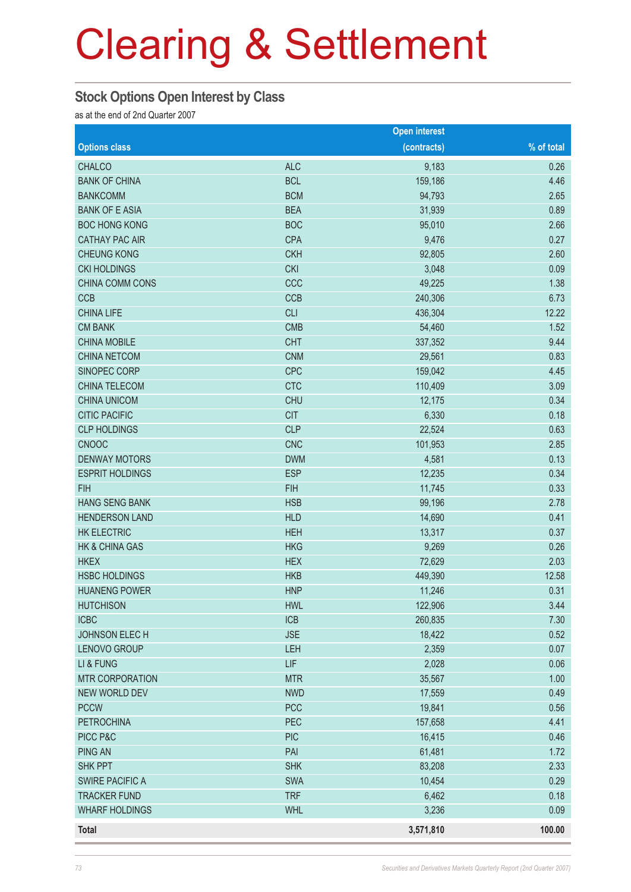# Clearing & Settlement

## Stock Options Open Interest by Class

as at the end of 2nd Quarter 2007

| Options class | | Open interest (contracts) | % of total |
|---|---|---|---|
| CHALCO | ALC | 9,183 | 0.26 |
| BANK OF CHINA | BCL | 159,186 | 4.46 |
| BANKCOMM | BCM | 94,793 | 2.65 |
| BANK OF E ASIA | BEA | 31,939 | 0.89 |
| BOC HONG KONG | BOC | 95,010 | 2.66 |
| CATHAY PAC AIR | CPA | 9,476 | 0.27 |
| CHEUNG KONG | CKH | 92,805 | 2.60 |
| CKI HOLDINGS | CKI | 3,048 | 0.09 |
| CHINA COMM CONS | CCC | 49,225 | 1.38 |
| CCB | CCB | 240,306 | 6.73 |
| CHINA LIFE | CLI | 436,304 | 12.22 |
| CM BANK | CMB | 54,460 | 1.52 |
| CHINA MOBILE | CHT | 337,352 | 9.44 |
| CHINA NETCOM | CNM | 29,561 | 0.83 |
| SINOPEC CORP | CPC | 159,042 | 4.45 |
| CHINA TELECOM | CTC | 110,409 | 3.09 |
| CHINA UNICOM | CHU | 12,175 | 0.34 |
| CITIC PACIFIC | CIT | 6,330 | 0.18 |
| CLP HOLDINGS | CLP | 22,524 | 0.63 |
| CNOOC | CNC | 101,953 | 2.85 |
| DENWAY MOTORS | DWM | 4,581 | 0.13 |
| ESPRIT HOLDINGS | ESP | 12,235 | 0.34 |
| FIH | FIH | 11,745 | 0.33 |
| HANG SENG BANK | HSB | 99,196 | 2.78 |
| HENDERSON LAND | HLD | 14,690 | 0.41 |
| HK ELECTRIC | HEH | 13,317 | 0.37 |
| HK & CHINA GAS | HKG | 9,269 | 0.26 |
| HKEX | HEX | 72,629 | 2.03 |
| HSBC HOLDINGS | HKB | 449,390 | 12.58 |
| HUANENG POWER | HNP | 11,246 | 0.31 |
| HUTCHISON | HWL | 122,906 | 3.44 |
| ICBC | ICB | 260,835 | 7.30 |
| JOHNSON ELEC H | JSE | 18,422 | 0.52 |
| LENOVO GROUP | LEH | 2,359 | 0.07 |
| LI & FUNG | LIF | 2,028 | 0.06 |
| MTR CORPORATION | MTR | 35,567 | 1.00 |
| NEW WORLD DEV | NWD | 17,559 | 0.49 |
| PCCW | PCC | 19,841 | 0.56 |
| PETROCHINA | PEC | 157,658 | 4.41 |
| PICC P&C | PIC | 16,415 | 0.46 |
| PING AN | PAI | 61,481 | 1.72 |
| SHK PPT | SHK | 83,208 | 2.33 |
| SWIRE PACIFIC A | SWA | 10,454 | 0.29 |
| TRACKER FUND | TRF | 6,462 | 0.18 |
| WHARF HOLDINGS | WHL | 3,236 | 0.09 |
| **Total** | | **3,571,810** | **100.00** |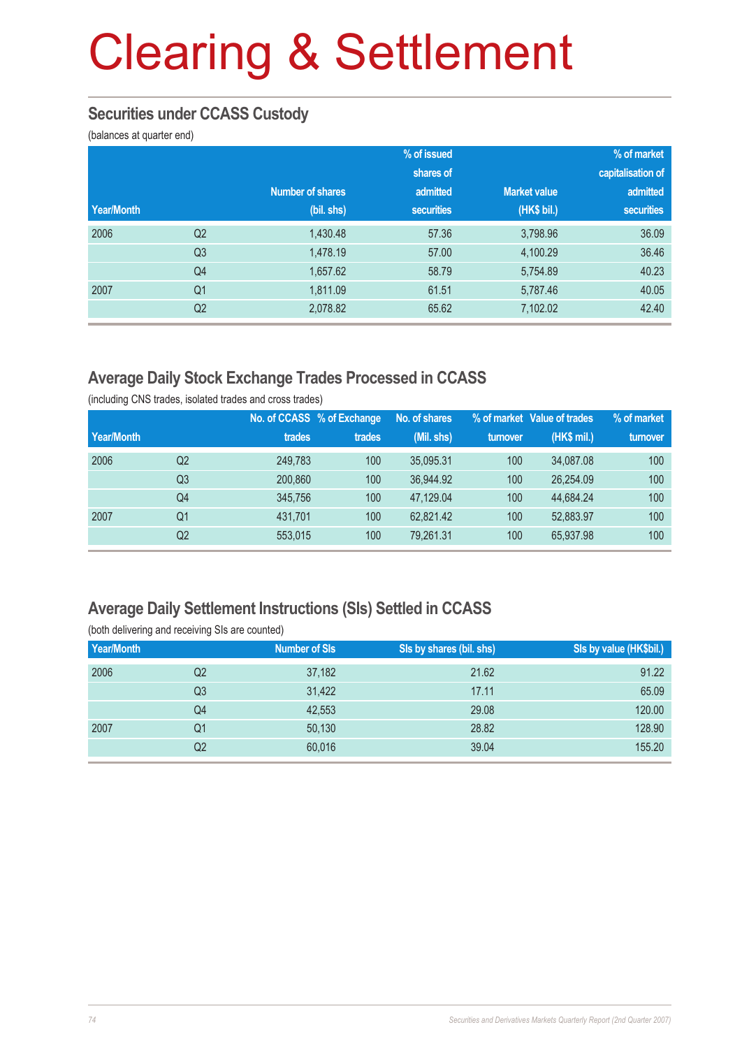# Clearing & Settlement

## Securities under CCASS Custody

(balances at quarter end)

| Year/Month | | Number of shares (bil. shs) | % of issued shares of admitted securities | Market value (HK$ bil.) | % of market capitalisation of admitted securities |
|---|---|---|---|---|---|
| 2006 | Q2 | 1,430.48 | 57.36 | 3,798.96 | 36.09 |
| | Q3 | 1,478.19 | 57.00 | 4,100.29 | 36.46 |
| | Q4 | 1,657.62 | 58.79 | 5,754.89 | 40.23 |
| 2007 | Q1 | 1,811.09 | 61.51 | 5,787.46 | 40.05 |
| | Q2 | 2,078.82 | 65.62 | 7,102.02 | 42.40 |

## Average Daily Stock Exchange Trades Processed in CCASS

(including CNS trades, isolated trades and cross trades)

| Year/Month | | No. of CCASS trades | % of Exchange trades | No. of shares (Mil. shs) | % of market turnover | Value of trades (HK$ mil.) | % of market turnover |
|---|---|---|---|---|---|---|---|
| 2006 | Q2 | 249,783 | 100 | 35,095.31 | 100 | 34,087.08 | 100 |
| | Q3 | 200,860 | 100 | 36,944.92 | 100 | 26,254.09 | 100 |
| | Q4 | 345,756 | 100 | 47,129.04 | 100 | 44,684.24 | 100 |
| 2007 | Q1 | 431,701 | 100 | 62,821.42 | 100 | 52,883.97 | 100 |
| | Q2 | 553,015 | 100 | 79,261.31 | 100 | 65,937.98 | 100 |

## Average Daily Settlement Instructions (SIs) Settled in CCASS

(both delivering and receiving SIs are counted)

| Year/Month | | Number of SIs | SIs by shares (bil. shs) | SIs by value (HK$bil.) |
|---|---|---|---|---|
| 2006 | Q2 | 37,182 | 21.62 | 91.22 |
| | Q3 | 31,422 | 17.11 | 65.09 |
| | Q4 | 42,553 | 29.08 | 120.00 |
| 2007 | Q1 | 50,130 | 28.82 | 128.90 |
| | Q2 | 60,016 | 39.04 | 155.20 |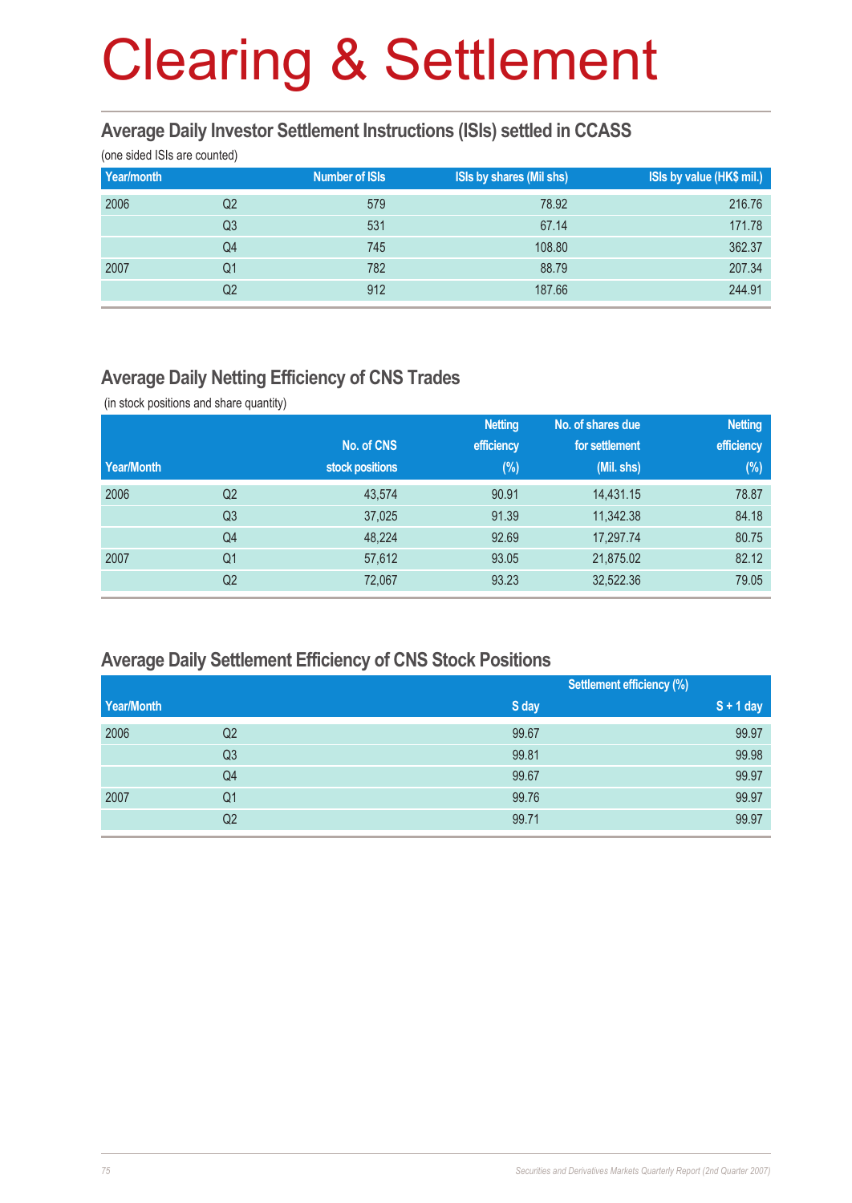# Clearing & Settlement

## Average Daily Investor Settlement Instructions (ISIs) settled in CCASS

(one sided ISIs are counted)

| Year/month | | Number of ISIs | ISIs by shares (Mil shs) | ISIs by value (HK$ mil.) |
|---|---|---|---|---|
| 2006 | Q2 | 579 | 78.92 | 216.76 |
| | Q3 | 531 | 67.14 | 171.78 |
| | Q4 | 745 | 108.80 | 362.37 |
| 2007 | Q1 | 782 | 88.79 | 207.34 |
| | Q2 | 912 | 187.66 | 244.91 |

## Average Daily Netting Efficiency of CNS Trades

(in stock positions and share quantity)

| Year/Month | | No. of CNS stock positions | Netting efficiency (%) | No. of shares due for settlement (Mil. shs) | Netting efficiency (%) |
|---|---|---|---|---|---|
| 2006 | Q2 | 43,574 | 90.91 | 14,431.15 | 78.87 |
| | Q3 | 37,025 | 91.39 | 11,342.38 | 84.18 |
| | Q4 | 48,224 | 92.69 | 17,297.74 | 80.75 |
| 2007 | Q1 | 57,612 | 93.05 | 21,875.02 | 82.12 |
| | Q2 | 72,067 | 93.23 | 32,522.36 | 79.05 |

## Average Daily Settlement Efficiency of CNS Stock Positions

| | | Settlement efficiency (%) | |
|---|---|---|---|
| Year/Month | | S day | S + 1 day |
| 2006 | Q2 | 99.67 | 99.97 |
| | Q3 | 99.81 | 99.98 |
| | Q4 | 99.67 | 99.97 |
| 2007 | Q1 | 99.76 | 99.97 |
| | Q2 | 99.71 | 99.97 |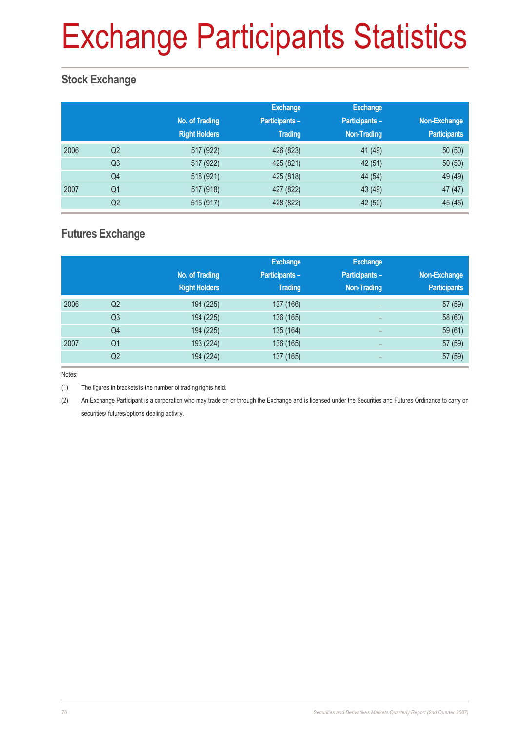# Exchange Participants Statistics

## Stock Exchange

| | | No. of Trading Right Holders | Exchange Participants – Trading | Exchange Participants – Non-Trading | Non-Exchange Participants |
|---|---|---|---|---|---|
| 2006 | Q2 | 517 (922) | 426 (823) | 41 (49) | 50 (50) |
| | Q3 | 517 (922) | 425 (821) | 42 (51) | 50 (50) |
| | Q4 | 518 (921) | 425 (818) | 44 (54) | 49 (49) |
| 2007 | Q1 | 517 (918) | 427 (822) | 43 (49) | 47 (47) |
| | Q2 | 515 (917) | 428 (822) | 42 (50) | 45 (45) |

## Futures Exchange

| | | No. of Trading Right Holders | Exchange Participants – Trading | Exchange Participants – Non-Trading | Non-Exchange Participants |
|---|---|---|---|---|---|
| 2006 | Q2 | 194 (225) | 137 (166) | – | 57 (59) |
| | Q3 | 194 (225) | 136 (165) | – | 58 (60) |
| | Q4 | 194 (225) | 135 (164) | – | 59 (61) |
| 2007 | Q1 | 193 (224) | 136 (165) | – | 57 (59) |
| | Q2 | 194 (224) | 137 (165) | – | 57 (59) |

Notes:

(1) The figures in brackets is the number of trading rights held.

(2) An Exchange Participant is a corporation who may trade on or through the Exchange and is licensed under the Securities and Futures Ordinance to carry on securities/ futures/options dealing activity.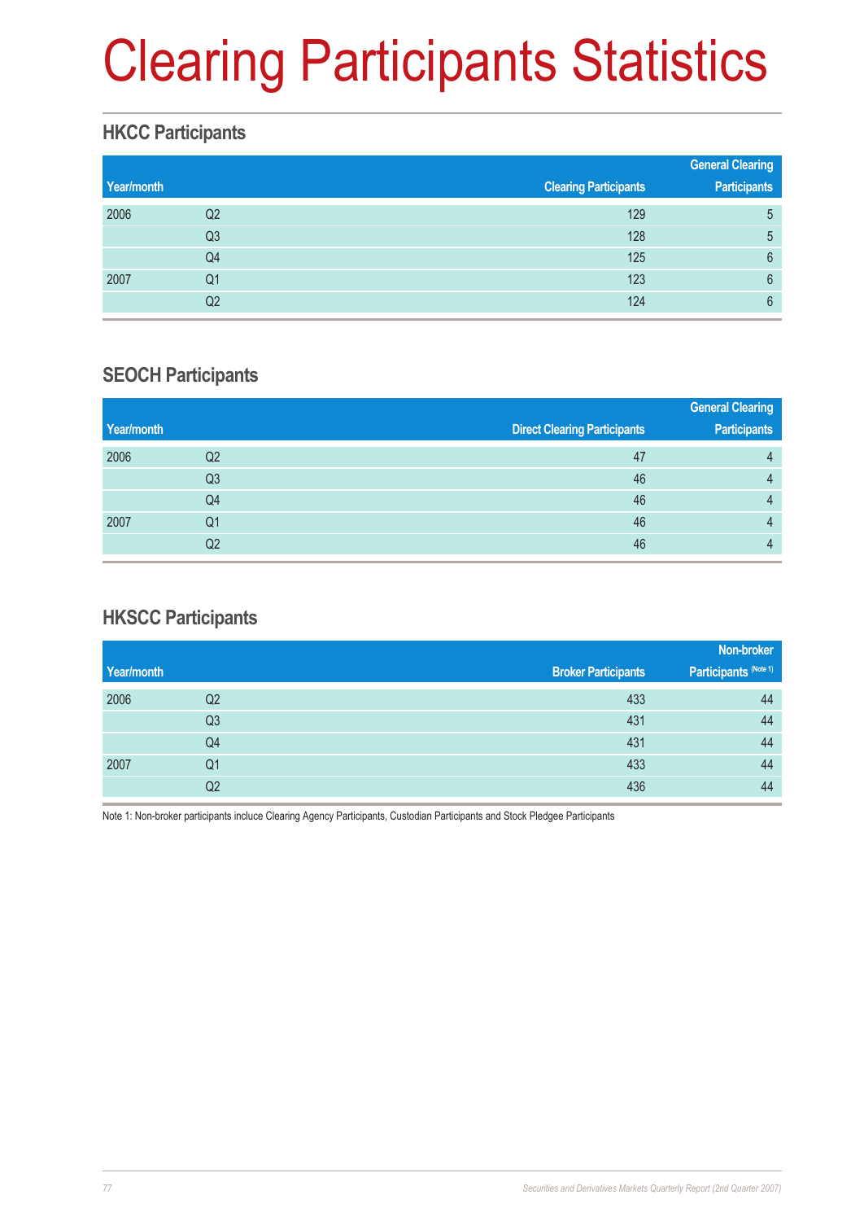# Clearing Participants Statistics

## HKCC Participants

| Year/month | | Clearing Participants | General Clearing Participants |
|---|---|---|---|
| 2006 | Q2 | 129 | 5 |
| | Q3 | 128 | 5 |
| | Q4 | 125 | 6 |
| 2007 | Q1 | 123 | 6 |
| | Q2 | 124 | 6 |

## SEOCH Participants

| Year/month | | Direct Clearing Participants | General Clearing Participants |
|---|---|---|---|
| 2006 | Q2 | 47 | 4 |
| | Q3 | 46 | 4 |
| | Q4 | 46 | 4 |
| 2007 | Q1 | 46 | 4 |
| | Q2 | 46 | 4 |

## HKSCC Participants

| Year/month | | Broker Participants | Non-broker Participants (Note 1) |
|---|---|---|---|
| 2006 | Q2 | 433 | 44 |
| | Q3 | 431 | 44 |
| | Q4 | 431 | 44 |
| 2007 | Q1 | 433 | 44 |
| | Q2 | 436 | 44 |

Note 1: Non-broker participants incluce Clearing Agency Participants, Custodian Participants and Stock Pledgee Participants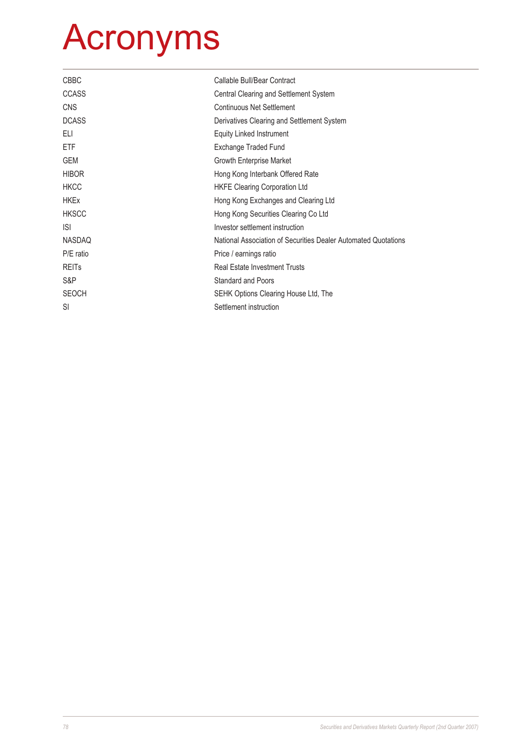# Acronyms

| | |
|---|---|
| CBBC | Callable Bull/Bear Contract |
| CCASS | Central Clearing and Settlement System |
| CNS | Continuous Net Settlement |
| DCASS | Derivatives Clearing and Settlement System |
| ELI | Equity Linked Instrument |
| ETF | Exchange Traded Fund |
| GEM | Growth Enterprise Market |
| HIBOR | Hong Kong Interbank Offered Rate |
| HKCC | HKFE Clearing Corporation Ltd |
| HKEx | Hong Kong Exchanges and Clearing Ltd |
| HKSCC | Hong Kong Securities Clearing Co Ltd |
| ISI | Investor settlement instruction |
| NASDAQ | National Association of Securities Dealer Automated Quotations |
| P/E ratio | Price / earnings ratio |
| REITs | Real Estate Investment Trusts |
| S&P | Standard and Poors |
| SEOCH | SEHK Options Clearing House Ltd, The |
| SI | Settlement instruction |